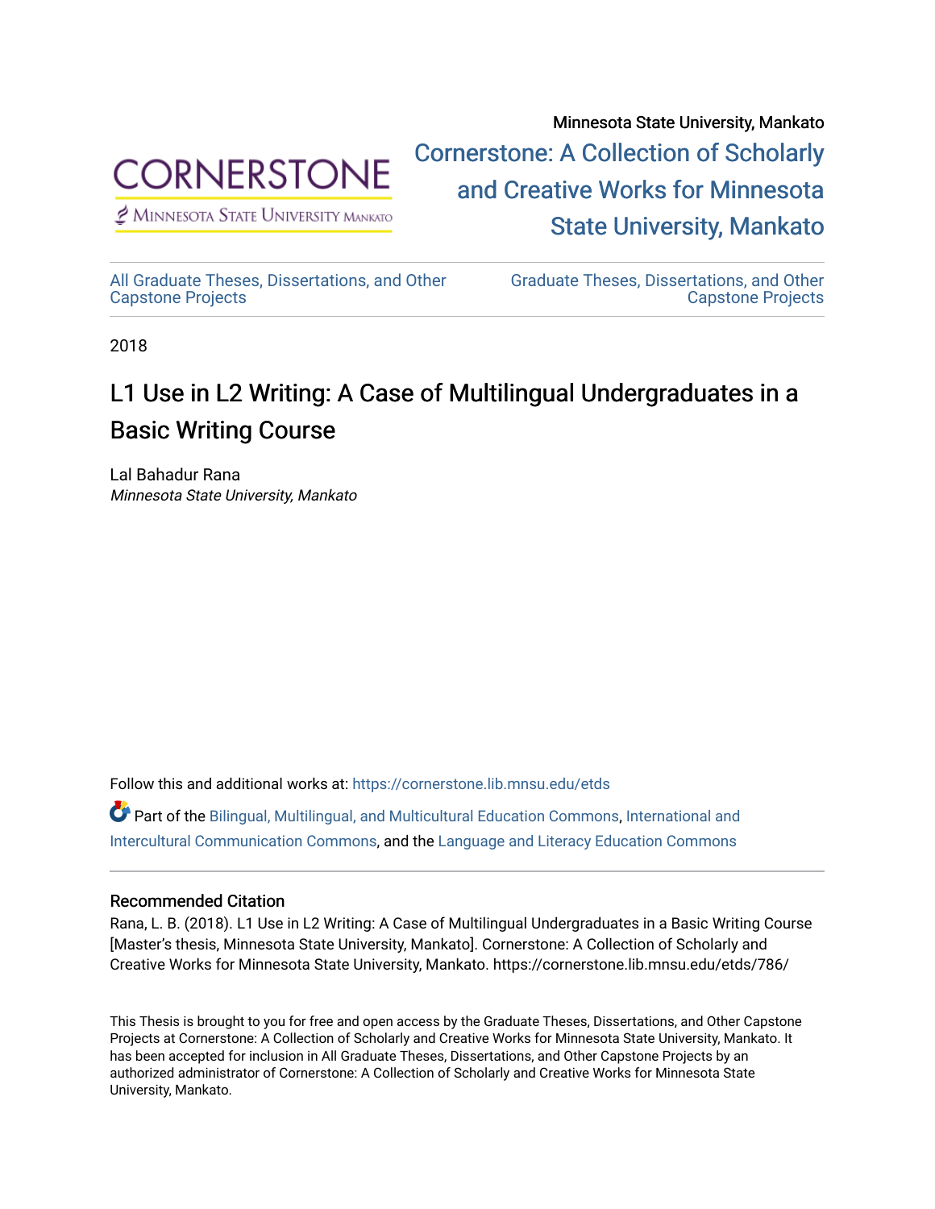Minnesota State University, Mankato

CORNERSTONE
Minnesota State University Mankato

Cornerstone: A Collection of Scholarly and Creative Works for Minnesota State University, Mankato

All Graduate Theses, Dissertations, and Other Capstone Projects

Graduate Theses, Dissertations, and Other Capstone Projects

2018

# L1 Use in L2 Writing: A Case of Multilingual Undergraduates in a Basic Writing Course

Lal Bahadur Rana
*Minnesota State University, Mankato*

Follow this and additional works at: https://cornerstone.lib.mnsu.edu/etds

Part of the Bilingual, Multilingual, and Multicultural Education Commons, International and Intercultural Communication Commons, and the Language and Literacy Education Commons

## Recommended Citation

Rana, L. B. (2018). L1 Use in L2 Writing: A Case of Multilingual Undergraduates in a Basic Writing Course [Master's thesis, Minnesota State University, Mankato]. Cornerstone: A Collection of Scholarly and Creative Works for Minnesota State University, Mankato. https://cornerstone.lib.mnsu.edu/etds/786/

This Thesis is brought to you for free and open access by the Graduate Theses, Dissertations, and Other Capstone Projects at Cornerstone: A Collection of Scholarly and Creative Works for Minnesota State University, Mankato. It has been accepted for inclusion in All Graduate Theses, Dissertations, and Other Capstone Projects by an authorized administrator of Cornerstone: A Collection of Scholarly and Creative Works for Minnesota State University, Mankato.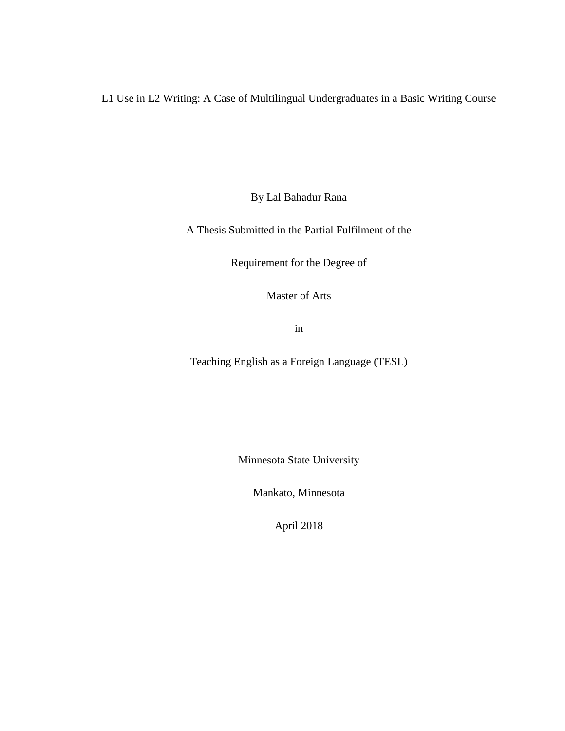L1 Use in L2 Writing: A Case of Multilingual Undergraduates in a Basic Writing Course

By Lal Bahadur Rana

A Thesis Submitted in the Partial Fulfilment of the

Requirement for the Degree of

Master of Arts

in

Teaching English as a Foreign Language (TESL)

Minnesota State University

Mankato, Minnesota

April 2018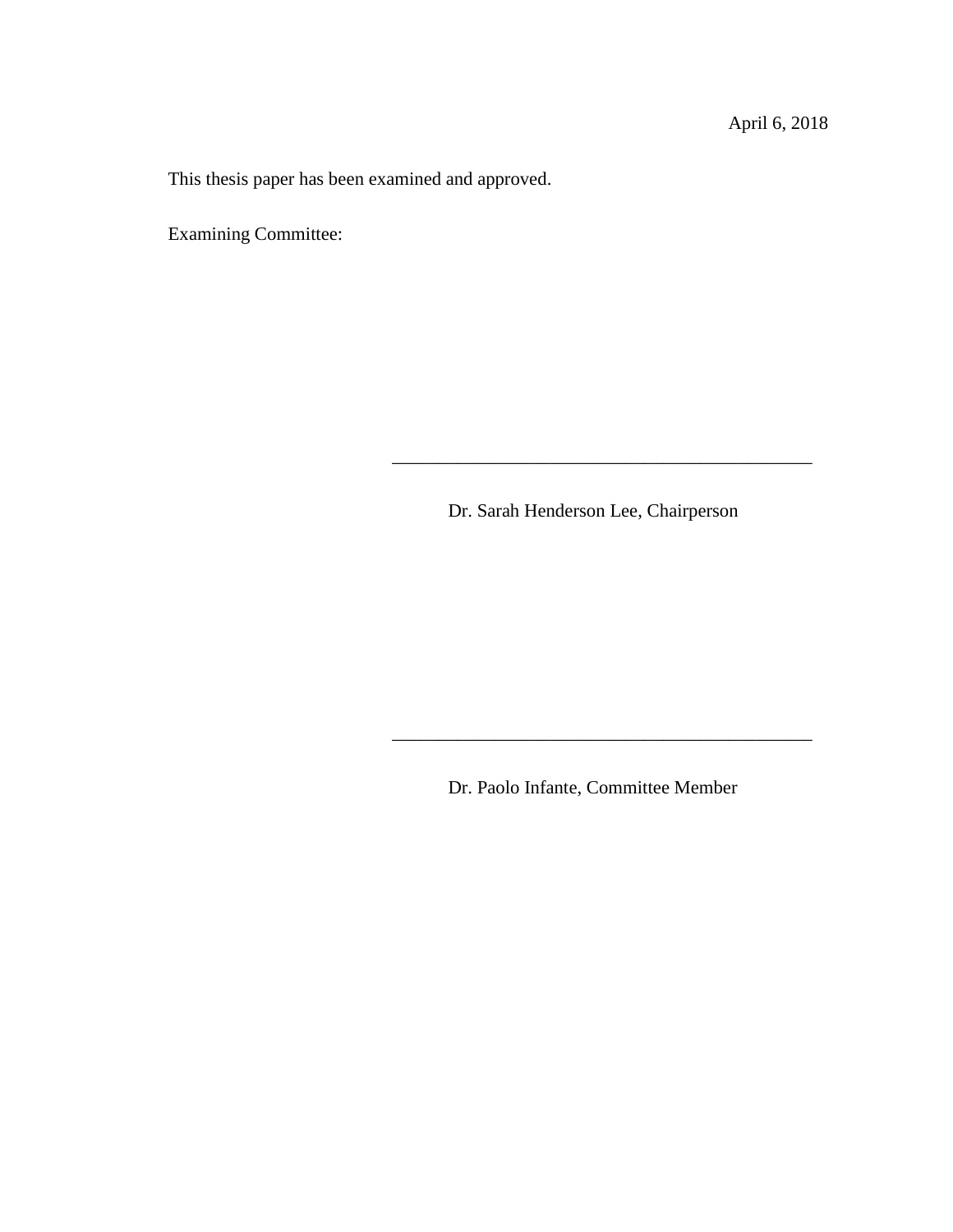April 6, 2018

This thesis paper has been examined and approved.

Examining Committee:

\_\_\_\_\_\_\_\_\_\_\_\_\_\_\_\_\_\_\_\_\_\_\_\_\_\_\_\_\_\_\_\_\_\_\_\_\_\_\_\_\_\_\_\_\_\_

Dr. Sarah Henderson Lee, Chairperson

\_\_\_\_\_\_\_\_\_\_\_\_\_\_\_\_\_\_\_\_\_\_\_\_\_\_\_\_\_\_\_\_\_\_\_\_\_\_\_\_\_\_\_\_\_\_

Dr. Paolo Infante, Committee Member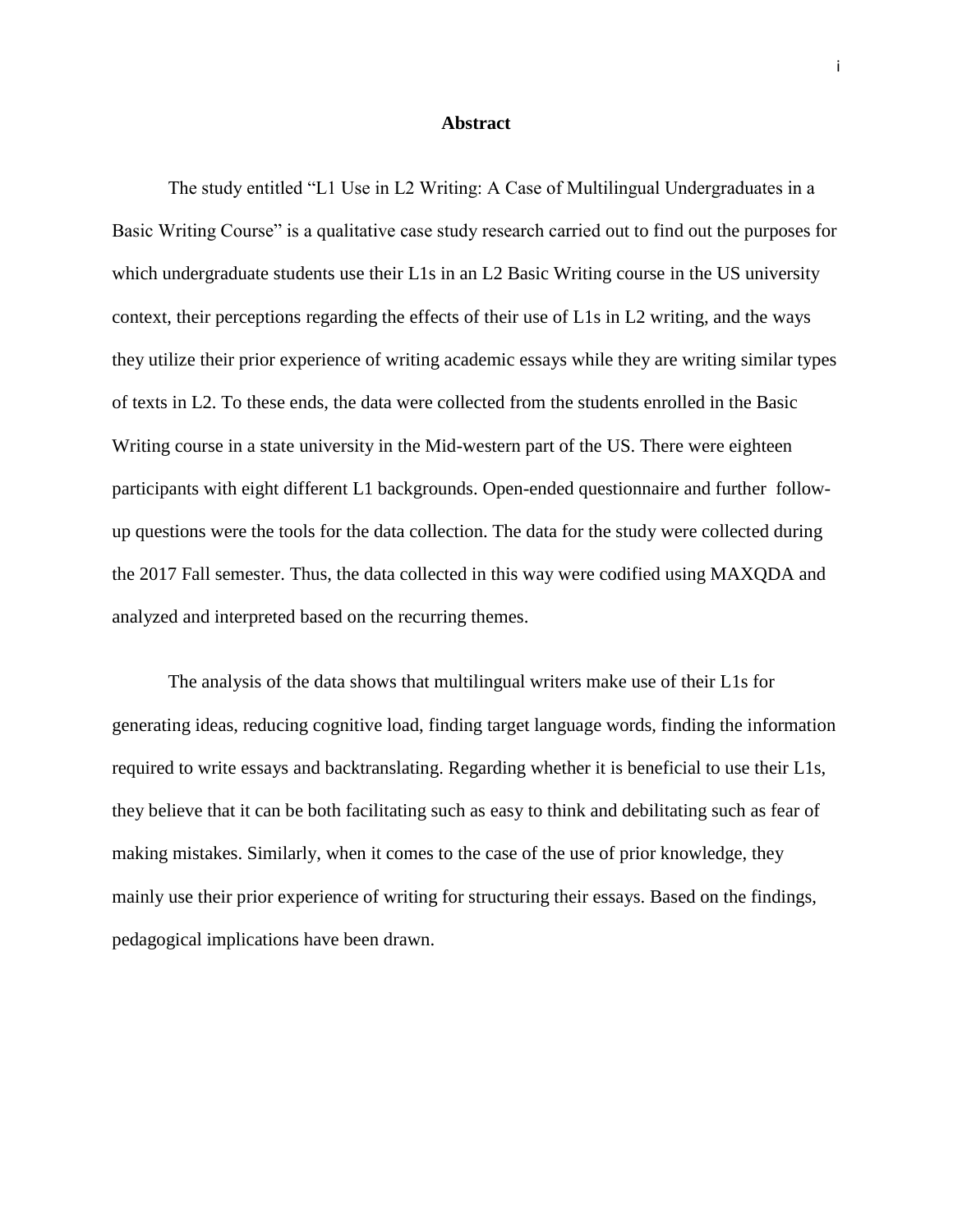# Abstract

The study entitled "L1 Use in L2 Writing: A Case of Multilingual Undergraduates in a Basic Writing Course" is a qualitative case study research carried out to find out the purposes for which undergraduate students use their L1s in an L2 Basic Writing course in the US university context, their perceptions regarding the effects of their use of L1s in L2 writing, and the ways they utilize their prior experience of writing academic essays while they are writing similar types of texts in L2. To these ends, the data were collected from the students enrolled in the Basic Writing course in a state university in the Mid-western part of the US. There were eighteen participants with eight different L1 backgrounds. Open-ended questionnaire and further follow-up questions were the tools for the data collection. The data for the study were collected during the 2017 Fall semester. Thus, the data collected in this way were codified using MAXQDA and analyzed and interpreted based on the recurring themes.

The analysis of the data shows that multilingual writers make use of their L1s for generating ideas, reducing cognitive load, finding target language words, finding the information required to write essays and backtranslating. Regarding whether it is beneficial to use their L1s, they believe that it can be both facilitating such as easy to think and debilitating such as fear of making mistakes. Similarly, when it comes to the case of the use of prior knowledge, they mainly use their prior experience of writing for structuring their essays. Based on the findings, pedagogical implications have been drawn.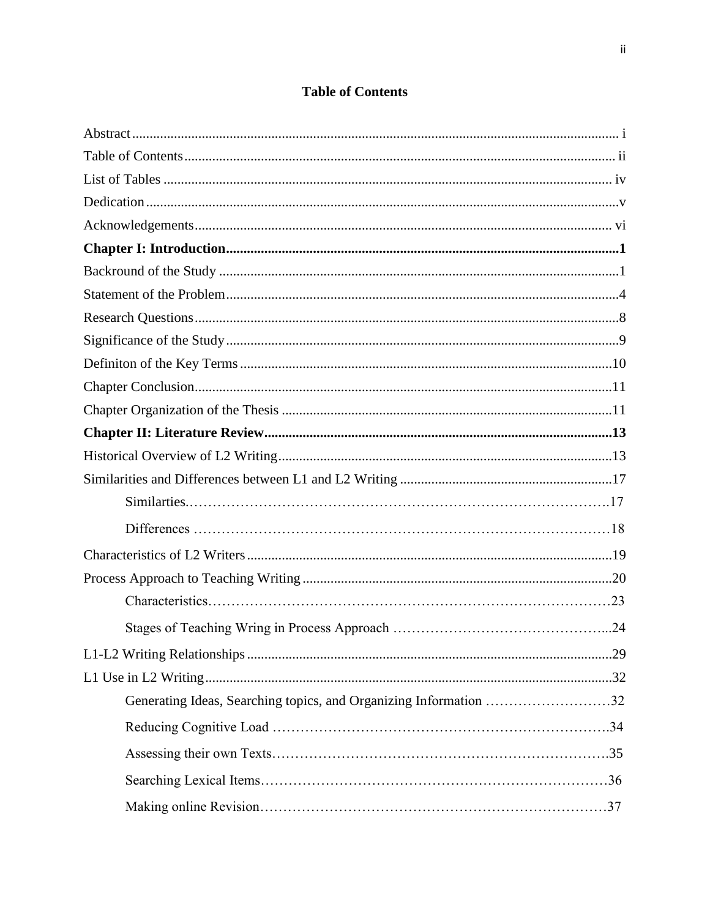# Table of Contents

Abstract ........................................................................................................................................ i

Table of Contents ......................................................................................................................... ii

List of Tables ................................................................................................................................ iv

Dedication ...................................................................................................................................... v

Acknowledgements ..................................................................................................................... vi

**Chapter I: Introduction.................................................................................................................1**

Backround of the Study ..................................................................................................................1

Statement of the Problem ...............................................................................................................4

Research Questions ........................................................................................................................8

Significance of the Study ...............................................................................................................9

Definiton of the Key Terms ..........................................................................................................10

Chapter Conclusion.......................................................................................................................11

Chapter Organization of the Thesis ..............................................................................................11

**Chapter II: Literature Review.....................................................................................................13**

Historical Overview of L2 Writing ...............................................................................................13

Similarities and Differences between L1 and L2 Writing ............................................................17

    Similarties.…………………………………………………………………………….17

    Differences ……………………………………………………………………………18

Characteristics of L2 Writers .......................................................................................................19

Process Approach to Teaching Writing ........................................................................................20

    Characteristics…………………………………………………………………………23

    Stages of Teaching Wring in Process Approach ……………………………………...24

L1-L2 Writing Relationships .......................................................................................................29

L1 Use in L2 Writing ...................................................................................................................32

    Generating Ideas, Searching topics, and Organizing Information ………………………32

    Reducing Cognitive Load …………………………………………………………….34

    Assessing their own Texts…………………………………………………………….35

    Searching Lexical Items………………………………………………………………36

    Making online Revision………………………………………………………………37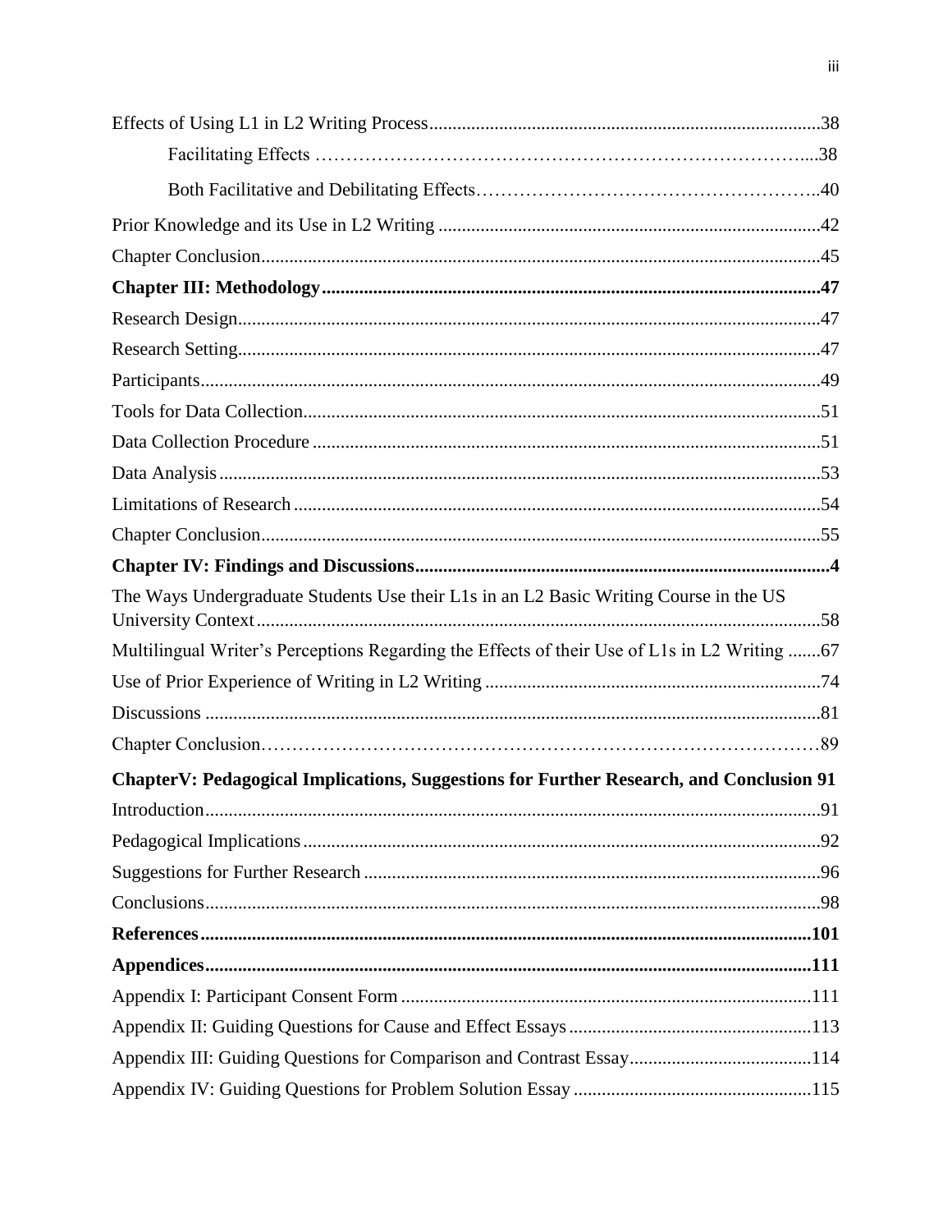Effects of Using L1 in L2 Writing Process..................................................................................38

Facilitating Effects ………………………………………………………………….....38

Both Facilitative and Debilitating Effects………………………………………………..40

Prior Knowledge and its Use in L2 Writing ..................................................................................42

Chapter Conclusion........................................................................................................................45

**Chapter III: Methodology..........................................................................................................47**

Research Design.............................................................................................................................47

Research Setting.............................................................................................................................47

Participants.....................................................................................................................................49

Tools for Data Collection...............................................................................................................51

Data Collection Procedure .............................................................................................................51

Data Analysis .................................................................................................................................53

Limitations of Research .................................................................................................................54

Chapter Conclusion........................................................................................................................55

**Chapter IV: Findings and Discussions........................................................................................4**

The Ways Undergraduate Students Use their L1s in an L2 Basic Writing Course in the US University Context........................................................................................................................58

Multilingual Writer's Perceptions Regarding the Effects of their Use of L1s in L2 Writing .......67

Use of Prior Experience of Writing in L2 Writing ........................................................................74

Discussions ....................................................................................................................................81

Chapter Conclusion………………………………………………………………………………89

**ChapterV: Pedagogical Implications, Suggestions for Further Research, and Conclusion 91**

Introduction....................................................................................................................................91

Pedagogical Implications ..............................................................................................................92

Suggestions for Further Research ..................................................................................................96

Conclusions....................................................................................................................................98

**References..................................................................................................................................101**

**Appendices.................................................................................................................................111**

Appendix I: Participant Consent Form ........................................................................................111

Appendix II: Guiding Questions for Cause and Effect Essays....................................................113

Appendix III: Guiding Questions for Comparison and Contrast Essay........................................114

Appendix IV: Guiding Questions for Problem Solution Essay ...................................................115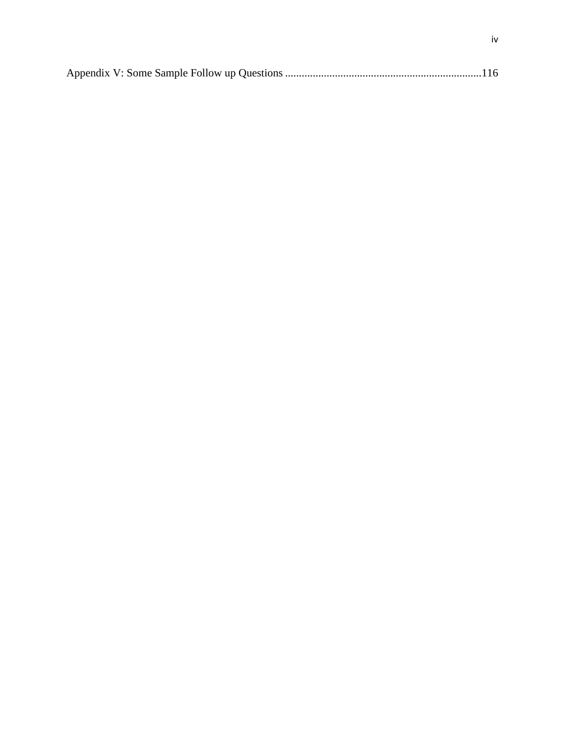Appendix V: Some Sample Follow up Questions ......................................................................116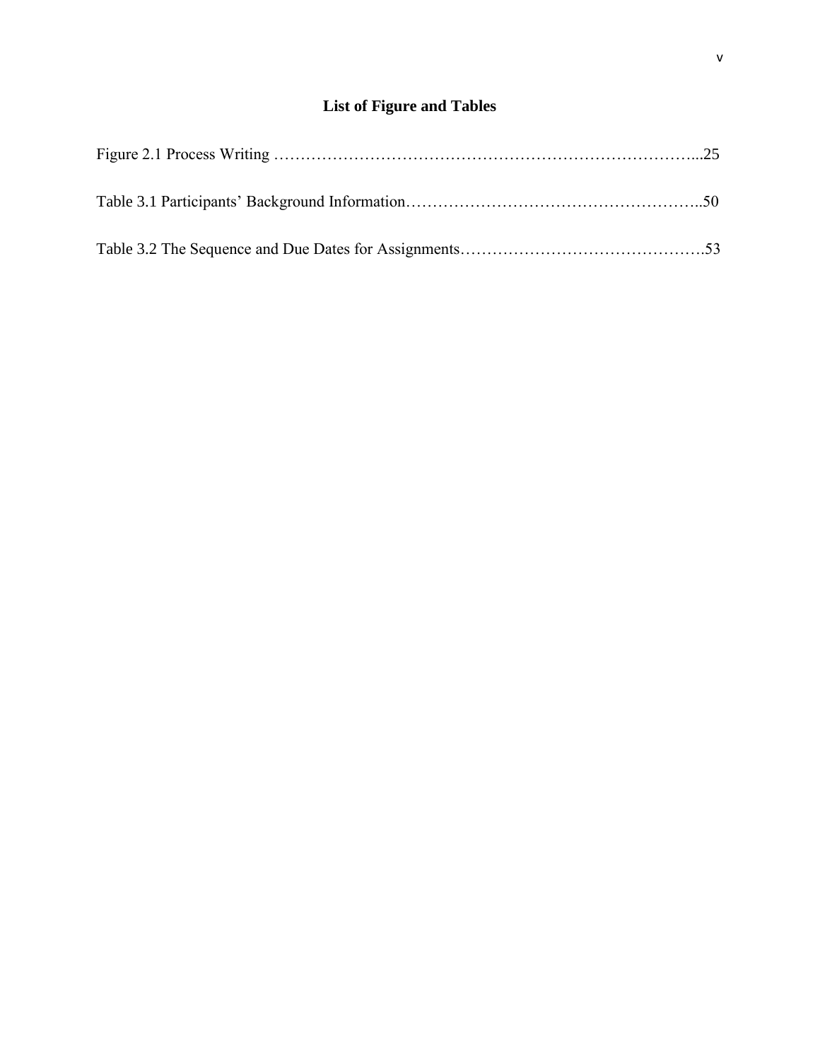# List of Figure and Tables

Figure 2.1 Process Writing …………………………………………………………………...25

Table 3.1 Participants' Background Information………………………………………………..50

Table 3.2 The Sequence and Due Dates for Assignments……………………………………….53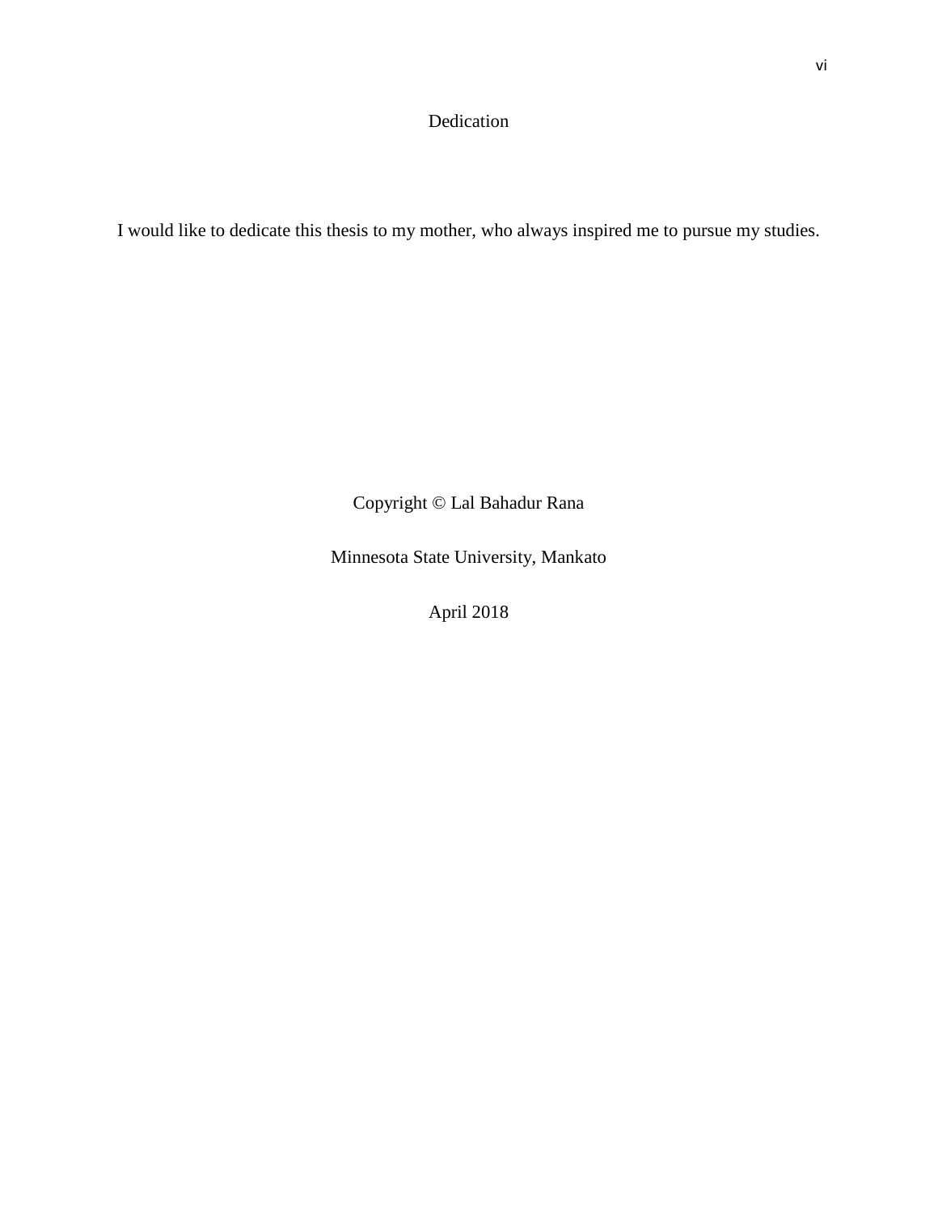# Dedication

I would like to dedicate this thesis to my mother, who always inspired me to pursue my studies.

Copyright © Lal Bahadur Rana

Minnesota State University, Mankato

April 2018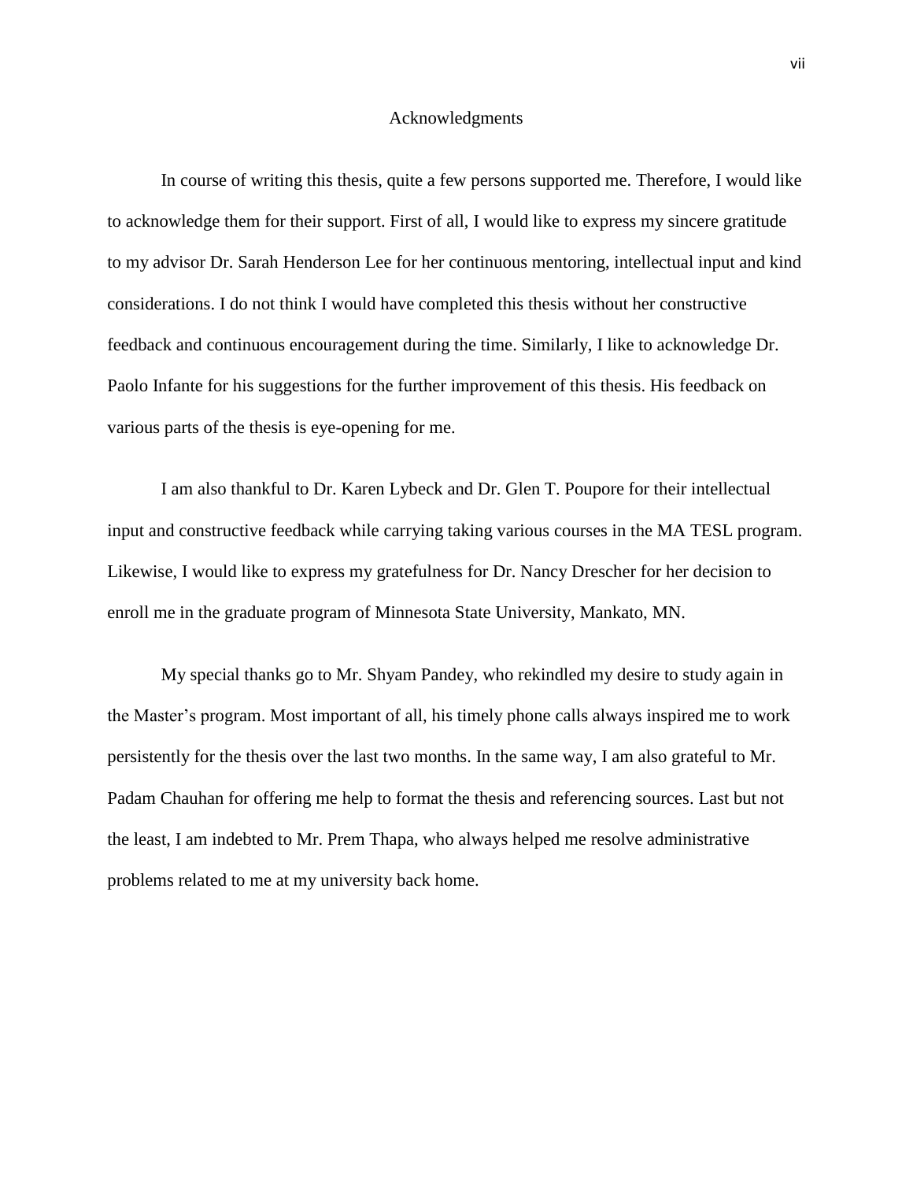# Acknowledgments

In course of writing this thesis, quite a few persons supported me. Therefore, I would like to acknowledge them for their support. First of all, I would like to express my sincere gratitude to my advisor Dr. Sarah Henderson Lee for her continuous mentoring, intellectual input and kind considerations. I do not think I would have completed this thesis without her constructive feedback and continuous encouragement during the time. Similarly, I like to acknowledge Dr. Paolo Infante for his suggestions for the further improvement of this thesis. His feedback on various parts of the thesis is eye-opening for me.

I am also thankful to Dr. Karen Lybeck and Dr. Glen T. Poupore for their intellectual input and constructive feedback while carrying taking various courses in the MA TESL program. Likewise, I would like to express my gratefulness for Dr. Nancy Drescher for her decision to enroll me in the graduate program of Minnesota State University, Mankato, MN.

My special thanks go to Mr. Shyam Pandey, who rekindled my desire to study again in the Master's program. Most important of all, his timely phone calls always inspired me to work persistently for the thesis over the last two months. In the same way, I am also grateful to Mr. Padam Chauhan for offering me help to format the thesis and referencing sources. Last but not the least, I am indebted to Mr. Prem Thapa, who always helped me resolve administrative problems related to me at my university back home.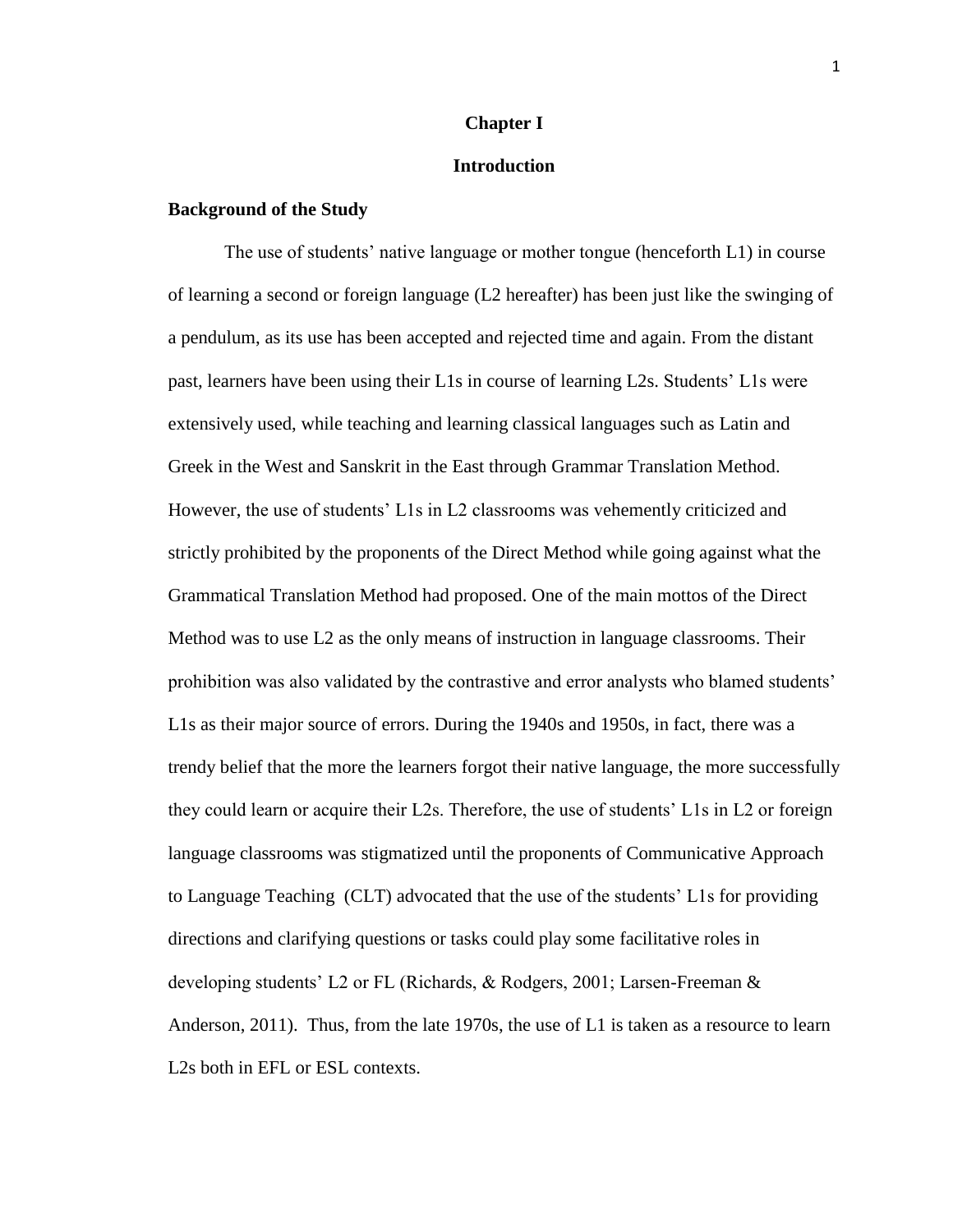# Chapter I

# Introduction

## Background of the Study

The use of students' native language or mother tongue (henceforth L1) in course of learning a second or foreign language (L2 hereafter) has been just like the swinging of a pendulum, as its use has been accepted and rejected time and again. From the distant past, learners have been using their L1s in course of learning L2s. Students' L1s were extensively used, while teaching and learning classical languages such as Latin and Greek in the West and Sanskrit in the East through Grammar Translation Method. However, the use of students' L1s in L2 classrooms was vehemently criticized and strictly prohibited by the proponents of the Direct Method while going against what the Grammatical Translation Method had proposed. One of the main mottos of the Direct Method was to use L2 as the only means of instruction in language classrooms. Their prohibition was also validated by the contrastive and error analysts who blamed students' L1s as their major source of errors. During the 1940s and 1950s, in fact, there was a trendy belief that the more the learners forgot their native language, the more successfully they could learn or acquire their L2s. Therefore, the use of students' L1s in L2 or foreign language classrooms was stigmatized until the proponents of Communicative Approach to Language Teaching (CLT) advocated that the use of the students' L1s for providing directions and clarifying questions or tasks could play some facilitative roles in developing students' L2 or FL (Richards, & Rodgers, 2001; Larsen-Freeman & Anderson, 2011). Thus, from the late 1970s, the use of L1 is taken as a resource to learn L2s both in EFL or ESL contexts.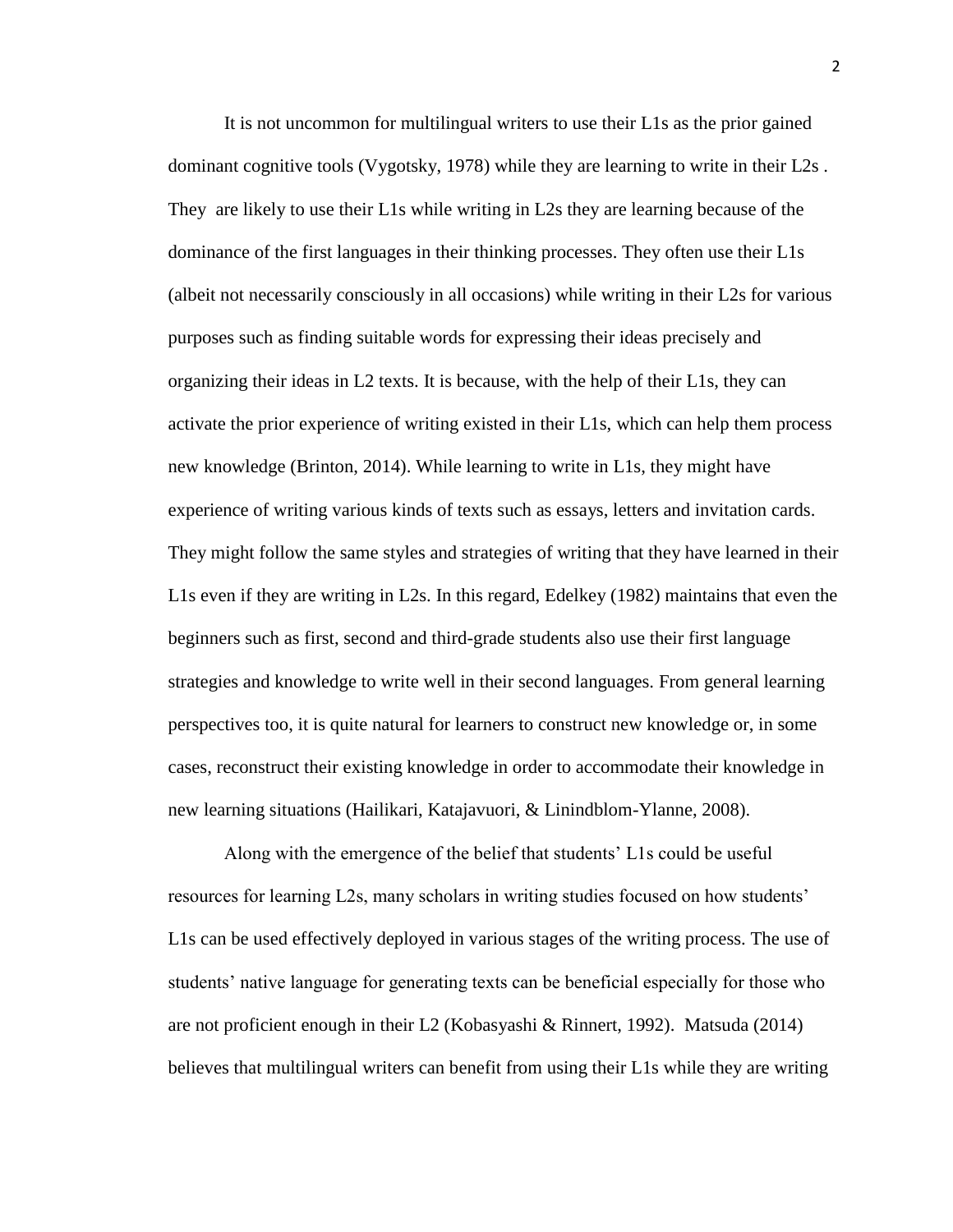It is not uncommon for multilingual writers to use their L1s as the prior gained dominant cognitive tools (Vygotsky, 1978) while they are learning to write in their L2s . They are likely to use their L1s while writing in L2s they are learning because of the dominance of the first languages in their thinking processes. They often use their L1s (albeit not necessarily consciously in all occasions) while writing in their L2s for various purposes such as finding suitable words for expressing their ideas precisely and organizing their ideas in L2 texts. It is because, with the help of their L1s, they can activate the prior experience of writing existed in their L1s, which can help them process new knowledge (Brinton, 2014). While learning to write in L1s, they might have experience of writing various kinds of texts such as essays, letters and invitation cards. They might follow the same styles and strategies of writing that they have learned in their L1s even if they are writing in L2s. In this regard, Edelkey (1982) maintains that even the beginners such as first, second and third-grade students also use their first language strategies and knowledge to write well in their second languages. From general learning perspectives too, it is quite natural for learners to construct new knowledge or, in some cases, reconstruct their existing knowledge in order to accommodate their knowledge in new learning situations (Hailikari, Katajavuori, & Linindblom-Ylanne, 2008).

Along with the emergence of the belief that students' L1s could be useful resources for learning L2s, many scholars in writing studies focused on how students' L1s can be used effectively deployed in various stages of the writing process. The use of students' native language for generating texts can be beneficial especially for those who are not proficient enough in their L2 (Kobasyashi & Rinnert, 1992). Matsuda (2014) believes that multilingual writers can benefit from using their L1s while they are writing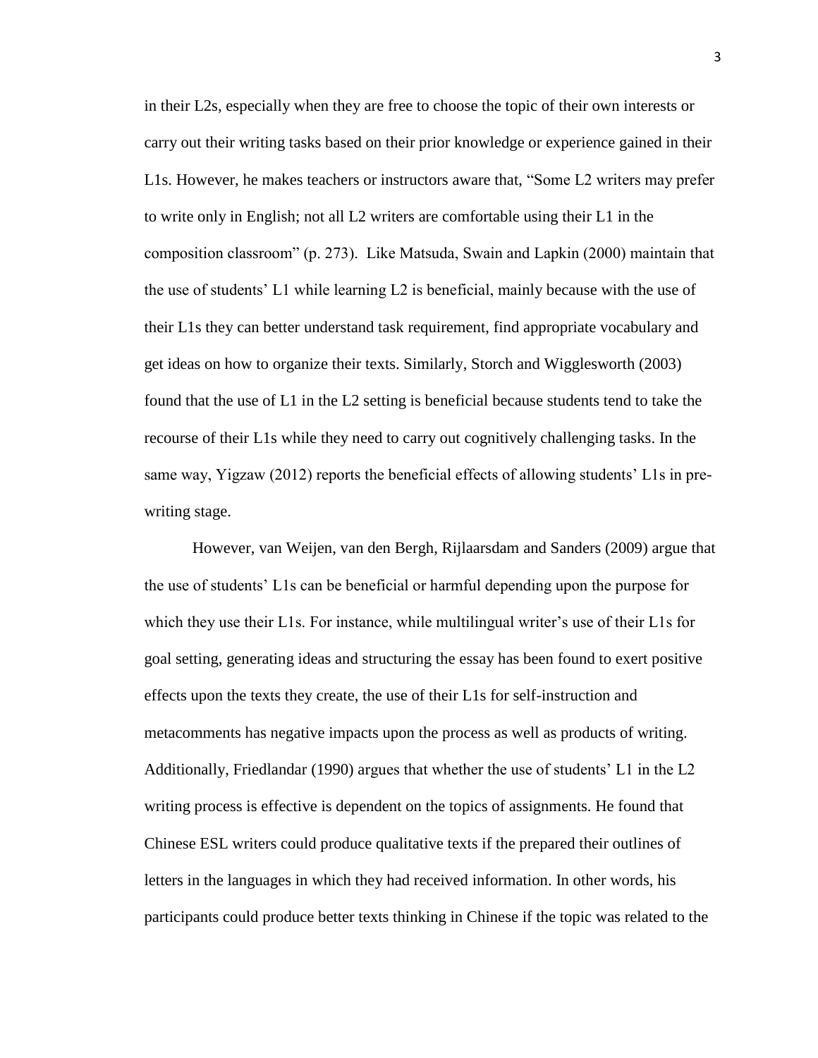in their L2s, especially when they are free to choose the topic of their own interests or carry out their writing tasks based on their prior knowledge or experience gained in their L1s. However, he makes teachers or instructors aware that, "Some L2 writers may prefer to write only in English; not all L2 writers are comfortable using their L1 in the composition classroom" (p. 273). Like Matsuda, Swain and Lapkin (2000) maintain that the use of students' L1 while learning L2 is beneficial, mainly because with the use of their L1s they can better understand task requirement, find appropriate vocabulary and get ideas on how to organize their texts. Similarly, Storch and Wigglesworth (2003) found that the use of L1 in the L2 setting is beneficial because students tend to take the recourse of their L1s while they need to carry out cognitively challenging tasks. In the same way, Yigzaw (2012) reports the beneficial effects of allowing students' L1s in pre-writing stage.

However, van Weijen, van den Bergh, Rijlaarsdam and Sanders (2009) argue that the use of students' L1s can be beneficial or harmful depending upon the purpose for which they use their L1s. For instance, while multilingual writer's use of their L1s for goal setting, generating ideas and structuring the essay has been found to exert positive effects upon the texts they create, the use of their L1s for self-instruction and metacomments has negative impacts upon the process as well as products of writing. Additionally, Friedlandar (1990) argues that whether the use of students' L1 in the L2 writing process is effective is dependent on the topics of assignments. He found that Chinese ESL writers could produce qualitative texts if the prepared their outlines of letters in the languages in which they had received information. In other words, his participants could produce better texts thinking in Chinese if the topic was related to the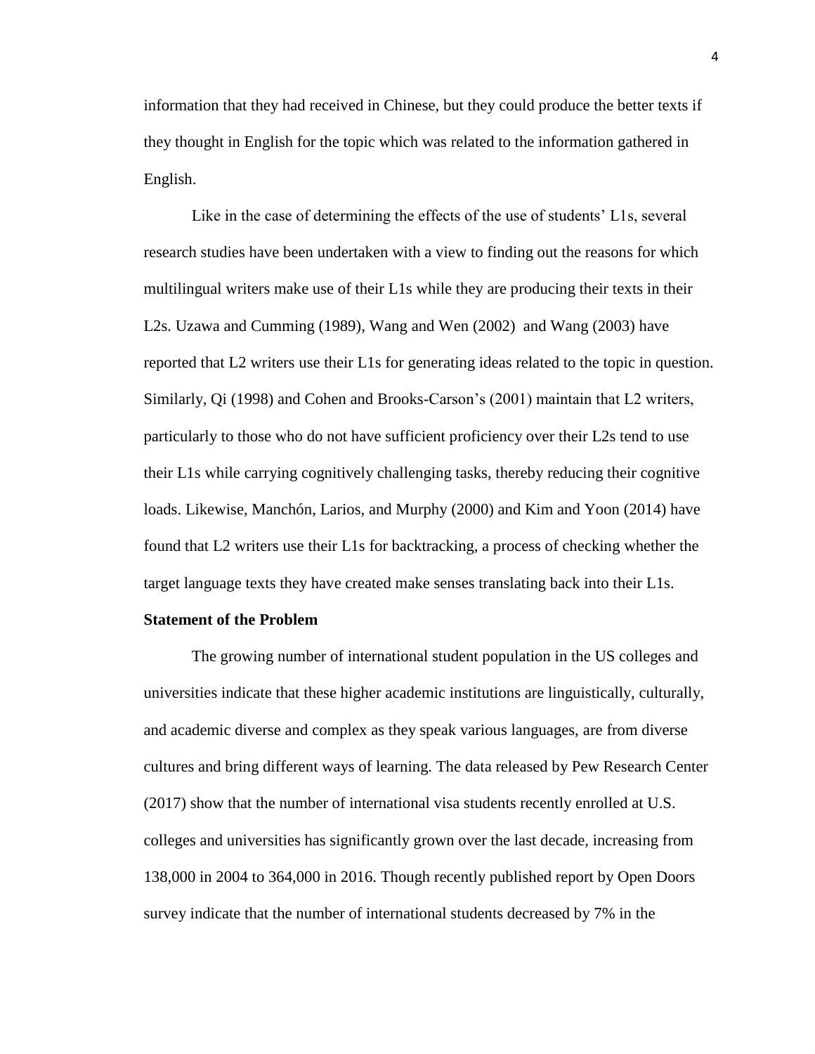information that they had received in Chinese, but they could produce the better texts if they thought in English for the topic which was related to the information gathered in English.

Like in the case of determining the effects of the use of students' L1s, several research studies have been undertaken with a view to finding out the reasons for which multilingual writers make use of their L1s while they are producing their texts in their L2s. Uzawa and Cumming (1989), Wang and Wen (2002) and Wang (2003) have reported that L2 writers use their L1s for generating ideas related to the topic in question. Similarly, Qi (1998) and Cohen and Brooks-Carson's (2001) maintain that L2 writers, particularly to those who do not have sufficient proficiency over their L2s tend to use their L1s while carrying cognitively challenging tasks, thereby reducing their cognitive loads. Likewise, Manchón, Larios, and Murphy (2000) and Kim and Yoon (2014) have found that L2 writers use their L1s for backtracking, a process of checking whether the target language texts they have created make senses translating back into their L1s.

**Statement of the Problem**

The growing number of international student population in the US colleges and universities indicate that these higher academic institutions are linguistically, culturally, and academic diverse and complex as they speak various languages, are from diverse cultures and bring different ways of learning. The data released by Pew Research Center (2017) show that the number of international visa students recently enrolled at U.S. colleges and universities has significantly grown over the last decade, increasing from 138,000 in 2004 to 364,000 in 2016. Though recently published report by Open Doors survey indicate that the number of international students decreased by 7% in the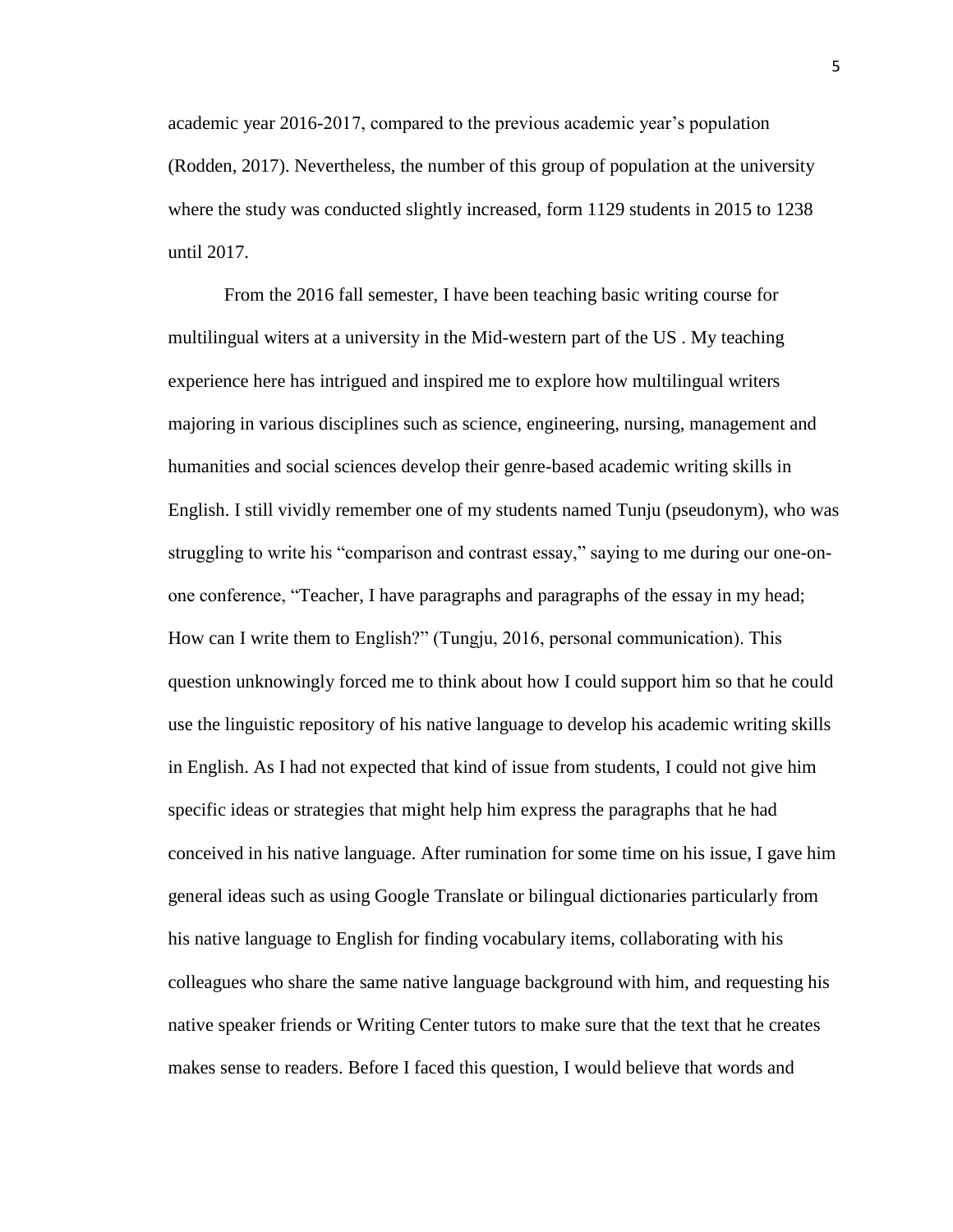academic year 2016-2017, compared to the previous academic year's population (Rodden, 2017). Nevertheless, the number of this group of population at the university where the study was conducted slightly increased, form 1129 students in 2015 to 1238 until 2017.

From the 2016 fall semester, I have been teaching basic writing course for multilingual witers at a university in the Mid-western part of the US . My teaching experience here has intrigued and inspired me to explore how multilingual writers majoring in various disciplines such as science, engineering, nursing, management and humanities and social sciences develop their genre-based academic writing skills in English. I still vividly remember one of my students named Tunju (pseudonym), who was struggling to write his "comparison and contrast essay," saying to me during our one-on-one conference, "Teacher, I have paragraphs and paragraphs of the essay in my head; How can I write them to English?" (Tungju, 2016, personal communication). This question unknowingly forced me to think about how I could support him so that he could use the linguistic repository of his native language to develop his academic writing skills in English. As I had not expected that kind of issue from students, I could not give him specific ideas or strategies that might help him express the paragraphs that he had conceived in his native language. After rumination for some time on his issue, I gave him general ideas such as using Google Translate or bilingual dictionaries particularly from his native language to English for finding vocabulary items, collaborating with his colleagues who share the same native language background with him, and requesting his native speaker friends or Writing Center tutors to make sure that the text that he creates makes sense to readers. Before I faced this question, I would believe that words and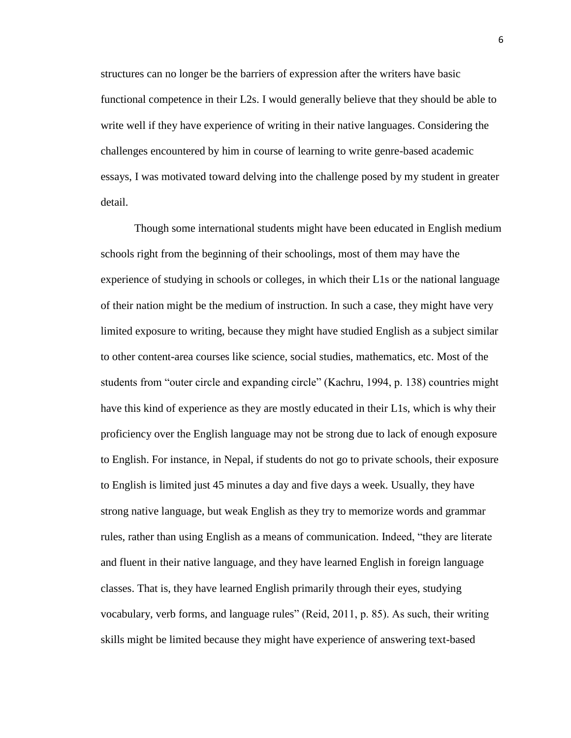structures can no longer be the barriers of expression after the writers have basic functional competence in their L2s. I would generally believe that they should be able to write well if they have experience of writing in their native languages. Considering the challenges encountered by him in course of learning to write genre-based academic essays, I was motivated toward delving into the challenge posed by my student in greater detail.

Though some international students might have been educated in English medium schools right from the beginning of their schoolings, most of them may have the experience of studying in schools or colleges, in which their L1s or the national language of their nation might be the medium of instruction. In such a case, they might have very limited exposure to writing, because they might have studied English as a subject similar to other content-area courses like science, social studies, mathematics, etc. Most of the students from "outer circle and expanding circle" (Kachru, 1994, p. 138) countries might have this kind of experience as they are mostly educated in their L1s, which is why their proficiency over the English language may not be strong due to lack of enough exposure to English. For instance, in Nepal, if students do not go to private schools, their exposure to English is limited just 45 minutes a day and five days a week. Usually, they have strong native language, but weak English as they try to memorize words and grammar rules, rather than using English as a means of communication. Indeed, "they are literate and fluent in their native language, and they have learned English in foreign language classes. That is, they have learned English primarily through their eyes, studying vocabulary, verb forms, and language rules" (Reid, 2011, p. 85). As such, their writing skills might be limited because they might have experience of answering text-based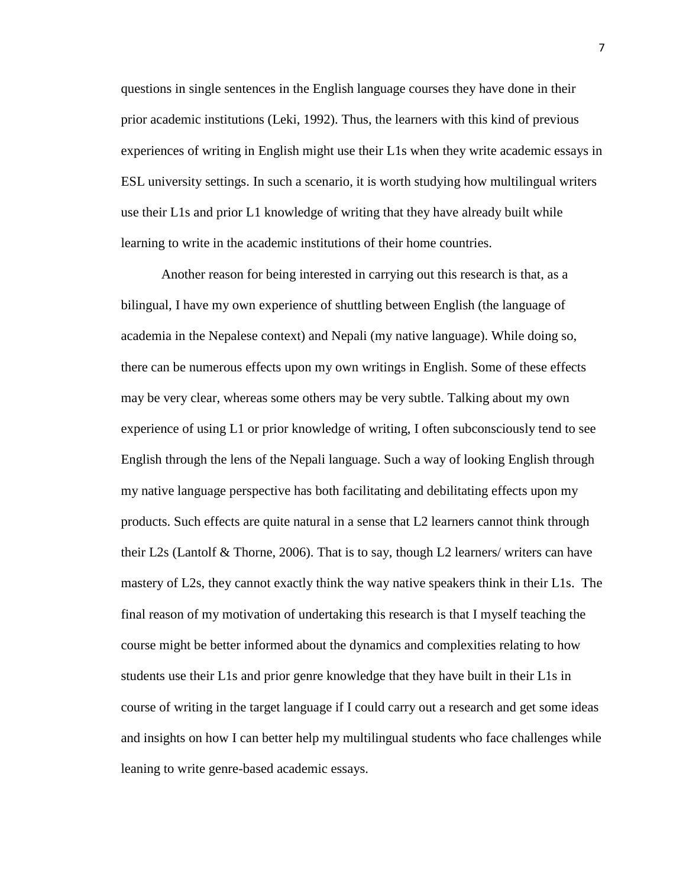questions in single sentences in the English language courses they have done in their prior academic institutions (Leki, 1992). Thus, the learners with this kind of previous experiences of writing in English might use their L1s when they write academic essays in ESL university settings. In such a scenario, it is worth studying how multilingual writers use their L1s and prior L1 knowledge of writing that they have already built while learning to write in the academic institutions of their home countries.

Another reason for being interested in carrying out this research is that, as a bilingual, I have my own experience of shuttling between English (the language of academia in the Nepalese context) and Nepali (my native language). While doing so, there can be numerous effects upon my own writings in English. Some of these effects may be very clear, whereas some others may be very subtle. Talking about my own experience of using L1 or prior knowledge of writing, I often subconsciously tend to see English through the lens of the Nepali language. Such a way of looking English through my native language perspective has both facilitating and debilitating effects upon my products. Such effects are quite natural in a sense that L2 learners cannot think through their L2s (Lantolf & Thorne, 2006). That is to say, though L2 learners/ writers can have mastery of L2s, they cannot exactly think the way native speakers think in their L1s. The final reason of my motivation of undertaking this research is that I myself teaching the course might be better informed about the dynamics and complexities relating to how students use their L1s and prior genre knowledge that they have built in their L1s in course of writing in the target language if I could carry out a research and get some ideas and insights on how I can better help my multilingual students who face challenges while leaning to write genre-based academic essays.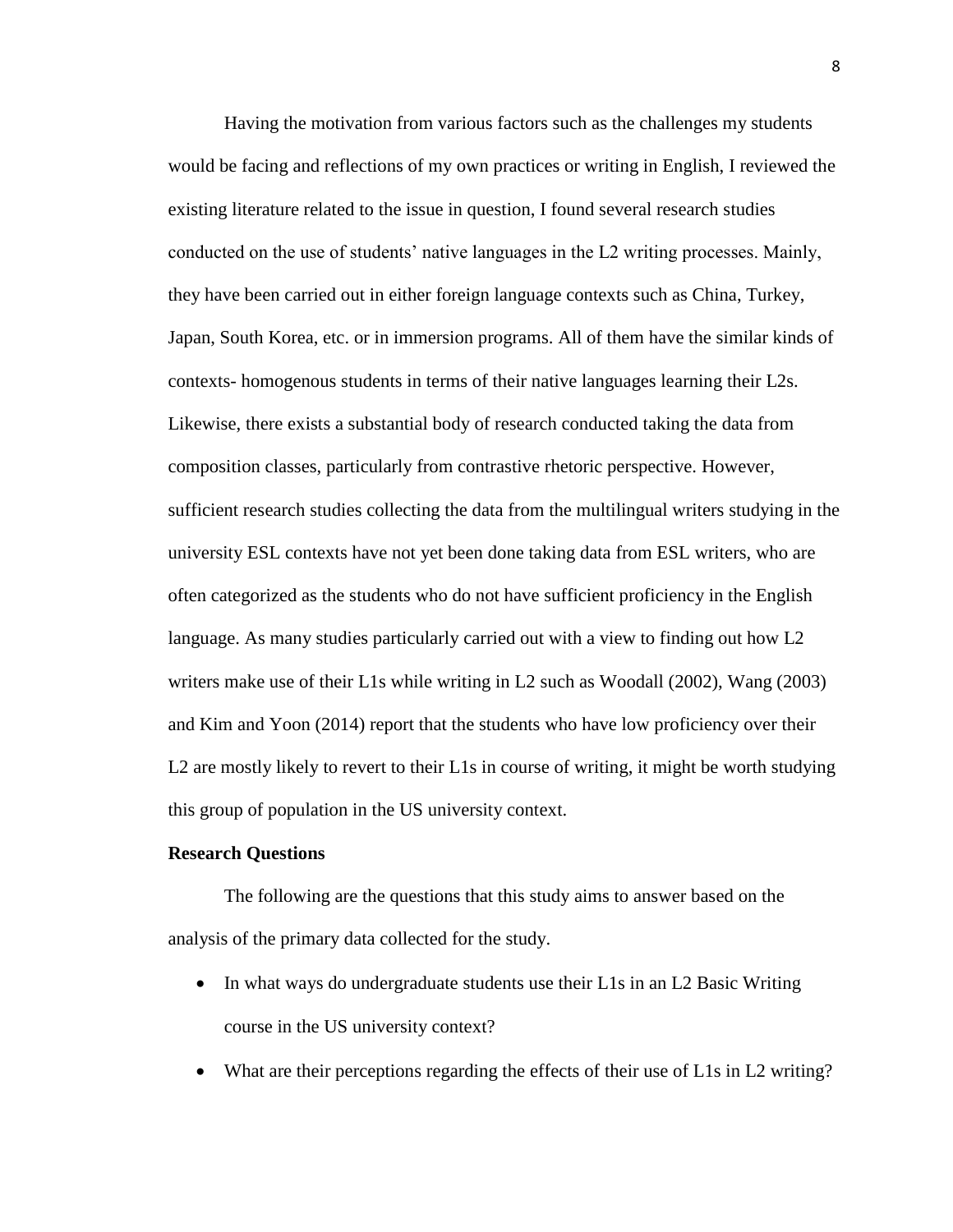Having the motivation from various factors such as the challenges my students would be facing and reflections of my own practices or writing in English, I reviewed the existing literature related to the issue in question, I found several research studies conducted on the use of students' native languages in the L2 writing processes. Mainly, they have been carried out in either foreign language contexts such as China, Turkey, Japan, South Korea, etc. or in immersion programs. All of them have the similar kinds of contexts- homogenous students in terms of their native languages learning their L2s. Likewise, there exists a substantial body of research conducted taking the data from composition classes, particularly from contrastive rhetoric perspective. However, sufficient research studies collecting the data from the multilingual writers studying in the university ESL contexts have not yet been done taking data from ESL writers, who are often categorized as the students who do not have sufficient proficiency in the English language. As many studies particularly carried out with a view to finding out how L2 writers make use of their L1s while writing in L2 such as Woodall (2002), Wang (2003) and Kim and Yoon (2014) report that the students who have low proficiency over their L2 are mostly likely to revert to their L1s in course of writing, it might be worth studying this group of population in the US university context.

**Research Questions**

The following are the questions that this study aims to answer based on the analysis of the primary data collected for the study.

- In what ways do undergraduate students use their L1s in an L2 Basic Writing course in the US university context?
- What are their perceptions regarding the effects of their use of L1s in L2 writing?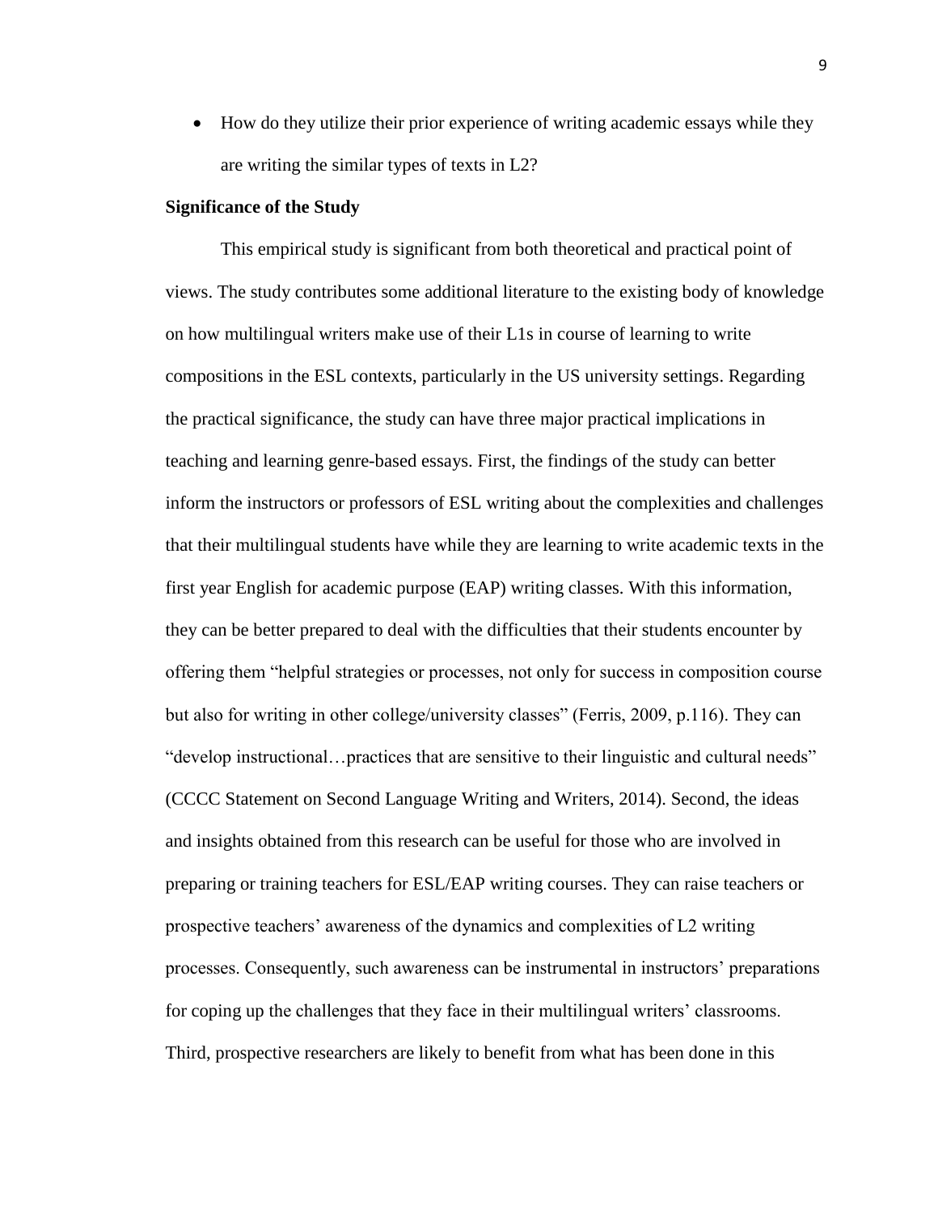- How do they utilize their prior experience of writing academic essays while they are writing the similar types of texts in L2?

**Significance of the Study**

This empirical study is significant from both theoretical and practical point of views. The study contributes some additional literature to the existing body of knowledge on how multilingual writers make use of their L1s in course of learning to write compositions in the ESL contexts, particularly in the US university settings. Regarding the practical significance, the study can have three major practical implications in teaching and learning genre-based essays. First, the findings of the study can better inform the instructors or professors of ESL writing about the complexities and challenges that their multilingual students have while they are learning to write academic texts in the first year English for academic purpose (EAP) writing classes. With this information, they can be better prepared to deal with the difficulties that their students encounter by offering them "helpful strategies or processes, not only for success in composition course but also for writing in other college/university classes" (Ferris, 2009, p.116). They can "develop instructional…practices that are sensitive to their linguistic and cultural needs" (CCCC Statement on Second Language Writing and Writers, 2014). Second, the ideas and insights obtained from this research can be useful for those who are involved in preparing or training teachers for ESL/EAP writing courses. They can raise teachers or prospective teachers' awareness of the dynamics and complexities of L2 writing processes. Consequently, such awareness can be instrumental in instructors' preparations for coping up the challenges that they face in their multilingual writers' classrooms. Third, prospective researchers are likely to benefit from what has been done in this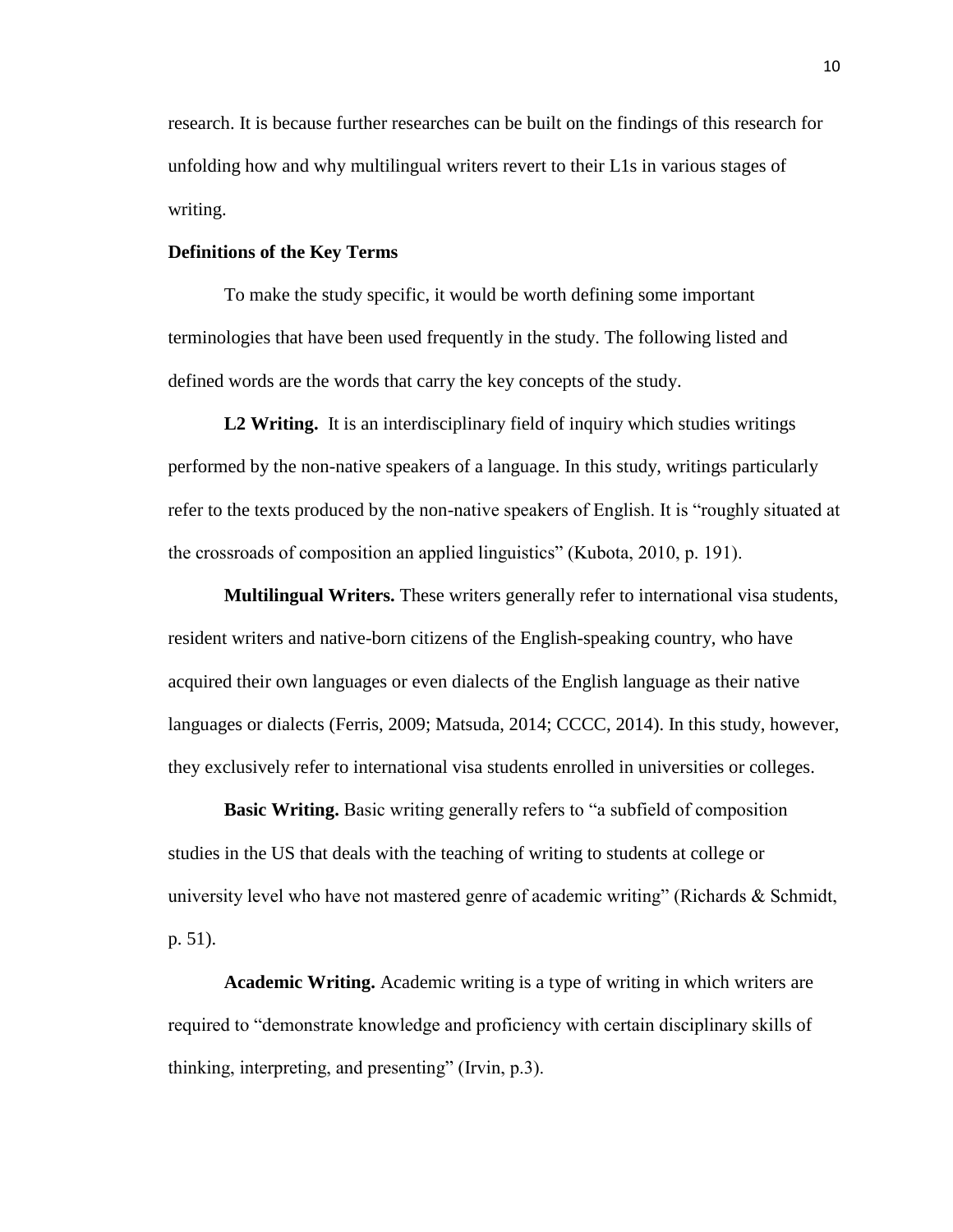research. It is because further researches can be built on the findings of this research for unfolding how and why multilingual writers revert to their L1s in various stages of writing.

**Definitions of the Key Terms**

To make the study specific, it would be worth defining some important terminologies that have been used frequently in the study. The following listed and defined words are the words that carry the key concepts of the study.

**L2 Writing.** It is an interdisciplinary field of inquiry which studies writings performed by the non-native speakers of a language. In this study, writings particularly refer to the texts produced by the non-native speakers of English. It is "roughly situated at the crossroads of composition an applied linguistics" (Kubota, 2010, p. 191).

**Multilingual Writers.** These writers generally refer to international visa students, resident writers and native-born citizens of the English-speaking country, who have acquired their own languages or even dialects of the English language as their native languages or dialects (Ferris, 2009; Matsuda, 2014; CCCC, 2014). In this study, however, they exclusively refer to international visa students enrolled in universities or colleges.

**Basic Writing.** Basic writing generally refers to "a subfield of composition studies in the US that deals with the teaching of writing to students at college or university level who have not mastered genre of academic writing" (Richards & Schmidt, p. 51).

**Academic Writing.** Academic writing is a type of writing in which writers are required to "demonstrate knowledge and proficiency with certain disciplinary skills of thinking, interpreting, and presenting" (Irvin, p.3).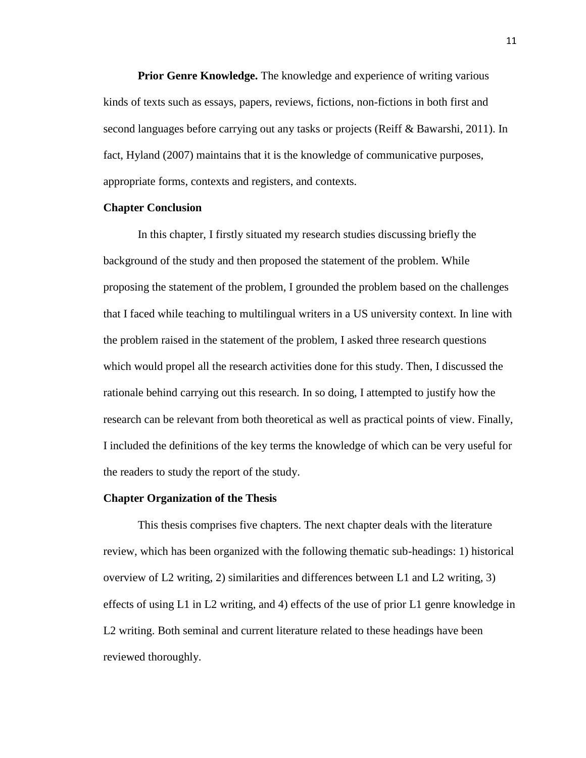**Prior Genre Knowledge.** The knowledge and experience of writing various kinds of texts such as essays, papers, reviews, fictions, non-fictions in both first and second languages before carrying out any tasks or projects (Reiff & Bawarshi, 2011). In fact, Hyland (2007) maintains that it is the knowledge of communicative purposes, appropriate forms, contexts and registers, and contexts.

## Chapter Conclusion

In this chapter, I firstly situated my research studies discussing briefly the background of the study and then proposed the statement of the problem. While proposing the statement of the problem, I grounded the problem based on the challenges that I faced while teaching to multilingual writers in a US university context. In line with the problem raised in the statement of the problem, I asked three research questions which would propel all the research activities done for this study. Then, I discussed the rationale behind carrying out this research. In so doing, I attempted to justify how the research can be relevant from both theoretical as well as practical points of view. Finally, I included the definitions of the key terms the knowledge of which can be very useful for the readers to study the report of the study.

## Chapter Organization of the Thesis

This thesis comprises five chapters. The next chapter deals with the literature review, which has been organized with the following thematic sub-headings: 1) historical overview of L2 writing, 2) similarities and differences between L1 and L2 writing, 3) effects of using L1 in L2 writing, and 4) effects of the use of prior L1 genre knowledge in L2 writing. Both seminal and current literature related to these headings have been reviewed thoroughly.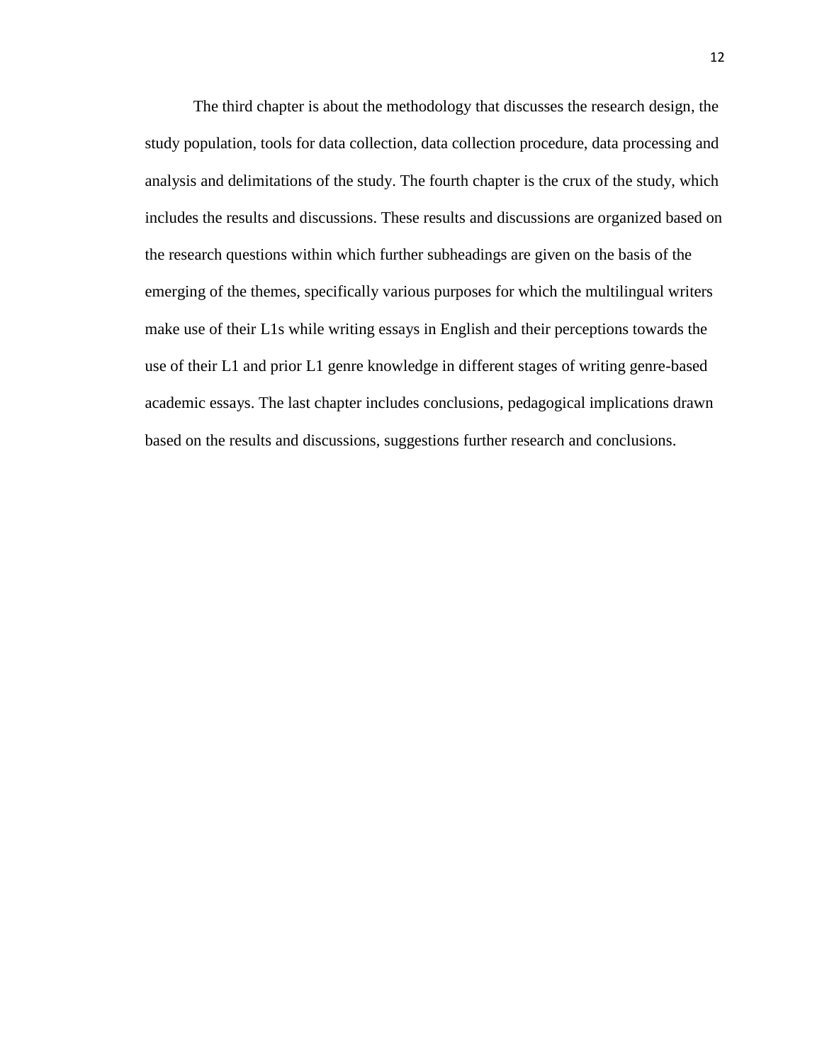The third chapter is about the methodology that discusses the research design, the study population, tools for data collection, data collection procedure, data processing and analysis and delimitations of the study. The fourth chapter is the crux of the study, which includes the results and discussions. These results and discussions are organized based on the research questions within which further subheadings are given on the basis of the emerging of the themes, specifically various purposes for which the multilingual writers make use of their L1s while writing essays in English and their perceptions towards the use of their L1 and prior L1 genre knowledge in different stages of writing genre-based academic essays. The last chapter includes conclusions, pedagogical implications drawn based on the results and discussions, suggestions further research and conclusions.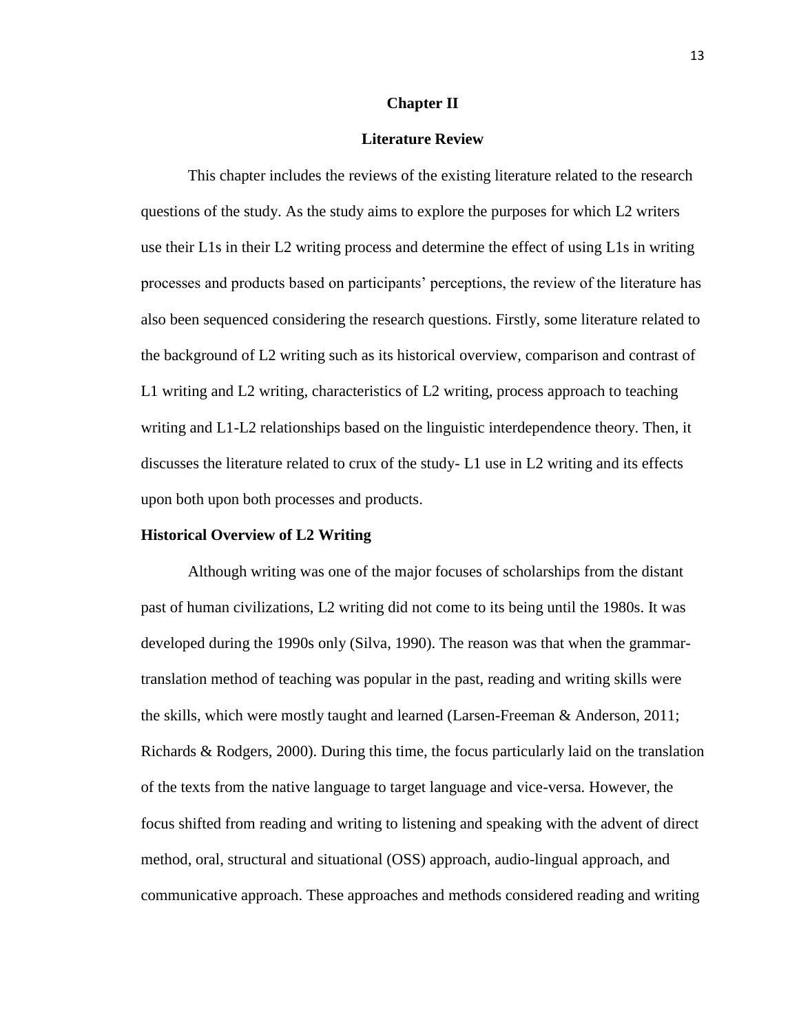# Chapter II

# Literature Review

This chapter includes the reviews of the existing literature related to the research questions of the study. As the study aims to explore the purposes for which L2 writers use their L1s in their L2 writing process and determine the effect of using L1s in writing processes and products based on participants' perceptions, the review of the literature has also been sequenced considering the research questions. Firstly, some literature related to the background of L2 writing such as its historical overview, comparison and contrast of L1 writing and L2 writing, characteristics of L2 writing, process approach to teaching writing and L1-L2 relationships based on the linguistic interdependence theory. Then, it discusses the literature related to crux of the study- L1 use in L2 writing and its effects upon both upon both processes and products.

## Historical Overview of L2 Writing

Although writing was one of the major focuses of scholarships from the distant past of human civilizations, L2 writing did not come to its being until the 1980s. It was developed during the 1990s only (Silva, 1990). The reason was that when the grammar-translation method of teaching was popular in the past, reading and writing skills were the skills, which were mostly taught and learned (Larsen-Freeman & Anderson, 2011; Richards & Rodgers, 2000). During this time, the focus particularly laid on the translation of the texts from the native language to target language and vice-versa. However, the focus shifted from reading and writing to listening and speaking with the advent of direct method, oral, structural and situational (OSS) approach, audio-lingual approach, and communicative approach. These approaches and methods considered reading and writing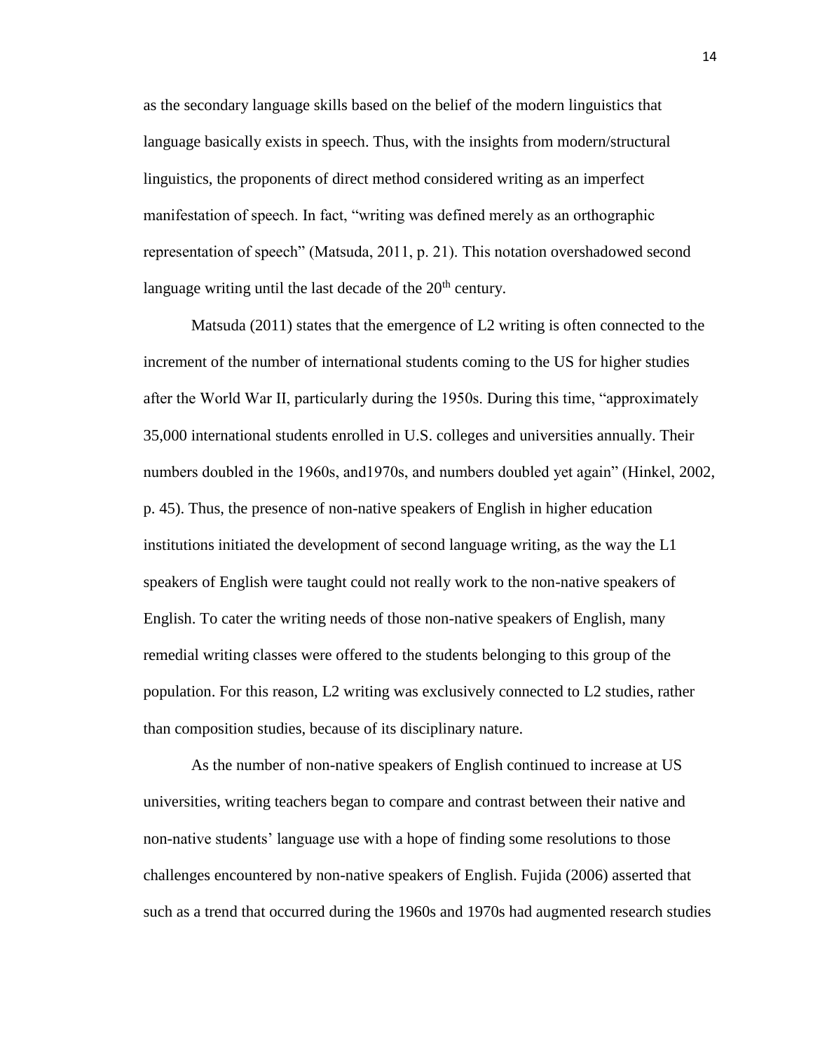as the secondary language skills based on the belief of the modern linguistics that language basically exists in speech. Thus, with the insights from modern/structural linguistics, the proponents of direct method considered writing as an imperfect manifestation of speech. In fact, "writing was defined merely as an orthographic representation of speech" (Matsuda, 2011, p. 21). This notation overshadowed second language writing until the last decade of the 20th century.

Matsuda (2011) states that the emergence of L2 writing is often connected to the increment of the number of international students coming to the US for higher studies after the World War II, particularly during the 1950s. During this time, "approximately 35,000 international students enrolled in U.S. colleges and universities annually. Their numbers doubled in the 1960s, and1970s, and numbers doubled yet again" (Hinkel, 2002, p. 45). Thus, the presence of non-native speakers of English in higher education institutions initiated the development of second language writing, as the way the L1 speakers of English were taught could not really work to the non-native speakers of English. To cater the writing needs of those non-native speakers of English, many remedial writing classes were offered to the students belonging to this group of the population. For this reason, L2 writing was exclusively connected to L2 studies, rather than composition studies, because of its disciplinary nature.

As the number of non-native speakers of English continued to increase at US universities, writing teachers began to compare and contrast between their native and non-native students' language use with a hope of finding some resolutions to those challenges encountered by non-native speakers of English. Fujida (2006) asserted that such as a trend that occurred during the 1960s and 1970s had augmented research studies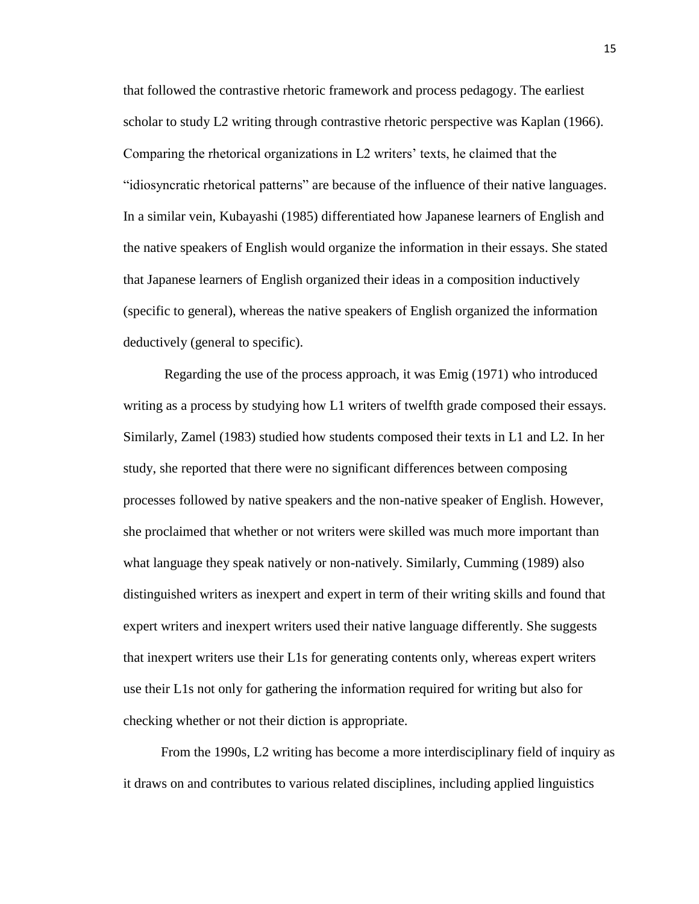that followed the contrastive rhetoric framework and process pedagogy. The earliest scholar to study L2 writing through contrastive rhetoric perspective was Kaplan (1966). Comparing the rhetorical organizations in L2 writers' texts, he claimed that the "idiosyncratic rhetorical patterns" are because of the influence of their native languages. In a similar vein, Kubayashi (1985) differentiated how Japanese learners of English and the native speakers of English would organize the information in their essays. She stated that Japanese learners of English organized their ideas in a composition inductively (specific to general), whereas the native speakers of English organized the information deductively (general to specific).

Regarding the use of the process approach, it was Emig (1971) who introduced writing as a process by studying how L1 writers of twelfth grade composed their essays. Similarly, Zamel (1983) studied how students composed their texts in L1 and L2. In her study, she reported that there were no significant differences between composing processes followed by native speakers and the non-native speaker of English. However, she proclaimed that whether or not writers were skilled was much more important than what language they speak natively or non-natively. Similarly, Cumming (1989) also distinguished writers as inexpert and expert in term of their writing skills and found that expert writers and inexpert writers used their native language differently. She suggests that inexpert writers use their L1s for generating contents only, whereas expert writers use their L1s not only for gathering the information required for writing but also for checking whether or not their diction is appropriate.

From the 1990s, L2 writing has become a more interdisciplinary field of inquiry as it draws on and contributes to various related disciplines, including applied linguistics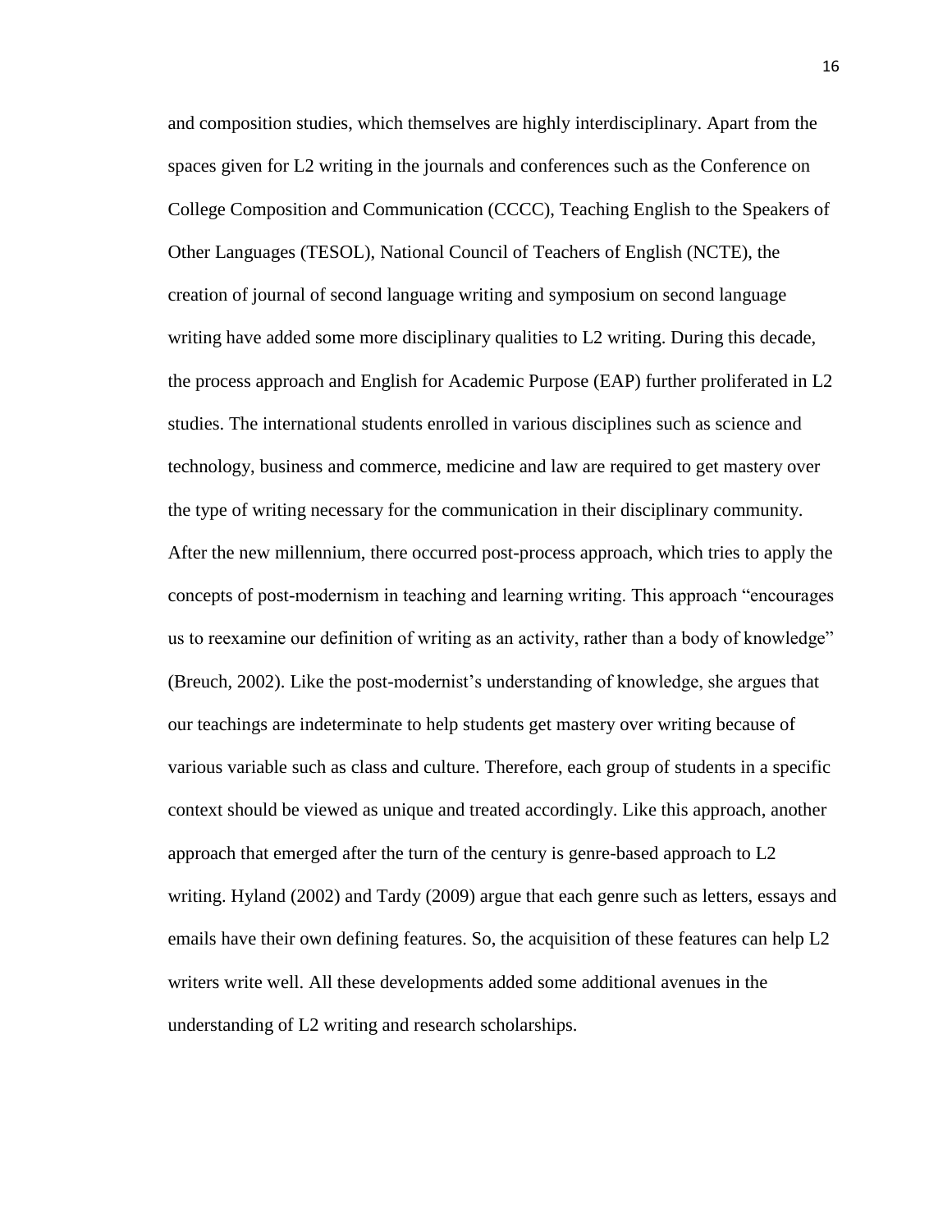and composition studies, which themselves are highly interdisciplinary. Apart from the spaces given for L2 writing in the journals and conferences such as the Conference on College Composition and Communication (CCCC), Teaching English to the Speakers of Other Languages (TESOL), National Council of Teachers of English (NCTE), the creation of journal of second language writing and symposium on second language writing have added some more disciplinary qualities to L2 writing. During this decade, the process approach and English for Academic Purpose (EAP) further proliferated in L2 studies. The international students enrolled in various disciplines such as science and technology, business and commerce, medicine and law are required to get mastery over the type of writing necessary for the communication in their disciplinary community. After the new millennium, there occurred post-process approach, which tries to apply the concepts of post-modernism in teaching and learning writing. This approach "encourages us to reexamine our definition of writing as an activity, rather than a body of knowledge" (Breuch, 2002). Like the post-modernist's understanding of knowledge, she argues that our teachings are indeterminate to help students get mastery over writing because of various variable such as class and culture. Therefore, each group of students in a specific context should be viewed as unique and treated accordingly. Like this approach, another approach that emerged after the turn of the century is genre-based approach to L2 writing. Hyland (2002) and Tardy (2009) argue that each genre such as letters, essays and emails have their own defining features. So, the acquisition of these features can help L2 writers write well. All these developments added some additional avenues in the understanding of L2 writing and research scholarships.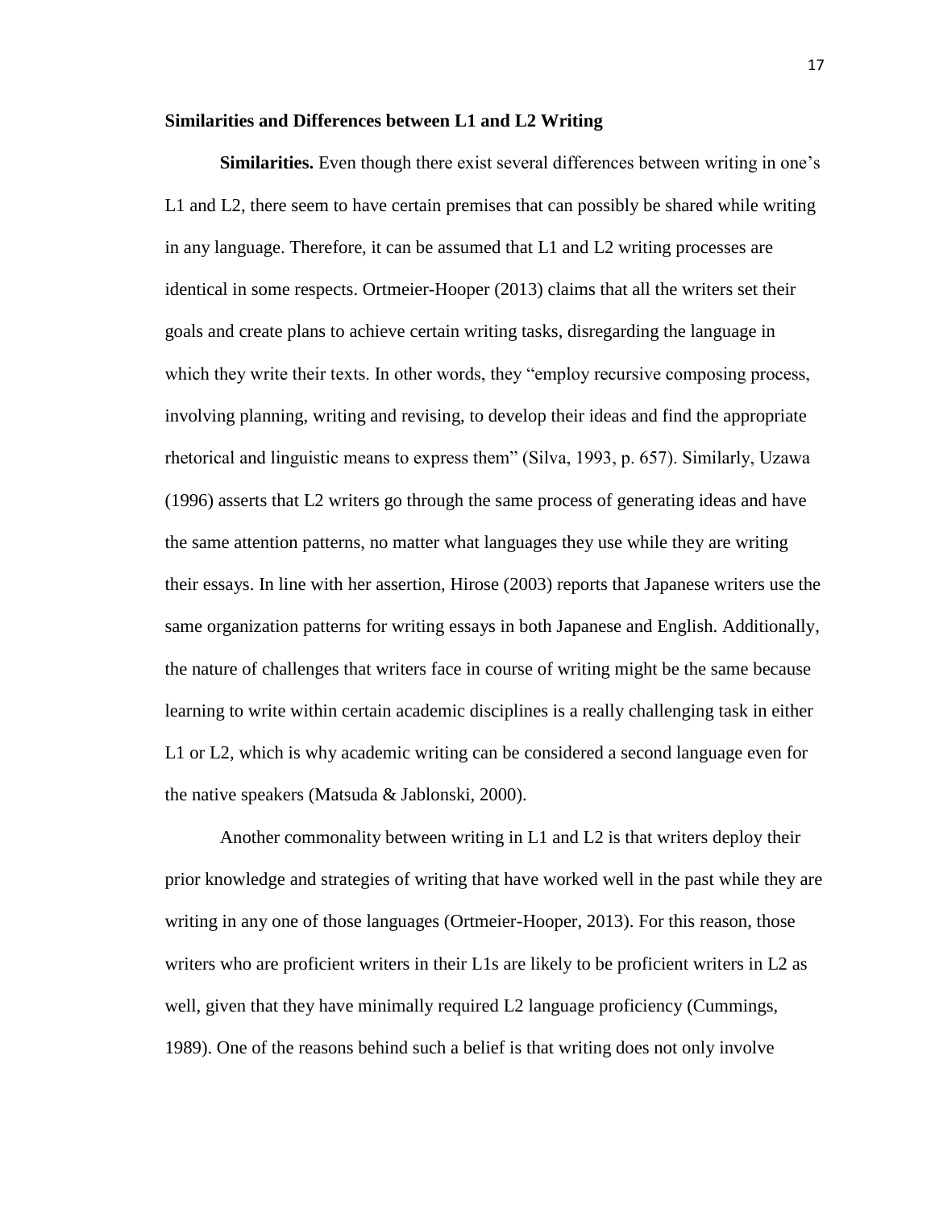## Similarities and Differences between L1 and L2 Writing

**Similarities.** Even though there exist several differences between writing in one's L1 and L2, there seem to have certain premises that can possibly be shared while writing in any language. Therefore, it can be assumed that L1 and L2 writing processes are identical in some respects. Ortmeier-Hooper (2013) claims that all the writers set their goals and create plans to achieve certain writing tasks, disregarding the language in which they write their texts. In other words, they "employ recursive composing process, involving planning, writing and revising, to develop their ideas and find the appropriate rhetorical and linguistic means to express them" (Silva, 1993, p. 657). Similarly, Uzawa (1996) asserts that L2 writers go through the same process of generating ideas and have the same attention patterns, no matter what languages they use while they are writing their essays. In line with her assertion, Hirose (2003) reports that Japanese writers use the same organization patterns for writing essays in both Japanese and English. Additionally, the nature of challenges that writers face in course of writing might be the same because learning to write within certain academic disciplines is a really challenging task in either L1 or L2, which is why academic writing can be considered a second language even for the native speakers (Matsuda & Jablonski, 2000).

Another commonality between writing in L1 and L2 is that writers deploy their prior knowledge and strategies of writing that have worked well in the past while they are writing in any one of those languages (Ortmeier-Hooper, 2013). For this reason, those writers who are proficient writers in their L1s are likely to be proficient writers in L2 as well, given that they have minimally required L2 language proficiency (Cummings, 1989). One of the reasons behind such a belief is that writing does not only involve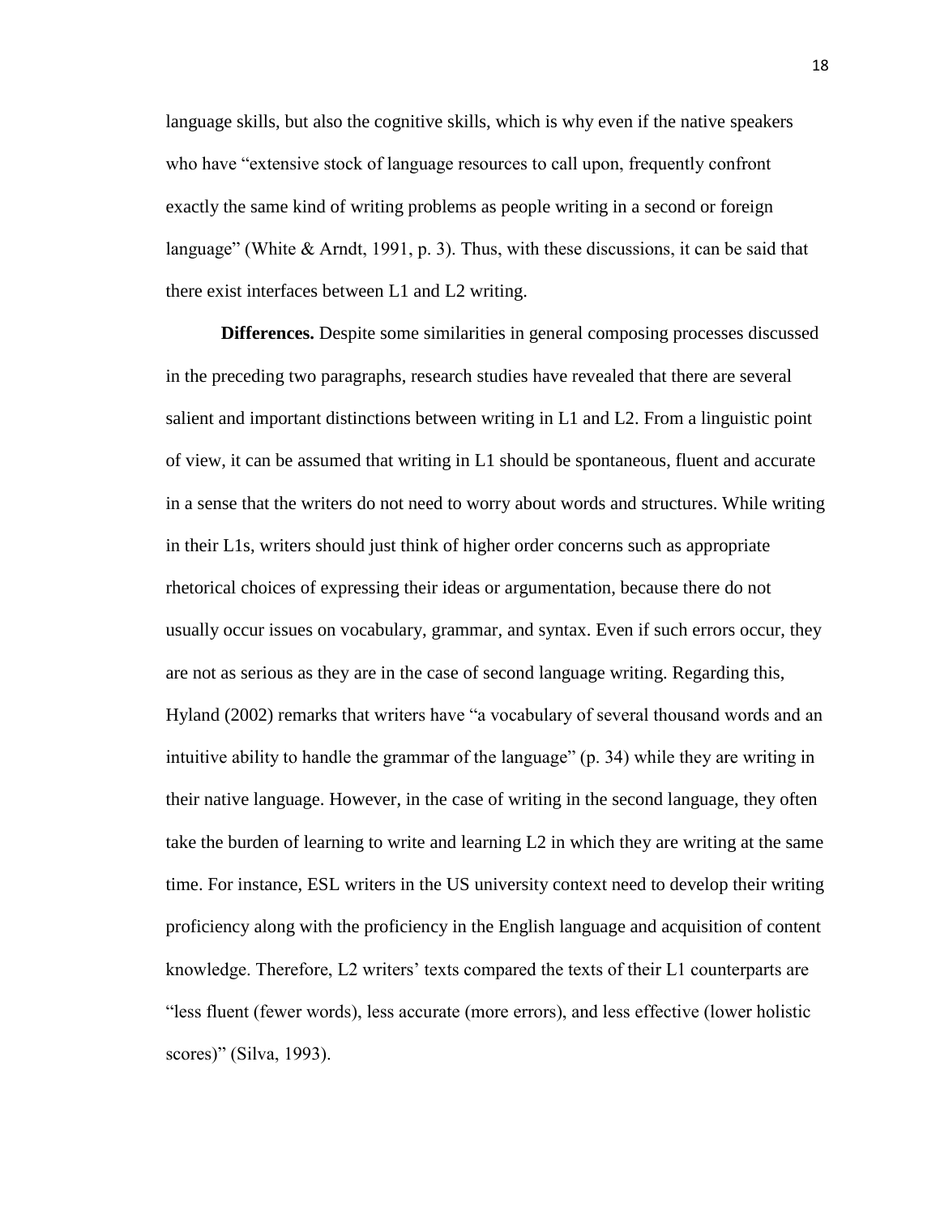language skills, but also the cognitive skills, which is why even if the native speakers who have "extensive stock of language resources to call upon, frequently confront exactly the same kind of writing problems as people writing in a second or foreign language" (White & Arndt, 1991, p. 3). Thus, with these discussions, it can be said that there exist interfaces between L1 and L2 writing.

**Differences.** Despite some similarities in general composing processes discussed in the preceding two paragraphs, research studies have revealed that there are several salient and important distinctions between writing in L1 and L2. From a linguistic point of view, it can be assumed that writing in L1 should be spontaneous, fluent and accurate in a sense that the writers do not need to worry about words and structures. While writing in their L1s, writers should just think of higher order concerns such as appropriate rhetorical choices of expressing their ideas or argumentation, because there do not usually occur issues on vocabulary, grammar, and syntax. Even if such errors occur, they are not as serious as they are in the case of second language writing. Regarding this, Hyland (2002) remarks that writers have "a vocabulary of several thousand words and an intuitive ability to handle the grammar of the language" (p. 34) while they are writing in their native language. However, in the case of writing in the second language, they often take the burden of learning to write and learning L2 in which they are writing at the same time. For instance, ESL writers in the US university context need to develop their writing proficiency along with the proficiency in the English language and acquisition of content knowledge. Therefore, L2 writers' texts compared the texts of their L1 counterparts are "less fluent (fewer words), less accurate (more errors), and less effective (lower holistic scores)" (Silva, 1993).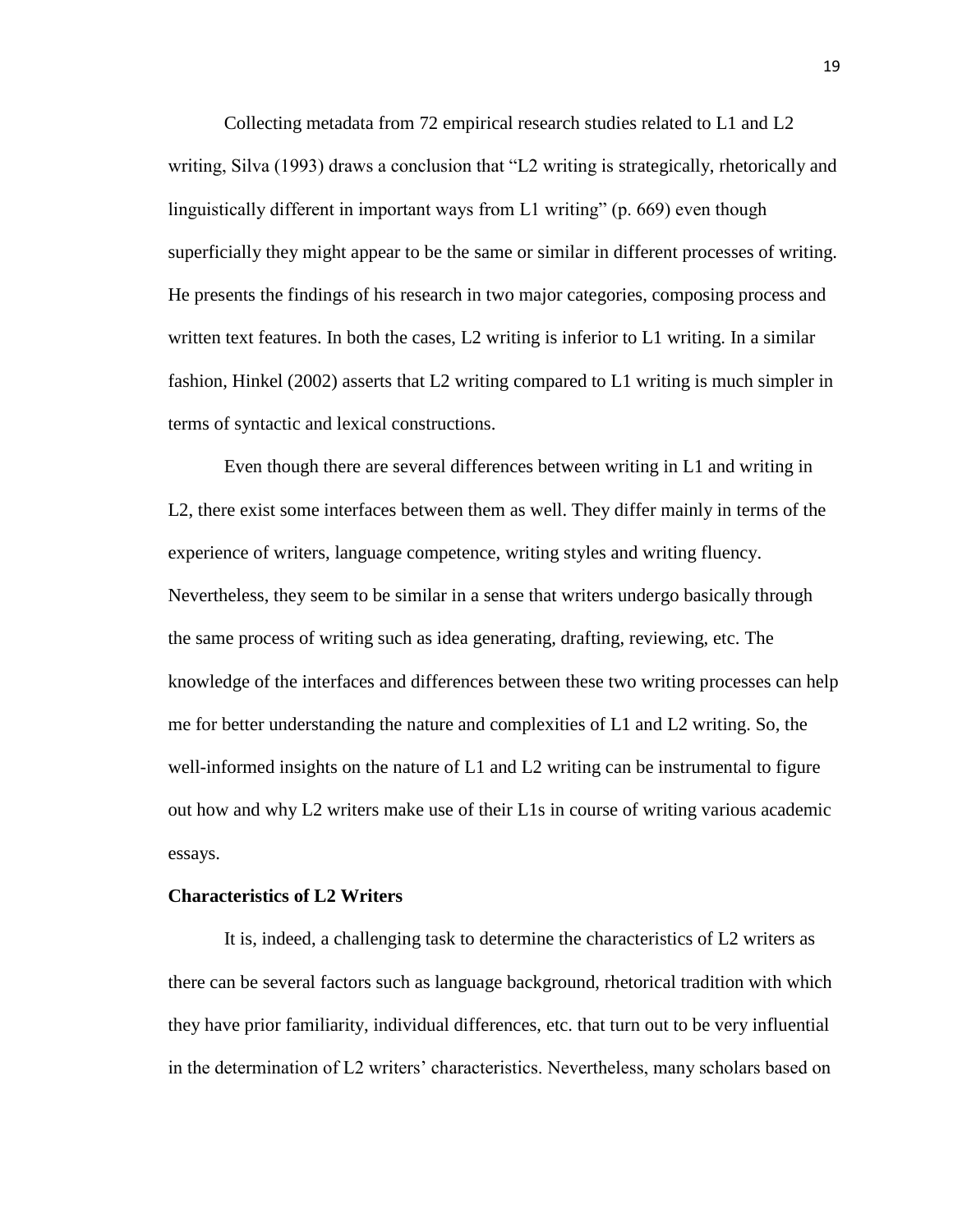Collecting metadata from 72 empirical research studies related to L1 and L2 writing, Silva (1993) draws a conclusion that "L2 writing is strategically, rhetorically and linguistically different in important ways from L1 writing" (p. 669) even though superficially they might appear to be the same or similar in different processes of writing. He presents the findings of his research in two major categories, composing process and written text features. In both the cases, L2 writing is inferior to L1 writing. In a similar fashion, Hinkel (2002) asserts that L2 writing compared to L1 writing is much simpler in terms of syntactic and lexical constructions.

Even though there are several differences between writing in L1 and writing in L2, there exist some interfaces between them as well. They differ mainly in terms of the experience of writers, language competence, writing styles and writing fluency. Nevertheless, they seem to be similar in a sense that writers undergo basically through the same process of writing such as idea generating, drafting, reviewing, etc. The knowledge of the interfaces and differences between these two writing processes can help me for better understanding the nature and complexities of L1 and L2 writing. So, the well-informed insights on the nature of L1 and L2 writing can be instrumental to figure out how and why L2 writers make use of their L1s in course of writing various academic essays.

**Characteristics of L2 Writers**

It is, indeed, a challenging task to determine the characteristics of L2 writers as there can be several factors such as language background, rhetorical tradition with which they have prior familiarity, individual differences, etc. that turn out to be very influential in the determination of L2 writers' characteristics. Nevertheless, many scholars based on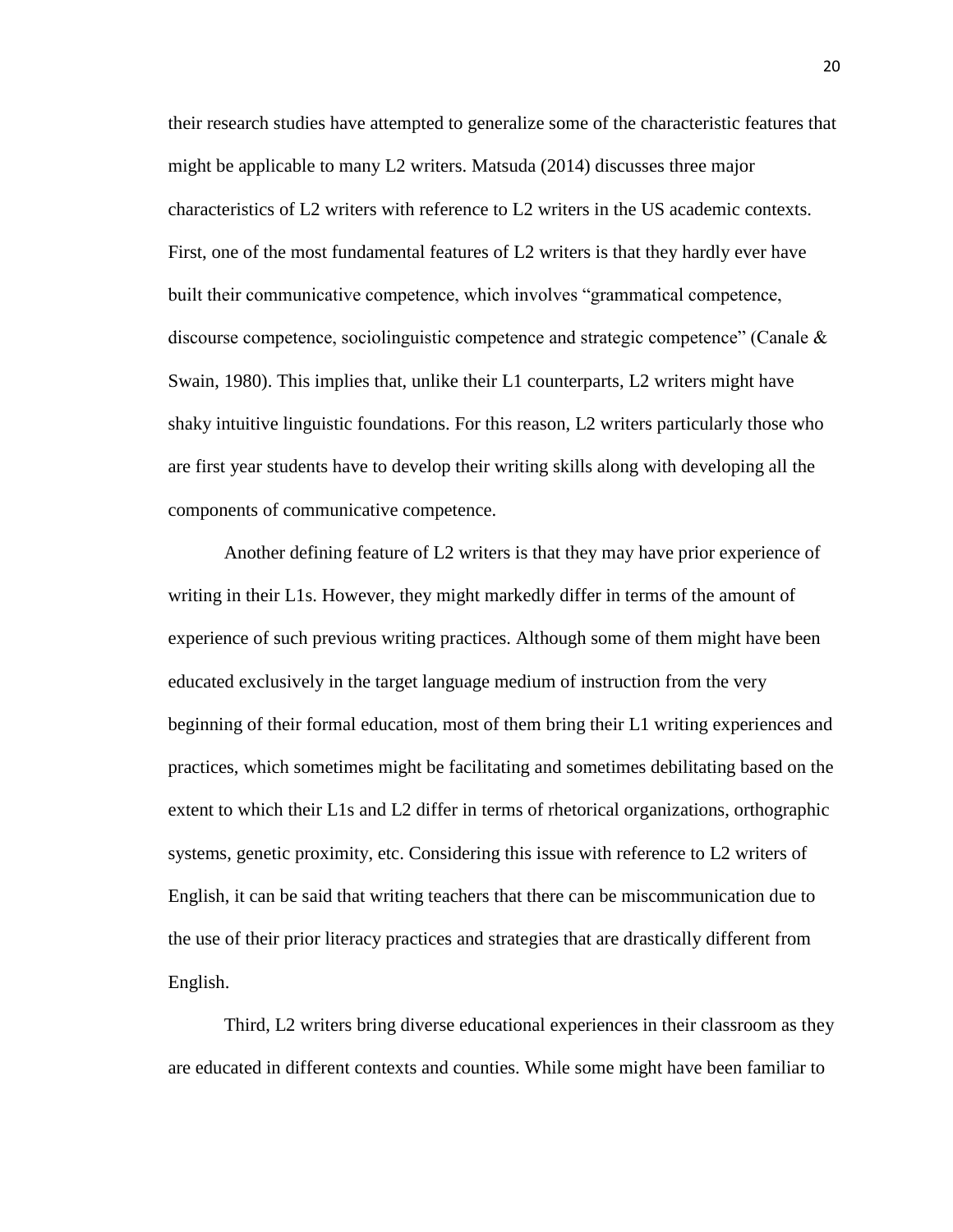their research studies have attempted to generalize some of the characteristic features that might be applicable to many L2 writers. Matsuda (2014) discusses three major characteristics of L2 writers with reference to L2 writers in the US academic contexts. First, one of the most fundamental features of L2 writers is that they hardly ever have built their communicative competence, which involves "grammatical competence, discourse competence, sociolinguistic competence and strategic competence" (Canale & Swain, 1980). This implies that, unlike their L1 counterparts, L2 writers might have shaky intuitive linguistic foundations. For this reason, L2 writers particularly those who are first year students have to develop their writing skills along with developing all the components of communicative competence.

Another defining feature of L2 writers is that they may have prior experience of writing in their L1s. However, they might markedly differ in terms of the amount of experience of such previous writing practices. Although some of them might have been educated exclusively in the target language medium of instruction from the very beginning of their formal education, most of them bring their L1 writing experiences and practices, which sometimes might be facilitating and sometimes debilitating based on the extent to which their L1s and L2 differ in terms of rhetorical organizations, orthographic systems, genetic proximity, etc. Considering this issue with reference to L2 writers of English, it can be said that writing teachers that there can be miscommunication due to the use of their prior literacy practices and strategies that are drastically different from English.

Third, L2 writers bring diverse educational experiences in their classroom as they are educated in different contexts and counties. While some might have been familiar to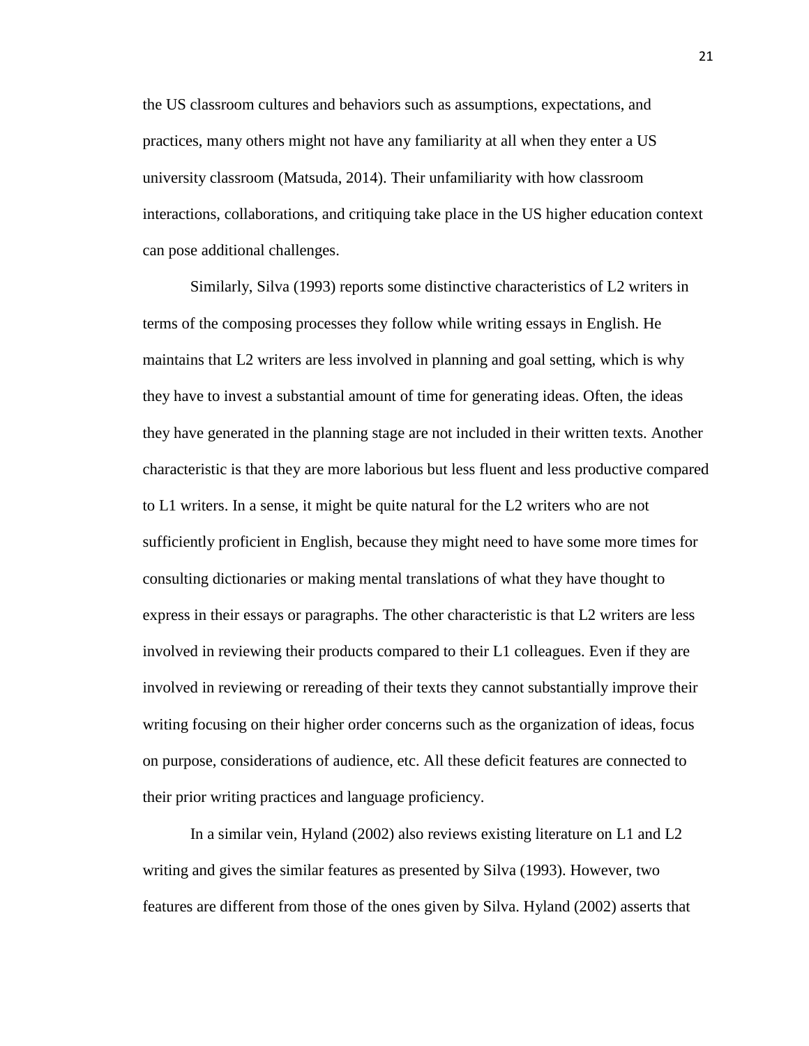the US classroom cultures and behaviors such as assumptions, expectations, and practices, many others might not have any familiarity at all when they enter a US university classroom (Matsuda, 2014). Their unfamiliarity with how classroom interactions, collaborations, and critiquing take place in the US higher education context can pose additional challenges.

Similarly, Silva (1993) reports some distinctive characteristics of L2 writers in terms of the composing processes they follow while writing essays in English. He maintains that L2 writers are less involved in planning and goal setting, which is why they have to invest a substantial amount of time for generating ideas. Often, the ideas they have generated in the planning stage are not included in their written texts. Another characteristic is that they are more laborious but less fluent and less productive compared to L1 writers. In a sense, it might be quite natural for the L2 writers who are not sufficiently proficient in English, because they might need to have some more times for consulting dictionaries or making mental translations of what they have thought to express in their essays or paragraphs. The other characteristic is that L2 writers are less involved in reviewing their products compared to their L1 colleagues. Even if they are involved in reviewing or rereading of their texts they cannot substantially improve their writing focusing on their higher order concerns such as the organization of ideas, focus on purpose, considerations of audience, etc. All these deficit features are connected to their prior writing practices and language proficiency.

In a similar vein, Hyland (2002) also reviews existing literature on L1 and L2 writing and gives the similar features as presented by Silva (1993). However, two features are different from those of the ones given by Silva. Hyland (2002) asserts that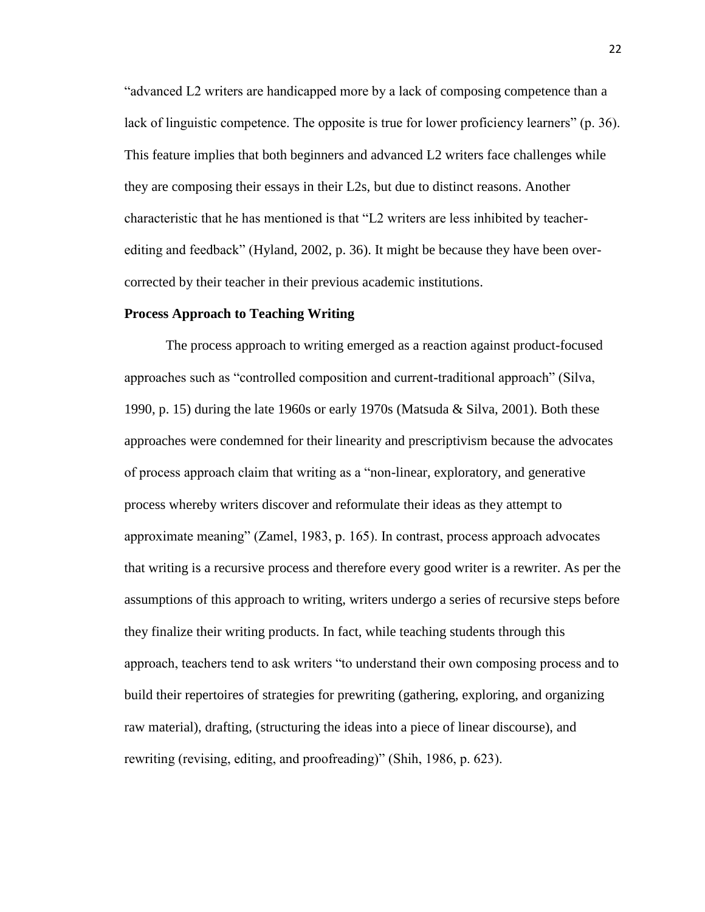"advanced L2 writers are handicapped more by a lack of composing competence than a lack of linguistic competence. The opposite is true for lower proficiency learners" (p. 36). This feature implies that both beginners and advanced L2 writers face challenges while they are composing their essays in their L2s, but due to distinct reasons. Another characteristic that he has mentioned is that "L2 writers are less inhibited by teacher-editing and feedback" (Hyland, 2002, p. 36). It might be because they have been over-corrected by their teacher in their previous academic institutions.

**Process Approach to Teaching Writing**

The process approach to writing emerged as a reaction against product-focused approaches such as "controlled composition and current-traditional approach" (Silva, 1990, p. 15) during the late 1960s or early 1970s (Matsuda & Silva, 2001). Both these approaches were condemned for their linearity and prescriptivism because the advocates of process approach claim that writing as a "non-linear, exploratory, and generative process whereby writers discover and reformulate their ideas as they attempt to approximate meaning" (Zamel, 1983, p. 165). In contrast, process approach advocates that writing is a recursive process and therefore every good writer is a rewriter. As per the assumptions of this approach to writing, writers undergo a series of recursive steps before they finalize their writing products. In fact, while teaching students through this approach, teachers tend to ask writers "to understand their own composing process and to build their repertoires of strategies for prewriting (gathering, exploring, and organizing raw material), drafting, (structuring the ideas into a piece of linear discourse), and rewriting (revising, editing, and proofreading)" (Shih, 1986, p. 623).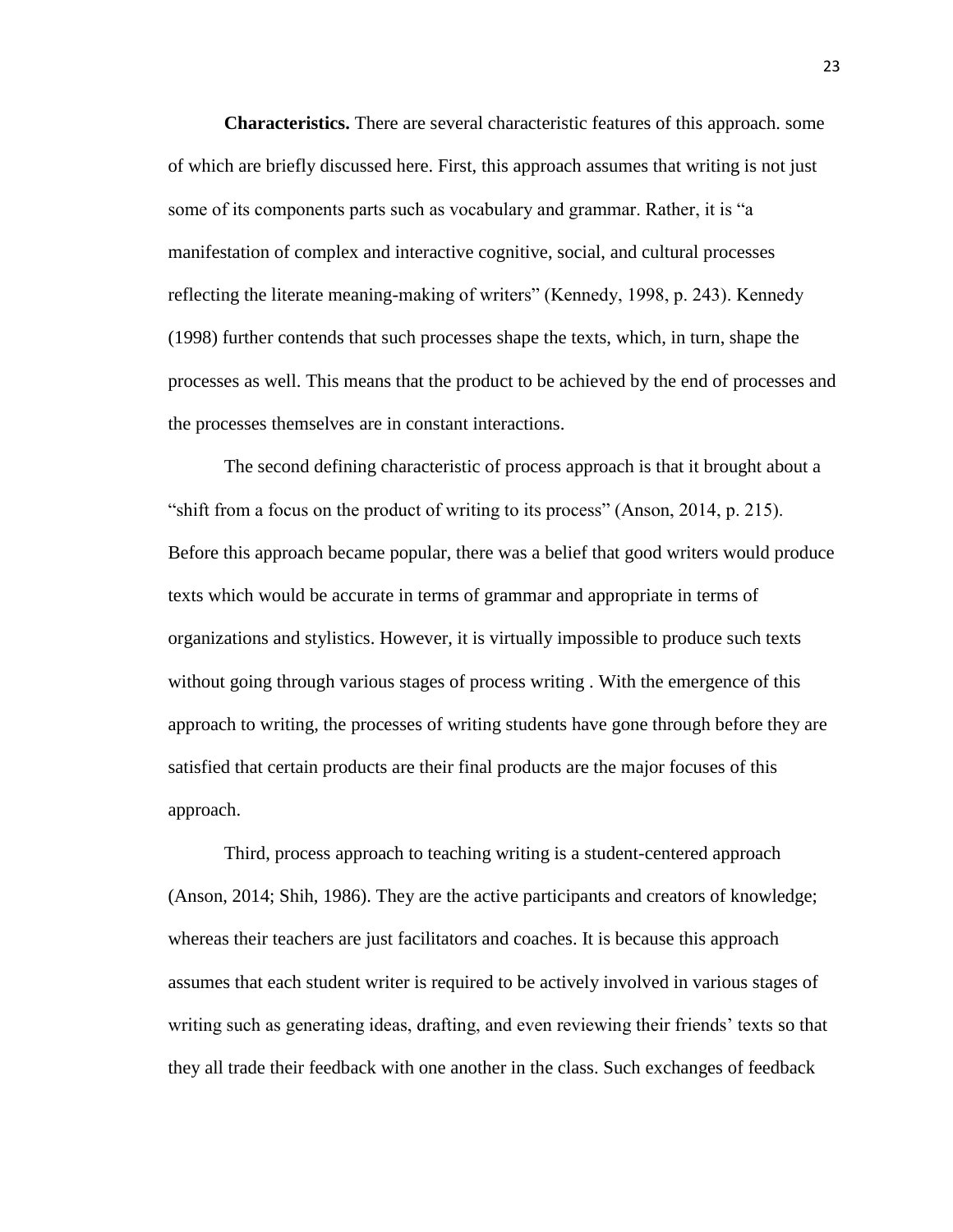**Characteristics.** There are several characteristic features of this approach. some of which are briefly discussed here. First, this approach assumes that writing is not just some of its components parts such as vocabulary and grammar. Rather, it is "a manifestation of complex and interactive cognitive, social, and cultural processes reflecting the literate meaning-making of writers" (Kennedy, 1998, p. 243). Kennedy (1998) further contends that such processes shape the texts, which, in turn, shape the processes as well. This means that the product to be achieved by the end of processes and the processes themselves are in constant interactions.

The second defining characteristic of process approach is that it brought about a "shift from a focus on the product of writing to its process" (Anson, 2014, p. 215). Before this approach became popular, there was a belief that good writers would produce texts which would be accurate in terms of grammar and appropriate in terms of organizations and stylistics. However, it is virtually impossible to produce such texts without going through various stages of process writing . With the emergence of this approach to writing, the processes of writing students have gone through before they are satisfied that certain products are their final products are the major focuses of this approach.

Third, process approach to teaching writing is a student-centered approach (Anson, 2014; Shih, 1986). They are the active participants and creators of knowledge; whereas their teachers are just facilitators and coaches. It is because this approach assumes that each student writer is required to be actively involved in various stages of writing such as generating ideas, drafting, and even reviewing their friends' texts so that they all trade their feedback with one another in the class. Such exchanges of feedback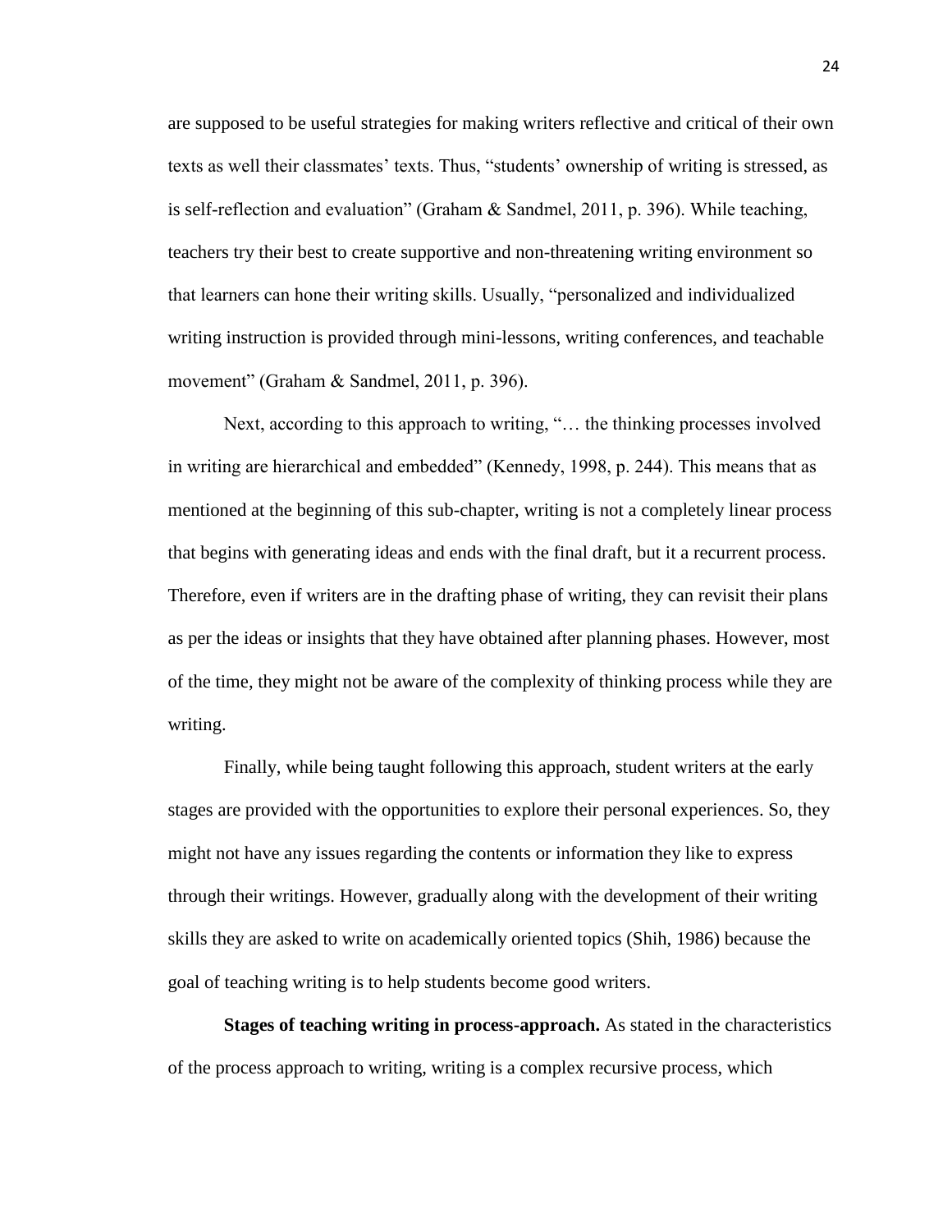are supposed to be useful strategies for making writers reflective and critical of their own texts as well their classmates' texts. Thus, "students' ownership of writing is stressed, as is self-reflection and evaluation" (Graham & Sandmel, 2011, p. 396). While teaching, teachers try their best to create supportive and non-threatening writing environment so that learners can hone their writing skills. Usually, "personalized and individualized writing instruction is provided through mini-lessons, writing conferences, and teachable movement" (Graham & Sandmel, 2011, p. 396).

Next, according to this approach to writing, "… the thinking processes involved in writing are hierarchical and embedded" (Kennedy, 1998, p. 244). This means that as mentioned at the beginning of this sub-chapter, writing is not a completely linear process that begins with generating ideas and ends with the final draft, but it a recurrent process. Therefore, even if writers are in the drafting phase of writing, they can revisit their plans as per the ideas or insights that they have obtained after planning phases. However, most of the time, they might not be aware of the complexity of thinking process while they are writing.

Finally, while being taught following this approach, student writers at the early stages are provided with the opportunities to explore their personal experiences. So, they might not have any issues regarding the contents or information they like to express through their writings. However, gradually along with the development of their writing skills they are asked to write on academically oriented topics (Shih, 1986) because the goal of teaching writing is to help students become good writers.

**Stages of teaching writing in process-approach.** As stated in the characteristics of the process approach to writing, writing is a complex recursive process, which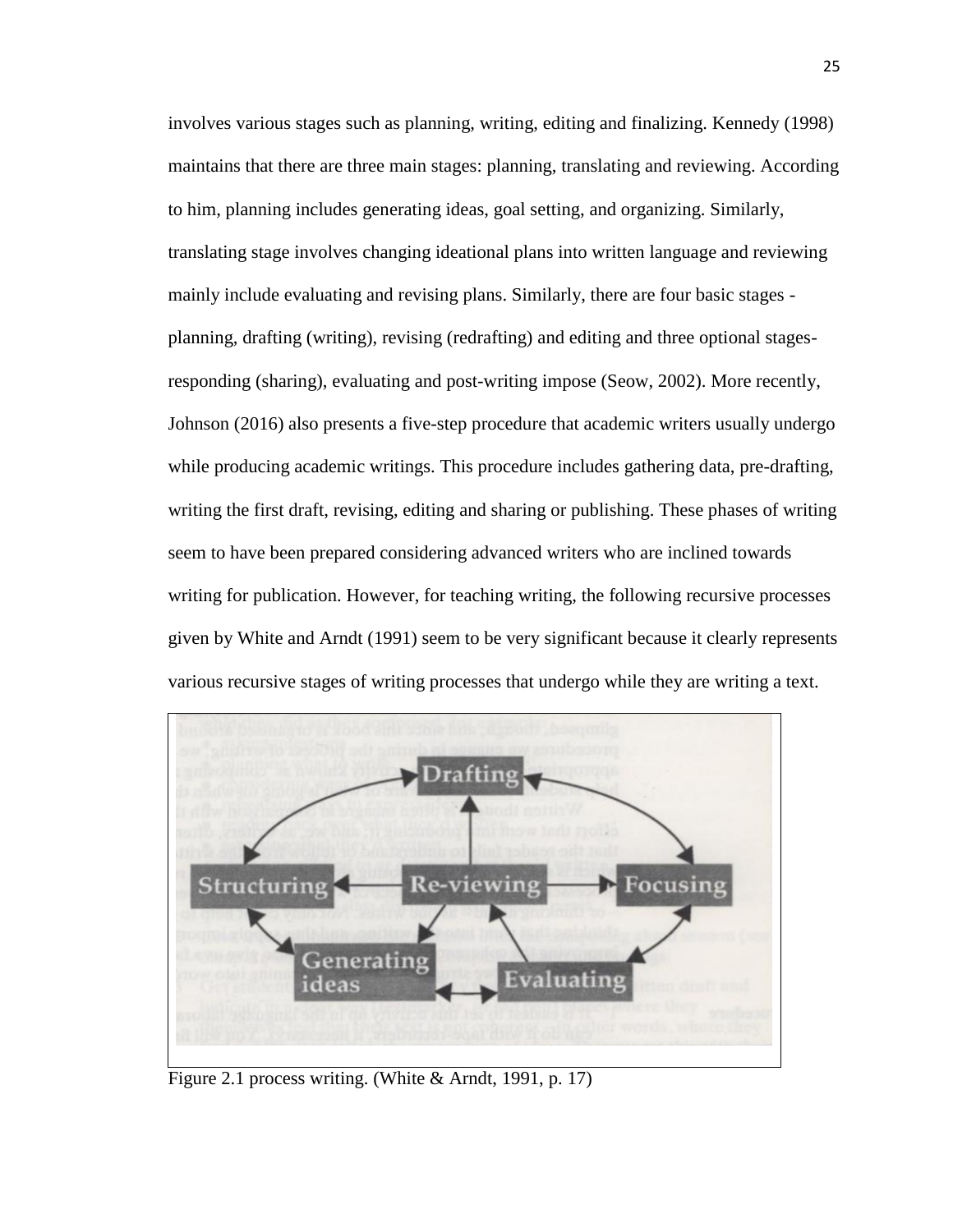involves various stages such as planning, writing, editing and finalizing. Kennedy (1998) maintains that there are three main stages: planning, translating and reviewing. According to him, planning includes generating ideas, goal setting, and organizing. Similarly, translating stage involves changing ideational plans into written language and reviewing mainly include evaluating and revising plans. Similarly, there are four basic stages - planning, drafting (writing), revising (redrafting) and editing and three optional stages- responding (sharing), evaluating and post-writing impose (Seow, 2002). More recently, Johnson (2016) also presents a five-step procedure that academic writers usually undergo while producing academic writings. This procedure includes gathering data, pre-drafting, writing the first draft, revising, editing and sharing or publishing. These phases of writing seem to have been prepared considering advanced writers who are inclined towards writing for publication. However, for teaching writing, the following recursive processes given by White and Arndt (1991) seem to be very significant because it clearly represents various recursive stages of writing processes that undergo while they are writing a text.

Figure 2.1 process writing. (White & Arndt, 1991, p. 17)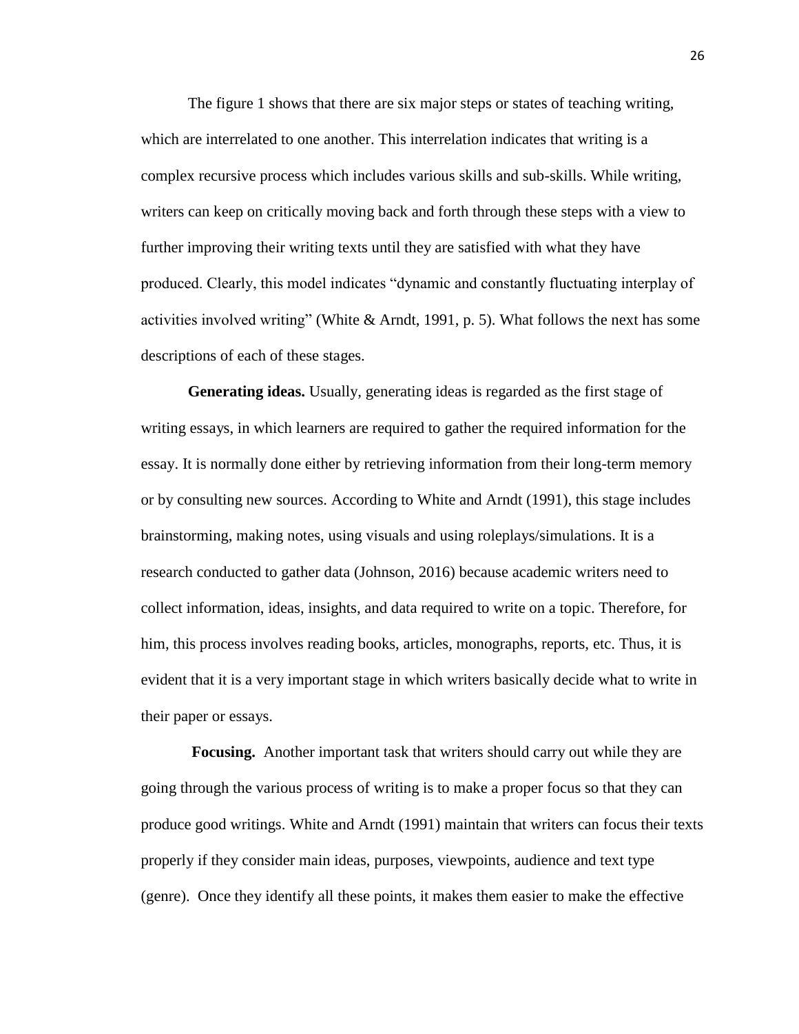The figure 1 shows that there are six major steps or states of teaching writing, which are interrelated to one another. This interrelation indicates that writing is a complex recursive process which includes various skills and sub-skills. While writing, writers can keep on critically moving back and forth through these steps with a view to further improving their writing texts until they are satisfied with what they have produced. Clearly, this model indicates "dynamic and constantly fluctuating interplay of activities involved writing" (White & Arndt, 1991, p. 5). What follows the next has some descriptions of each of these stages.

**Generating ideas.** Usually, generating ideas is regarded as the first stage of writing essays, in which learners are required to gather the required information for the essay. It is normally done either by retrieving information from their long-term memory or by consulting new sources. According to White and Arndt (1991), this stage includes brainstorming, making notes, using visuals and using roleplays/simulations. It is a research conducted to gather data (Johnson, 2016) because academic writers need to collect information, ideas, insights, and data required to write on a topic. Therefore, for him, this process involves reading books, articles, monographs, reports, etc. Thus, it is evident that it is a very important stage in which writers basically decide what to write in their paper or essays.

**Focusing.** Another important task that writers should carry out while they are going through the various process of writing is to make a proper focus so that they can produce good writings. White and Arndt (1991) maintain that writers can focus their texts properly if they consider main ideas, purposes, viewpoints, audience and text type (genre). Once they identify all these points, it makes them easier to make the effective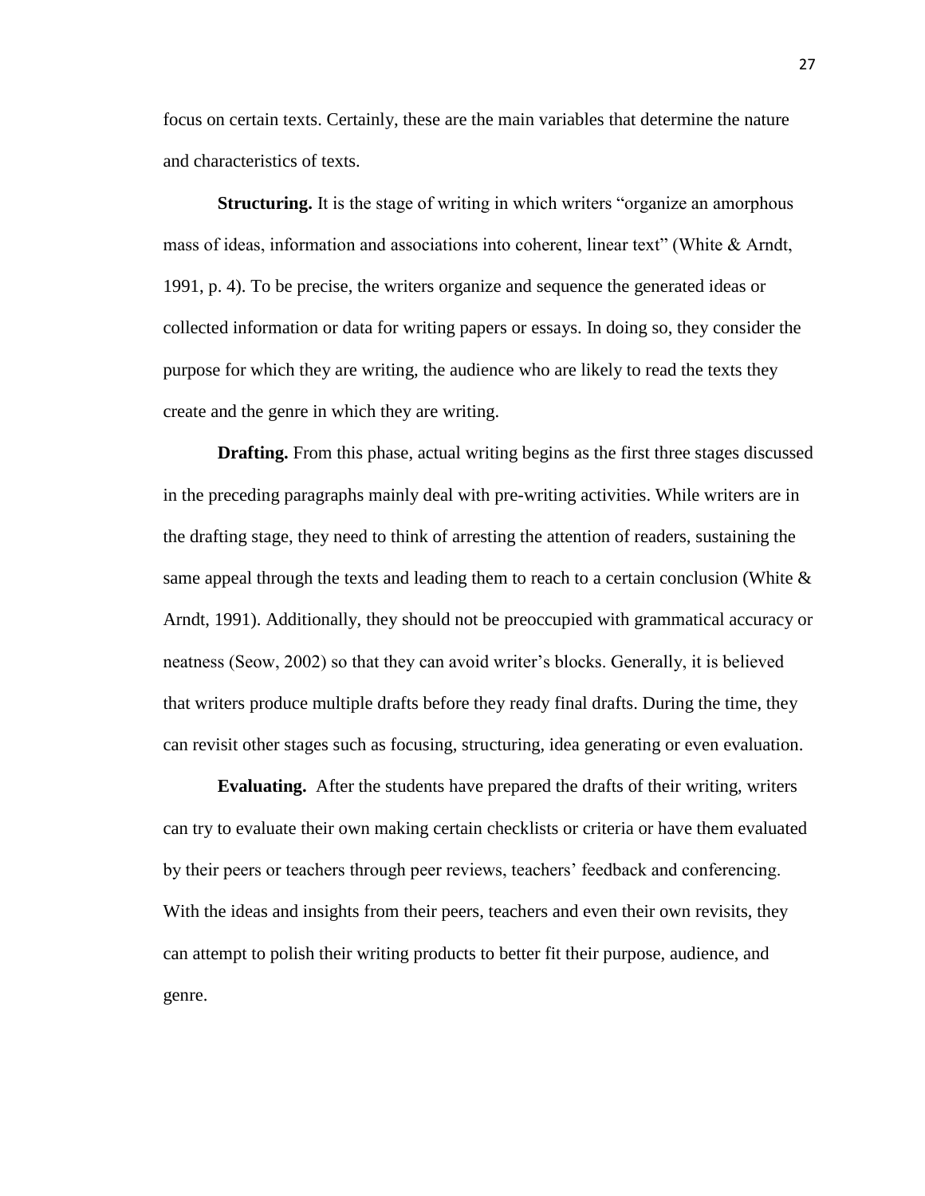focus on certain texts. Certainly, these are the main variables that determine the nature and characteristics of texts.

**Structuring.** It is the stage of writing in which writers "organize an amorphous mass of ideas, information and associations into coherent, linear text" (White & Arndt, 1991, p. 4). To be precise, the writers organize and sequence the generated ideas or collected information or data for writing papers or essays. In doing so, they consider the purpose for which they are writing, the audience who are likely to read the texts they create and the genre in which they are writing.

**Drafting.** From this phase, actual writing begins as the first three stages discussed in the preceding paragraphs mainly deal with pre-writing activities. While writers are in the drafting stage, they need to think of arresting the attention of readers, sustaining the same appeal through the texts and leading them to reach to a certain conclusion (White & Arndt, 1991). Additionally, they should not be preoccupied with grammatical accuracy or neatness (Seow, 2002) so that they can avoid writer's blocks. Generally, it is believed that writers produce multiple drafts before they ready final drafts. During the time, they can revisit other stages such as focusing, structuring, idea generating or even evaluation.

**Evaluating.** After the students have prepared the drafts of their writing, writers can try to evaluate their own making certain checklists or criteria or have them evaluated by their peers or teachers through peer reviews, teachers' feedback and conferencing. With the ideas and insights from their peers, teachers and even their own revisits, they can attempt to polish their writing products to better fit their purpose, audience, and genre.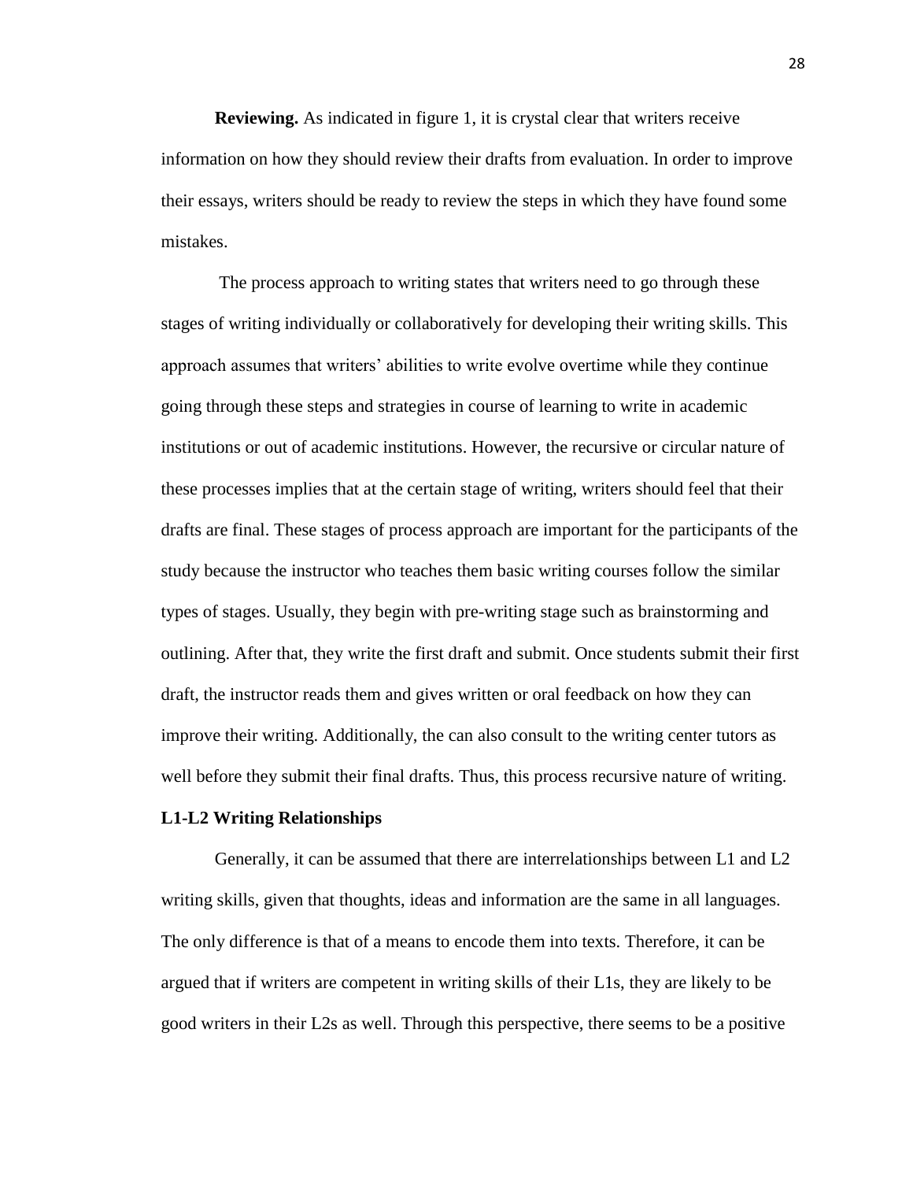**Reviewing.** As indicated in figure 1, it is crystal clear that writers receive information on how they should review their drafts from evaluation. In order to improve their essays, writers should be ready to review the steps in which they have found some mistakes.

The process approach to writing states that writers need to go through these stages of writing individually or collaboratively for developing their writing skills. This approach assumes that writers' abilities to write evolve overtime while they continue going through these steps and strategies in course of learning to write in academic institutions or out of academic institutions. However, the recursive or circular nature of these processes implies that at the certain stage of writing, writers should feel that their drafts are final. These stages of process approach are important for the participants of the study because the instructor who teaches them basic writing courses follow the similar types of stages. Usually, they begin with pre-writing stage such as brainstorming and outlining. After that, they write the first draft and submit. Once students submit their first draft, the instructor reads them and gives written or oral feedback on how they can improve their writing. Additionally, the can also consult to the writing center tutors as well before they submit their final drafts. Thus, this process recursive nature of writing.

## L1-L2 Writing Relationships

Generally, it can be assumed that there are interrelationships between L1 and L2 writing skills, given that thoughts, ideas and information are the same in all languages. The only difference is that of a means to encode them into texts. Therefore, it can be argued that if writers are competent in writing skills of their L1s, they are likely to be good writers in their L2s as well. Through this perspective, there seems to be a positive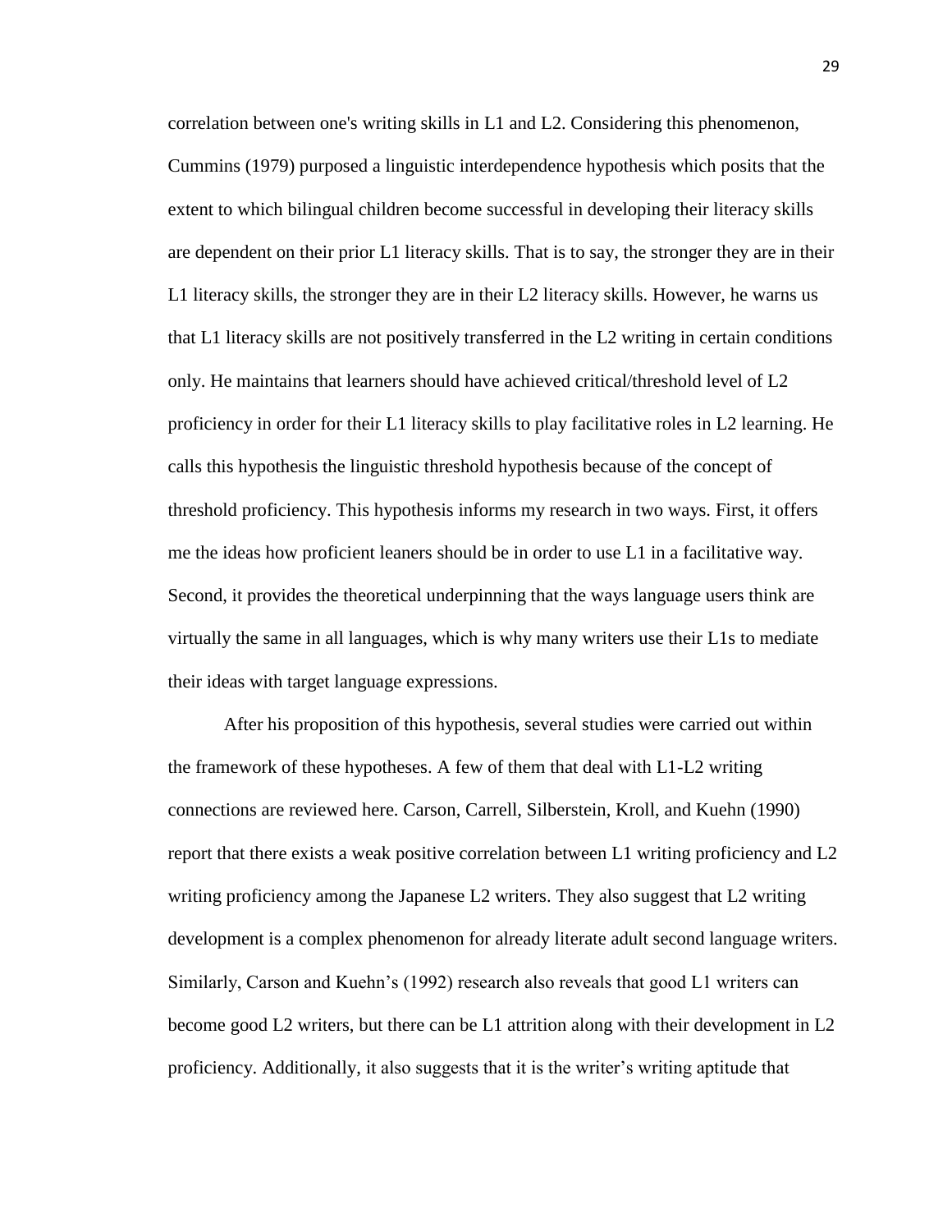correlation between one's writing skills in L1 and L2. Considering this phenomenon, Cummins (1979) purposed a linguistic interdependence hypothesis which posits that the extent to which bilingual children become successful in developing their literacy skills are dependent on their prior L1 literacy skills. That is to say, the stronger they are in their L1 literacy skills, the stronger they are in their L2 literacy skills. However, he warns us that L1 literacy skills are not positively transferred in the L2 writing in certain conditions only. He maintains that learners should have achieved critical/threshold level of L2 proficiency in order for their L1 literacy skills to play facilitative roles in L2 learning. He calls this hypothesis the linguistic threshold hypothesis because of the concept of threshold proficiency. This hypothesis informs my research in two ways. First, it offers me the ideas how proficient leaners should be in order to use L1 in a facilitative way. Second, it provides the theoretical underpinning that the ways language users think are virtually the same in all languages, which is why many writers use their L1s to mediate their ideas with target language expressions.

After his proposition of this hypothesis, several studies were carried out within the framework of these hypotheses. A few of them that deal with L1-L2 writing connections are reviewed here. Carson, Carrell, Silberstein, Kroll, and Kuehn (1990) report that there exists a weak positive correlation between L1 writing proficiency and L2 writing proficiency among the Japanese L2 writers. They also suggest that L2 writing development is a complex phenomenon for already literate adult second language writers. Similarly, Carson and Kuehn's (1992) research also reveals that good L1 writers can become good L2 writers, but there can be L1 attrition along with their development in L2 proficiency. Additionally, it also suggests that it is the writer's writing aptitude that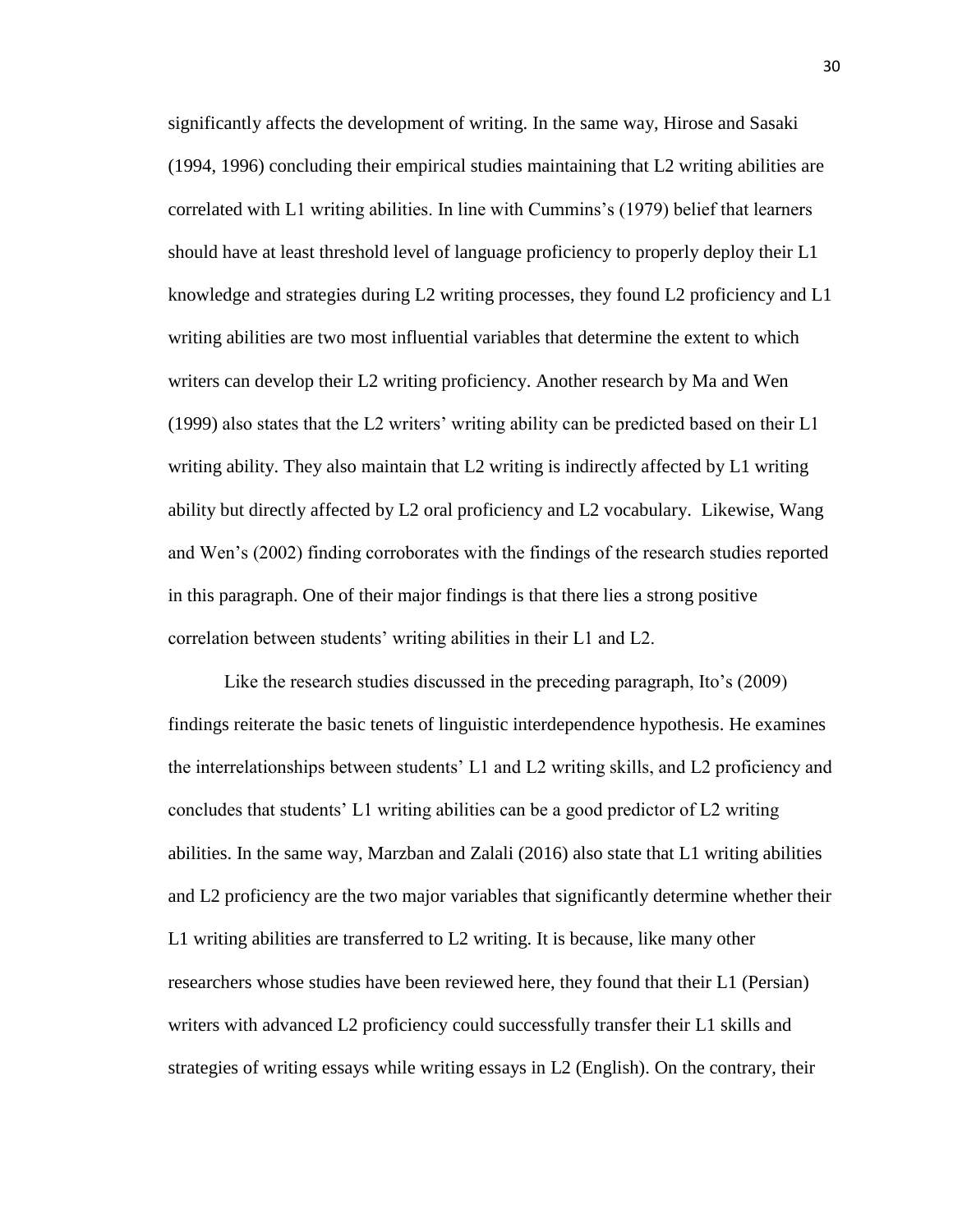significantly affects the development of writing. In the same way, Hirose and Sasaki (1994, 1996) concluding their empirical studies maintaining that L2 writing abilities are correlated with L1 writing abilities. In line with Cummins's (1979) belief that learners should have at least threshold level of language proficiency to properly deploy their L1 knowledge and strategies during L2 writing processes, they found L2 proficiency and L1 writing abilities are two most influential variables that determine the extent to which writers can develop their L2 writing proficiency. Another research by Ma and Wen (1999) also states that the L2 writers' writing ability can be predicted based on their L1 writing ability. They also maintain that L2 writing is indirectly affected by L1 writing ability but directly affected by L2 oral proficiency and L2 vocabulary. Likewise, Wang and Wen's (2002) finding corroborates with the findings of the research studies reported in this paragraph. One of their major findings is that there lies a strong positive correlation between students' writing abilities in their L1 and L2.

Like the research studies discussed in the preceding paragraph, Ito's (2009) findings reiterate the basic tenets of linguistic interdependence hypothesis. He examines the interrelationships between students' L1 and L2 writing skills, and L2 proficiency and concludes that students' L1 writing abilities can be a good predictor of L2 writing abilities. In the same way, Marzban and Zalali (2016) also state that L1 writing abilities and L2 proficiency are the two major variables that significantly determine whether their L1 writing abilities are transferred to L2 writing. It is because, like many other researchers whose studies have been reviewed here, they found that their L1 (Persian) writers with advanced L2 proficiency could successfully transfer their L1 skills and strategies of writing essays while writing essays in L2 (English). On the contrary, their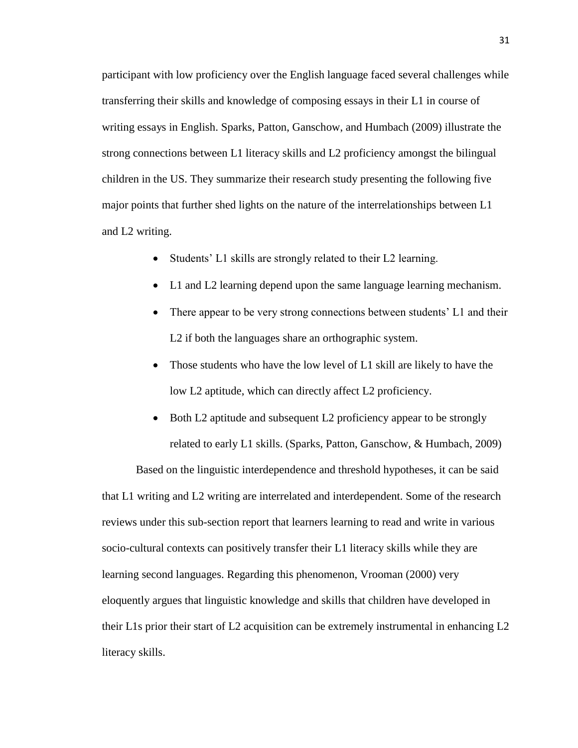participant with low proficiency over the English language faced several challenges while transferring their skills and knowledge of composing essays in their L1 in course of writing essays in English. Sparks, Patton, Ganschow, and Humbach (2009) illustrate the strong connections between L1 literacy skills and L2 proficiency amongst the bilingual children in the US. They summarize their research study presenting the following five major points that further shed lights on the nature of the interrelationships between L1 and L2 writing.

- Students' L1 skills are strongly related to their L2 learning.
- L1 and L2 learning depend upon the same language learning mechanism.
- There appear to be very strong connections between students' L1 and their L2 if both the languages share an orthographic system.
- Those students who have the low level of L1 skill are likely to have the low L2 aptitude, which can directly affect L2 proficiency.
- Both L2 aptitude and subsequent L2 proficiency appear to be strongly related to early L1 skills. (Sparks, Patton, Ganschow, & Humbach, 2009)

Based on the linguistic interdependence and threshold hypotheses, it can be said that L1 writing and L2 writing are interrelated and interdependent. Some of the research reviews under this sub-section report that learners learning to read and write in various socio-cultural contexts can positively transfer their L1 literacy skills while they are learning second languages. Regarding this phenomenon, Vrooman (2000) very eloquently argues that linguistic knowledge and skills that children have developed in their L1s prior their start of L2 acquisition can be extremely instrumental in enhancing L2 literacy skills.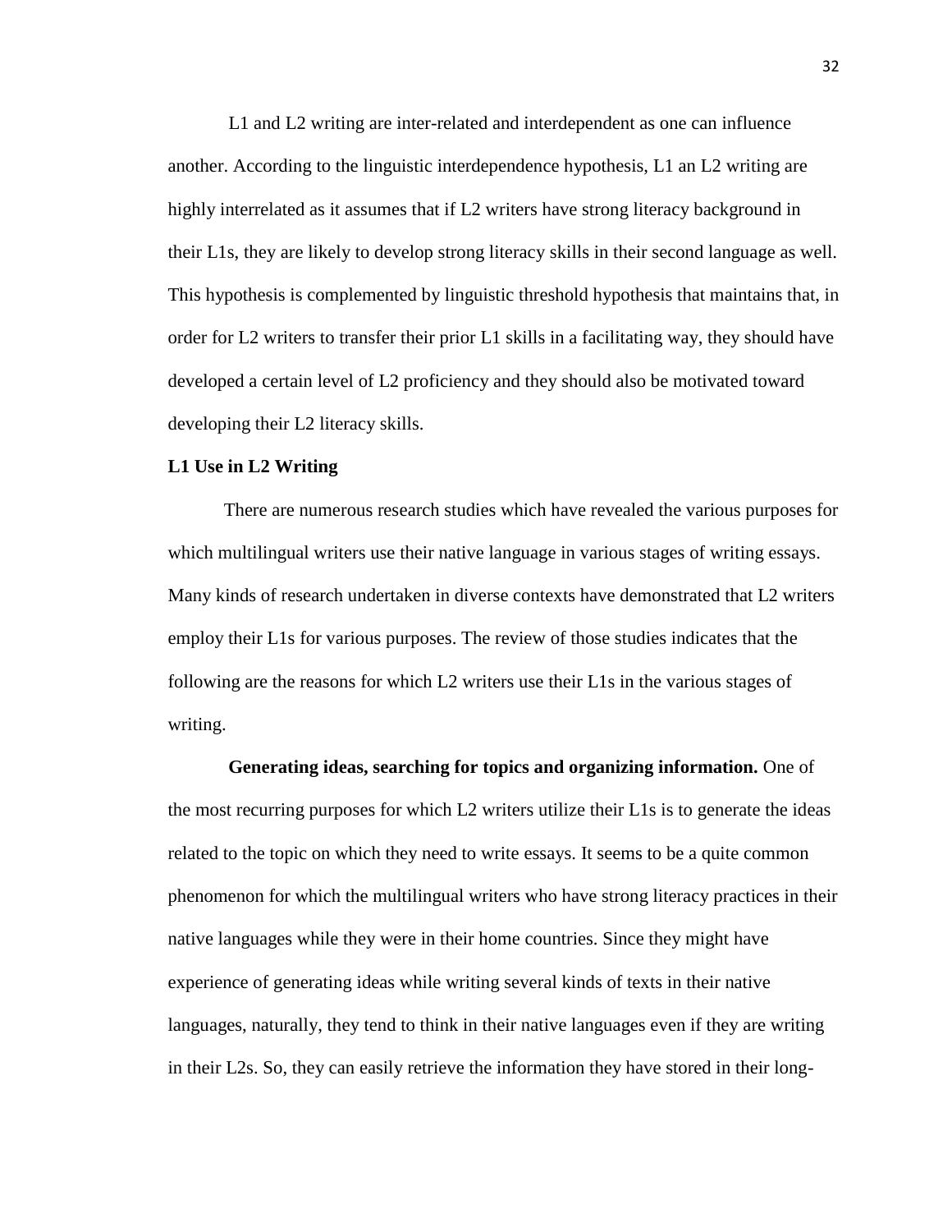L1 and L2 writing are inter-related and interdependent as one can influence another. According to the linguistic interdependence hypothesis, L1 an L2 writing are highly interrelated as it assumes that if L2 writers have strong literacy background in their L1s, they are likely to develop strong literacy skills in their second language as well. This hypothesis is complemented by linguistic threshold hypothesis that maintains that, in order for L2 writers to transfer their prior L1 skills in a facilitating way, they should have developed a certain level of L2 proficiency and they should also be motivated toward developing their L2 literacy skills.

**L1 Use in L2 Writing**

There are numerous research studies which have revealed the various purposes for which multilingual writers use their native language in various stages of writing essays. Many kinds of research undertaken in diverse contexts have demonstrated that L2 writers employ their L1s for various purposes. The review of those studies indicates that the following are the reasons for which L2 writers use their L1s in the various stages of writing.

**Generating ideas, searching for topics and organizing information.** One of the most recurring purposes for which L2 writers utilize their L1s is to generate the ideas related to the topic on which they need to write essays. It seems to be a quite common phenomenon for which the multilingual writers who have strong literacy practices in their native languages while they were in their home countries. Since they might have experience of generating ideas while writing several kinds of texts in their native languages, naturally, they tend to think in their native languages even if they are writing in their L2s. So, they can easily retrieve the information they have stored in their long-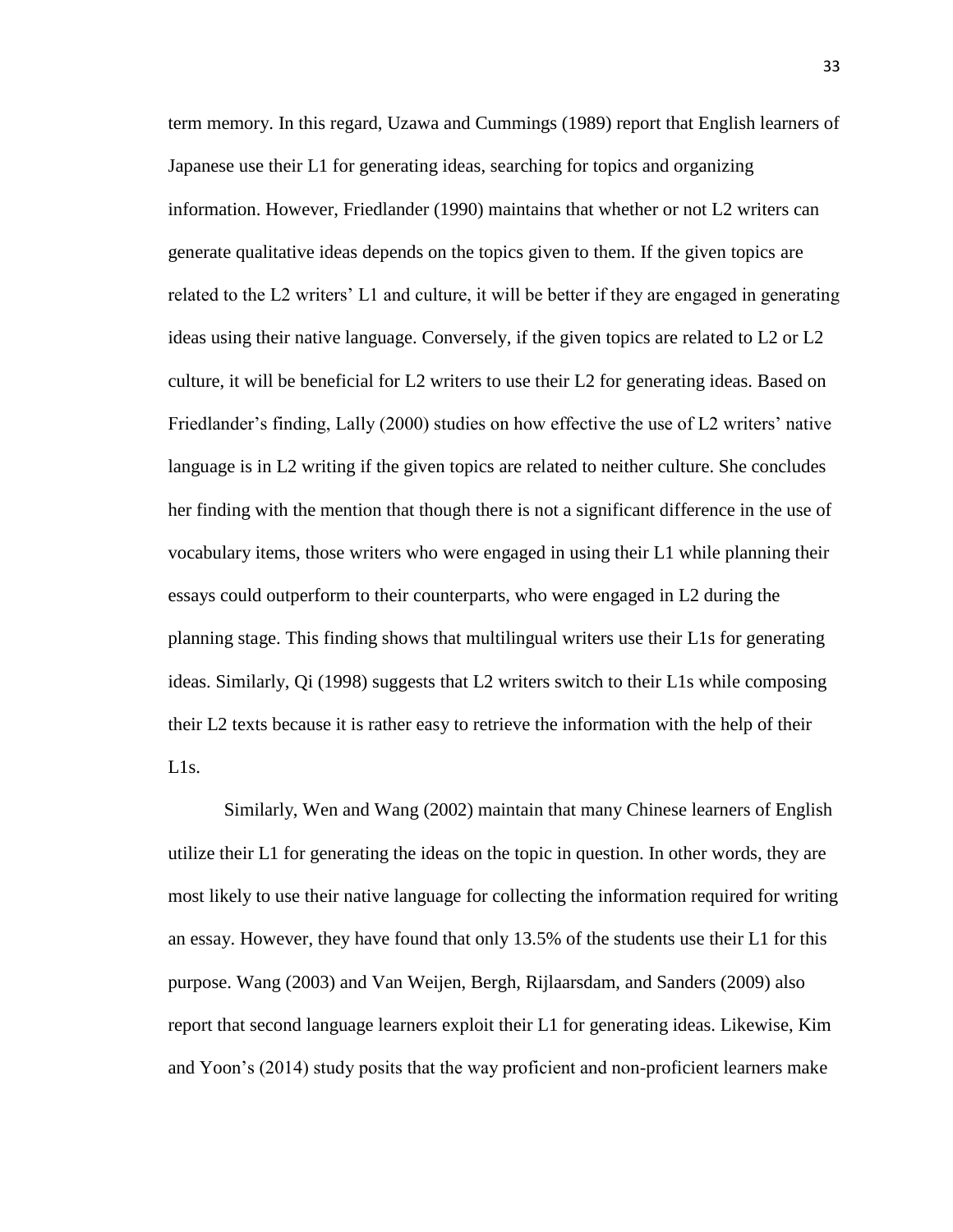term memory. In this regard, Uzawa and Cummings (1989) report that English learners of Japanese use their L1 for generating ideas, searching for topics and organizing information. However, Friedlander (1990) maintains that whether or not L2 writers can generate qualitative ideas depends on the topics given to them. If the given topics are related to the L2 writers' L1 and culture, it will be better if they are engaged in generating ideas using their native language. Conversely, if the given topics are related to L2 or L2 culture, it will be beneficial for L2 writers to use their L2 for generating ideas. Based on Friedlander's finding, Lally (2000) studies on how effective the use of L2 writers' native language is in L2 writing if the given topics are related to neither culture. She concludes her finding with the mention that though there is not a significant difference in the use of vocabulary items, those writers who were engaged in using their L1 while planning their essays could outperform to their counterparts, who were engaged in L2 during the planning stage. This finding shows that multilingual writers use their L1s for generating ideas. Similarly, Qi (1998) suggests that L2 writers switch to their L1s while composing their L2 texts because it is rather easy to retrieve the information with the help of their L1s.

Similarly, Wen and Wang (2002) maintain that many Chinese learners of English utilize their L1 for generating the ideas on the topic in question. In other words, they are most likely to use their native language for collecting the information required for writing an essay. However, they have found that only 13.5% of the students use their L1 for this purpose. Wang (2003) and Van Weijen, Bergh, Rijlaarsdam, and Sanders (2009) also report that second language learners exploit their L1 for generating ideas. Likewise, Kim and Yoon's (2014) study posits that the way proficient and non-proficient learners make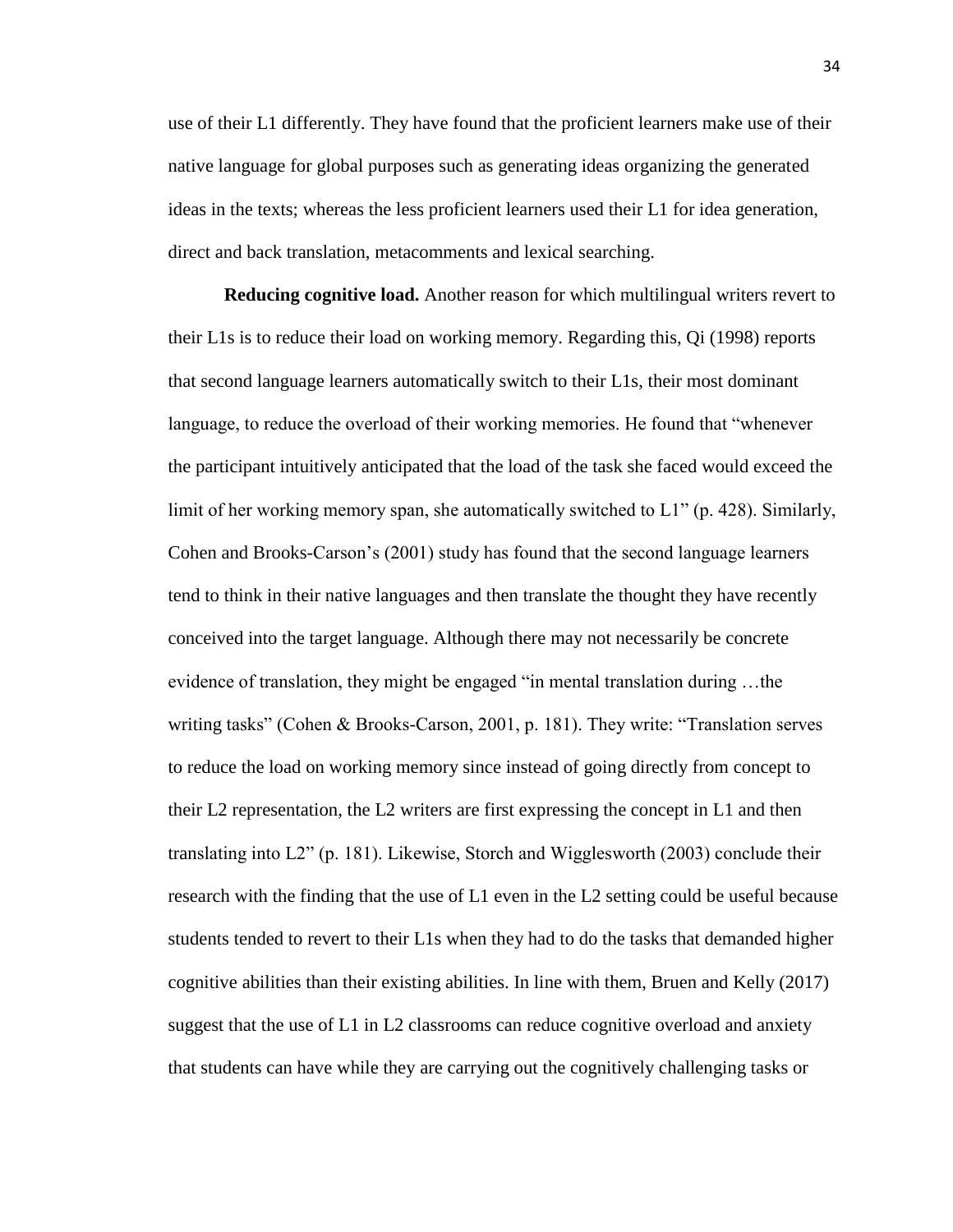use of their L1 differently. They have found that the proficient learners make use of their native language for global purposes such as generating ideas organizing the generated ideas in the texts; whereas the less proficient learners used their L1 for idea generation, direct and back translation, metacomments and lexical searching.

**Reducing cognitive load.** Another reason for which multilingual writers revert to their L1s is to reduce their load on working memory. Regarding this, Qi (1998) reports that second language learners automatically switch to their L1s, their most dominant language, to reduce the overload of their working memories. He found that "whenever the participant intuitively anticipated that the load of the task she faced would exceed the limit of her working memory span, she automatically switched to L1" (p. 428). Similarly, Cohen and Brooks-Carson's (2001) study has found that the second language learners tend to think in their native languages and then translate the thought they have recently conceived into the target language. Although there may not necessarily be concrete evidence of translation, they might be engaged "in mental translation during …the writing tasks" (Cohen & Brooks-Carson, 2001, p. 181). They write: "Translation serves to reduce the load on working memory since instead of going directly from concept to their L2 representation, the L2 writers are first expressing the concept in L1 and then translating into L2" (p. 181). Likewise, Storch and Wigglesworth (2003) conclude their research with the finding that the use of L1 even in the L2 setting could be useful because students tended to revert to their L1s when they had to do the tasks that demanded higher cognitive abilities than their existing abilities. In line with them, Bruen and Kelly (2017) suggest that the use of L1 in L2 classrooms can reduce cognitive overload and anxiety that students can have while they are carrying out the cognitively challenging tasks or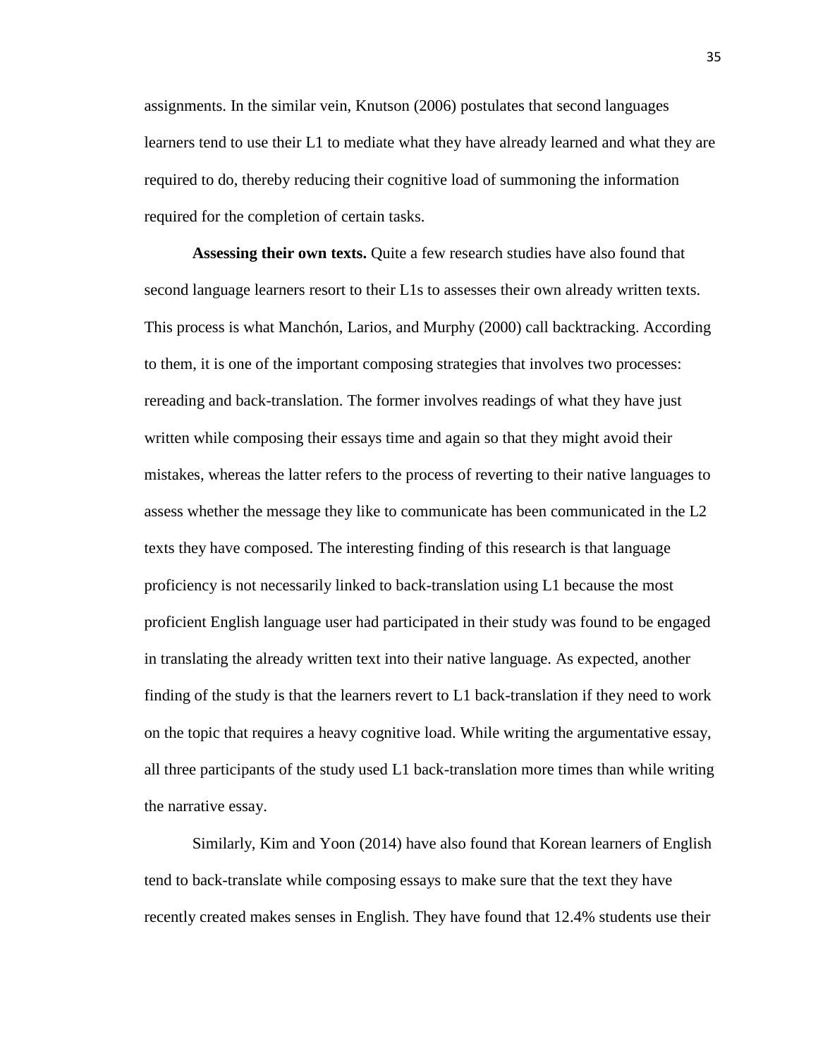assignments. In the similar vein, Knutson (2006) postulates that second languages learners tend to use their L1 to mediate what they have already learned and what they are required to do, thereby reducing their cognitive load of summoning the information required for the completion of certain tasks.

**Assessing their own texts.** Quite a few research studies have also found that second language learners resort to their L1s to assesses their own already written texts. This process is what Manchón, Larios, and Murphy (2000) call backtracking. According to them, it is one of the important composing strategies that involves two processes: rereading and back-translation. The former involves readings of what they have just written while composing their essays time and again so that they might avoid their mistakes, whereas the latter refers to the process of reverting to their native languages to assess whether the message they like to communicate has been communicated in the L2 texts they have composed. The interesting finding of this research is that language proficiency is not necessarily linked to back-translation using L1 because the most proficient English language user had participated in their study was found to be engaged in translating the already written text into their native language. As expected, another finding of the study is that the learners revert to L1 back-translation if they need to work on the topic that requires a heavy cognitive load. While writing the argumentative essay, all three participants of the study used L1 back-translation more times than while writing the narrative essay.

Similarly, Kim and Yoon (2014) have also found that Korean learners of English tend to back-translate while composing essays to make sure that the text they have recently created makes senses in English. They have found that 12.4% students use their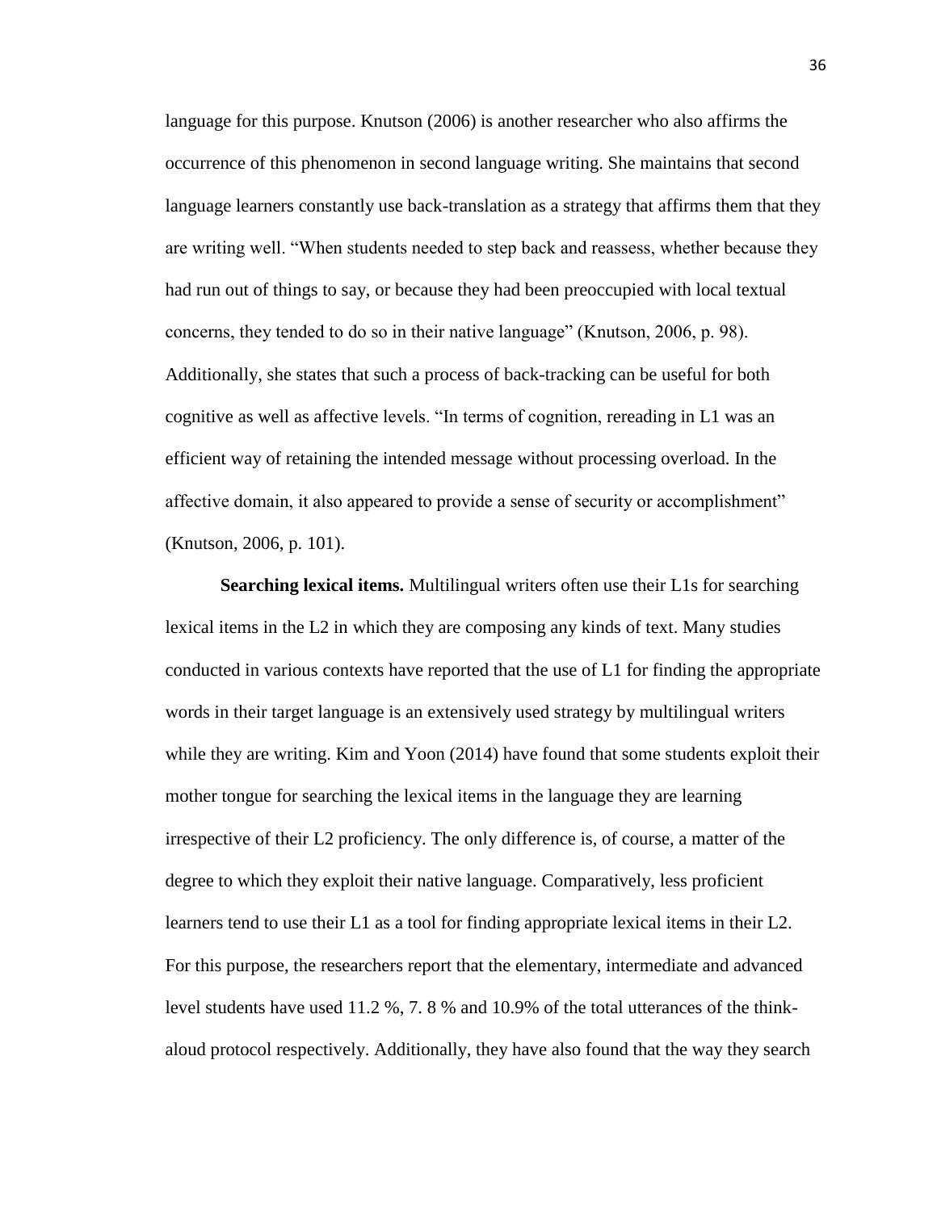language for this purpose. Knutson (2006) is another researcher who also affirms the occurrence of this phenomenon in second language writing. She maintains that second language learners constantly use back-translation as a strategy that affirms them that they are writing well. "When students needed to step back and reassess, whether because they had run out of things to say, or because they had been preoccupied with local textual concerns, they tended to do so in their native language" (Knutson, 2006, p. 98). Additionally, she states that such a process of back-tracking can be useful for both cognitive as well as affective levels. "In terms of cognition, rereading in L1 was an efficient way of retaining the intended message without processing overload. In the affective domain, it also appeared to provide a sense of security or accomplishment" (Knutson, 2006, p. 101).

**Searching lexical items.** Multilingual writers often use their L1s for searching lexical items in the L2 in which they are composing any kinds of text. Many studies conducted in various contexts have reported that the use of L1 for finding the appropriate words in their target language is an extensively used strategy by multilingual writers while they are writing. Kim and Yoon (2014) have found that some students exploit their mother tongue for searching the lexical items in the language they are learning irrespective of their L2 proficiency. The only difference is, of course, a matter of the degree to which they exploit their native language. Comparatively, less proficient learners tend to use their L1 as a tool for finding appropriate lexical items in their L2. For this purpose, the researchers report that the elementary, intermediate and advanced level students have used 11.2 %, 7. 8 % and 10.9% of the total utterances of the think-aloud protocol respectively. Additionally, they have also found that the way they search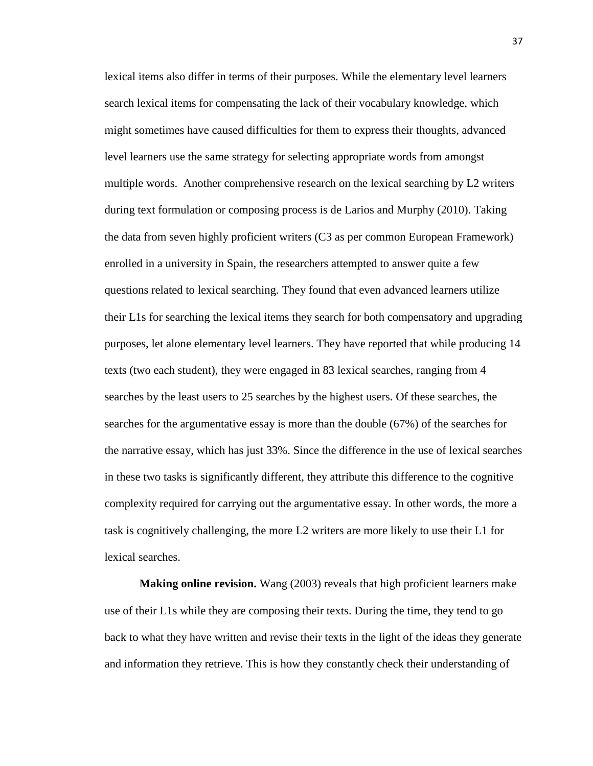lexical items also differ in terms of their purposes. While the elementary level learners search lexical items for compensating the lack of their vocabulary knowledge, which might sometimes have caused difficulties for them to express their thoughts, advanced level learners use the same strategy for selecting appropriate words from amongst multiple words. Another comprehensive research on the lexical searching by L2 writers during text formulation or composing process is de Larios and Murphy (2010). Taking the data from seven highly proficient writers (C3 as per common European Framework) enrolled in a university in Spain, the researchers attempted to answer quite a few questions related to lexical searching. They found that even advanced learners utilize their L1s for searching the lexical items they search for both compensatory and upgrading purposes, let alone elementary level learners. They have reported that while producing 14 texts (two each student), they were engaged in 83 lexical searches, ranging from 4 searches by the least users to 25 searches by the highest users. Of these searches, the searches for the argumentative essay is more than the double (67%) of the searches for the narrative essay, which has just 33%. Since the difference in the use of lexical searches in these two tasks is significantly different, they attribute this difference to the cognitive complexity required for carrying out the argumentative essay. In other words, the more a task is cognitively challenging, the more L2 writers are more likely to use their L1 for lexical searches.

**Making online revision.** Wang (2003) reveals that high proficient learners make use of their L1s while they are composing their texts. During the time, they tend to go back to what they have written and revise their texts in the light of the ideas they generate and information they retrieve. This is how they constantly check their understanding of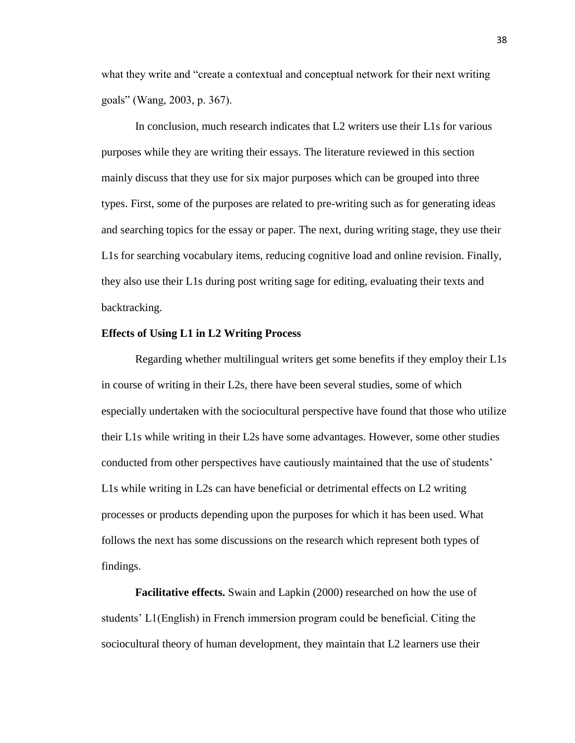what they write and "create a contextual and conceptual network for their next writing goals" (Wang, 2003, p. 367).

In conclusion, much research indicates that L2 writers use their L1s for various purposes while they are writing their essays. The literature reviewed in this section mainly discuss that they use for six major purposes which can be grouped into three types. First, some of the purposes are related to pre-writing such as for generating ideas and searching topics for the essay or paper. The next, during writing stage, they use their L1s for searching vocabulary items, reducing cognitive load and online revision. Finally, they also use their L1s during post writing sage for editing, evaluating their texts and backtracking.

### Effects of Using L1 in L2 Writing Process

Regarding whether multilingual writers get some benefits if they employ their L1s in course of writing in their L2s, there have been several studies, some of which especially undertaken with the sociocultural perspective have found that those who utilize their L1s while writing in their L2s have some advantages. However, some other studies conducted from other perspectives have cautiously maintained that the use of students' L1s while writing in L2s can have beneficial or detrimental effects on L2 writing processes or products depending upon the purposes for which it has been used. What follows the next has some discussions on the research which represent both types of findings.

**Facilitative effects.** Swain and Lapkin (2000) researched on how the use of students' L1(English) in French immersion program could be beneficial. Citing the sociocultural theory of human development, they maintain that L2 learners use their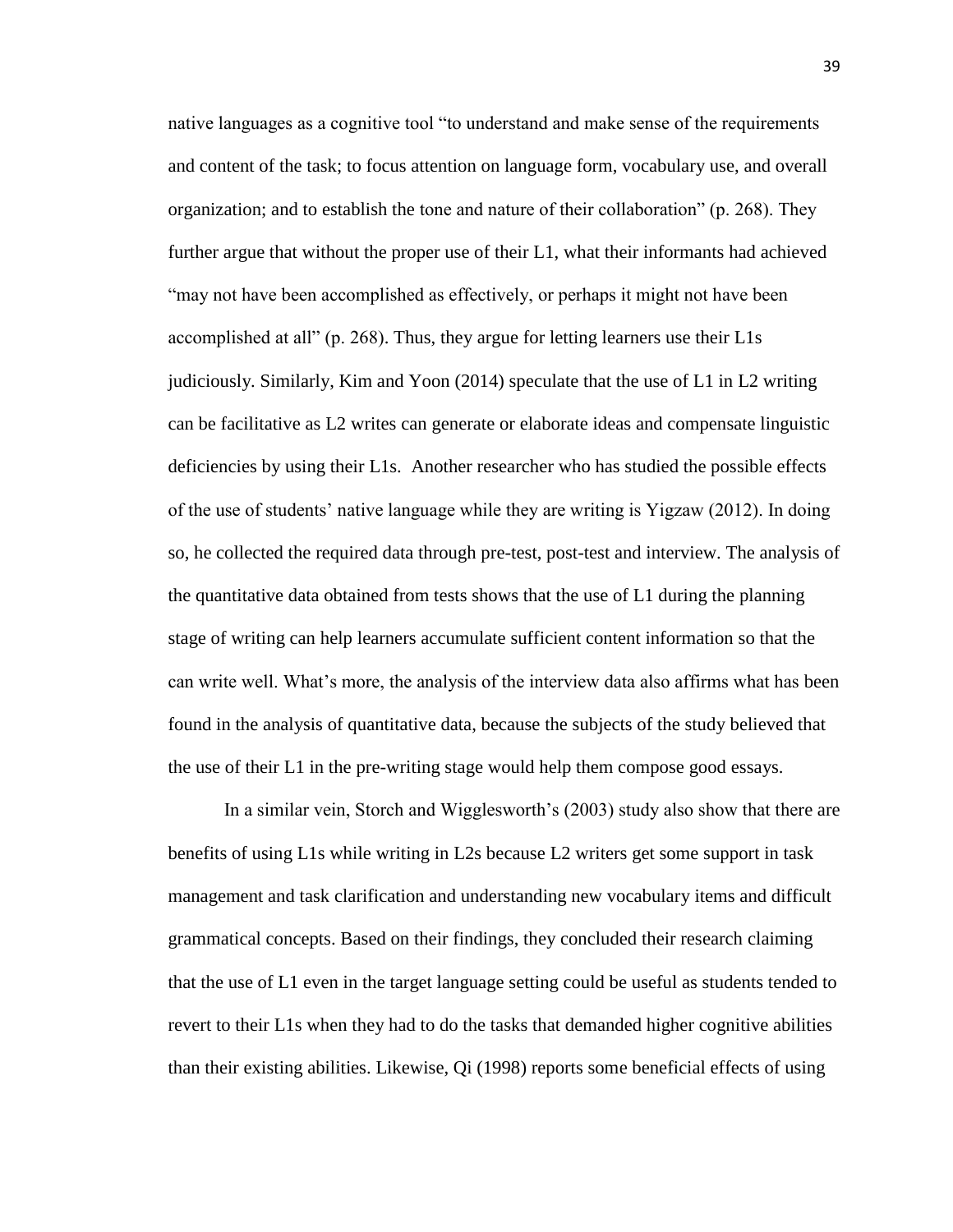native languages as a cognitive tool "to understand and make sense of the requirements and content of the task; to focus attention on language form, vocabulary use, and overall organization; and to establish the tone and nature of their collaboration" (p. 268). They further argue that without the proper use of their L1, what their informants had achieved "may not have been accomplished as effectively, or perhaps it might not have been accomplished at all" (p. 268). Thus, they argue for letting learners use their L1s judiciously. Similarly, Kim and Yoon (2014) speculate that the use of L1 in L2 writing can be facilitative as L2 writes can generate or elaborate ideas and compensate linguistic deficiencies by using their L1s.  Another researcher who has studied the possible effects of the use of students' native language while they are writing is Yigzaw (2012). In doing so, he collected the required data through pre-test, post-test and interview. The analysis of the quantitative data obtained from tests shows that the use of L1 during the planning stage of writing can help learners accumulate sufficient content information so that the can write well. What's more, the analysis of the interview data also affirms what has been found in the analysis of quantitative data, because the subjects of the study believed that the use of their L1 in the pre-writing stage would help them compose good essays.

In a similar vein, Storch and Wigglesworth's (2003) study also show that there are benefits of using L1s while writing in L2s because L2 writers get some support in task management and task clarification and understanding new vocabulary items and difficult grammatical concepts. Based on their findings, they concluded their research claiming that the use of L1 even in the target language setting could be useful as students tended to revert to their L1s when they had to do the tasks that demanded higher cognitive abilities than their existing abilities. Likewise, Qi (1998) reports some beneficial effects of using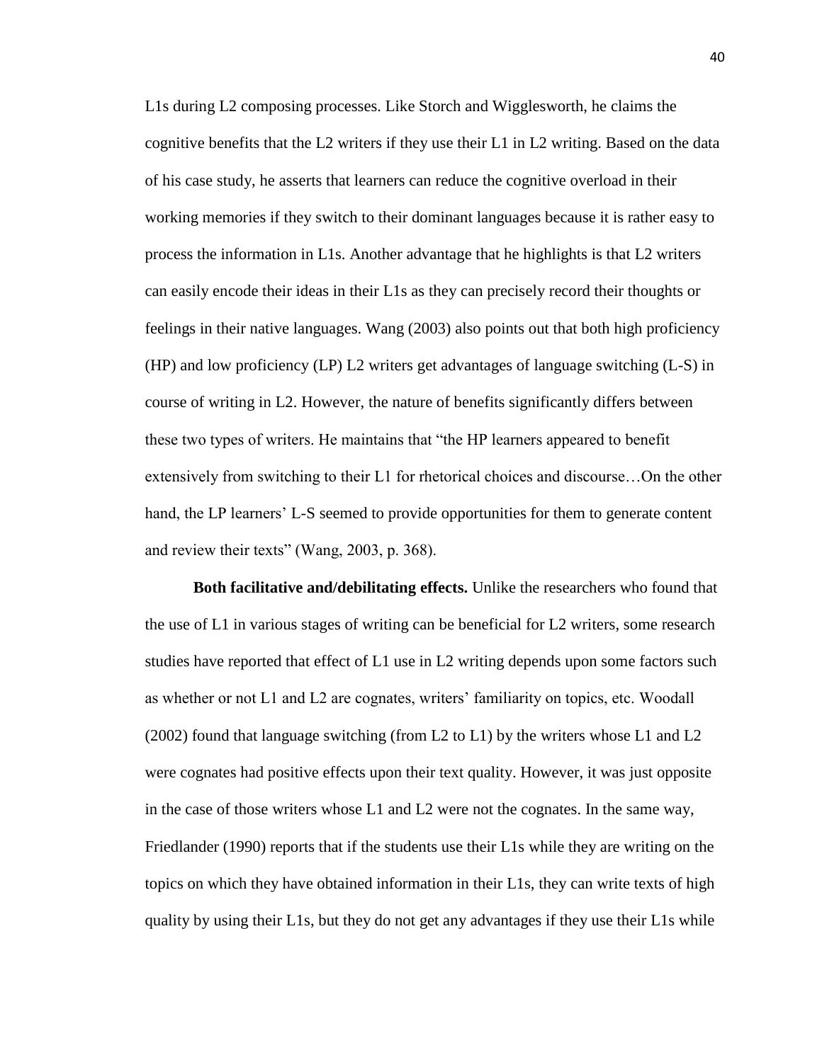L1s during L2 composing processes. Like Storch and Wigglesworth, he claims the cognitive benefits that the L2 writers if they use their L1 in L2 writing. Based on the data of his case study, he asserts that learners can reduce the cognitive overload in their working memories if they switch to their dominant languages because it is rather easy to process the information in L1s. Another advantage that he highlights is that L2 writers can easily encode their ideas in their L1s as they can precisely record their thoughts or feelings in their native languages. Wang (2003) also points out that both high proficiency (HP) and low proficiency (LP) L2 writers get advantages of language switching (L-S) in course of writing in L2. However, the nature of benefits significantly differs between these two types of writers. He maintains that "the HP learners appeared to benefit extensively from switching to their L1 for rhetorical choices and discourse…On the other hand, the LP learners' L-S seemed to provide opportunities for them to generate content and review their texts" (Wang, 2003, p. 368).

**Both facilitative and/debilitating effects.** Unlike the researchers who found that the use of L1 in various stages of writing can be beneficial for L2 writers, some research studies have reported that effect of L1 use in L2 writing depends upon some factors such as whether or not L1 and L2 are cognates, writers' familiarity on topics, etc. Woodall (2002) found that language switching (from L2 to L1) by the writers whose L1 and L2 were cognates had positive effects upon their text quality. However, it was just opposite in the case of those writers whose L1 and L2 were not the cognates. In the same way, Friedlander (1990) reports that if the students use their L1s while they are writing on the topics on which they have obtained information in their L1s, they can write texts of high quality by using their L1s, but they do not get any advantages if they use their L1s while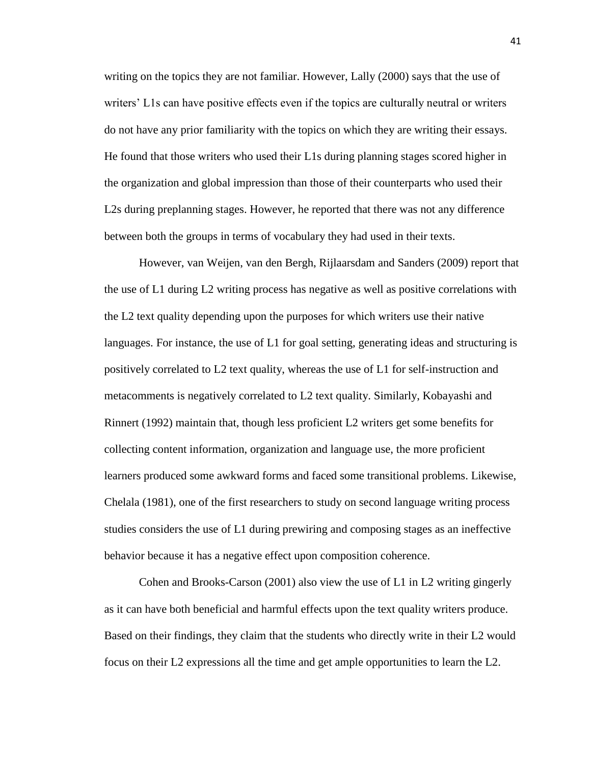writing on the topics they are not familiar. However, Lally (2000) says that the use of writers' L1s can have positive effects even if the topics are culturally neutral or writers do not have any prior familiarity with the topics on which they are writing their essays. He found that those writers who used their L1s during planning stages scored higher in the organization and global impression than those of their counterparts who used their L2s during preplanning stages. However, he reported that there was not any difference between both the groups in terms of vocabulary they had used in their texts.

However, van Weijen, van den Bergh, Rijlaarsdam and Sanders (2009) report that the use of L1 during L2 writing process has negative as well as positive correlations with the L2 text quality depending upon the purposes for which writers use their native languages. For instance, the use of L1 for goal setting, generating ideas and structuring is positively correlated to L2 text quality, whereas the use of L1 for self-instruction and metacomments is negatively correlated to L2 text quality. Similarly, Kobayashi and Rinnert (1992) maintain that, though less proficient L2 writers get some benefits for collecting content information, organization and language use, the more proficient learners produced some awkward forms and faced some transitional problems. Likewise, Chelala (1981), one of the first researchers to study on second language writing process studies considers the use of L1 during prewiring and composing stages as an ineffective behavior because it has a negative effect upon composition coherence.

Cohen and Brooks-Carson (2001) also view the use of L1 in L2 writing gingerly as it can have both beneficial and harmful effects upon the text quality writers produce. Based on their findings, they claim that the students who directly write in their L2 would focus on their L2 expressions all the time and get ample opportunities to learn the L2.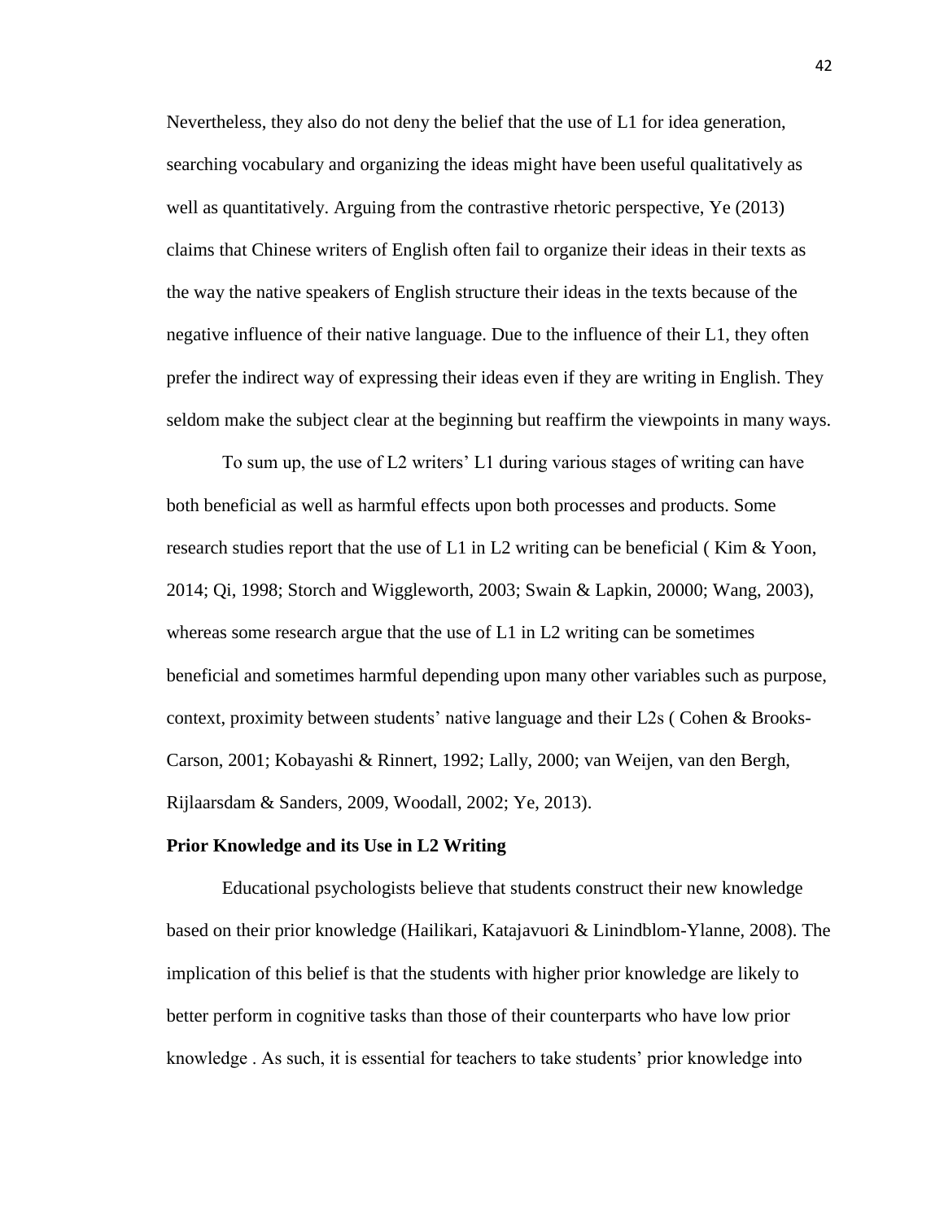Nevertheless, they also do not deny the belief that the use of L1 for idea generation, searching vocabulary and organizing the ideas might have been useful qualitatively as well as quantitatively. Arguing from the contrastive rhetoric perspective, Ye (2013) claims that Chinese writers of English often fail to organize their ideas in their texts as the way the native speakers of English structure their ideas in the texts because of the negative influence of their native language. Due to the influence of their L1, they often prefer the indirect way of expressing their ideas even if they are writing in English. They seldom make the subject clear at the beginning but reaffirm the viewpoints in many ways.

To sum up, the use of L2 writers' L1 during various stages of writing can have both beneficial as well as harmful effects upon both processes and products. Some research studies report that the use of L1 in L2 writing can be beneficial ( Kim & Yoon, 2014; Qi, 1998; Storch and Wiggleworth, 2003; Swain & Lapkin, 20000; Wang, 2003), whereas some research argue that the use of L1 in L2 writing can be sometimes beneficial and sometimes harmful depending upon many other variables such as purpose, context, proximity between students' native language and their L2s ( Cohen & Brooks-Carson, 2001; Kobayashi & Rinnert, 1992; Lally, 2000; van Weijen, van den Bergh, Rijlaarsdam & Sanders, 2009, Woodall, 2002; Ye, 2013).

**Prior Knowledge and its Use in L2 Writing**

Educational psychologists believe that students construct their new knowledge based on their prior knowledge (Hailikari, Katajavuori & Linindblom-Ylanne, 2008). The implication of this belief is that the students with higher prior knowledge are likely to better perform in cognitive tasks than those of their counterparts who have low prior knowledge . As such, it is essential for teachers to take students' prior knowledge into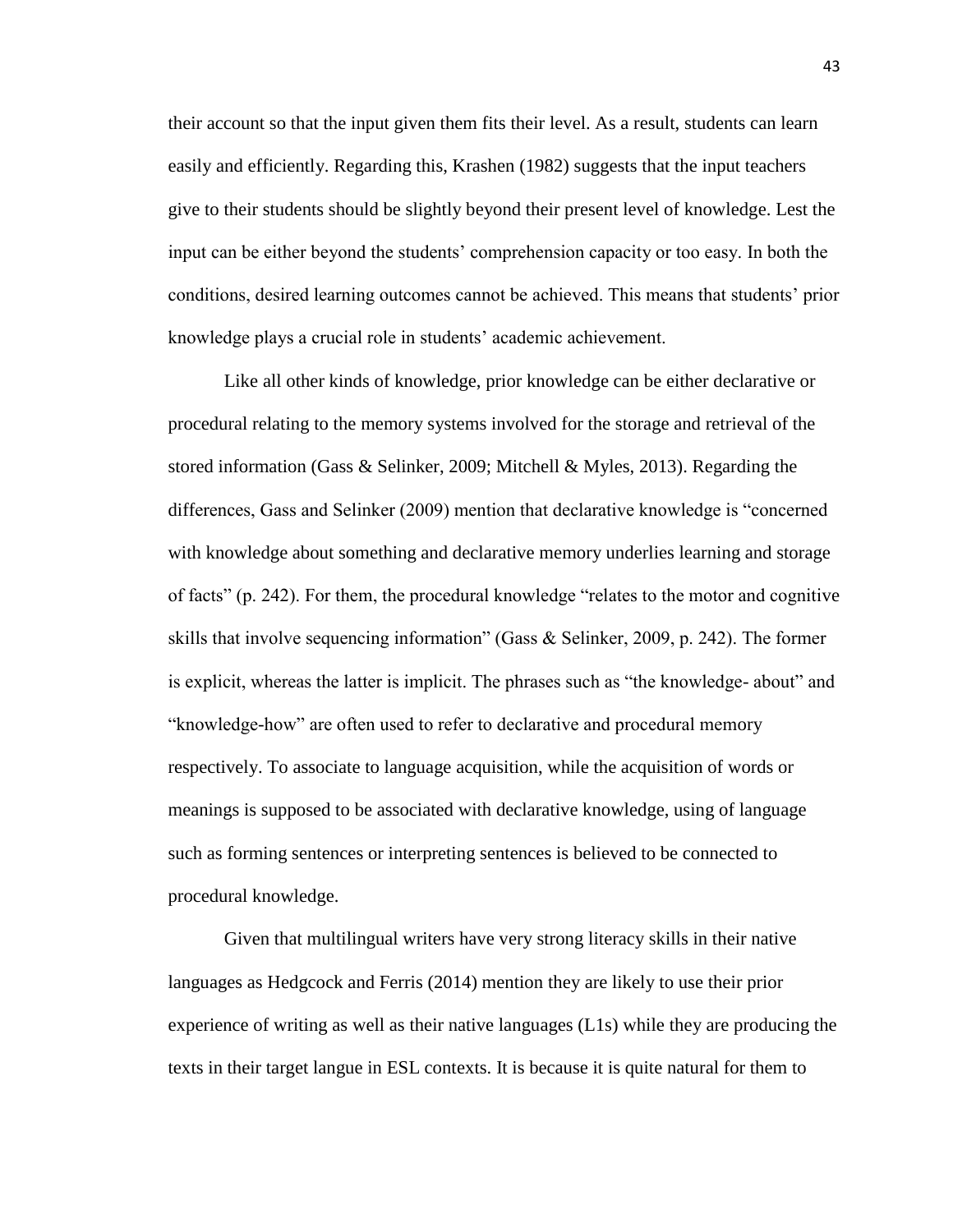their account so that the input given them fits their level. As a result, students can learn easily and efficiently. Regarding this, Krashen (1982) suggests that the input teachers give to their students should be slightly beyond their present level of knowledge. Lest the input can be either beyond the students' comprehension capacity or too easy. In both the conditions, desired learning outcomes cannot be achieved. This means that students' prior knowledge plays a crucial role in students' academic achievement.

Like all other kinds of knowledge, prior knowledge can be either declarative or procedural relating to the memory systems involved for the storage and retrieval of the stored information (Gass & Selinker, 2009; Mitchell & Myles, 2013). Regarding the differences, Gass and Selinker (2009) mention that declarative knowledge is "concerned with knowledge about something and declarative memory underlies learning and storage of facts" (p. 242). For them, the procedural knowledge "relates to the motor and cognitive skills that involve sequencing information" (Gass & Selinker, 2009, p. 242). The former is explicit, whereas the latter is implicit. The phrases such as "the knowledge- about" and "knowledge-how" are often used to refer to declarative and procedural memory respectively. To associate to language acquisition, while the acquisition of words or meanings is supposed to be associated with declarative knowledge, using of language such as forming sentences or interpreting sentences is believed to be connected to procedural knowledge.

Given that multilingual writers have very strong literacy skills in their native languages as Hedgcock and Ferris (2014) mention they are likely to use their prior experience of writing as well as their native languages (L1s) while they are producing the texts in their target langue in ESL contexts. It is because it is quite natural for them to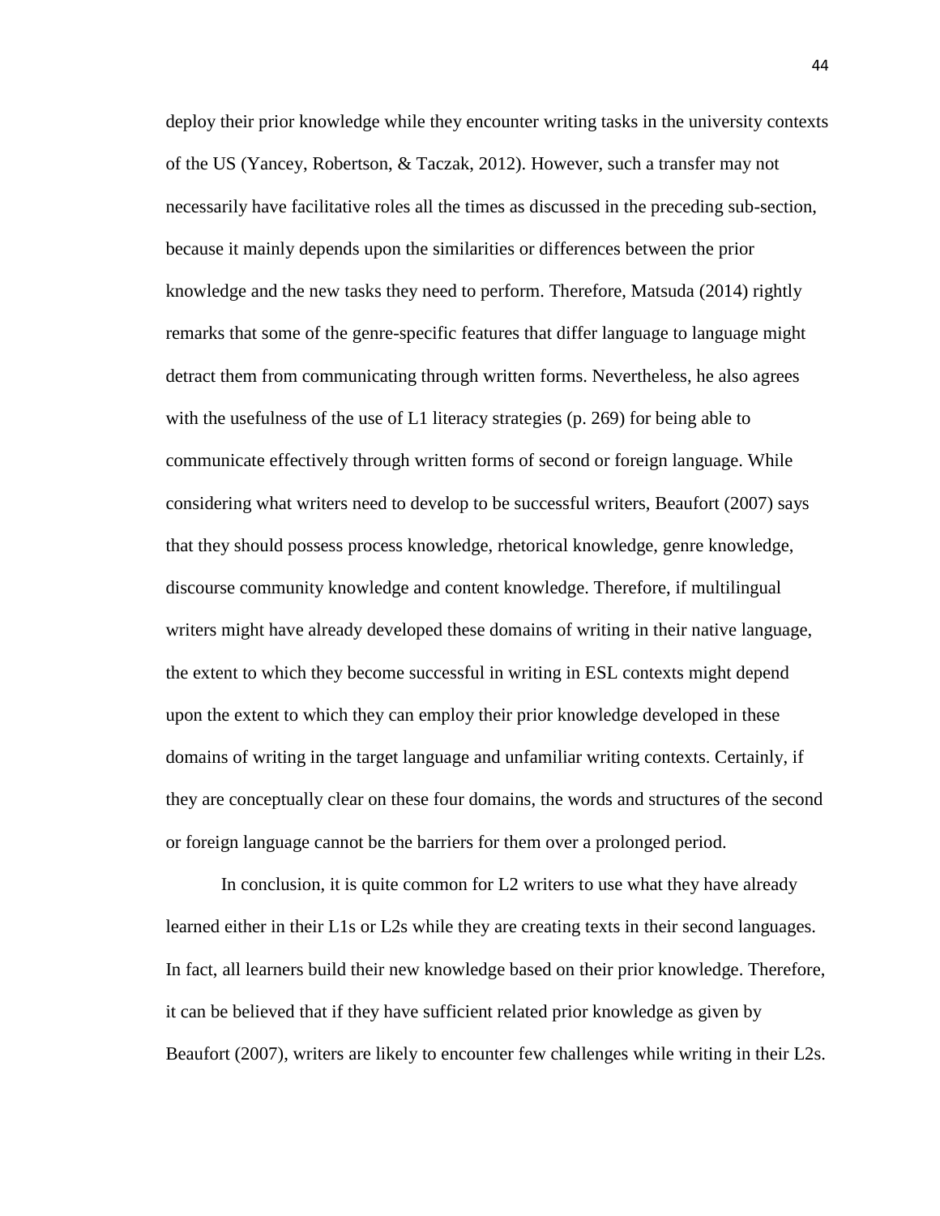deploy their prior knowledge while they encounter writing tasks in the university contexts of the US (Yancey, Robertson, & Taczak, 2012). However, such a transfer may not necessarily have facilitative roles all the times as discussed in the preceding sub-section, because it mainly depends upon the similarities or differences between the prior knowledge and the new tasks they need to perform. Therefore, Matsuda (2014) rightly remarks that some of the genre-specific features that differ language to language might detract them from communicating through written forms. Nevertheless, he also agrees with the usefulness of the use of L1 literacy strategies (p. 269) for being able to communicate effectively through written forms of second or foreign language. While considering what writers need to develop to be successful writers, Beaufort (2007) says that they should possess process knowledge, rhetorical knowledge, genre knowledge, discourse community knowledge and content knowledge. Therefore, if multilingual writers might have already developed these domains of writing in their native language, the extent to which they become successful in writing in ESL contexts might depend upon the extent to which they can employ their prior knowledge developed in these domains of writing in the target language and unfamiliar writing contexts. Certainly, if they are conceptually clear on these four domains, the words and structures of the second or foreign language cannot be the barriers for them over a prolonged period.

In conclusion, it is quite common for L2 writers to use what they have already learned either in their L1s or L2s while they are creating texts in their second languages. In fact, all learners build their new knowledge based on their prior knowledge. Therefore, it can be believed that if they have sufficient related prior knowledge as given by Beaufort (2007), writers are likely to encounter few challenges while writing in their L2s.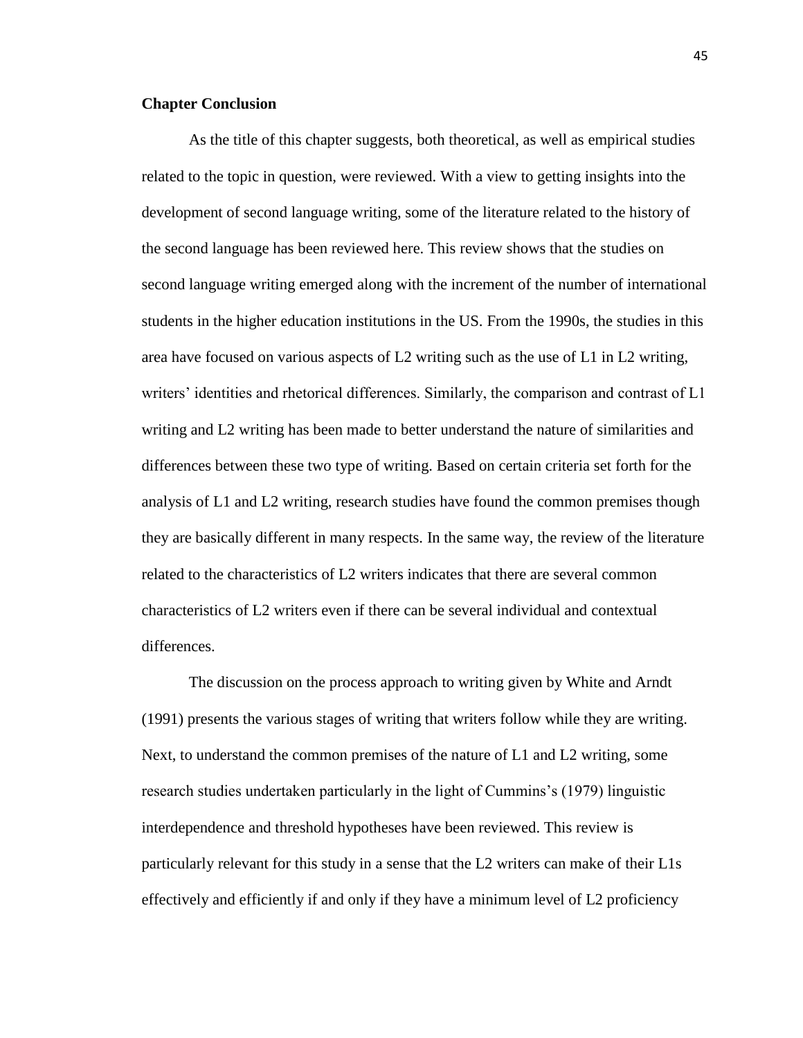**Chapter Conclusion**

As the title of this chapter suggests, both theoretical, as well as empirical studies related to the topic in question, were reviewed. With a view to getting insights into the development of second language writing, some of the literature related to the history of the second language has been reviewed here. This review shows that the studies on second language writing emerged along with the increment of the number of international students in the higher education institutions in the US. From the 1990s, the studies in this area have focused on various aspects of L2 writing such as the use of L1 in L2 writing, writers' identities and rhetorical differences. Similarly, the comparison and contrast of L1 writing and L2 writing has been made to better understand the nature of similarities and differences between these two type of writing. Based on certain criteria set forth for the analysis of L1 and L2 writing, research studies have found the common premises though they are basically different in many respects. In the same way, the review of the literature related to the characteristics of L2 writers indicates that there are several common characteristics of L2 writers even if there can be several individual and contextual differences.

The discussion on the process approach to writing given by White and Arndt (1991) presents the various stages of writing that writers follow while they are writing. Next, to understand the common premises of the nature of L1 and L2 writing, some research studies undertaken particularly in the light of Cummins's (1979) linguistic interdependence and threshold hypotheses have been reviewed. This review is particularly relevant for this study in a sense that the L2 writers can make of their L1s effectively and efficiently if and only if they have a minimum level of L2 proficiency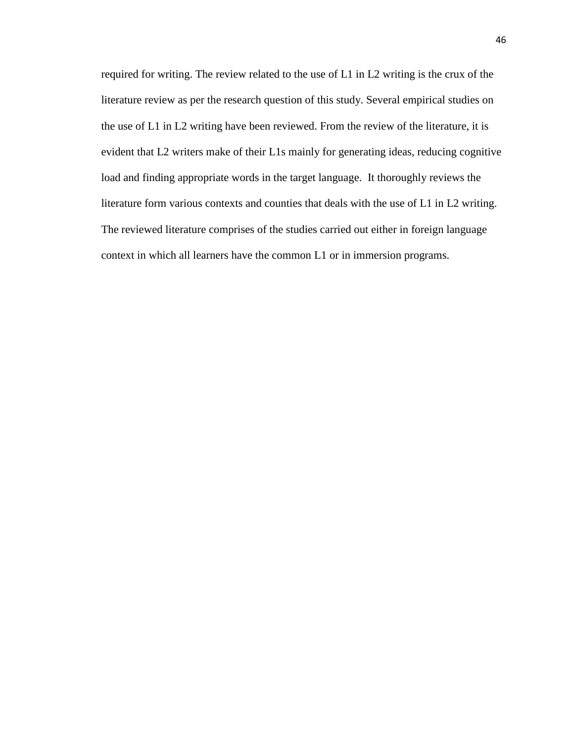required for writing. The review related to the use of L1 in L2 writing is the crux of the literature review as per the research question of this study. Several empirical studies on the use of L1 in L2 writing have been reviewed. From the review of the literature, it is evident that L2 writers make of their L1s mainly for generating ideas, reducing cognitive load and finding appropriate words in the target language. It thoroughly reviews the literature form various contexts and counties that deals with the use of L1 in L2 writing. The reviewed literature comprises of the studies carried out either in foreign language context in which all learners have the common L1 or in immersion programs.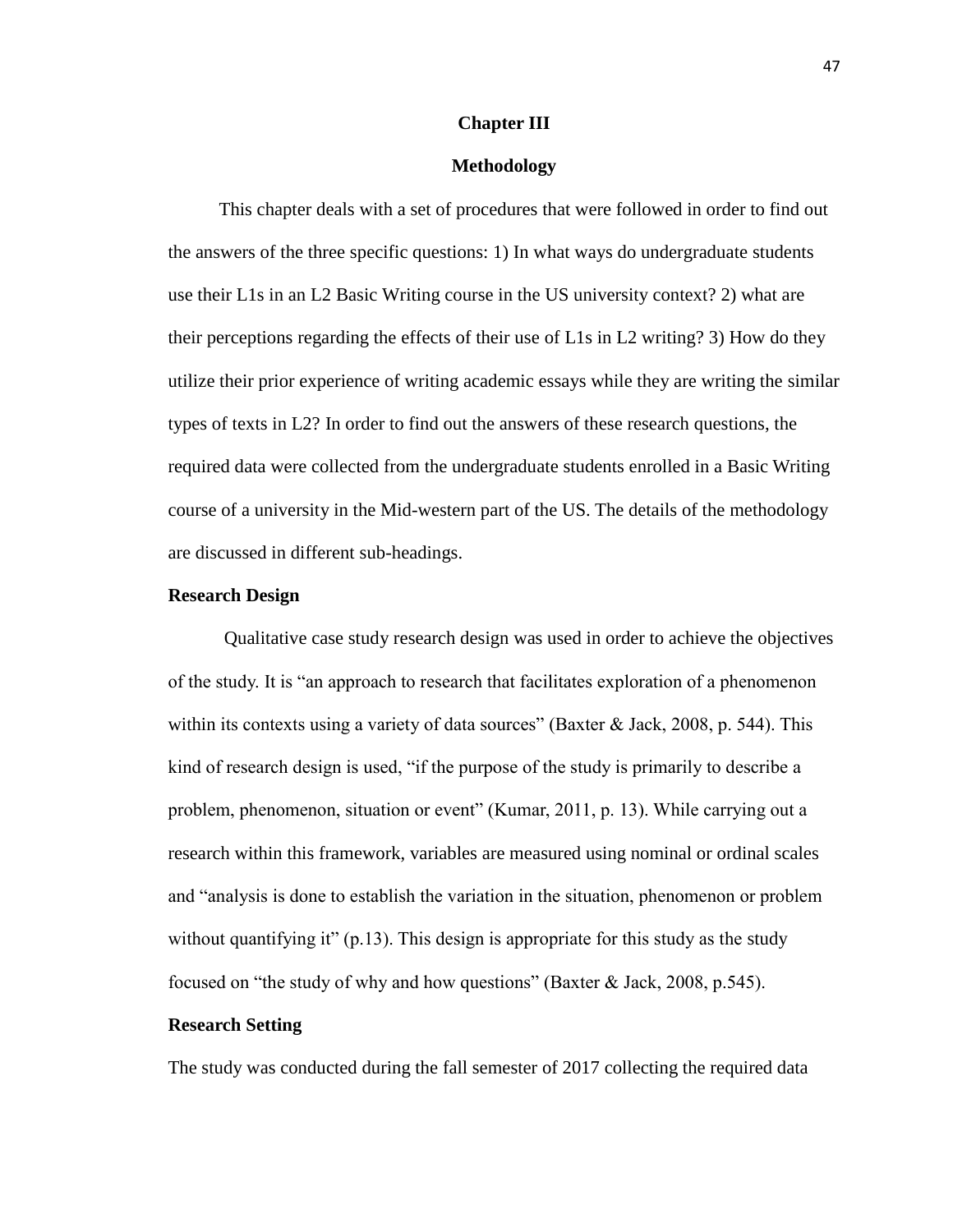# Chapter III

# Methodology

This chapter deals with a set of procedures that were followed in order to find out the answers of the three specific questions: 1) In what ways do undergraduate students use their L1s in an L2 Basic Writing course in the US university context? 2) what are their perceptions regarding the effects of their use of L1s in L2 writing? 3) How do they utilize their prior experience of writing academic essays while they are writing the similar types of texts in L2? In order to find out the answers of these research questions, the required data were collected from the undergraduate students enrolled in a Basic Writing course of a university in the Mid-western part of the US. The details of the methodology are discussed in different sub-headings.

## Research Design

Qualitative case study research design was used in order to achieve the objectives of the study. It is "an approach to research that facilitates exploration of a phenomenon within its contexts using a variety of data sources" (Baxter & Jack, 2008, p. 544). This kind of research design is used, "if the purpose of the study is primarily to describe a problem, phenomenon, situation or event" (Kumar, 2011, p. 13). While carrying out a research within this framework, variables are measured using nominal or ordinal scales and "analysis is done to establish the variation in the situation, phenomenon or problem without quantifying it" (p.13). This design is appropriate for this study as the study focused on "the study of why and how questions" (Baxter & Jack, 2008, p.545).

## Research Setting

The study was conducted during the fall semester of 2017 collecting the required data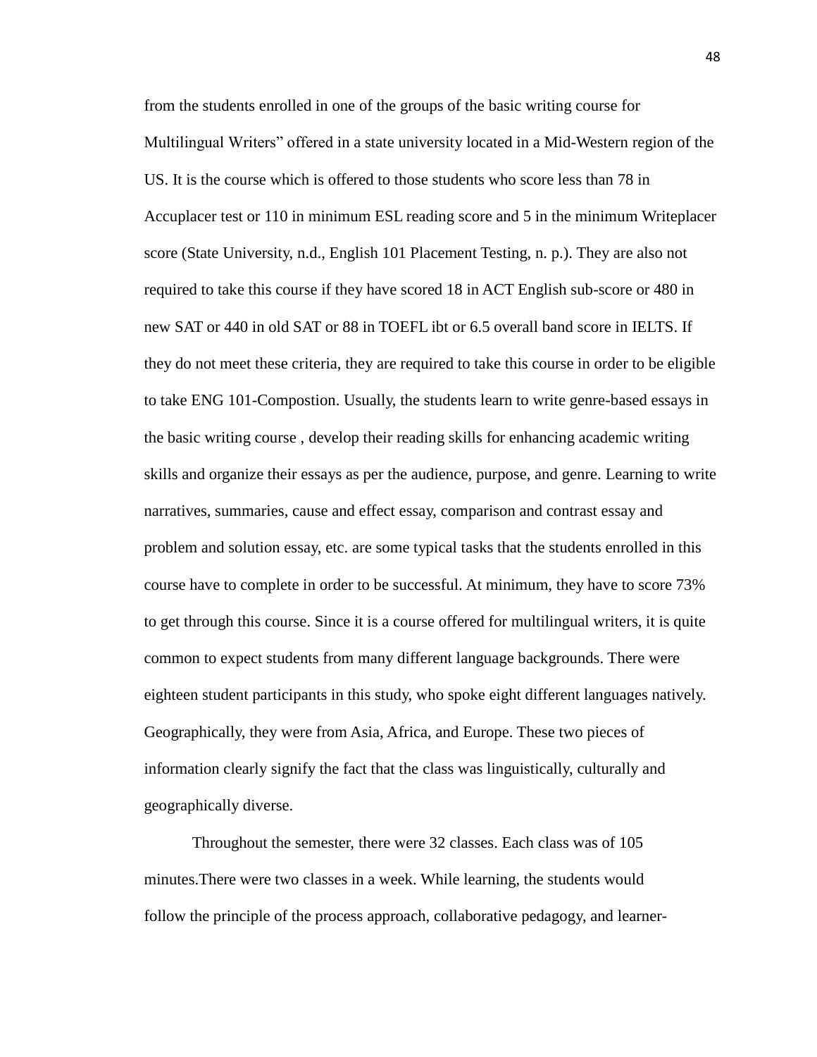from the students enrolled in one of the groups of the basic writing course for Multilingual Writers" offered in a state university located in a Mid-Western region of the US. It is the course which is offered to those students who score less than 78 in Accuplacer test or 110 in minimum ESL reading score and 5 in the minimum Writeplacer score (State University, n.d., English 101 Placement Testing, n. p.). They are also not required to take this course if they have scored 18 in ACT English sub-score or 480 in new SAT or 440 in old SAT or 88 in TOEFL ibt or 6.5 overall band score in IELTS. If they do not meet these criteria, they are required to take this course in order to be eligible to take ENG 101-Compostion. Usually, the students learn to write genre-based essays in the basic writing course , develop their reading skills for enhancing academic writing skills and organize their essays as per the audience, purpose, and genre. Learning to write narratives, summaries, cause and effect essay, comparison and contrast essay and problem and solution essay, etc. are some typical tasks that the students enrolled in this course have to complete in order to be successful. At minimum, they have to score 73% to get through this course. Since it is a course offered for multilingual writers, it is quite common to expect students from many different language backgrounds. There were eighteen student participants in this study, who spoke eight different languages natively. Geographically, they were from Asia, Africa, and Europe. These two pieces of information clearly signify the fact that the class was linguistically, culturally and geographically diverse.

Throughout the semester, there were 32 classes. Each class was of 105 minutes.There were two classes in a week. While learning, the students would follow the principle of the process approach, collaborative pedagogy, and learner-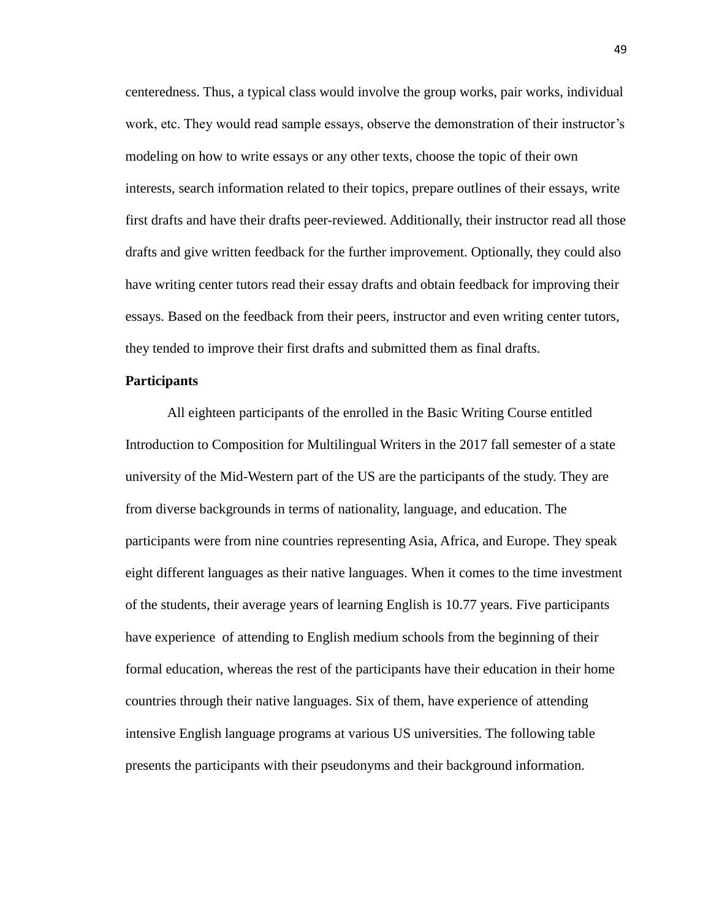centeredness. Thus, a typical class would involve the group works, pair works, individual work, etc. They would read sample essays, observe the demonstration of their instructor's modeling on how to write essays or any other texts, choose the topic of their own interests, search information related to their topics, prepare outlines of their essays, write first drafts and have their drafts peer-reviewed. Additionally, their instructor read all those drafts and give written feedback for the further improvement. Optionally, they could also have writing center tutors read their essay drafts and obtain feedback for improving their essays. Based on the feedback from their peers, instructor and even writing center tutors, they tended to improve their first drafts and submitted them as final drafts.

**Participants**

All eighteen participants of the enrolled in the Basic Writing Course entitled Introduction to Composition for Multilingual Writers in the 2017 fall semester of a state university of the Mid-Western part of the US are the participants of the study. They are from diverse backgrounds in terms of nationality, language, and education. The participants were from nine countries representing Asia, Africa, and Europe. They speak eight different languages as their native languages. When it comes to the time investment of the students, their average years of learning English is 10.77 years. Five participants have experience of attending to English medium schools from the beginning of their formal education, whereas the rest of the participants have their education in their home countries through their native languages. Six of them, have experience of attending intensive English language programs at various US universities. The following table presents the participants with their pseudonyms and their background information.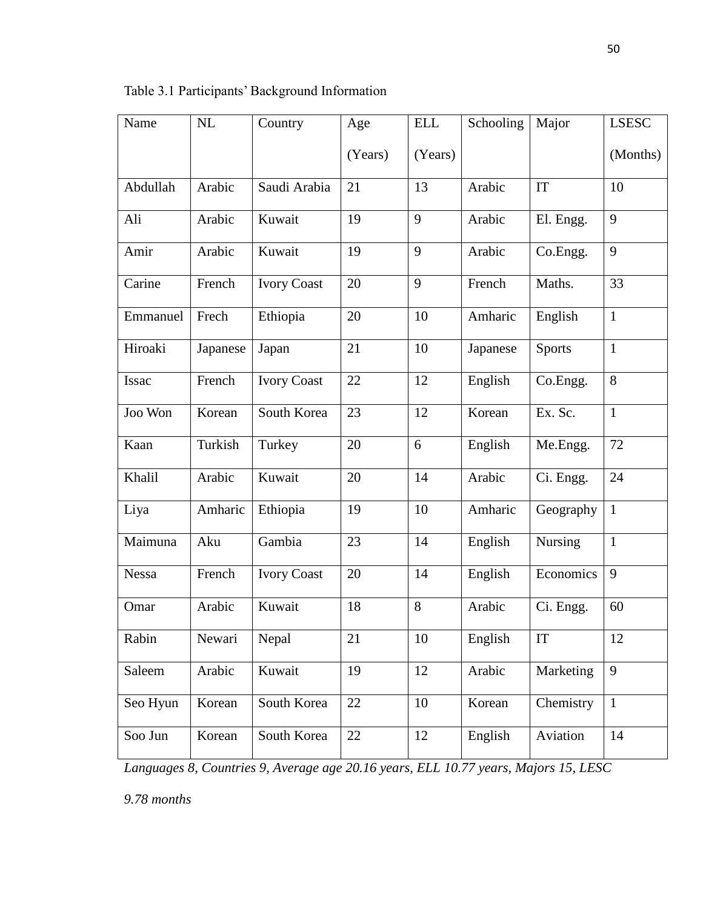Table 3.1 Participants' Background Information

| Name | NL | Country | Age (Years) | ELL (Years) | Schooling | Major | LSESC (Months) |
|---|---|---|---|---|---|---|---|
| Abdullah | Arabic | Saudi Arabia | 21 | 13 | Arabic | IT | 10 |
| Ali | Arabic | Kuwait | 19 | 9 | Arabic | El. Engg. | 9 |
| Amir | Arabic | Kuwait | 19 | 9 | Arabic | Co.Engg. | 9 |
| Carine | French | Ivory Coast | 20 | 9 | French | Maths. | 33 |
| Emmanuel | Frech | Ethiopia | 20 | 10 | Amharic | English | 1 |
| Hiroaki | Japanese | Japan | 21 | 10 | Japanese | Sports | 1 |
| Issac | French | Ivory Coast | 22 | 12 | English | Co.Engg. | 8 |
| Joo Won | Korean | South Korea | 23 | 12 | Korean | Ex. Sc. | 1 |
| Kaan | Turkish | Turkey | 20 | 6 | English | Me.Engg. | 72 |
| Khalil | Arabic | Kuwait | 20 | 14 | Arabic | Ci. Engg. | 24 |
| Liya | Amharic | Ethiopia | 19 | 10 | Amharic | Geography | 1 |
| Maimuna | Aku | Gambia | 23 | 14 | English | Nursing | 1 |
| Nessa | French | Ivory Coast | 20 | 14 | English | Economics | 9 |
| Omar | Arabic | Kuwait | 18 | 8 | Arabic | Ci. Engg. | 60 |
| Rabin | Newari | Nepal | 21 | 10 | English | IT | 12 |
| Saleem | Arabic | Kuwait | 19 | 12 | Arabic | Marketing | 9 |
| Seo Hyun | Korean | South Korea | 22 | 10 | Korean | Chemistry | 1 |
| Soo Jun | Korean | South Korea | 22 | 12 | English | Aviation | 14 |

*Languages 8, Countries 9, Average age 20.16 years, ELL 10.77 years, Majors 15, LESC 9.78 months*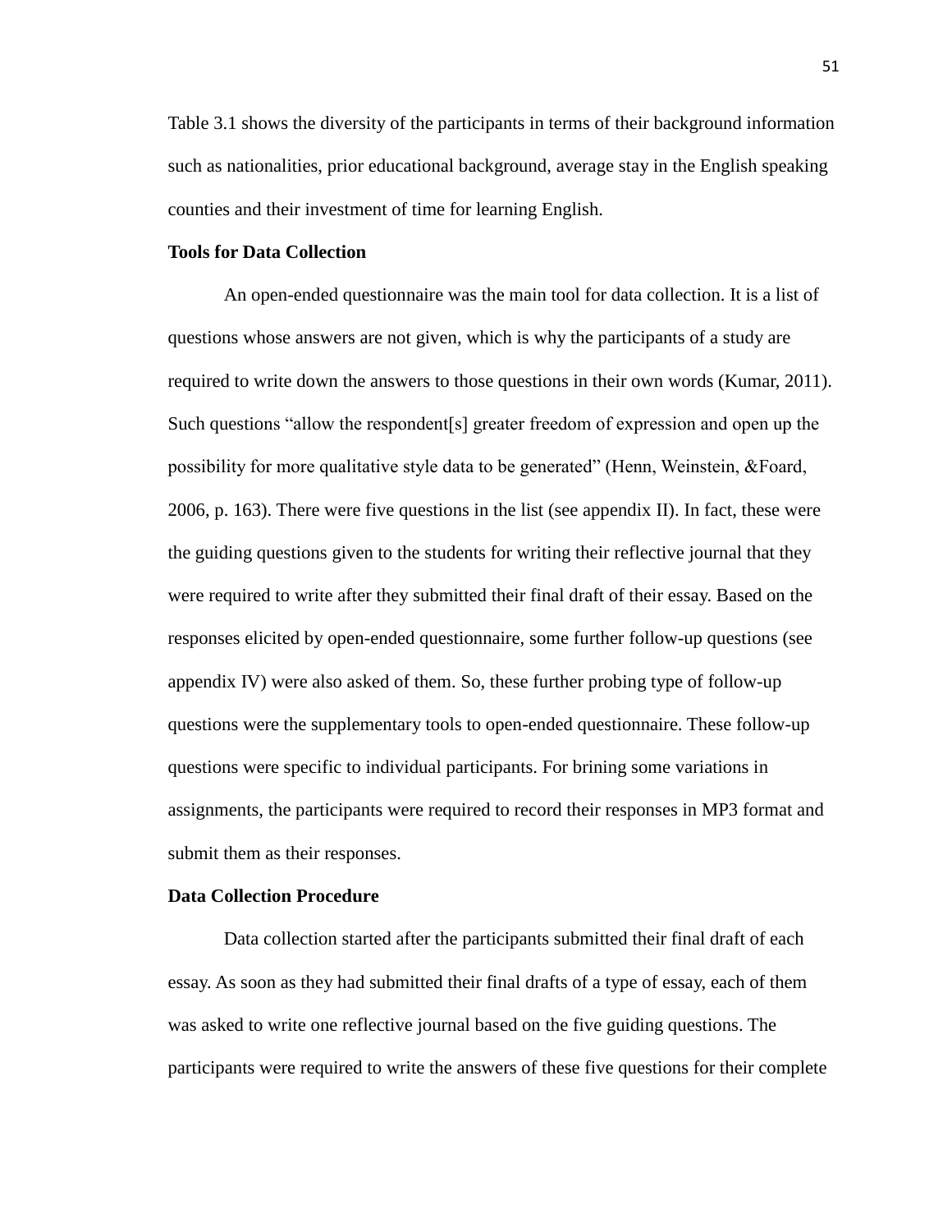Table 3.1 shows the diversity of the participants in terms of their background information such as nationalities, prior educational background, average stay in the English speaking counties and their investment of time for learning English.

**Tools for Data Collection**

An open-ended questionnaire was the main tool for data collection. It is a list of questions whose answers are not given, which is why the participants of a study are required to write down the answers to those questions in their own words (Kumar, 2011). Such questions "allow the respondent[s] greater freedom of expression and open up the possibility for more qualitative style data to be generated" (Henn, Weinstein, &Foard, 2006, p. 163). There were five questions in the list (see appendix II). In fact, these were the guiding questions given to the students for writing their reflective journal that they were required to write after they submitted their final draft of their essay. Based on the responses elicited by open-ended questionnaire, some further follow-up questions (see appendix IV) were also asked of them. So, these further probing type of follow-up questions were the supplementary tools to open-ended questionnaire. These follow-up questions were specific to individual participants. For brining some variations in assignments, the participants were required to record their responses in MP3 format and submit them as their responses.

**Data Collection Procedure**

Data collection started after the participants submitted their final draft of each essay. As soon as they had submitted their final drafts of a type of essay, each of them was asked to write one reflective journal based on the five guiding questions. The participants were required to write the answers of these five questions for their complete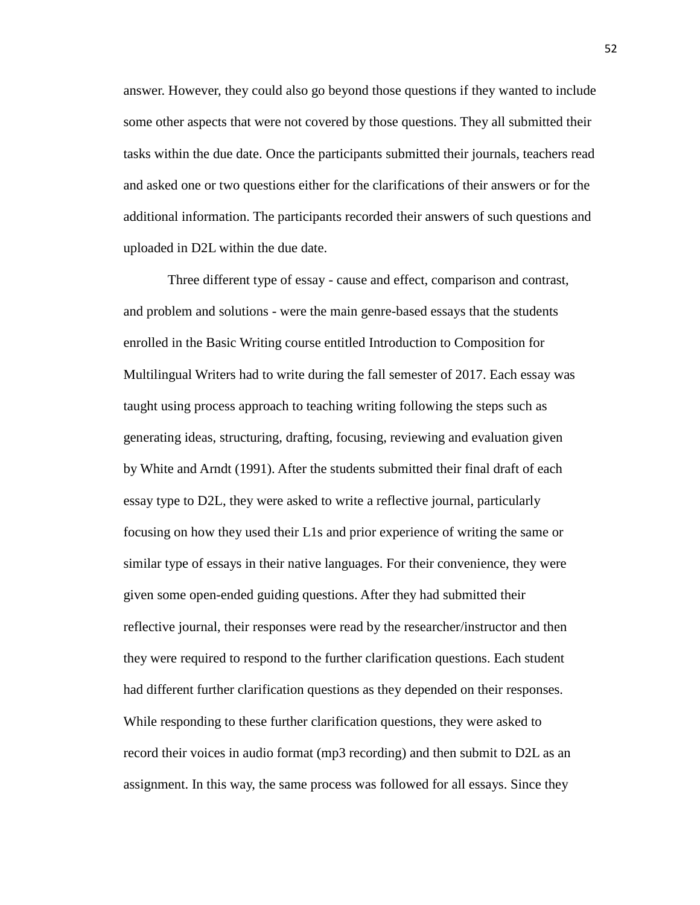answer. However, they could also go beyond those questions if they wanted to include some other aspects that were not covered by those questions. They all submitted their tasks within the due date. Once the participants submitted their journals, teachers read and asked one or two questions either for the clarifications of their answers or for the additional information. The participants recorded their answers of such questions and uploaded in D2L within the due date.

Three different type of essay - cause and effect, comparison and contrast, and problem and solutions - were the main genre-based essays that the students enrolled in the Basic Writing course entitled Introduction to Composition for Multilingual Writers had to write during the fall semester of 2017. Each essay was taught using process approach to teaching writing following the steps such as generating ideas, structuring, drafting, focusing, reviewing and evaluation given by White and Arndt (1991). After the students submitted their final draft of each essay type to D2L, they were asked to write a reflective journal, particularly focusing on how they used their L1s and prior experience of writing the same or similar type of essays in their native languages. For their convenience, they were given some open-ended guiding questions. After they had submitted their reflective journal, their responses were read by the researcher/instructor and then they were required to respond to the further clarification questions. Each student had different further clarification questions as they depended on their responses. While responding to these further clarification questions, they were asked to record their voices in audio format (mp3 recording) and then submit to D2L as an assignment. In this way, the same process was followed for all essays. Since they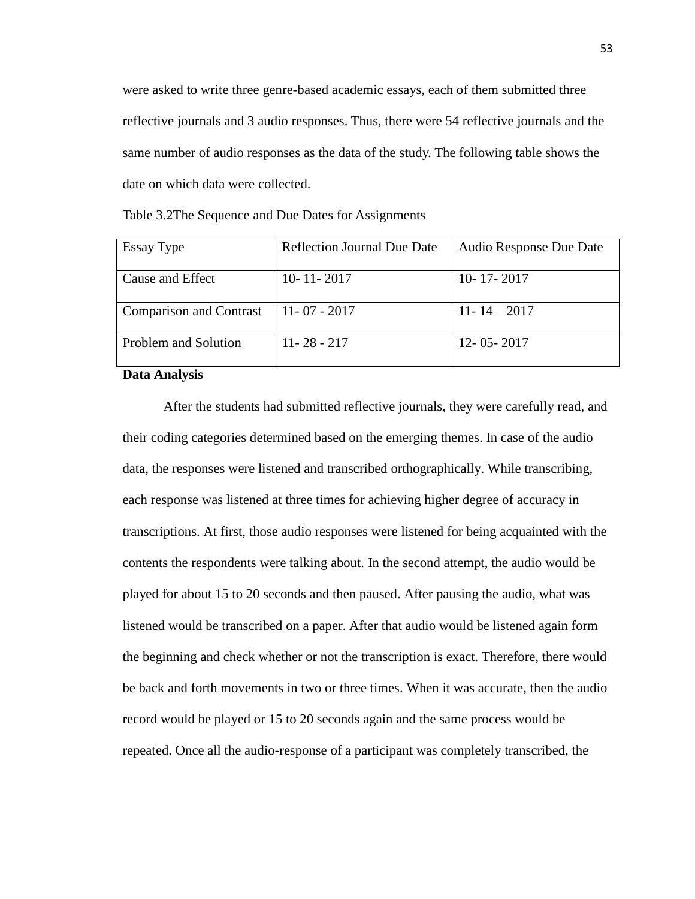were asked to write three genre-based academic essays, each of them submitted three reflective journals and 3 audio responses. Thus, there were 54 reflective journals and the same number of audio responses as the data of the study. The following table shows the date on which data were collected.

Table 3.2The Sequence and Due Dates for Assignments

| Essay Type | Reflection Journal Due Date | Audio Response Due Date |
|---|---|---|
| Cause and Effect | 10- 11- 2017 | 10- 17- 2017 |
| Comparison and Contrast | 11- 07 - 2017 | 11- 14 – 2017 |
| Problem and Solution | 11- 28 - 217 | 12- 05- 2017 |

**Data Analysis**

After the students had submitted reflective journals, they were carefully read, and their coding categories determined based on the emerging themes. In case of the audio data, the responses were listened and transcribed orthographically. While transcribing, each response was listened at three times for achieving higher degree of accuracy in transcriptions. At first, those audio responses were listened for being acquainted with the contents the respondents were talking about. In the second attempt, the audio would be played for about 15 to 20 seconds and then paused. After pausing the audio, what was listened would be transcribed on a paper. After that audio would be listened again form the beginning and check whether or not the transcription is exact. Therefore, there would be back and forth movements in two or three times. When it was accurate, then the audio record would be played or 15 to 20 seconds again and the same process would be repeated. Once all the audio-response of a participant was completely transcribed, the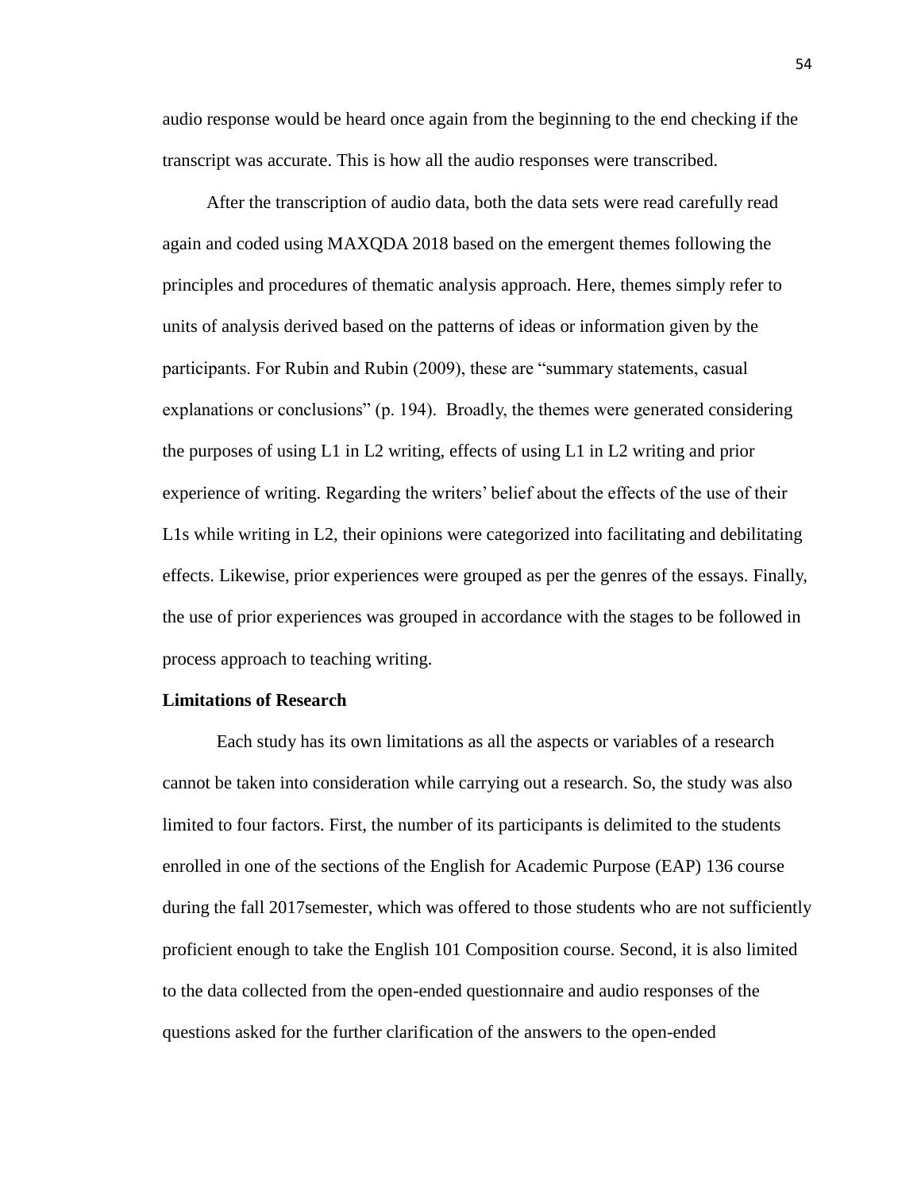audio response would be heard once again from the beginning to the end checking if the transcript was accurate. This is how all the audio responses were transcribed.

After the transcription of audio data, both the data sets were read carefully read again and coded using MAXQDA 2018 based on the emergent themes following the principles and procedures of thematic analysis approach. Here, themes simply refer to units of analysis derived based on the patterns of ideas or information given by the participants. For Rubin and Rubin (2009), these are "summary statements, casual explanations or conclusions" (p. 194). Broadly, the themes were generated considering the purposes of using L1 in L2 writing, effects of using L1 in L2 writing and prior experience of writing. Regarding the writers' belief about the effects of the use of their L1s while writing in L2, their opinions were categorized into facilitating and debilitating effects. Likewise, prior experiences were grouped as per the genres of the essays. Finally, the use of prior experiences was grouped in accordance with the stages to be followed in process approach to teaching writing.

**Limitations of Research**

Each study has its own limitations as all the aspects or variables of a research cannot be taken into consideration while carrying out a research. So, the study was also limited to four factors. First, the number of its participants is delimited to the students enrolled in one of the sections of the English for Academic Purpose (EAP) 136 course during the fall 2017semester, which was offered to those students who are not sufficiently proficient enough to take the English 101 Composition course. Second, it is also limited to the data collected from the open-ended questionnaire and audio responses of the questions asked for the further clarification of the answers to the open-ended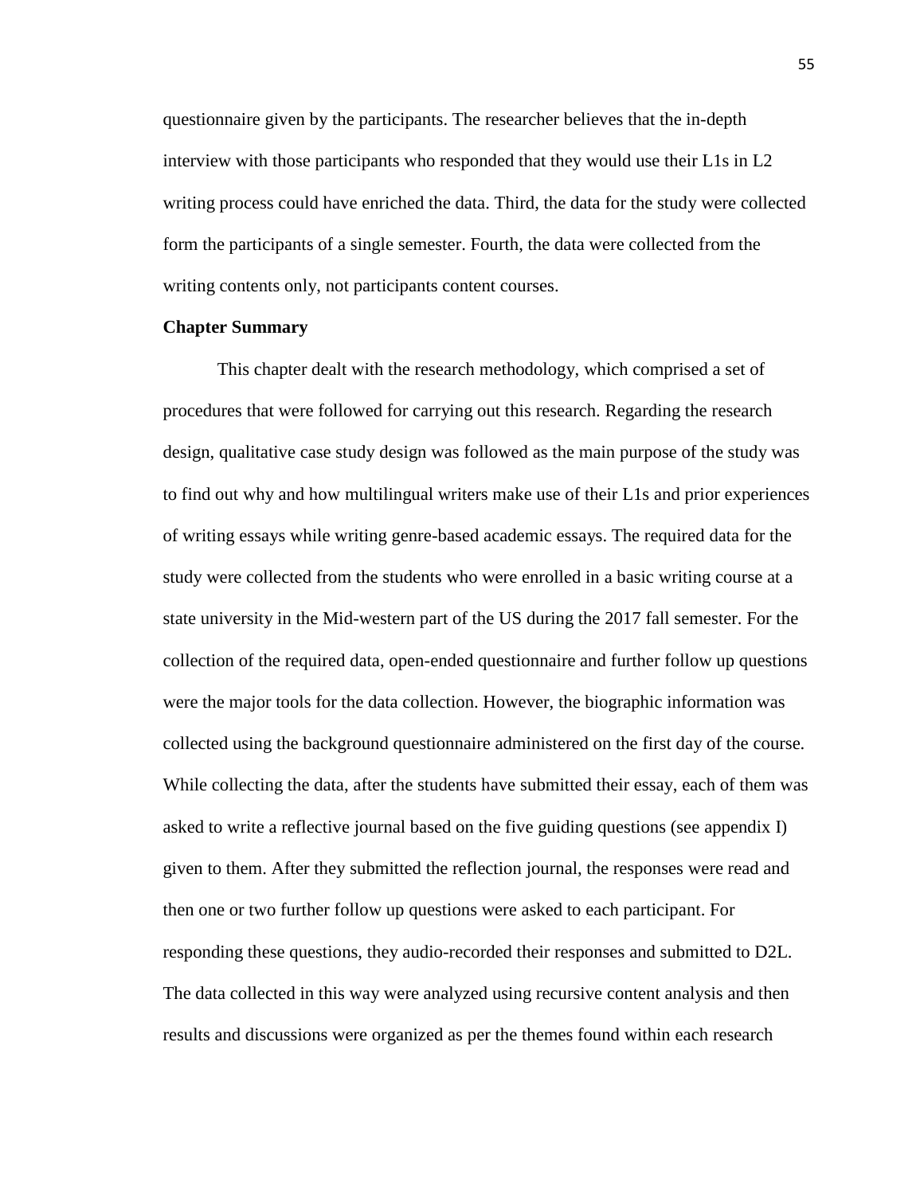questionnaire given by the participants. The researcher believes that the in-depth interview with those participants who responded that they would use their L1s in L2 writing process could have enriched the data. Third, the data for the study were collected form the participants of a single semester. Fourth, the data were collected from the writing contents only, not participants content courses.

**Chapter Summary**

This chapter dealt with the research methodology, which comprised a set of procedures that were followed for carrying out this research. Regarding the research design, qualitative case study design was followed as the main purpose of the study was to find out why and how multilingual writers make use of their L1s and prior experiences of writing essays while writing genre-based academic essays. The required data for the study were collected from the students who were enrolled in a basic writing course at a state university in the Mid-western part of the US during the 2017 fall semester. For the collection of the required data, open-ended questionnaire and further follow up questions were the major tools for the data collection. However, the biographic information was collected using the background questionnaire administered on the first day of the course. While collecting the data, after the students have submitted their essay, each of them was asked to write a reflective journal based on the five guiding questions (see appendix I) given to them. After they submitted the reflection journal, the responses were read and then one or two further follow up questions were asked to each participant. For responding these questions, they audio-recorded their responses and submitted to D2L. The data collected in this way were analyzed using recursive content analysis and then results and discussions were organized as per the themes found within each research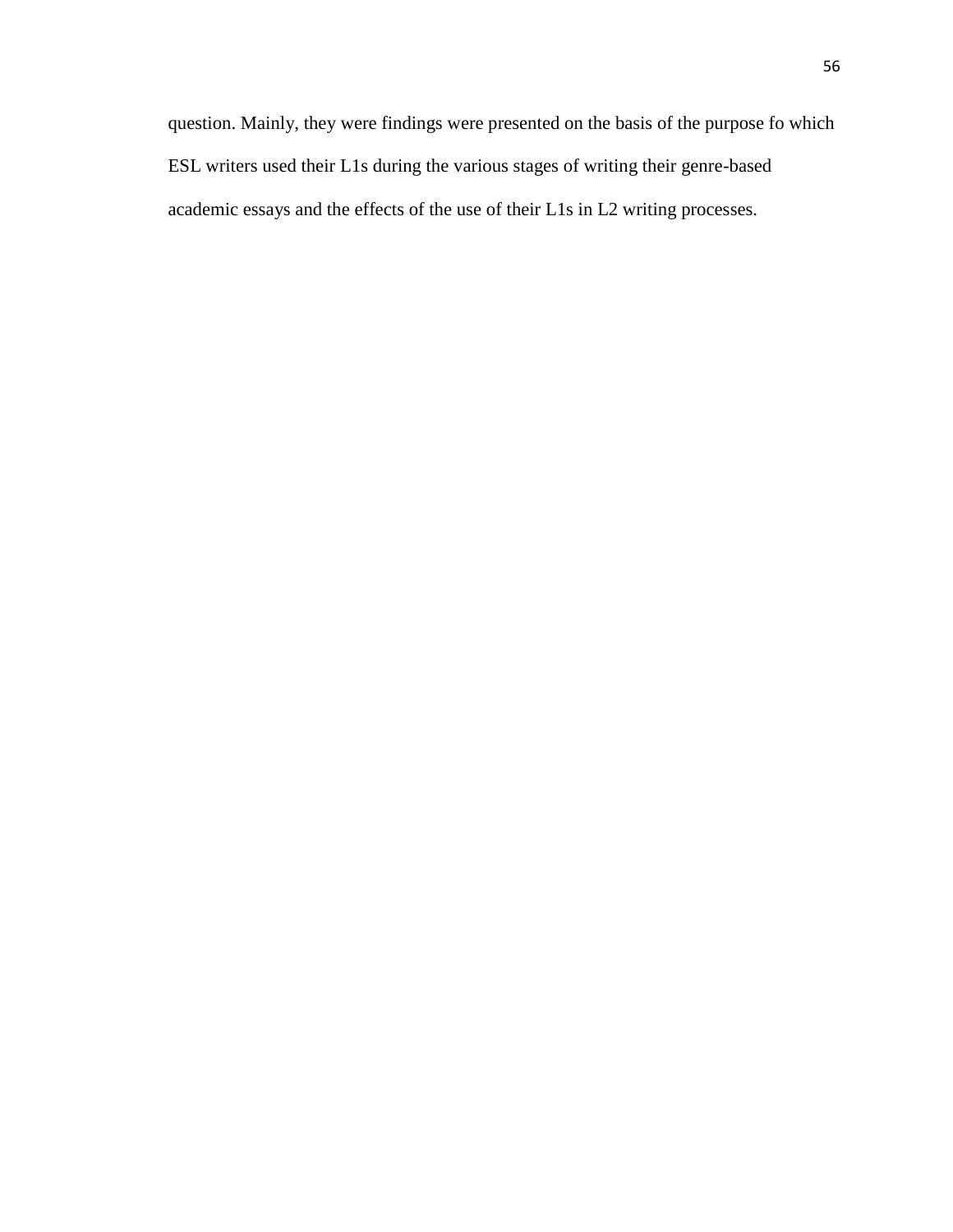question. Mainly, they were findings were presented on the basis of the purpose fo which ESL writers used their L1s during the various stages of writing their genre-based academic essays and the effects of the use of their L1s in L2 writing processes.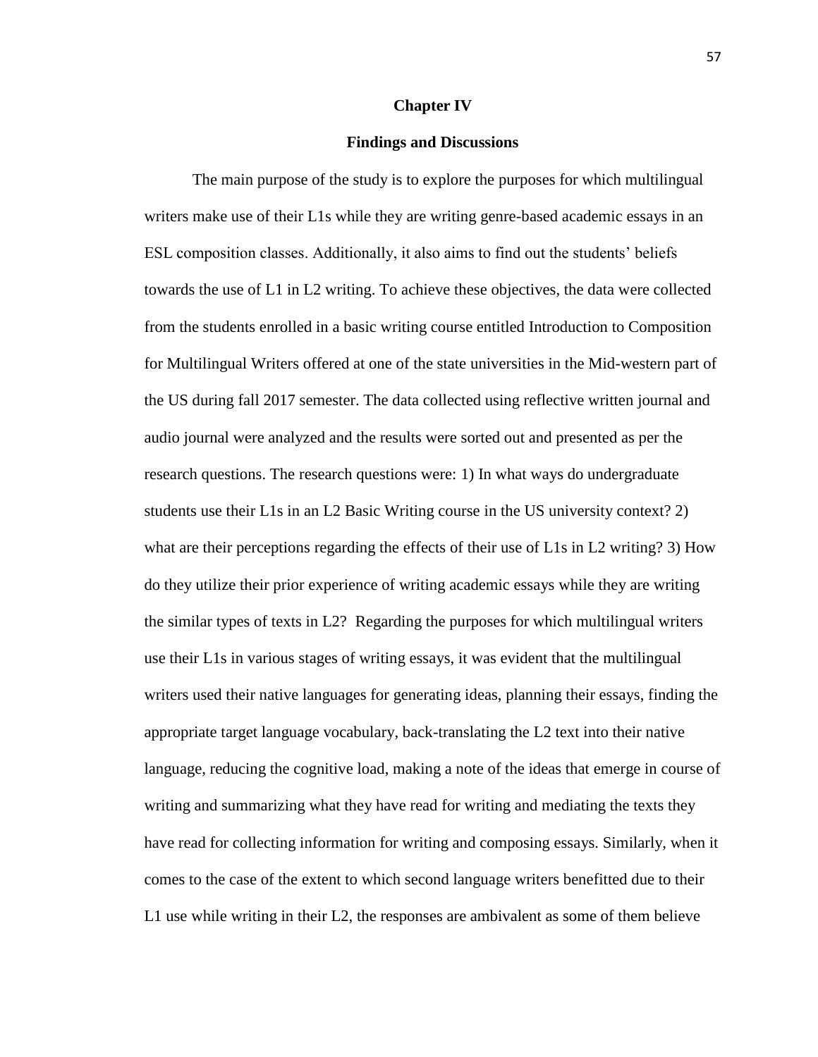# Chapter IV

## Findings and Discussions

The main purpose of the study is to explore the purposes for which multilingual writers make use of their L1s while they are writing genre-based academic essays in an ESL composition classes. Additionally, it also aims to find out the students' beliefs towards the use of L1 in L2 writing. To achieve these objectives, the data were collected from the students enrolled in a basic writing course entitled Introduction to Composition for Multilingual Writers offered at one of the state universities in the Mid-western part of the US during fall 2017 semester. The data collected using reflective written journal and audio journal were analyzed and the results were sorted out and presented as per the research questions. The research questions were: 1) In what ways do undergraduate students use their L1s in an L2 Basic Writing course in the US university context? 2) what are their perceptions regarding the effects of their use of L1s in L2 writing? 3) How do they utilize their prior experience of writing academic essays while they are writing the similar types of texts in L2? Regarding the purposes for which multilingual writers use their L1s in various stages of writing essays, it was evident that the multilingual writers used their native languages for generating ideas, planning their essays, finding the appropriate target language vocabulary, back-translating the L2 text into their native language, reducing the cognitive load, making a note of the ideas that emerge in course of writing and summarizing what they have read for writing and mediating the texts they have read for collecting information for writing and composing essays. Similarly, when it comes to the case of the extent to which second language writers benefitted due to their L1 use while writing in their L2, the responses are ambivalent as some of them believe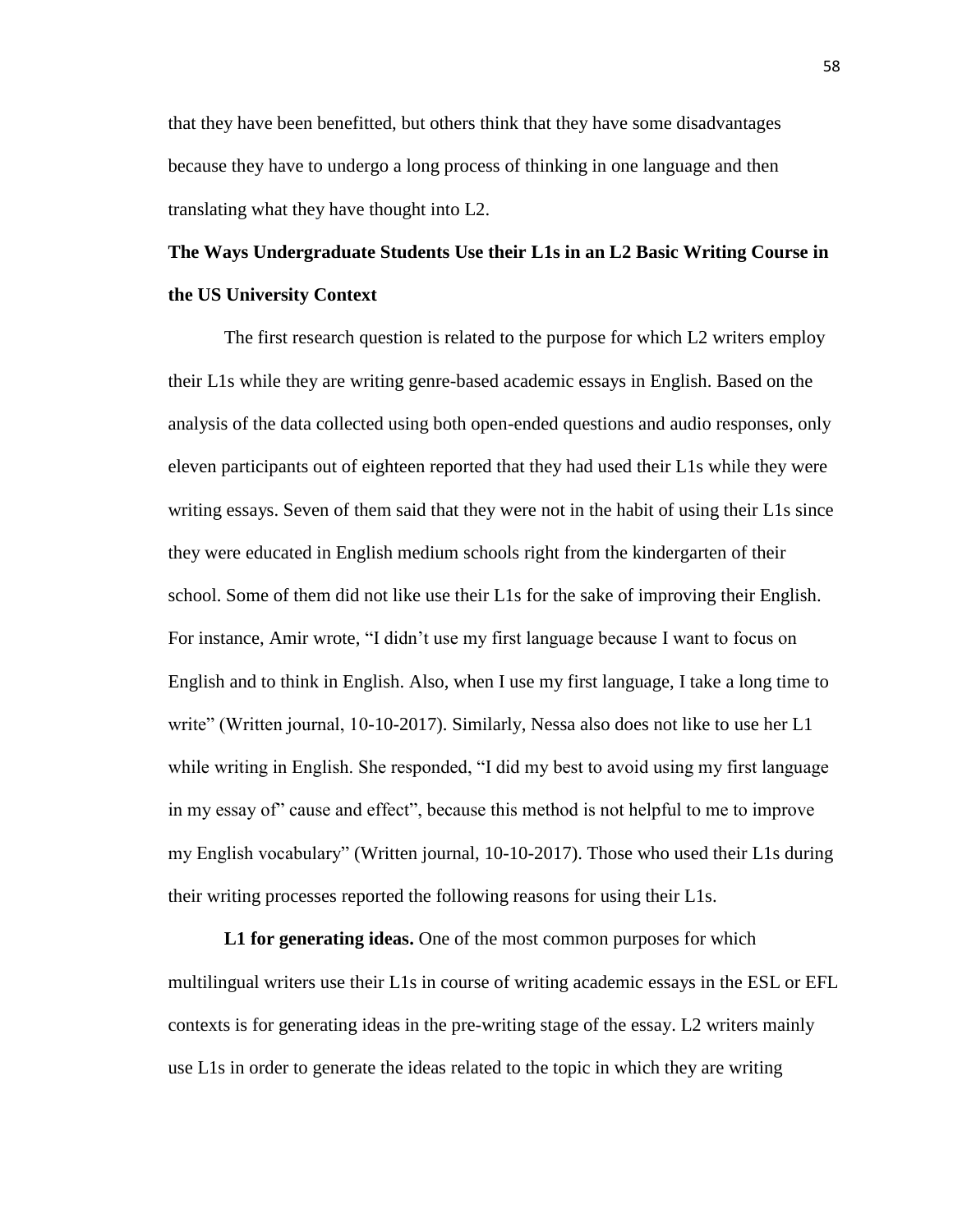that they have been benefitted, but others think that they have some disadvantages because they have to undergo a long process of thinking in one language and then translating what they have thought into L2.

## The Ways Undergraduate Students Use their L1s in an L2 Basic Writing Course in the US University Context

The first research question is related to the purpose for which L2 writers employ their L1s while they are writing genre-based academic essays in English. Based on the analysis of the data collected using both open-ended questions and audio responses, only eleven participants out of eighteen reported that they had used their L1s while they were writing essays. Seven of them said that they were not in the habit of using their L1s since they were educated in English medium schools right from the kindergarten of their school. Some of them did not like use their L1s for the sake of improving their English. For instance, Amir wrote, "I didn't use my first language because I want to focus on English and to think in English. Also, when I use my first language, I take a long time to write" (Written journal, 10-10-2017). Similarly, Nessa also does not like to use her L1 while writing in English. She responded, "I did my best to avoid using my first language in my essay of" cause and effect", because this method is not helpful to me to improve my English vocabulary" (Written journal, 10-10-2017). Those who used their L1s during their writing processes reported the following reasons for using their L1s.

**L1 for generating ideas.** One of the most common purposes for which multilingual writers use their L1s in course of writing academic essays in the ESL or EFL contexts is for generating ideas in the pre-writing stage of the essay. L2 writers mainly use L1s in order to generate the ideas related to the topic in which they are writing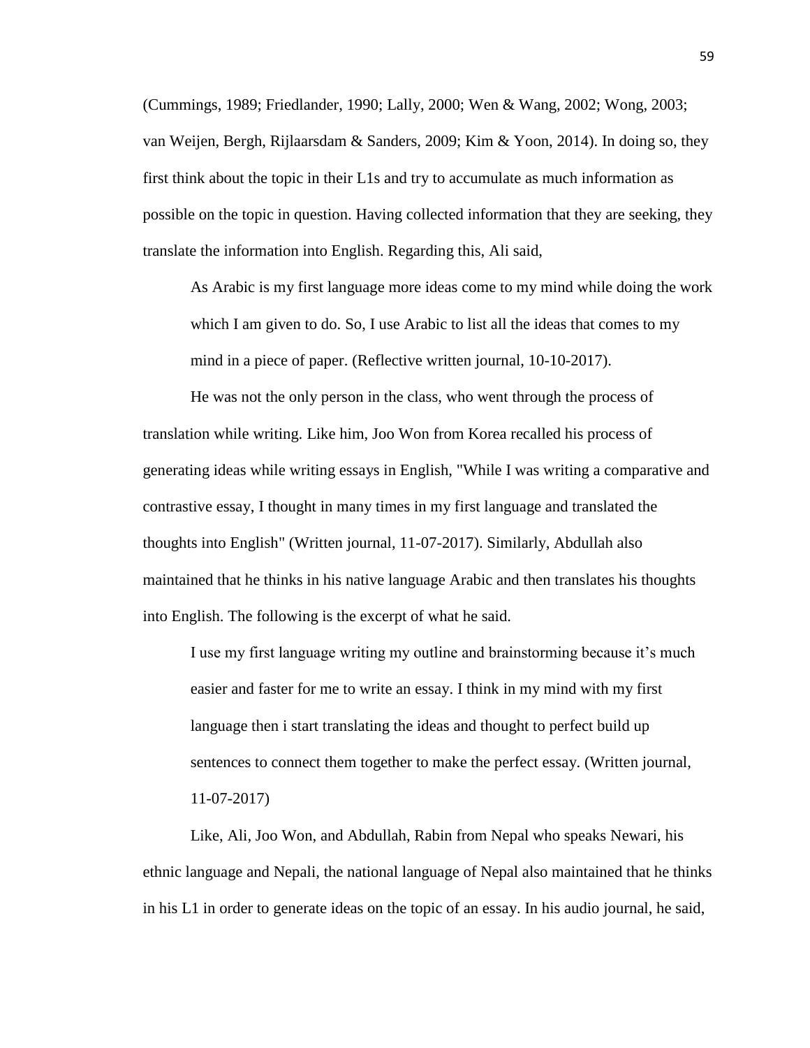(Cummings, 1989; Friedlander, 1990; Lally, 2000; Wen & Wang, 2002; Wong, 2003; van Weijen, Bergh, Rijlaarsdam & Sanders, 2009; Kim & Yoon, 2014). In doing so, they first think about the topic in their L1s and try to accumulate as much information as possible on the topic in question. Having collected information that they are seeking, they translate the information into English. Regarding this, Ali said,

> As Arabic is my first language more ideas come to my mind while doing the work which I am given to do. So, I use Arabic to list all the ideas that comes to my mind in a piece of paper. (Reflective written journal, 10-10-2017).

He was not the only person in the class, who went through the process of translation while writing. Like him, Joo Won from Korea recalled his process of generating ideas while writing essays in English, "While I was writing a comparative and contrastive essay, I thought in many times in my first language and translated the thoughts into English" (Written journal, 11-07-2017). Similarly, Abdullah also maintained that he thinks in his native language Arabic and then translates his thoughts into English. The following is the excerpt of what he said.

> I use my first language writing my outline and brainstorming because it's much easier and faster for me to write an essay. I think in my mind with my first language then i start translating the ideas and thought to perfect build up sentences to connect them together to make the perfect essay. (Written journal, 11-07-2017)

Like, Ali, Joo Won, and Abdullah, Rabin from Nepal who speaks Newari, his ethnic language and Nepali, the national language of Nepal also maintained that he thinks in his L1 in order to generate ideas on the topic of an essay. In his audio journal, he said,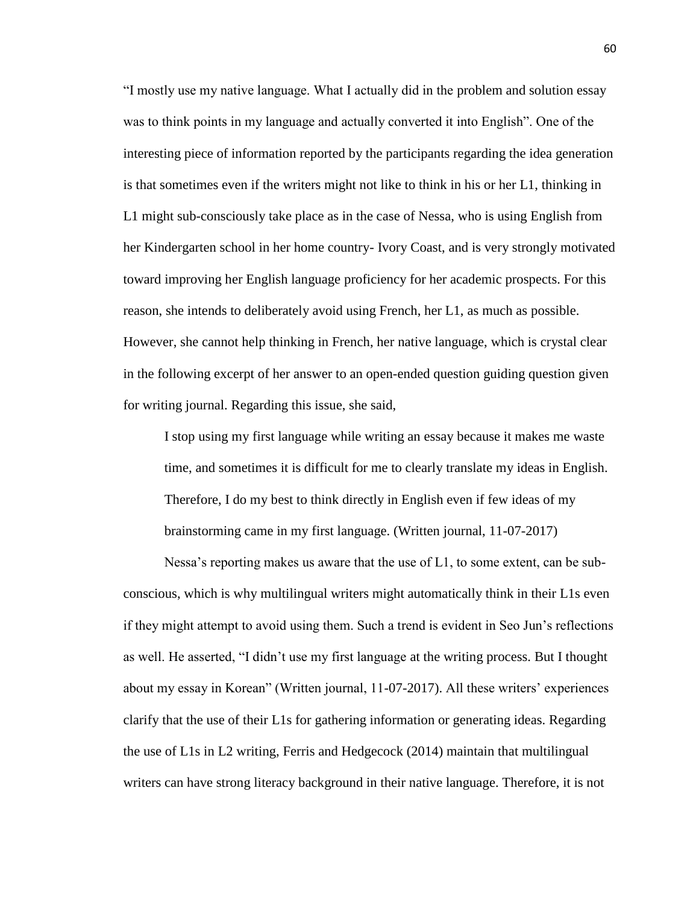"I mostly use my native language. What I actually did in the problem and solution essay was to think points in my language and actually converted it into English". One of the interesting piece of information reported by the participants regarding the idea generation is that sometimes even if the writers might not like to think in his or her L1, thinking in L1 might sub-consciously take place as in the case of Nessa, who is using English from her Kindergarten school in her home country- Ivory Coast, and is very strongly motivated toward improving her English language proficiency for her academic prospects. For this reason, she intends to deliberately avoid using French, her L1, as much as possible. However, she cannot help thinking in French, her native language, which is crystal clear in the following excerpt of her answer to an open-ended question guiding question given for writing journal. Regarding this issue, she said,

> I stop using my first language while writing an essay because it makes me waste time, and sometimes it is difficult for me to clearly translate my ideas in English. Therefore, I do my best to think directly in English even if few ideas of my brainstorming came in my first language. (Written journal, 11-07-2017)

Nessa's reporting makes us aware that the use of L1, to some extent, can be sub-conscious, which is why multilingual writers might automatically think in their L1s even if they might attempt to avoid using them. Such a trend is evident in Seo Jun's reflections as well. He asserted, "I didn't use my first language at the writing process. But I thought about my essay in Korean" (Written journal, 11-07-2017). All these writers' experiences clarify that the use of their L1s for gathering information or generating ideas. Regarding the use of L1s in L2 writing, Ferris and Hedgecock (2014) maintain that multilingual writers can have strong literacy background in their native language. Therefore, it is not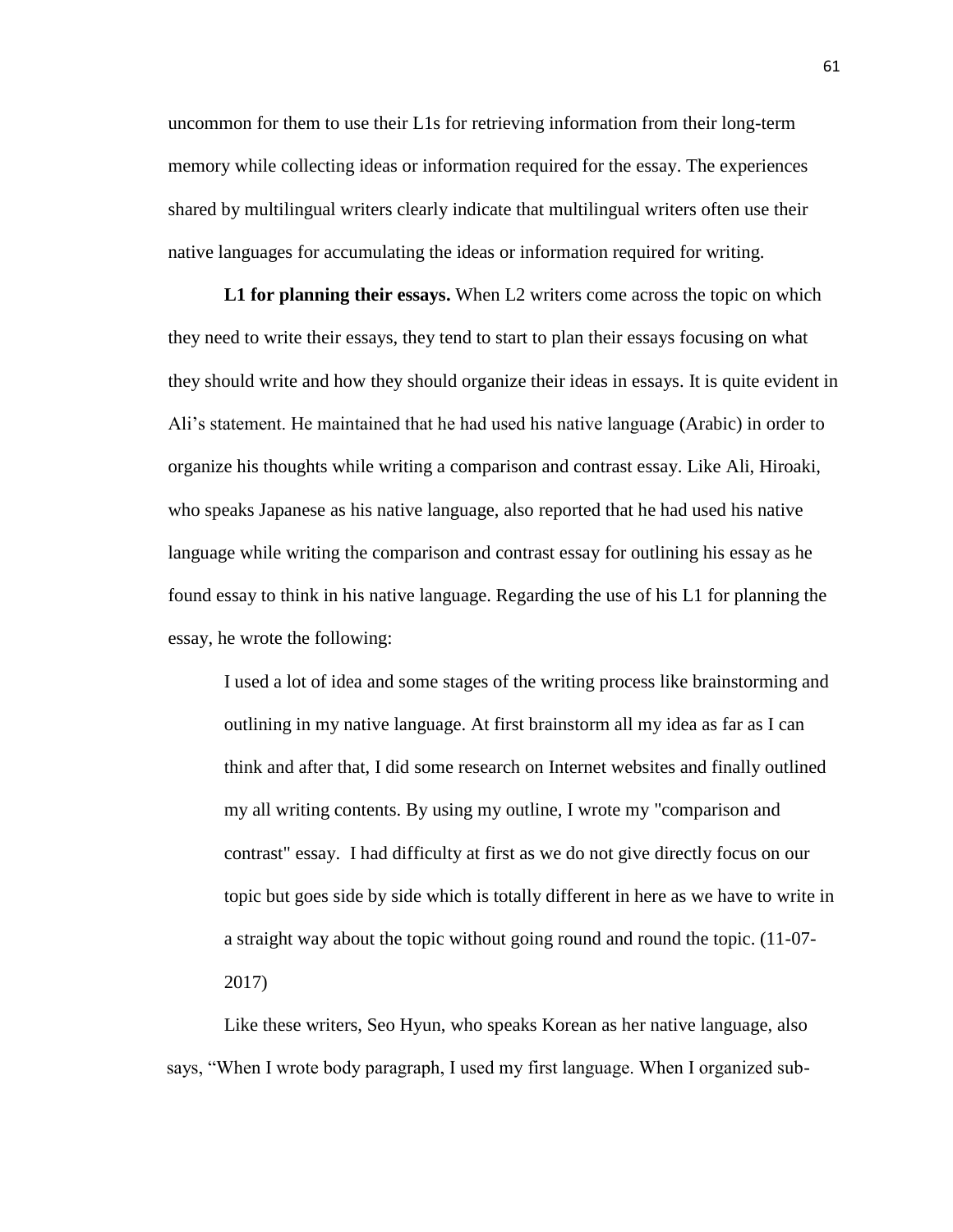uncommon for them to use their L1s for retrieving information from their long-term memory while collecting ideas or information required for the essay. The experiences shared by multilingual writers clearly indicate that multilingual writers often use their native languages for accumulating the ideas or information required for writing.

**L1 for planning their essays.** When L2 writers come across the topic on which they need to write their essays, they tend to start to plan their essays focusing on what they should write and how they should organize their ideas in essays. It is quite evident in Ali's statement. He maintained that he had used his native language (Arabic) in order to organize his thoughts while writing a comparison and contrast essay. Like Ali, Hiroaki, who speaks Japanese as his native language, also reported that he had used his native language while writing the comparison and contrast essay for outlining his essay as he found essay to think in his native language. Regarding the use of his L1 for planning the essay, he wrote the following:

> I used a lot of idea and some stages of the writing process like brainstorming and outlining in my native language. At first brainstorm all my idea as far as I can think and after that, I did some research on Internet websites and finally outlined my all writing contents. By using my outline, I wrote my "comparison and contrast" essay. I had difficulty at first as we do not give directly focus on our topic but goes side by side which is totally different in here as we have to write in a straight way about the topic without going round and round the topic. (11-07-2017)

Like these writers, Seo Hyun, who speaks Korean as her native language, also says, "When I wrote body paragraph, I used my first language. When I organized sub-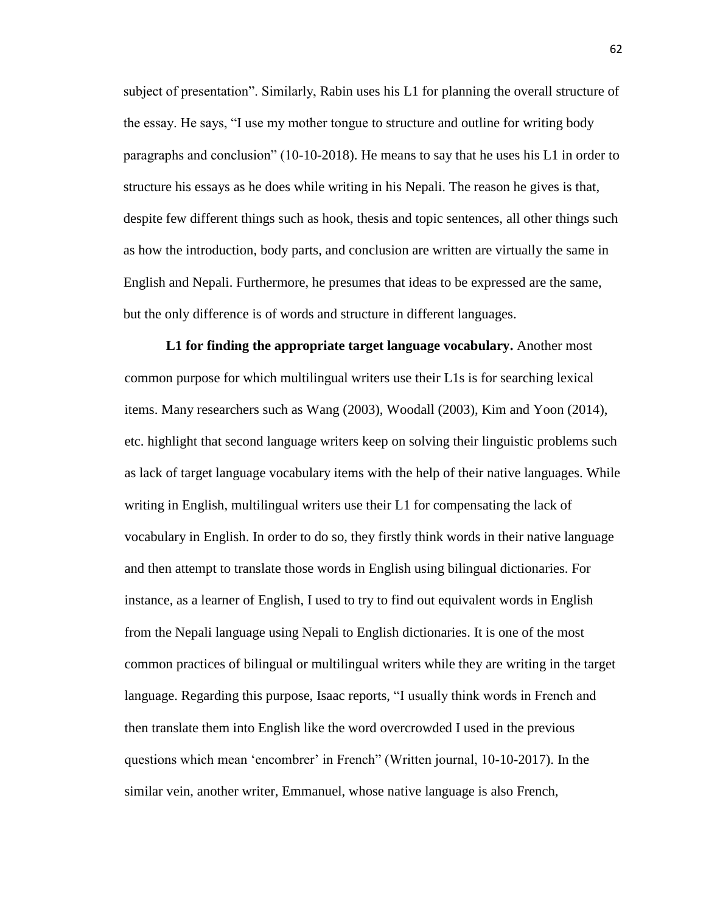subject of presentation". Similarly, Rabin uses his L1 for planning the overall structure of the essay. He says, "I use my mother tongue to structure and outline for writing body paragraphs and conclusion" (10-10-2018). He means to say that he uses his L1 in order to structure his essays as he does while writing in his Nepali. The reason he gives is that, despite few different things such as hook, thesis and topic sentences, all other things such as how the introduction, body parts, and conclusion are written are virtually the same in English and Nepali. Furthermore, he presumes that ideas to be expressed are the same, but the only difference is of words and structure in different languages.

**L1 for finding the appropriate target language vocabulary.** Another most common purpose for which multilingual writers use their L1s is for searching lexical items. Many researchers such as Wang (2003), Woodall (2003), Kim and Yoon (2014), etc. highlight that second language writers keep on solving their linguistic problems such as lack of target language vocabulary items with the help of their native languages. While writing in English, multilingual writers use their L1 for compensating the lack of vocabulary in English. In order to do so, they firstly think words in their native language and then attempt to translate those words in English using bilingual dictionaries. For instance, as a learner of English, I used to try to find out equivalent words in English from the Nepali language using Nepali to English dictionaries. It is one of the most common practices of bilingual or multilingual writers while they are writing in the target language. Regarding this purpose, Isaac reports, "I usually think words in French and then translate them into English like the word overcrowded I used in the previous questions which mean 'encombrer' in French" (Written journal, 10-10-2017). In the similar vein, another writer, Emmanuel, whose native language is also French,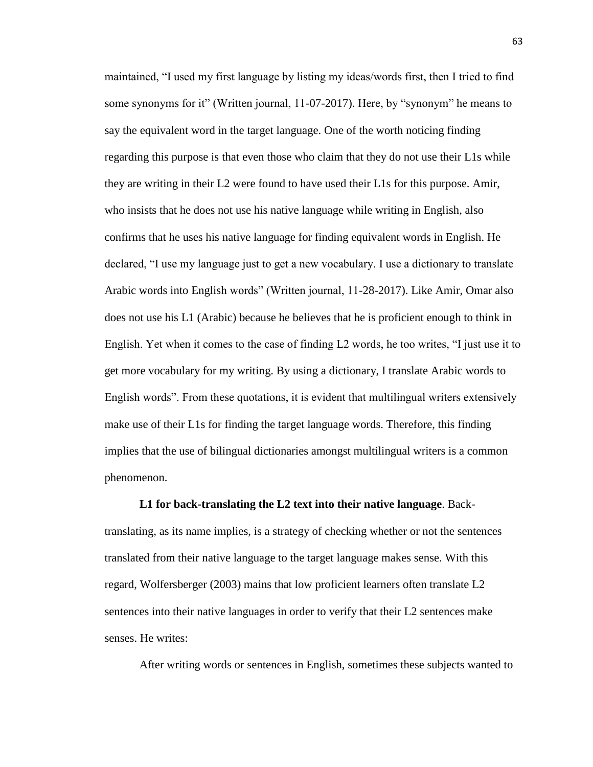maintained, "I used my first language by listing my ideas/words first, then I tried to find some synonyms for it" (Written journal, 11-07-2017). Here, by "synonym" he means to say the equivalent word in the target language. One of the worth noticing finding regarding this purpose is that even those who claim that they do not use their L1s while they are writing in their L2 were found to have used their L1s for this purpose. Amir, who insists that he does not use his native language while writing in English, also confirms that he uses his native language for finding equivalent words in English. He declared, "I use my language just to get a new vocabulary. I use a dictionary to translate Arabic words into English words" (Written journal, 11-28-2017). Like Amir, Omar also does not use his L1 (Arabic) because he believes that he is proficient enough to think in English. Yet when it comes to the case of finding L2 words, he too writes, "I just use it to get more vocabulary for my writing. By using a dictionary, I translate Arabic words to English words". From these quotations, it is evident that multilingual writers extensively make use of their L1s for finding the target language words. Therefore, this finding implies that the use of bilingual dictionaries amongst multilingual writers is a common phenomenon.

**L1 for back-translating the L2 text into their native language**. Back-translating, as its name implies, is a strategy of checking whether or not the sentences translated from their native language to the target language makes sense. With this regard, Wolfersberger (2003) mains that low proficient learners often translate L2 sentences into their native languages in order to verify that their L2 sentences make senses. He writes:

After writing words or sentences in English, sometimes these subjects wanted to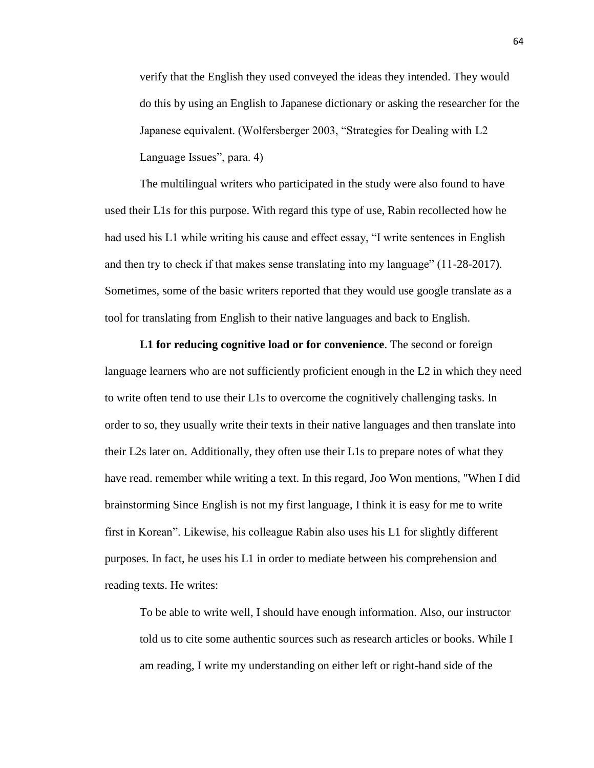> verify that the English they used conveyed the ideas they intended. They would do this by using an English to Japanese dictionary or asking the researcher for the Japanese equivalent. (Wolfersberger 2003, "Strategies for Dealing with L2 Language Issues", para. 4)

The multilingual writers who participated in the study were also found to have used their L1s for this purpose. With regard this type of use, Rabin recollected how he had used his L1 while writing his cause and effect essay, "I write sentences in English and then try to check if that makes sense translating into my language" (11-28-2017). Sometimes, some of the basic writers reported that they would use google translate as a tool for translating from English to their native languages and back to English.

**L1 for reducing cognitive load or for convenience**. The second or foreign language learners who are not sufficiently proficient enough in the L2 in which they need to write often tend to use their L1s to overcome the cognitively challenging tasks. In order to so, they usually write their texts in their native languages and then translate into their L2s later on. Additionally, they often use their L1s to prepare notes of what they have read. remember while writing a text. In this regard, Joo Won mentions, "When I did brainstorming Since English is not my first language, I think it is easy for me to write first in Korean". Likewise, his colleague Rabin also uses his L1 for slightly different purposes. In fact, he uses his L1 in order to mediate between his comprehension and reading texts. He writes:

> To be able to write well, I should have enough information. Also, our instructor told us to cite some authentic sources such as research articles or books. While I am reading, I write my understanding on either left or right-hand side of the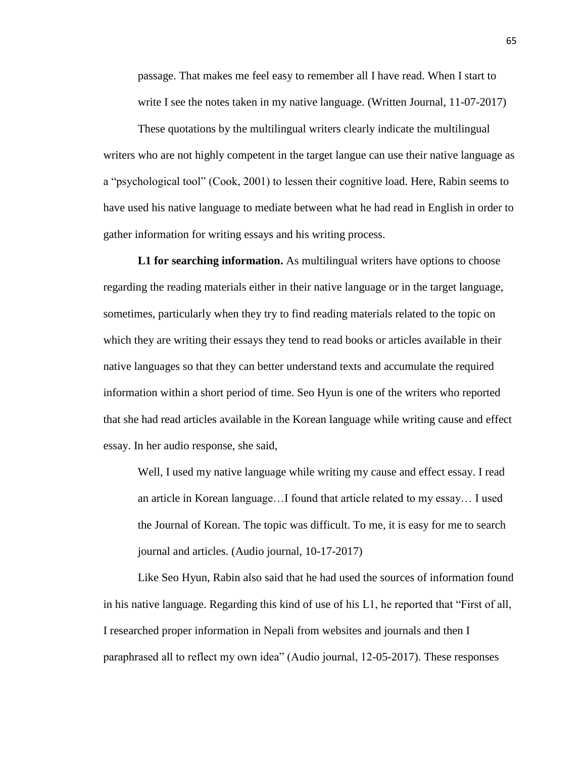passage. That makes me feel easy to remember all I have read. When I start to write I see the notes taken in my native language. (Written Journal, 11-07-2017)

These quotations by the multilingual writers clearly indicate the multilingual writers who are not highly competent in the target langue can use their native language as a "psychological tool" (Cook, 2001) to lessen their cognitive load. Here, Rabin seems to have used his native language to mediate between what he had read in English in order to gather information for writing essays and his writing process.

**L1 for searching information.** As multilingual writers have options to choose regarding the reading materials either in their native language or in the target language, sometimes, particularly when they try to find reading materials related to the topic on which they are writing their essays they tend to read books or articles available in their native languages so that they can better understand texts and accumulate the required information within a short period of time. Seo Hyun is one of the writers who reported that she had read articles available in the Korean language while writing cause and effect essay. In her audio response, she said,

> Well, I used my native language while writing my cause and effect essay. I read an article in Korean language…I found that article related to my essay… I used the Journal of Korean. The topic was difficult. To me, it is easy for me to search journal and articles. (Audio journal, 10-17-2017)

Like Seo Hyun, Rabin also said that he had used the sources of information found in his native language. Regarding this kind of use of his L1, he reported that "First of all, I researched proper information in Nepali from websites and journals and then I paraphrased all to reflect my own idea" (Audio journal, 12-05-2017). These responses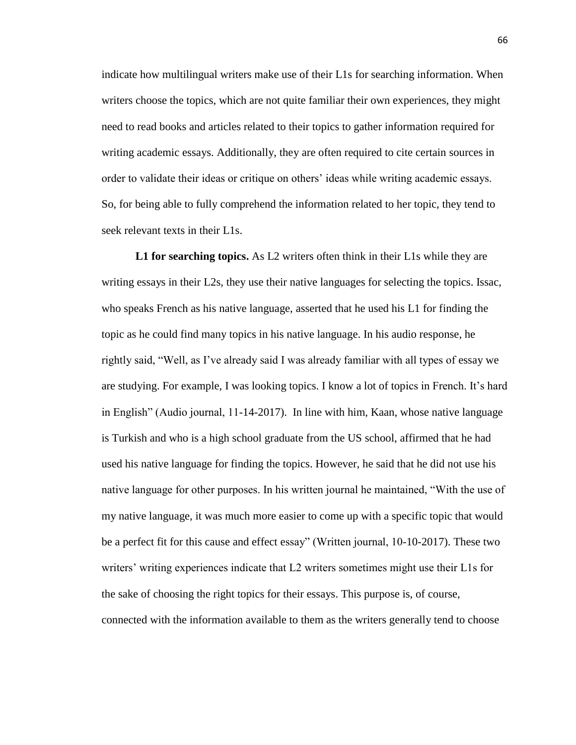indicate how multilingual writers make use of their L1s for searching information. When writers choose the topics, which are not quite familiar their own experiences, they might need to read books and articles related to their topics to gather information required for writing academic essays. Additionally, they are often required to cite certain sources in order to validate their ideas or critique on others' ideas while writing academic essays. So, for being able to fully comprehend the information related to her topic, they tend to seek relevant texts in their L1s.

**L1 for searching topics.** As L2 writers often think in their L1s while they are writing essays in their L2s, they use their native languages for selecting the topics. Issac, who speaks French as his native language, asserted that he used his L1 for finding the topic as he could find many topics in his native language. In his audio response, he rightly said, "Well, as I've already said I was already familiar with all types of essay we are studying. For example, I was looking topics. I know a lot of topics in French. It's hard in English" (Audio journal, 11-14-2017). In line with him, Kaan, whose native language is Turkish and who is a high school graduate from the US school, affirmed that he had used his native language for finding the topics. However, he said that he did not use his native language for other purposes. In his written journal he maintained, "With the use of my native language, it was much more easier to come up with a specific topic that would be a perfect fit for this cause and effect essay" (Written journal, 10-10-2017). These two writers' writing experiences indicate that L2 writers sometimes might use their L1s for the sake of choosing the right topics for their essays. This purpose is, of course, connected with the information available to them as the writers generally tend to choose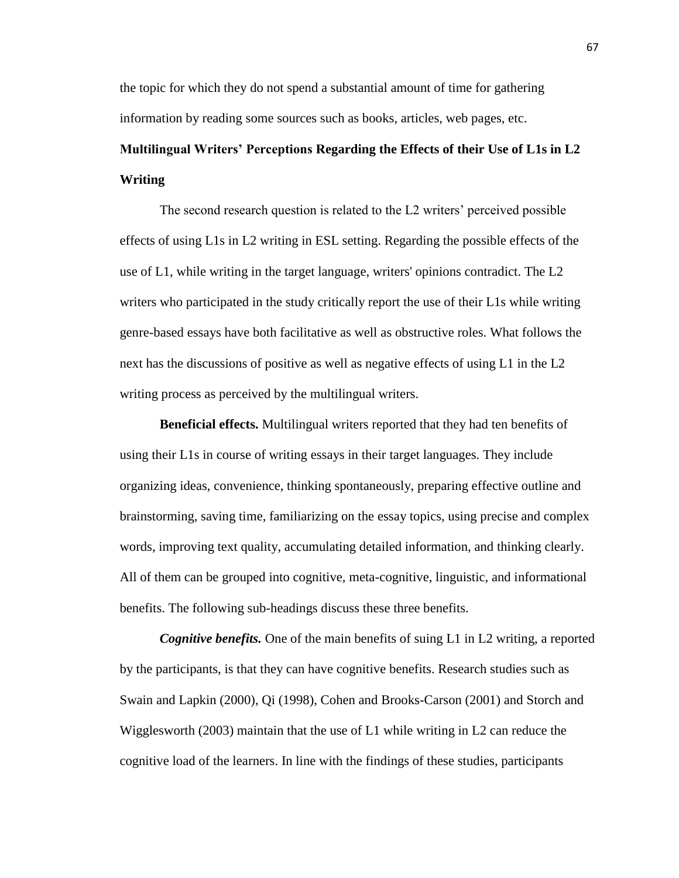the topic for which they do not spend a substantial amount of time for gathering information by reading some sources such as books, articles, web pages, etc.

## Multilingual Writers' Perceptions Regarding the Effects of their Use of L1s in L2 Writing

The second research question is related to the L2 writers' perceived possible effects of using L1s in L2 writing in ESL setting. Regarding the possible effects of the use of L1, while writing in the target language, writers' opinions contradict. The L2 writers who participated in the study critically report the use of their L1s while writing genre-based essays have both facilitative as well as obstructive roles. What follows the next has the discussions of positive as well as negative effects of using L1 in the L2 writing process as perceived by the multilingual writers.

**Beneficial effects.** Multilingual writers reported that they had ten benefits of using their L1s in course of writing essays in their target languages. They include organizing ideas, convenience, thinking spontaneously, preparing effective outline and brainstorming, saving time, familiarizing on the essay topics, using precise and complex words, improving text quality, accumulating detailed information, and thinking clearly. All of them can be grouped into cognitive, meta-cognitive, linguistic, and informational benefits. The following sub-headings discuss these three benefits.

***Cognitive benefits.*** One of the main benefits of suing L1 in L2 writing, a reported by the participants, is that they can have cognitive benefits. Research studies such as Swain and Lapkin (2000), Qi (1998), Cohen and Brooks-Carson (2001) and Storch and Wigglesworth (2003) maintain that the use of L1 while writing in L2 can reduce the cognitive load of the learners. In line with the findings of these studies, participants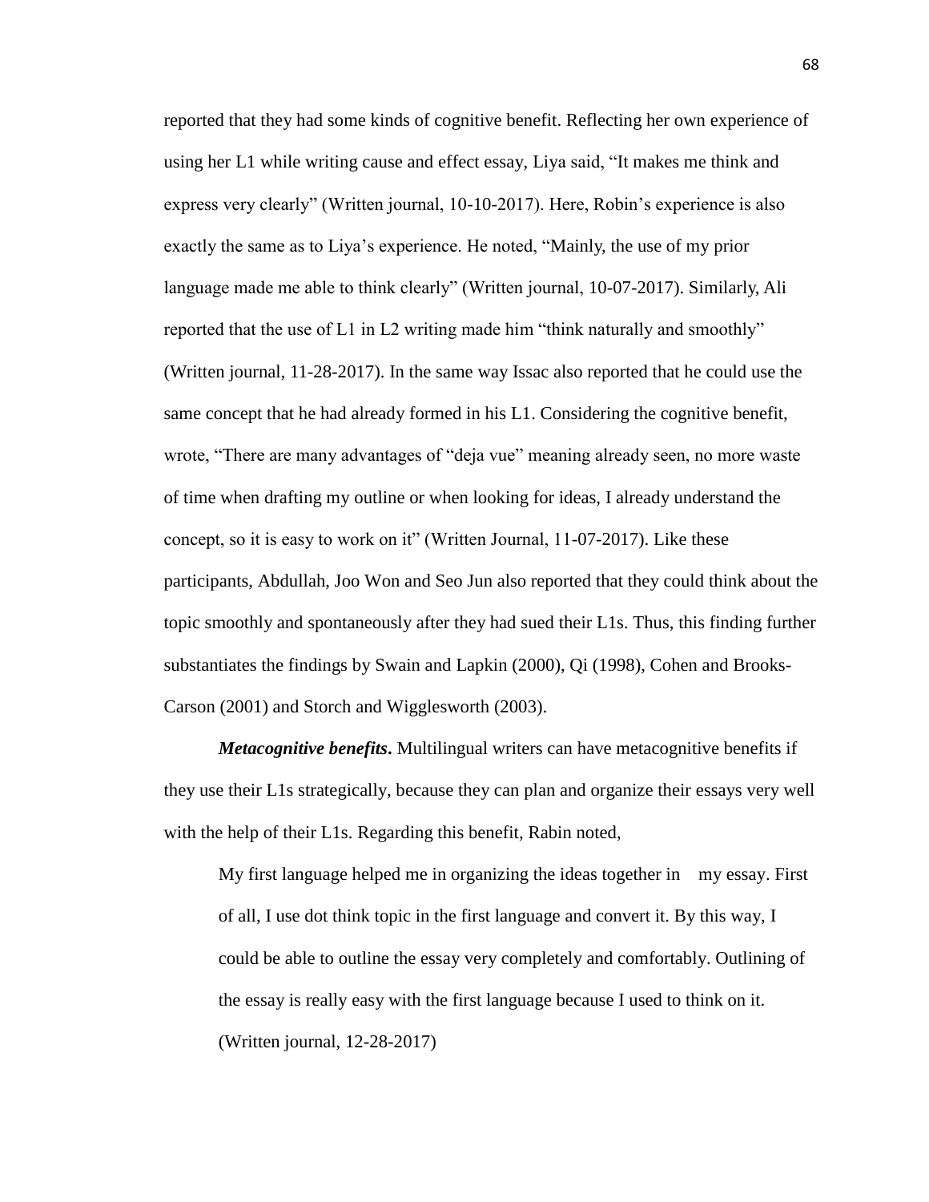reported that they had some kinds of cognitive benefit. Reflecting her own experience of using her L1 while writing cause and effect essay, Liya said, “It makes me think and express very clearly” (Written journal, 10-10-2017). Here, Robin’s experience is also exactly the same as to Liya’s experience. He noted, “Mainly, the use of my prior language made me able to think clearly” (Written journal, 10-07-2017). Similarly, Ali reported that the use of L1 in L2 writing made him “think naturally and smoothly” (Written journal, 11-28-2017). In the same way Issac also reported that he could use the same concept that he had already formed in his L1. Considering the cognitive benefit, wrote, “There are many advantages of “deja vue” meaning already seen, no more waste of time when drafting my outline or when looking for ideas, I already understand the concept, so it is easy to work on it” (Written Journal, 11-07-2017). Like these participants, Abdullah, Joo Won and Seo Jun also reported that they could think about the topic smoothly and spontaneously after they had sued their L1s. Thus, this finding further substantiates the findings by Swain and Lapkin (2000), Qi (1998), Cohen and Brooks-Carson (2001) and Storch and Wigglesworth (2003).

***Metacognitive benefits*.** Multilingual writers can have metacognitive benefits if they use their L1s strategically, because they can plan and organize their essays very well with the help of their L1s. Regarding this benefit, Rabin noted,

> My first language helped me in organizing the ideas together in my essay. First of all, I use dot think topic in the first language and convert it. By this way, I could be able to outline the essay very completely and comfortably. Outlining of the essay is really easy with the first language because I used to think on it. (Written journal, 12-28-2017)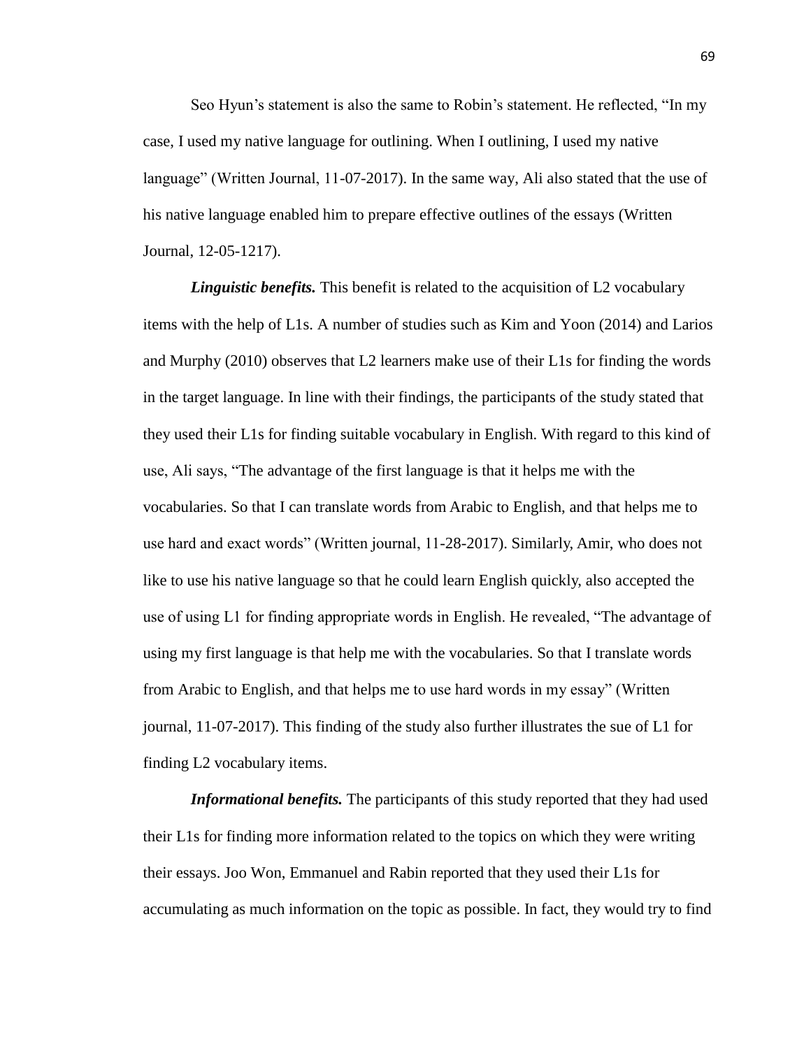Seo Hyun's statement is also the same to Robin's statement. He reflected, "In my case, I used my native language for outlining. When I outlining, I used my native language" (Written Journal, 11-07-2017). In the same way, Ali also stated that the use of his native language enabled him to prepare effective outlines of the essays (Written Journal, 12-05-1217).

***Linguistic benefits.*** This benefit is related to the acquisition of L2 vocabulary items with the help of L1s. A number of studies such as Kim and Yoon (2014) and Larios and Murphy (2010) observes that L2 learners make use of their L1s for finding the words in the target language. In line with their findings, the participants of the study stated that they used their L1s for finding suitable vocabulary in English. With regard to this kind of use, Ali says, "The advantage of the first language is that it helps me with the vocabularies. So that I can translate words from Arabic to English, and that helps me to use hard and exact words" (Written journal, 11-28-2017). Similarly, Amir, who does not like to use his native language so that he could learn English quickly, also accepted the use of using L1 for finding appropriate words in English. He revealed, "The advantage of using my first language is that help me with the vocabularies. So that I translate words from Arabic to English, and that helps me to use hard words in my essay" (Written journal, 11-07-2017). This finding of the study also further illustrates the sue of L1 for finding L2 vocabulary items.

***Informational benefits.*** The participants of this study reported that they had used their L1s for finding more information related to the topics on which they were writing their essays. Joo Won, Emmanuel and Rabin reported that they used their L1s for accumulating as much information on the topic as possible. In fact, they would try to find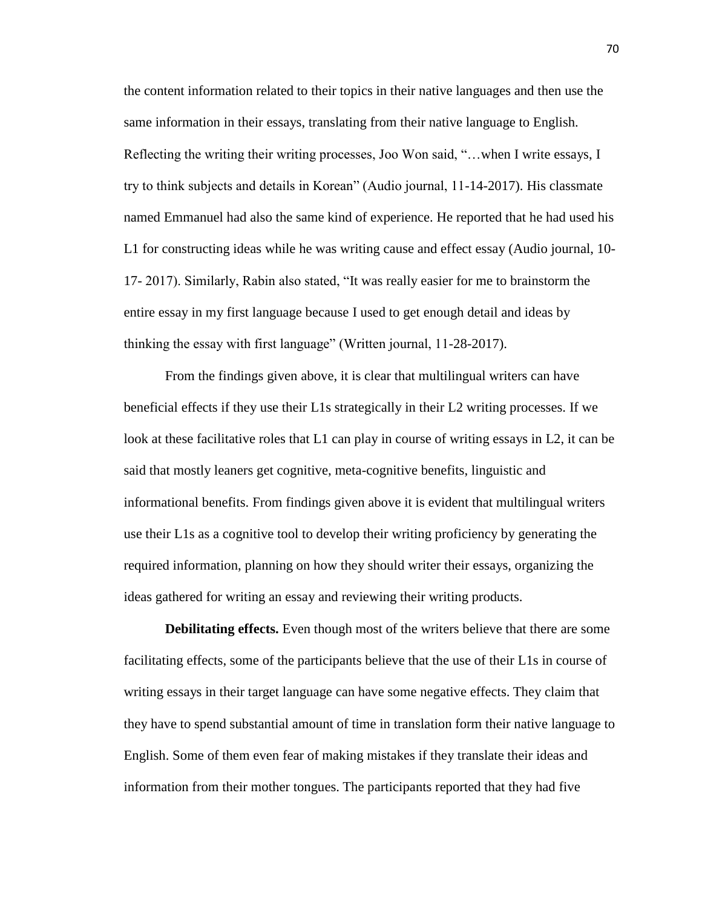the content information related to their topics in their native languages and then use the same information in their essays, translating from their native language to English. Reflecting the writing their writing processes, Joo Won said, "…when I write essays, I try to think subjects and details in Korean" (Audio journal, 11-14-2017). His classmate named Emmanuel had also the same kind of experience. He reported that he had used his L1 for constructing ideas while he was writing cause and effect essay (Audio journal, 10-17- 2017). Similarly, Rabin also stated, "It was really easier for me to brainstorm the entire essay in my first language because I used to get enough detail and ideas by thinking the essay with first language" (Written journal, 11-28-2017).

From the findings given above, it is clear that multilingual writers can have beneficial effects if they use their L1s strategically in their L2 writing processes. If we look at these facilitative roles that L1 can play in course of writing essays in L2, it can be said that mostly leaners get cognitive, meta-cognitive benefits, linguistic and informational benefits. From findings given above it is evident that multilingual writers use their L1s as a cognitive tool to develop their writing proficiency by generating the required information, planning on how they should writer their essays, organizing the ideas gathered for writing an essay and reviewing their writing products.

**Debilitating effects.** Even though most of the writers believe that there are some facilitating effects, some of the participants believe that the use of their L1s in course of writing essays in their target language can have some negative effects. They claim that they have to spend substantial amount of time in translation form their native language to English. Some of them even fear of making mistakes if they translate their ideas and information from their mother tongues. The participants reported that they had five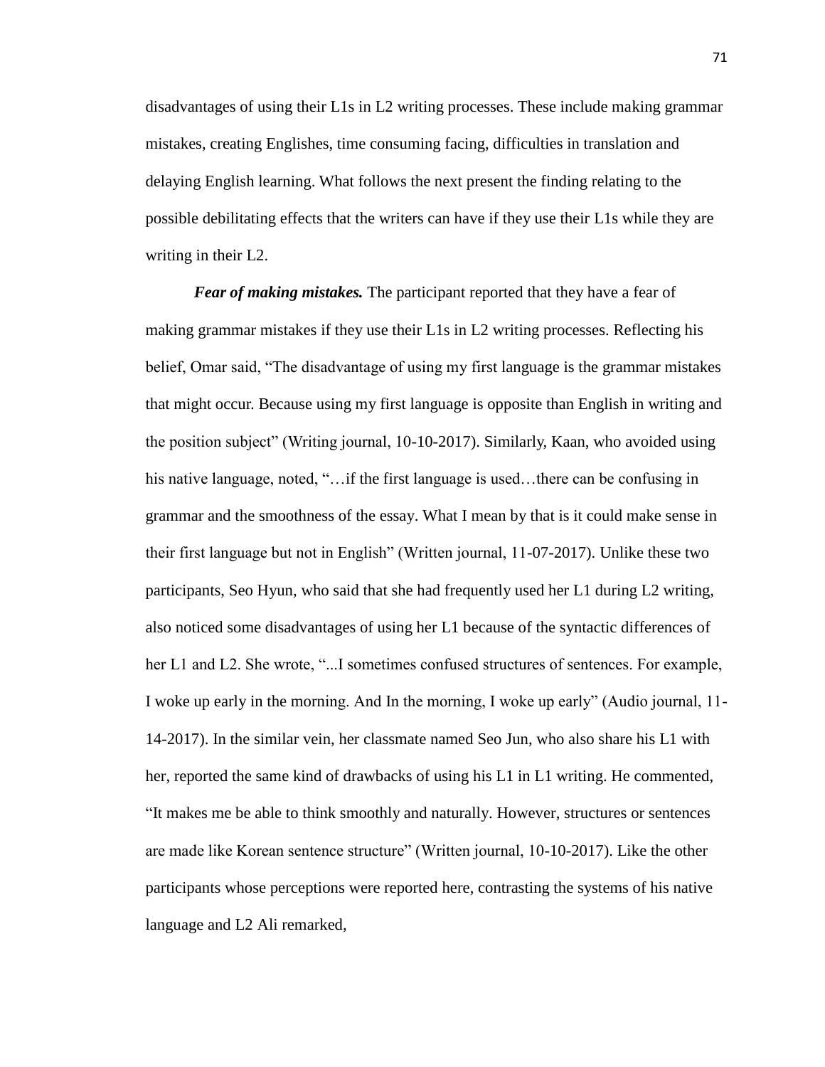disadvantages of using their L1s in L2 writing processes. These include making grammar mistakes, creating Englishes, time consuming facing, difficulties in translation and delaying English learning. What follows the next present the finding relating to the possible debilitating effects that the writers can have if they use their L1s while they are writing in their L2.

***Fear of making mistakes.*** The participant reported that they have a fear of making grammar mistakes if they use their L1s in L2 writing processes. Reflecting his belief, Omar said, "The disadvantage of using my first language is the grammar mistakes that might occur. Because using my first language is opposite than English in writing and the position subject" (Writing journal, 10-10-2017). Similarly, Kaan, who avoided using his native language, noted, "…if the first language is used…there can be confusing in grammar and the smoothness of the essay. What I mean by that is it could make sense in their first language but not in English" (Written journal, 11-07-2017). Unlike these two participants, Seo Hyun, who said that she had frequently used her L1 during L2 writing, also noticed some disadvantages of using her L1 because of the syntactic differences of her L1 and L2. She wrote, "...I sometimes confused structures of sentences. For example, I woke up early in the morning. And In the morning, I woke up early" (Audio journal, 11-14-2017). In the similar vein, her classmate named Seo Jun, who also share his L1 with her, reported the same kind of drawbacks of using his L1 in L1 writing. He commented, "It makes me be able to think smoothly and naturally. However, structures or sentences are made like Korean sentence structure" (Written journal, 10-10-2017). Like the other participants whose perceptions were reported here, contrasting the systems of his native language and L2 Ali remarked,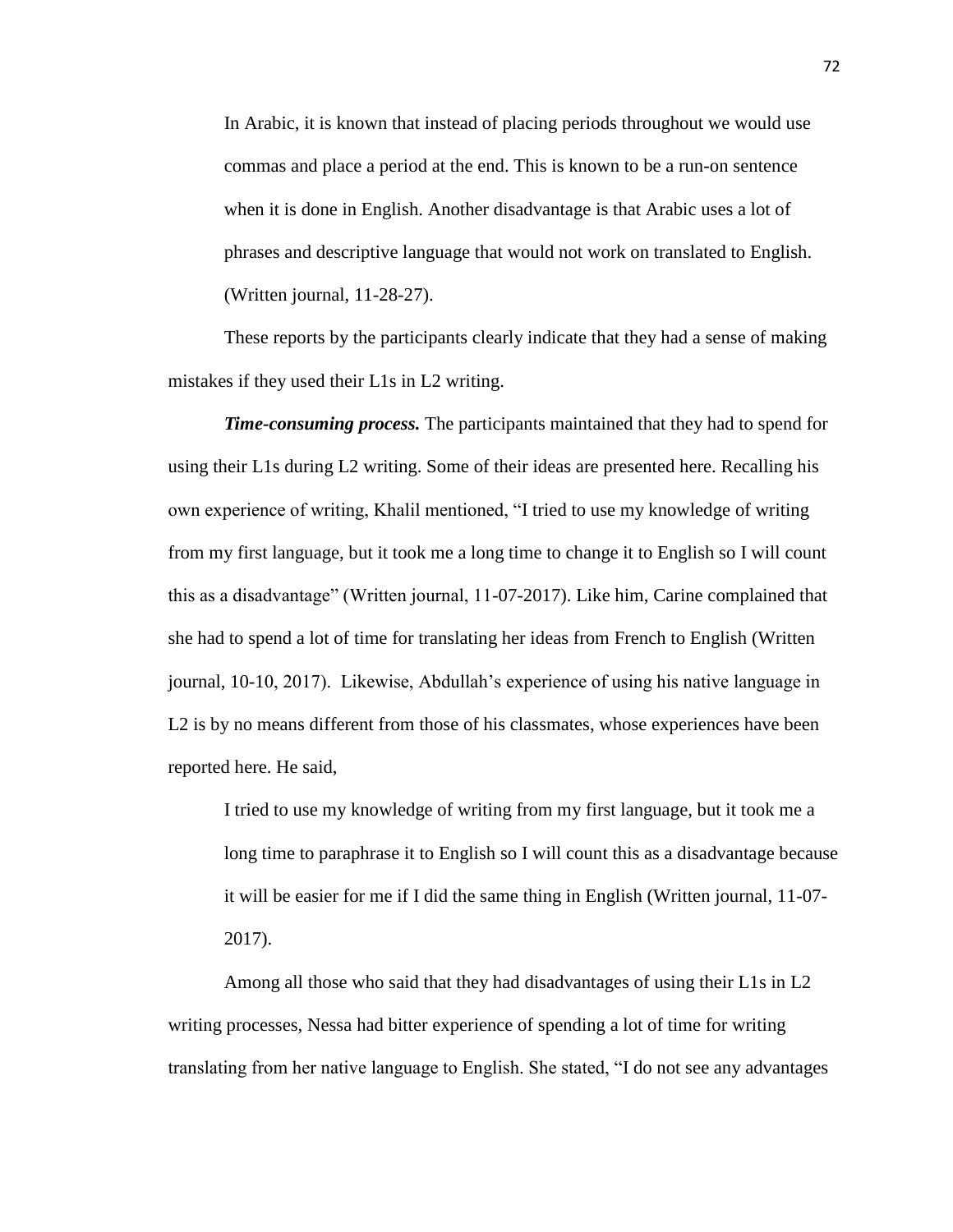In Arabic, it is known that instead of placing periods throughout we would use commas and place a period at the end. This is known to be a run-on sentence when it is done in English. Another disadvantage is that Arabic uses a lot of phrases and descriptive language that would not work on translated to English. (Written journal, 11-28-27).

These reports by the participants clearly indicate that they had a sense of making mistakes if they used their L1s in L2 writing.

***Time-consuming process.*** The participants maintained that they had to spend for using their L1s during L2 writing. Some of their ideas are presented here. Recalling his own experience of writing, Khalil mentioned, "I tried to use my knowledge of writing from my first language, but it took me a long time to change it to English so I will count this as a disadvantage" (Written journal, 11-07-2017). Like him, Carine complained that she had to spend a lot of time for translating her ideas from French to English (Written journal, 10-10, 2017). Likewise, Abdullah's experience of using his native language in L2 is by no means different from those of his classmates, whose experiences have been reported here. He said,

> I tried to use my knowledge of writing from my first language, but it took me a long time to paraphrase it to English so I will count this as a disadvantage because it will be easier for me if I did the same thing in English (Written journal, 11-07-2017).

Among all those who said that they had disadvantages of using their L1s in L2 writing processes, Nessa had bitter experience of spending a lot of time for writing translating from her native language to English. She stated, "I do not see any advantages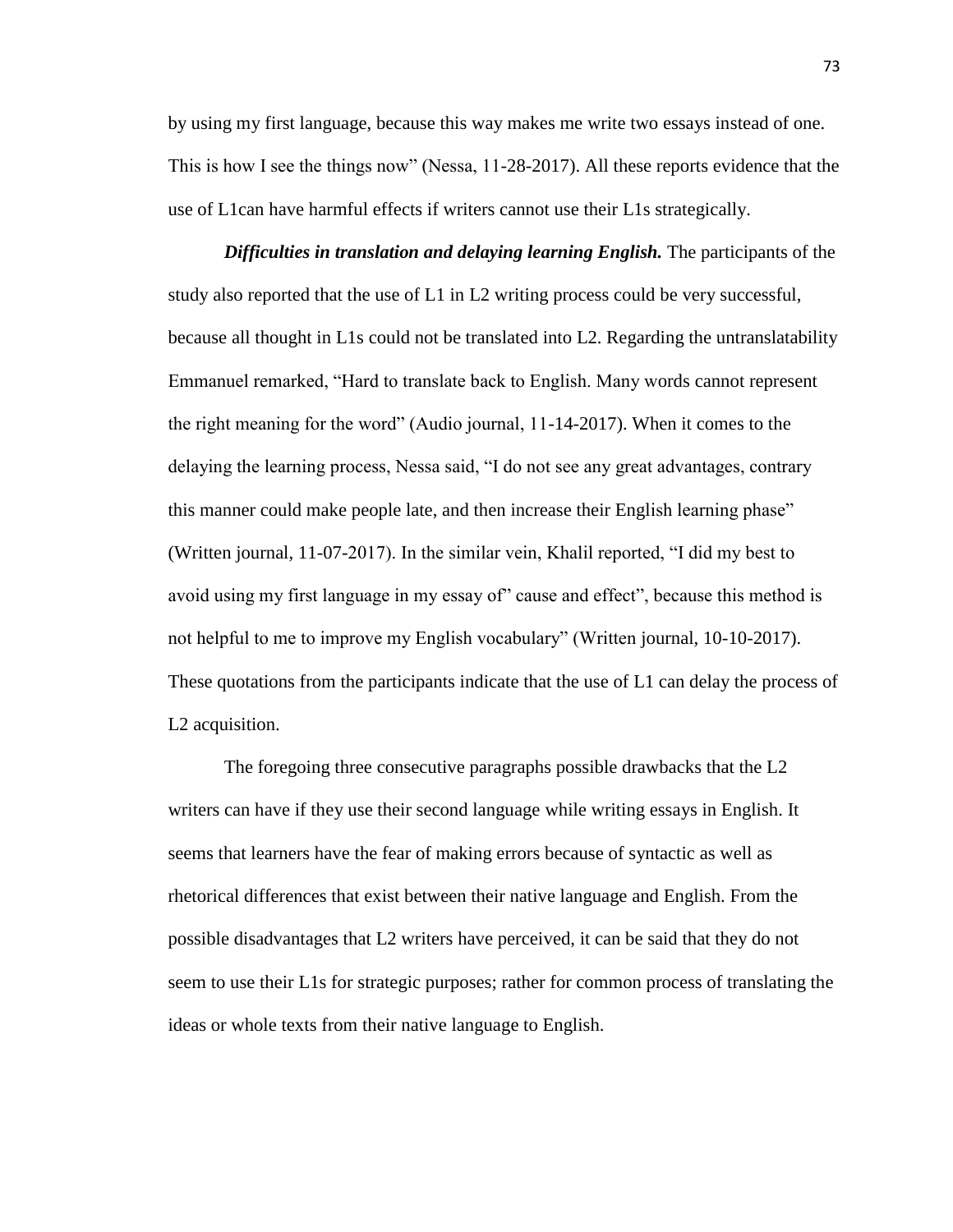by using my first language, because this way makes me write two essays instead of one. This is how I see the things now" (Nessa, 11-28-2017). All these reports evidence that the use of L1can have harmful effects if writers cannot use their L1s strategically.

***Difficulties in translation and delaying learning English.*** The participants of the study also reported that the use of L1 in L2 writing process could be very successful, because all thought in L1s could not be translated into L2. Regarding the untranslatability Emmanuel remarked, "Hard to translate back to English. Many words cannot represent the right meaning for the word" (Audio journal, 11-14-2017). When it comes to the delaying the learning process, Nessa said, "I do not see any great advantages, contrary this manner could make people late, and then increase their English learning phase" (Written journal, 11-07-2017). In the similar vein, Khalil reported, "I did my best to avoid using my first language in my essay of" cause and effect", because this method is not helpful to me to improve my English vocabulary" (Written journal, 10-10-2017). These quotations from the participants indicate that the use of L1 can delay the process of L2 acquisition.

The foregoing three consecutive paragraphs possible drawbacks that the L2 writers can have if they use their second language while writing essays in English. It seems that learners have the fear of making errors because of syntactic as well as rhetorical differences that exist between their native language and English. From the possible disadvantages that L2 writers have perceived, it can be said that they do not seem to use their L1s for strategic purposes; rather for common process of translating the ideas or whole texts from their native language to English.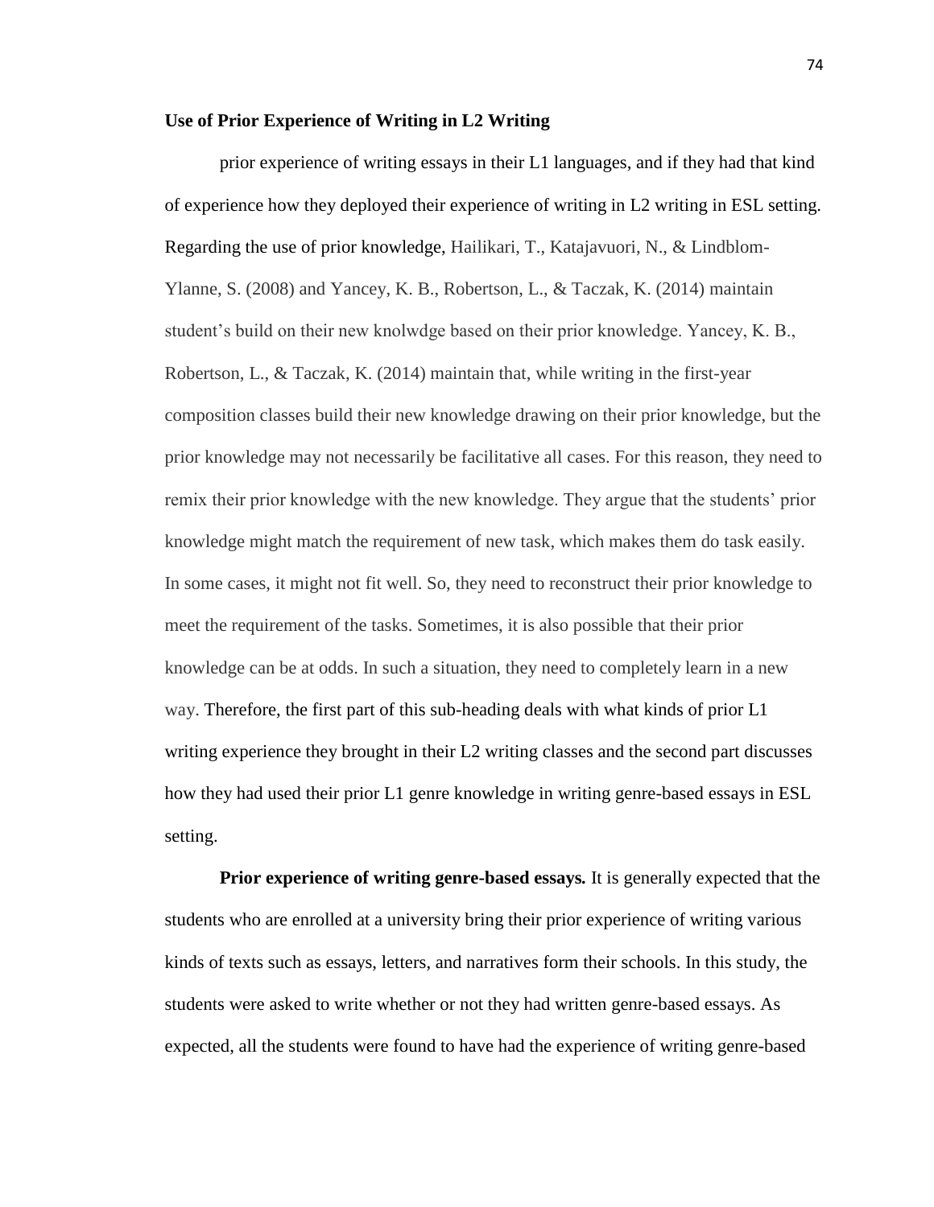**Use of Prior Experience of Writing in L2 Writing**

prior experience of writing essays in their L1 languages, and if they had that kind of experience how they deployed their experience of writing in L2 writing in ESL setting. Regarding the use of prior knowledge, Hailikari, T., Katajavuori, N., & Lindblom-Ylanne, S. (2008) and Yancey, K. B., Robertson, L., & Taczak, K. (2014) maintain student's build on their new knolwdge based on their prior knowledge. Yancey, K. B., Robertson, L., & Taczak, K. (2014) maintain that, while writing in the first-year composition classes build their new knowledge drawing on their prior knowledge, but the prior knowledge may not necessarily be facilitative all cases. For this reason, they need to remix their prior knowledge with the new knowledge. They argue that the students' prior knowledge might match the requirement of new task, which makes them do task easily. In some cases, it might not fit well. So, they need to reconstruct their prior knowledge to meet the requirement of the tasks. Sometimes, it is also possible that their prior knowledge can be at odds. In such a situation, they need to completely learn in a new way. Therefore, the first part of this sub-heading deals with what kinds of prior L1 writing experience they brought in their L2 writing classes and the second part discusses how they had used their prior L1 genre knowledge in writing genre-based essays in ESL setting.

**Prior experience of writing genre-based essays.** It is generally expected that the students who are enrolled at a university bring their prior experience of writing various kinds of texts such as essays, letters, and narratives form their schools. In this study, the students were asked to write whether or not they had written genre-based essays. As expected, all the students were found to have had the experience of writing genre-based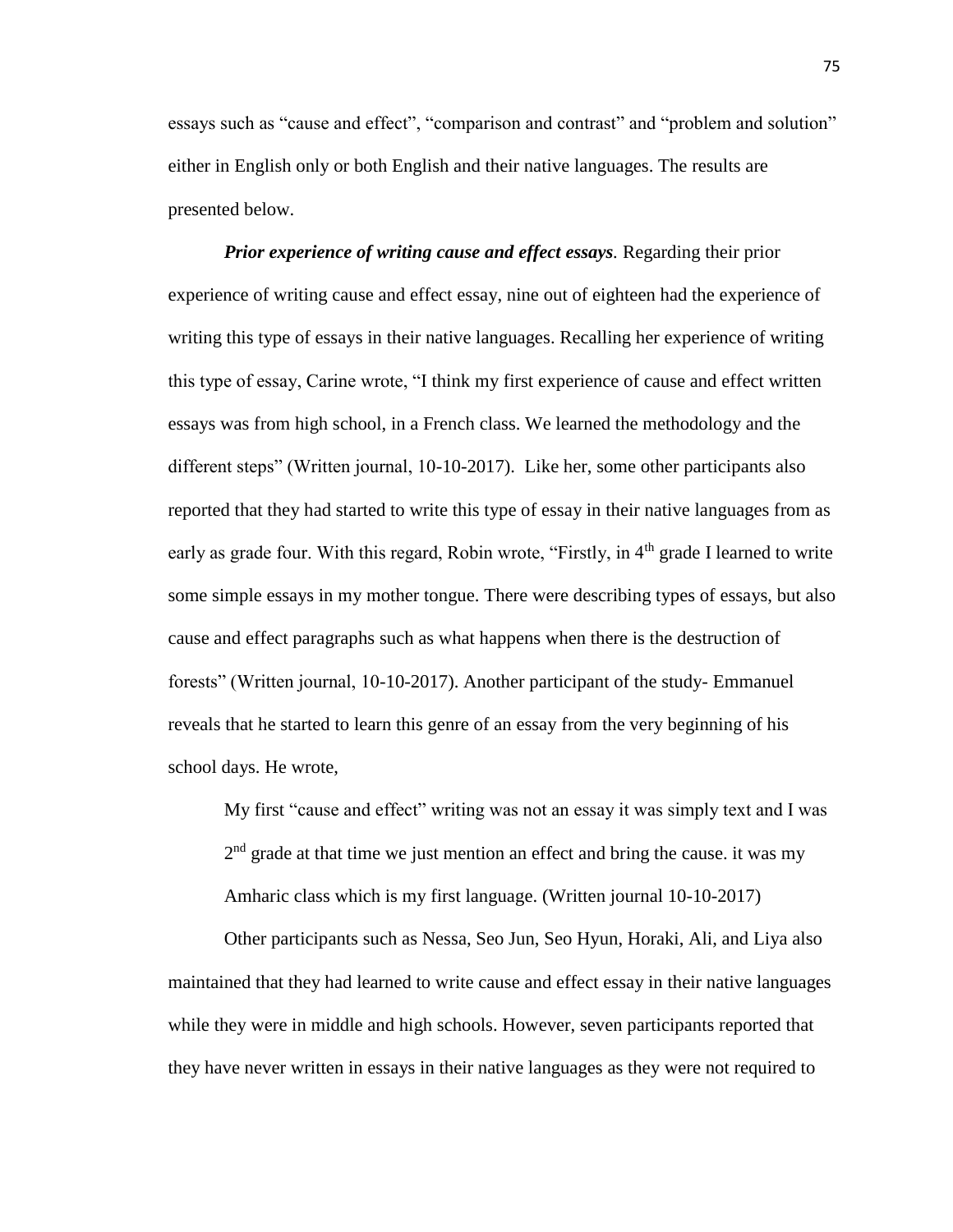essays such as "cause and effect", "comparison and contrast" and "problem and solution" either in English only or both English and their native languages. The results are presented below.

***Prior experience of writing cause and effect essays***. Regarding their prior experience of writing cause and effect essay, nine out of eighteen had the experience of writing this type of essays in their native languages. Recalling her experience of writing this type of essay, Carine wrote, "I think my first experience of cause and effect written essays was from high school, in a French class. We learned the methodology and the different steps" (Written journal, 10-10-2017). Like her, some other participants also reported that they had started to write this type of essay in their native languages from as early as grade four. With this regard, Robin wrote, "Firstly, in 4th grade I learned to write some simple essays in my mother tongue. There were describing types of essays, but also cause and effect paragraphs such as what happens when there is the destruction of forests" (Written journal, 10-10-2017). Another participant of the study- Emmanuel reveals that he started to learn this genre of an essay from the very beginning of his school days. He wrote,

> My first "cause and effect" writing was not an essay it was simply text and I was 2nd grade at that time we just mention an effect and bring the cause. it was my Amharic class which is my first language. (Written journal 10-10-2017)

Other participants such as Nessa, Seo Jun, Seo Hyun, Horaki, Ali, and Liya also maintained that they had learned to write cause and effect essay in their native languages while they were in middle and high schools. However, seven participants reported that they have never written in essays in their native languages as they were not required to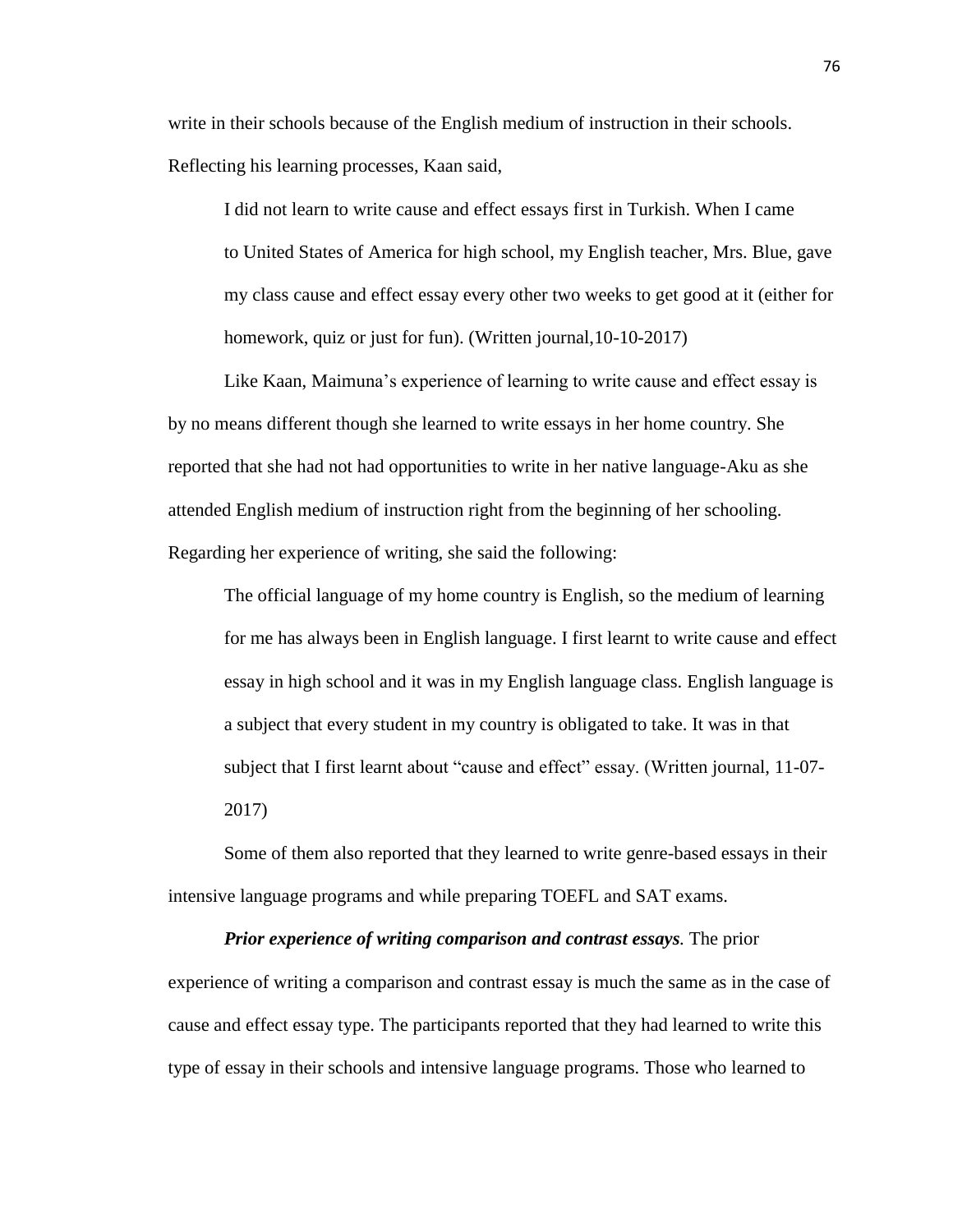write in their schools because of the English medium of instruction in their schools. Reflecting his learning processes, Kaan said,

> I did not learn to write cause and effect essays first in Turkish. When I came to United States of America for high school, my English teacher, Mrs. Blue, gave my class cause and effect essay every other two weeks to get good at it (either for homework, quiz or just for fun). (Written journal,10-10-2017)

Like Kaan, Maimuna's experience of learning to write cause and effect essay is by no means different though she learned to write essays in her home country. She reported that she had not had opportunities to write in her native language-Aku as she attended English medium of instruction right from the beginning of her schooling. Regarding her experience of writing, she said the following:

> The official language of my home country is English, so the medium of learning for me has always been in English language. I first learnt to write cause and effect essay in high school and it was in my English language class. English language is a subject that every student in my country is obligated to take. It was in that subject that I first learnt about "cause and effect" essay. (Written journal, 11-07-2017)

Some of them also reported that they learned to write genre-based essays in their intensive language programs and while preparing TOEFL and SAT exams.

***Prior experience of writing comparison and contrast essays.*** The prior experience of writing a comparison and contrast essay is much the same as in the case of cause and effect essay type. The participants reported that they had learned to write this type of essay in their schools and intensive language programs. Those who learned to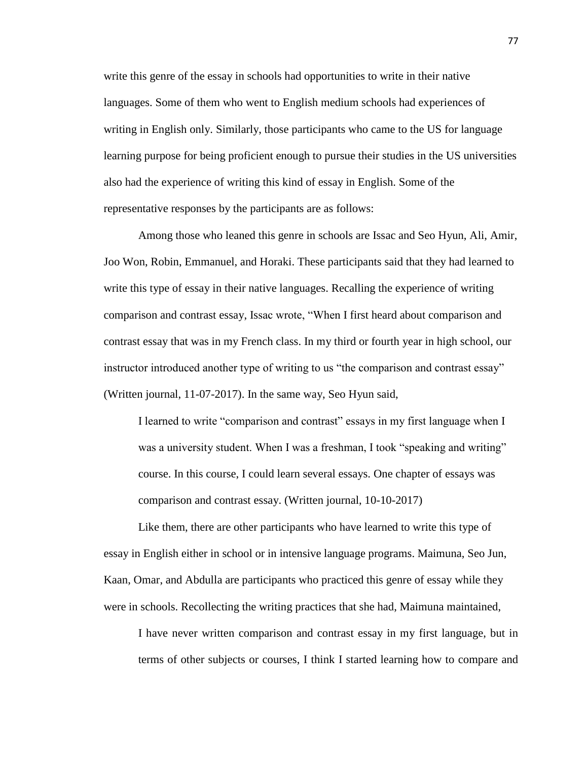write this genre of the essay in schools had opportunities to write in their native languages. Some of them who went to English medium schools had experiences of writing in English only. Similarly, those participants who came to the US for language learning purpose for being proficient enough to pursue their studies in the US universities also had the experience of writing this kind of essay in English. Some of the representative responses by the participants are as follows:

Among those who leaned this genre in schools are Issac and Seo Hyun, Ali, Amir, Joo Won, Robin, Emmanuel, and Horaki. These participants said that they had learned to write this type of essay in their native languages. Recalling the experience of writing comparison and contrast essay, Issac wrote, "When I first heard about comparison and contrast essay that was in my French class. In my third or fourth year in high school, our instructor introduced another type of writing to us "the comparison and contrast essay" (Written journal, 11-07-2017). In the same way, Seo Hyun said,

> I learned to write "comparison and contrast" essays in my first language when I was a university student. When I was a freshman, I took "speaking and writing" course. In this course, I could learn several essays. One chapter of essays was comparison and contrast essay. (Written journal, 10-10-2017)

Like them, there are other participants who have learned to write this type of essay in English either in school or in intensive language programs. Maimuna, Seo Jun, Kaan, Omar, and Abdulla are participants who practiced this genre of essay while they were in schools. Recollecting the writing practices that she had, Maimuna maintained,

> I have never written comparison and contrast essay in my first language, but in terms of other subjects or courses, I think I started learning how to compare and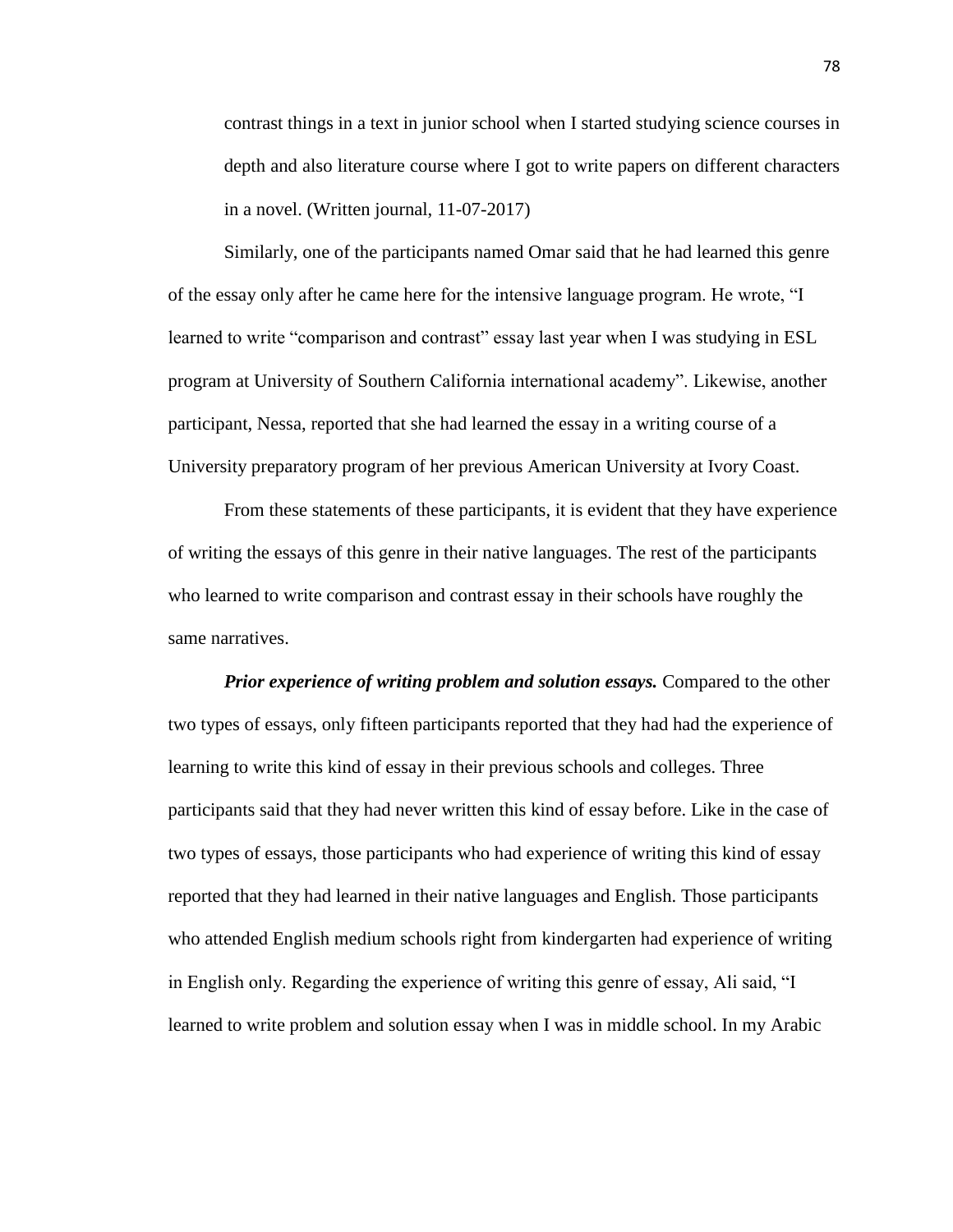contrast things in a text in junior school when I started studying science courses in depth and also literature course where I got to write papers on different characters in a novel. (Written journal, 11-07-2017)

Similarly, one of the participants named Omar said that he had learned this genre of the essay only after he came here for the intensive language program. He wrote, "I learned to write "comparison and contrast" essay last year when I was studying in ESL program at University of Southern California international academy". Likewise, another participant, Nessa, reported that she had learned the essay in a writing course of a University preparatory program of her previous American University at Ivory Coast.

From these statements of these participants, it is evident that they have experience of writing the essays of this genre in their native languages. The rest of the participants who learned to write comparison and contrast essay in their schools have roughly the same narratives.

***Prior experience of writing problem and solution essays.*** Compared to the other two types of essays, only fifteen participants reported that they had had the experience of learning to write this kind of essay in their previous schools and colleges. Three participants said that they had never written this kind of essay before. Like in the case of two types of essays, those participants who had experience of writing this kind of essay reported that they had learned in their native languages and English. Those participants who attended English medium schools right from kindergarten had experience of writing in English only. Regarding the experience of writing this genre of essay, Ali said, "I learned to write problem and solution essay when I was in middle school. In my Arabic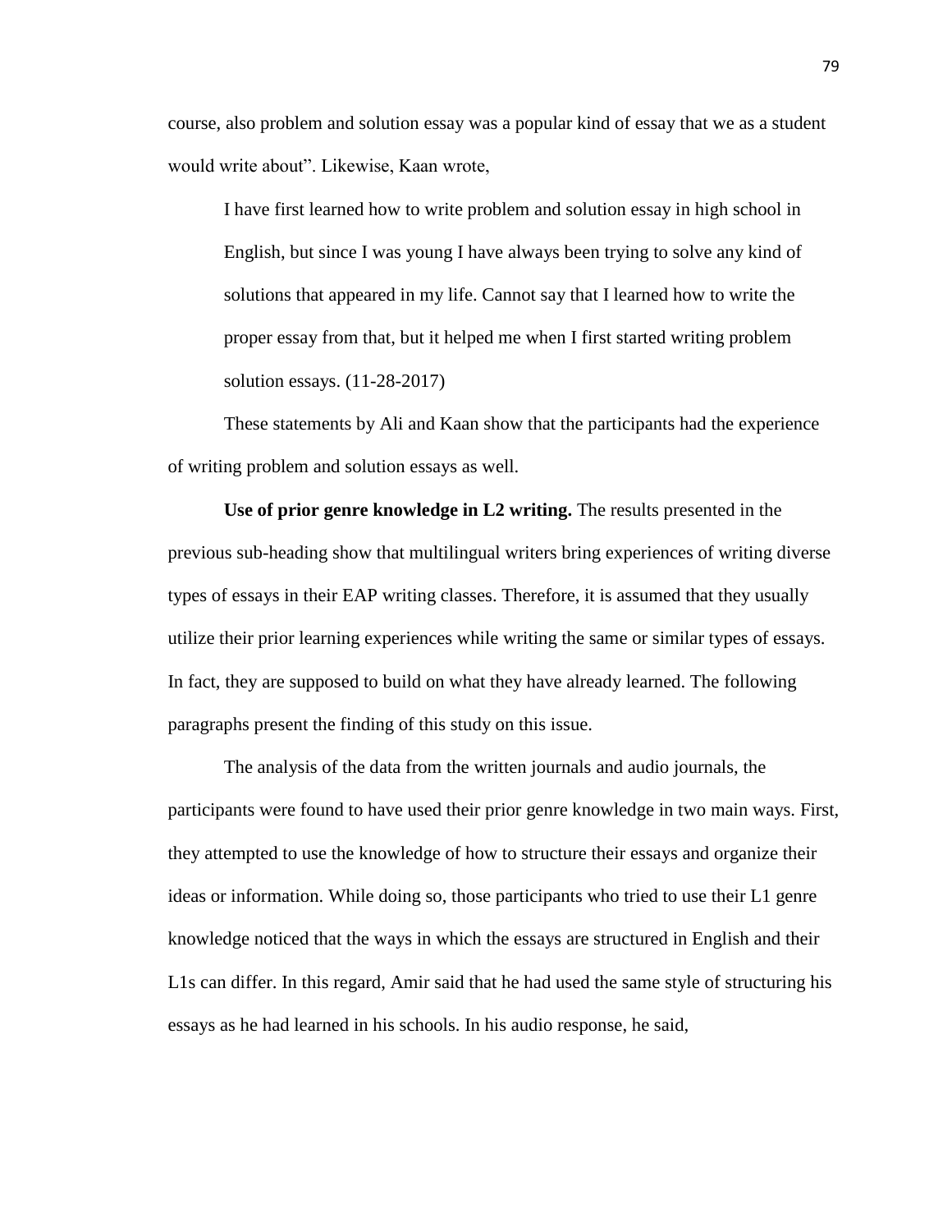course, also problem and solution essay was a popular kind of essay that we as a student would write about". Likewise, Kaan wrote,

> I have first learned how to write problem and solution essay in high school in English, but since I was young I have always been trying to solve any kind of solutions that appeared in my life. Cannot say that I learned how to write the proper essay from that, but it helped me when I first started writing problem solution essays. (11-28-2017)

These statements by Ali and Kaan show that the participants had the experience of writing problem and solution essays as well.

**Use of prior genre knowledge in L2 writing.** The results presented in the previous sub-heading show that multilingual writers bring experiences of writing diverse types of essays in their EAP writing classes. Therefore, it is assumed that they usually utilize their prior learning experiences while writing the same or similar types of essays. In fact, they are supposed to build on what they have already learned. The following paragraphs present the finding of this study on this issue.

The analysis of the data from the written journals and audio journals, the participants were found to have used their prior genre knowledge in two main ways. First, they attempted to use the knowledge of how to structure their essays and organize their ideas or information. While doing so, those participants who tried to use their L1 genre knowledge noticed that the ways in which the essays are structured in English and their L1s can differ. In this regard, Amir said that he had used the same style of structuring his essays as he had learned in his schools. In his audio response, he said,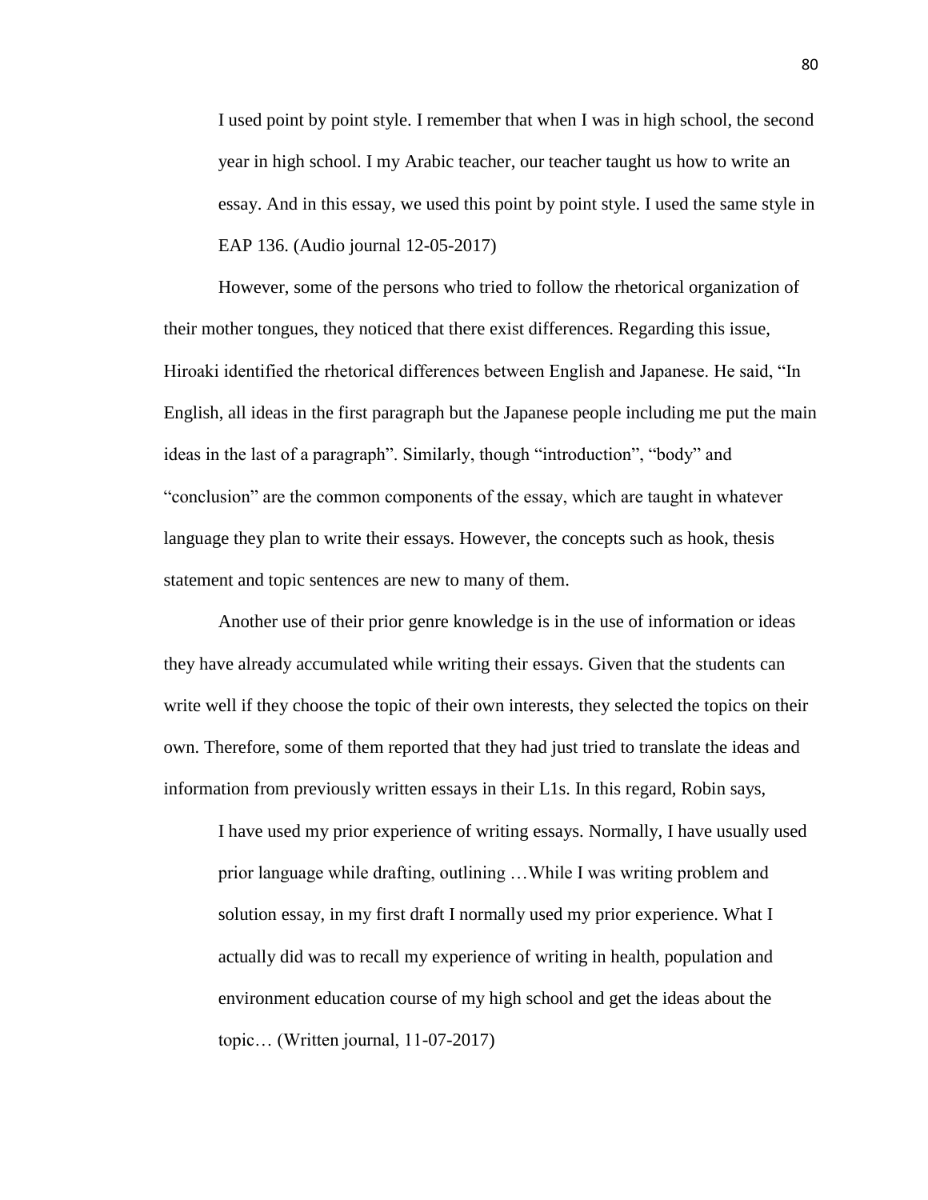> I used point by point style. I remember that when I was in high school, the second year in high school. I my Arabic teacher, our teacher taught us how to write an essay. And in this essay, we used this point by point style. I used the same style in EAP 136. (Audio journal 12-05-2017)

However, some of the persons who tried to follow the rhetorical organization of their mother tongues, they noticed that there exist differences. Regarding this issue, Hiroaki identified the rhetorical differences between English and Japanese. He said, "In English, all ideas in the first paragraph but the Japanese people including me put the main ideas in the last of a paragraph". Similarly, though "introduction", "body" and "conclusion" are the common components of the essay, which are taught in whatever language they plan to write their essays. However, the concepts such as hook, thesis statement and topic sentences are new to many of them.

Another use of their prior genre knowledge is in the use of information or ideas they have already accumulated while writing their essays. Given that the students can write well if they choose the topic of their own interests, they selected the topics on their own. Therefore, some of them reported that they had just tried to translate the ideas and information from previously written essays in their L1s. In this regard, Robin says,

> I have used my prior experience of writing essays. Normally, I have usually used prior language while drafting, outlining …While I was writing problem and solution essay, in my first draft I normally used my prior experience. What I actually did was to recall my experience of writing in health, population and environment education course of my high school and get the ideas about the topic… (Written journal, 11-07-2017)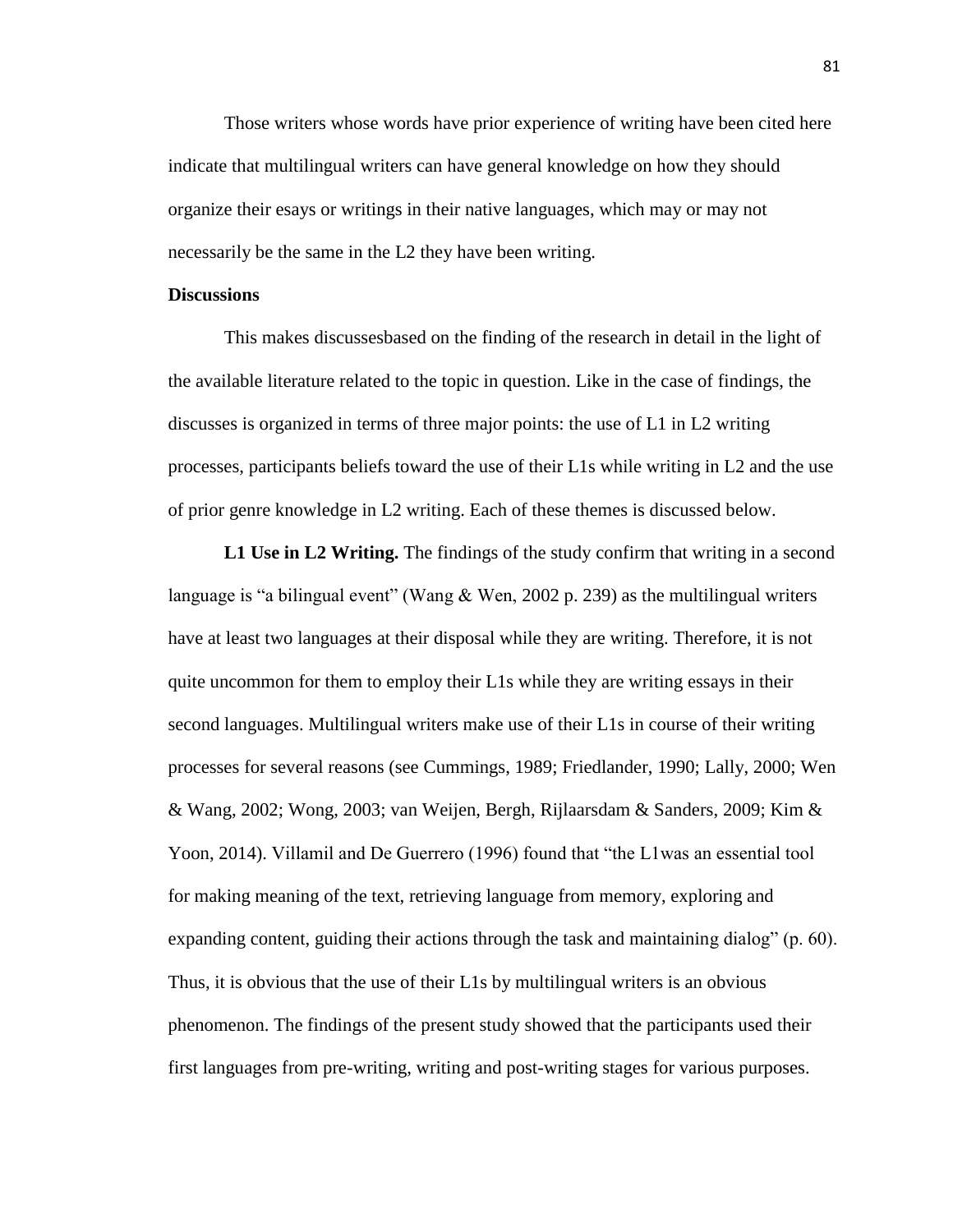Those writers whose words have prior experience of writing have been cited here indicate that multilingual writers can have general knowledge on how they should organize their esays or writings in their native languages, which may or may not necessarily be the same in the L2 they have been writing.

**Discussions**

This makes discussesbased on the finding of the research in detail in the light of the available literature related to the topic in question. Like in the case of findings, the discusses is organized in terms of three major points: the use of L1 in L2 writing processes, participants beliefs toward the use of their L1s while writing in L2 and the use of prior genre knowledge in L2 writing. Each of these themes is discussed below.

**L1 Use in L2 Writing.** The findings of the study confirm that writing in a second language is "a bilingual event" (Wang & Wen, 2002 p. 239) as the multilingual writers have at least two languages at their disposal while they are writing. Therefore, it is not quite uncommon for them to employ their L1s while they are writing essays in their second languages. Multilingual writers make use of their L1s in course of their writing processes for several reasons (see Cummings, 1989; Friedlander, 1990; Lally, 2000; Wen & Wang, 2002; Wong, 2003; van Weijen, Bergh, Rijlaarsdam & Sanders, 2009; Kim & Yoon, 2014). Villamil and De Guerrero (1996) found that "the L1was an essential tool for making meaning of the text, retrieving language from memory, exploring and expanding content, guiding their actions through the task and maintaining dialog" (p. 60). Thus, it is obvious that the use of their L1s by multilingual writers is an obvious phenomenon. The findings of the present study showed that the participants used their first languages from pre-writing, writing and post-writing stages for various purposes.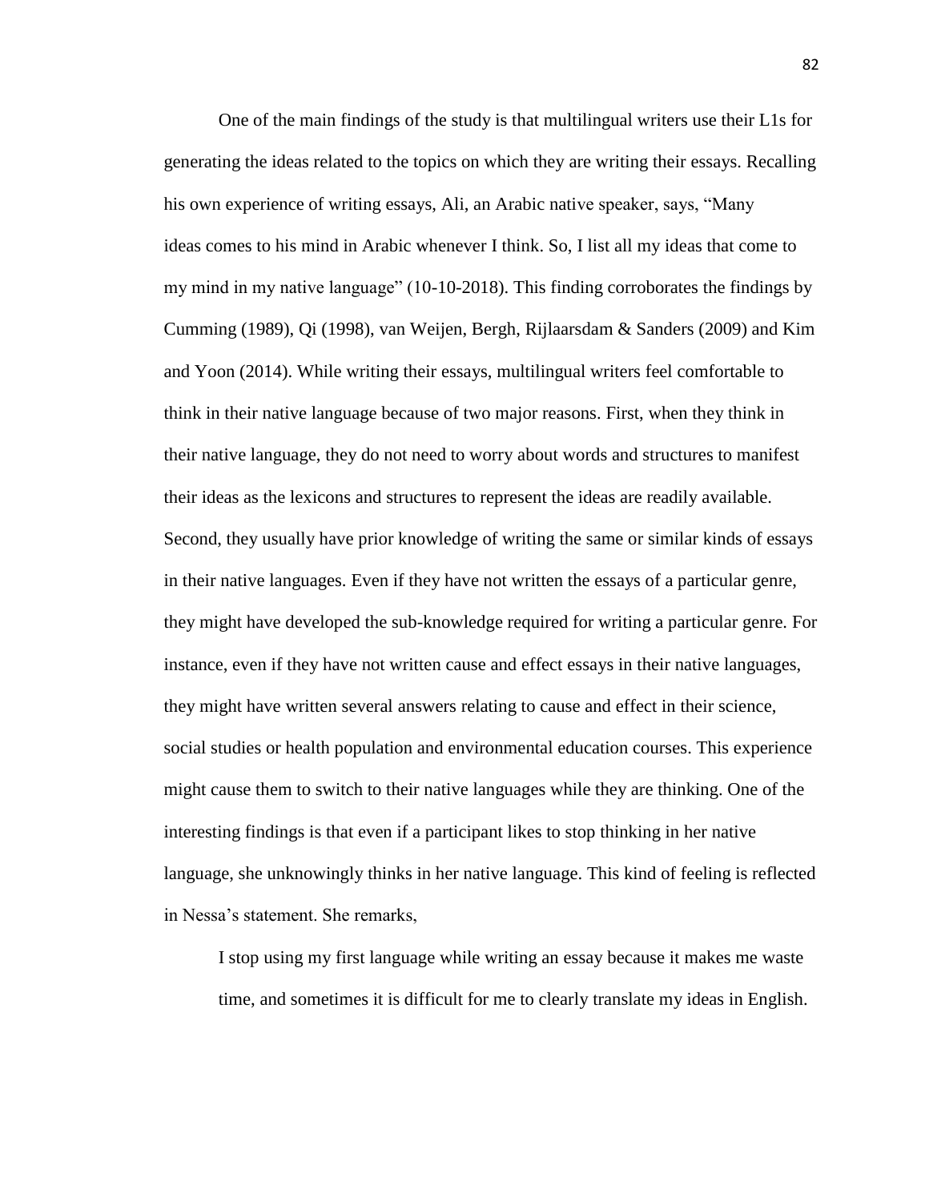One of the main findings of the study is that multilingual writers use their L1s for generating the ideas related to the topics on which they are writing their essays. Recalling his own experience of writing essays, Ali, an Arabic native speaker, says, "Many ideas comes to his mind in Arabic whenever I think. So, I list all my ideas that come to my mind in my native language" (10-10-2018). This finding corroborates the findings by Cumming (1989), Qi (1998), van Weijen, Bergh, Rijlaarsdam & Sanders (2009) and Kim and Yoon (2014). While writing their essays, multilingual writers feel comfortable to think in their native language because of two major reasons. First, when they think in their native language, they do not need to worry about words and structures to manifest their ideas as the lexicons and structures to represent the ideas are readily available. Second, they usually have prior knowledge of writing the same or similar kinds of essays in their native languages. Even if they have not written the essays of a particular genre, they might have developed the sub-knowledge required for writing a particular genre. For instance, even if they have not written cause and effect essays in their native languages, they might have written several answers relating to cause and effect in their science, social studies or health population and environmental education courses. This experience might cause them to switch to their native languages while they are thinking. One of the interesting findings is that even if a participant likes to stop thinking in her native language, she unknowingly thinks in her native language. This kind of feeling is reflected in Nessa's statement. She remarks,

> I stop using my first language while writing an essay because it makes me waste time, and sometimes it is difficult for me to clearly translate my ideas in English.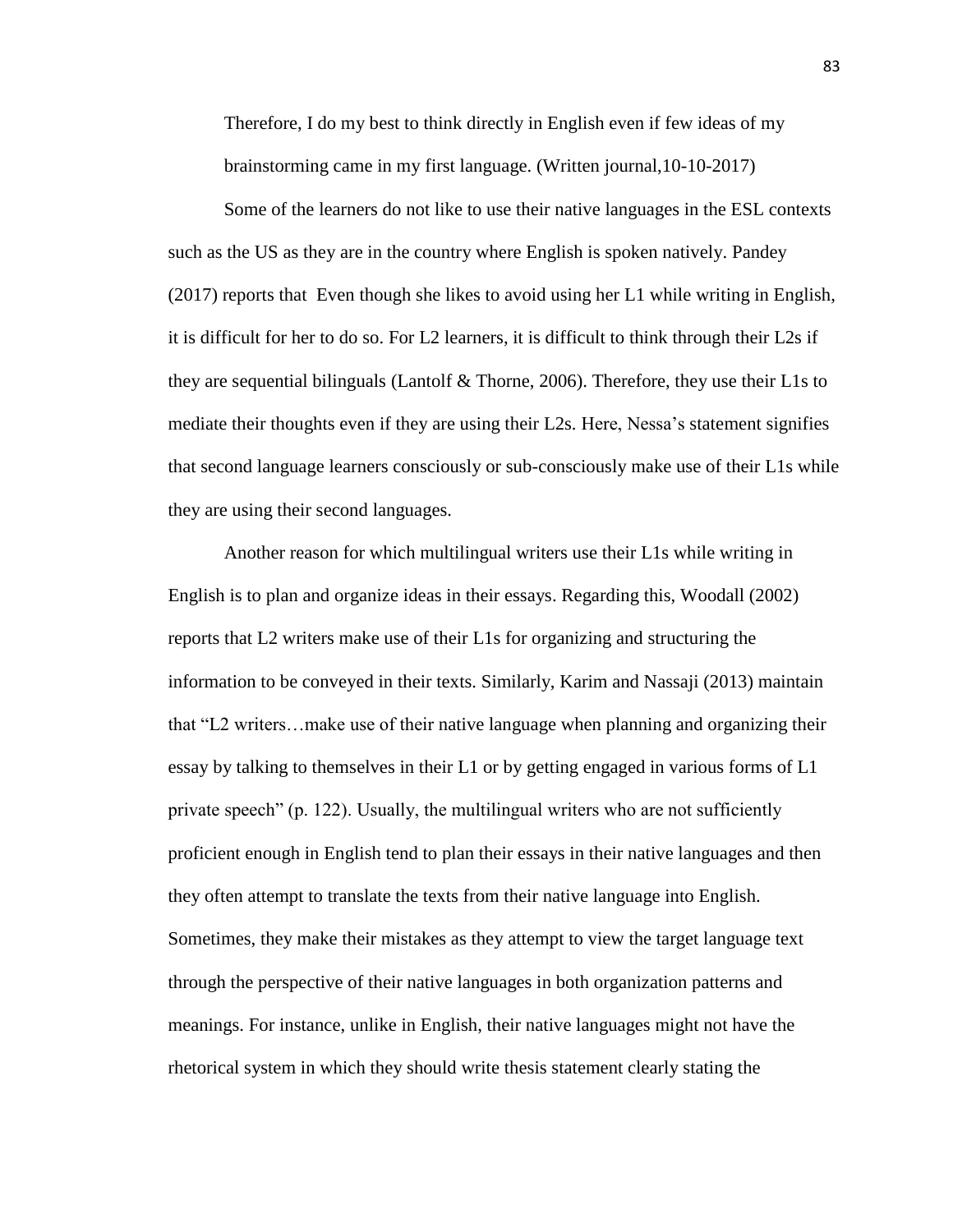> Therefore, I do my best to think directly in English even if few ideas of my brainstorming came in my first language. (Written journal,10-10-2017)

Some of the learners do not like to use their native languages in the ESL contexts such as the US as they are in the country where English is spoken natively. Pandey (2017) reports that Even though she likes to avoid using her L1 while writing in English, it is difficult for her to do so. For L2 learners, it is difficult to think through their L2s if they are sequential bilinguals (Lantolf & Thorne, 2006). Therefore, they use their L1s to mediate their thoughts even if they are using their L2s. Here, Nessa's statement signifies that second language learners consciously or sub-consciously make use of their L1s while they are using their second languages.

Another reason for which multilingual writers use their L1s while writing in English is to plan and organize ideas in their essays. Regarding this, Woodall (2002) reports that L2 writers make use of their L1s for organizing and structuring the information to be conveyed in their texts. Similarly, Karim and Nassaji (2013) maintain that "L2 writers…make use of their native language when planning and organizing their essay by talking to themselves in their L1 or by getting engaged in various forms of L1 private speech" (p. 122). Usually, the multilingual writers who are not sufficiently proficient enough in English tend to plan their essays in their native languages and then they often attempt to translate the texts from their native language into English. Sometimes, they make their mistakes as they attempt to view the target language text through the perspective of their native languages in both organization patterns and meanings. For instance, unlike in English, their native languages might not have the rhetorical system in which they should write thesis statement clearly stating the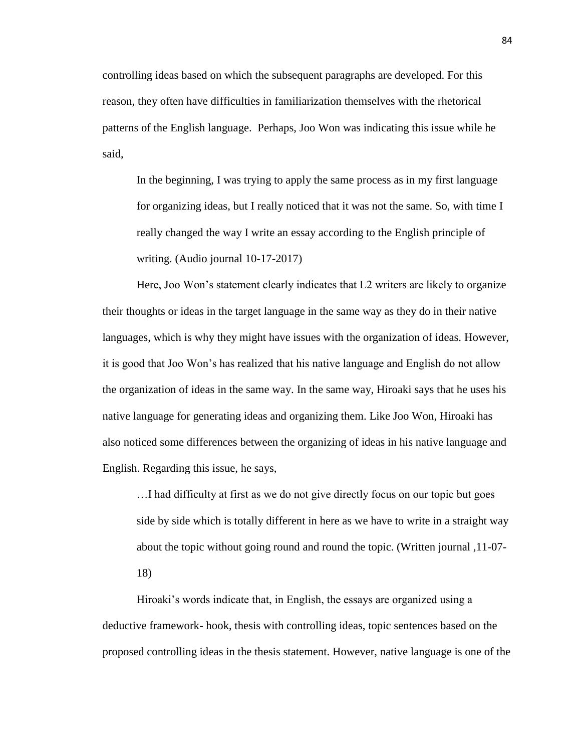controlling ideas based on which the subsequent paragraphs are developed. For this reason, they often have difficulties in familiarization themselves with the rhetorical patterns of the English language. Perhaps, Joo Won was indicating this issue while he said,

> In the beginning, I was trying to apply the same process as in my first language for organizing ideas, but I really noticed that it was not the same. So, with time I really changed the way I write an essay according to the English principle of writing. (Audio journal 10-17-2017)

Here, Joo Won's statement clearly indicates that L2 writers are likely to organize their thoughts or ideas in the target language in the same way as they do in their native languages, which is why they might have issues with the organization of ideas. However, it is good that Joo Won's has realized that his native language and English do not allow the organization of ideas in the same way. In the same way, Hiroaki says that he uses his native language for generating ideas and organizing them. Like Joo Won, Hiroaki has also noticed some differences between the organizing of ideas in his native language and English. Regarding this issue, he says,

> …I had difficulty at first as we do not give directly focus on our topic but goes side by side which is totally different in here as we have to write in a straight way about the topic without going round and round the topic. (Written journal ,11-07-18)

Hiroaki's words indicate that, in English, the essays are organized using a deductive framework- hook, thesis with controlling ideas, topic sentences based on the proposed controlling ideas in the thesis statement. However, native language is one of the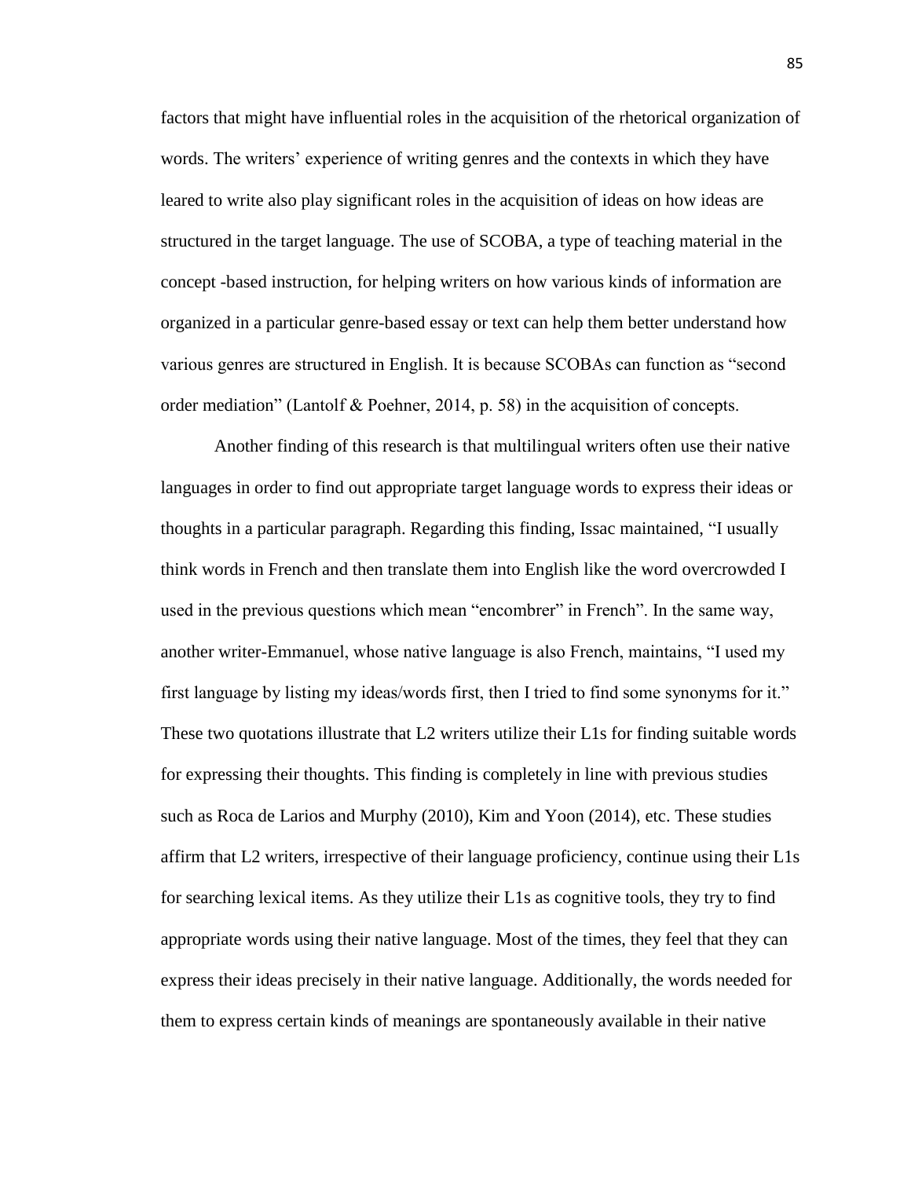factors that might have influential roles in the acquisition of the rhetorical organization of words. The writers' experience of writing genres and the contexts in which they have leared to write also play significant roles in the acquisition of ideas on how ideas are structured in the target language. The use of SCOBA, a type of teaching material in the concept -based instruction, for helping writers on how various kinds of information are organized in a particular genre-based essay or text can help them better understand how various genres are structured in English. It is because SCOBAs can function as "second order mediation" (Lantolf & Poehner, 2014, p. 58) in the acquisition of concepts.

Another finding of this research is that multilingual writers often use their native languages in order to find out appropriate target language words to express their ideas or thoughts in a particular paragraph. Regarding this finding, Issac maintained, "I usually think words in French and then translate them into English like the word overcrowded I used in the previous questions which mean "encombrer" in French". In the same way, another writer-Emmanuel, whose native language is also French, maintains, "I used my first language by listing my ideas/words first, then I tried to find some synonyms for it." These two quotations illustrate that L2 writers utilize their L1s for finding suitable words for expressing their thoughts. This finding is completely in line with previous studies such as Roca de Larios and Murphy (2010), Kim and Yoon (2014), etc. These studies affirm that L2 writers, irrespective of their language proficiency, continue using their L1s for searching lexical items. As they utilize their L1s as cognitive tools, they try to find appropriate words using their native language. Most of the times, they feel that they can express their ideas precisely in their native language. Additionally, the words needed for them to express certain kinds of meanings are spontaneously available in their native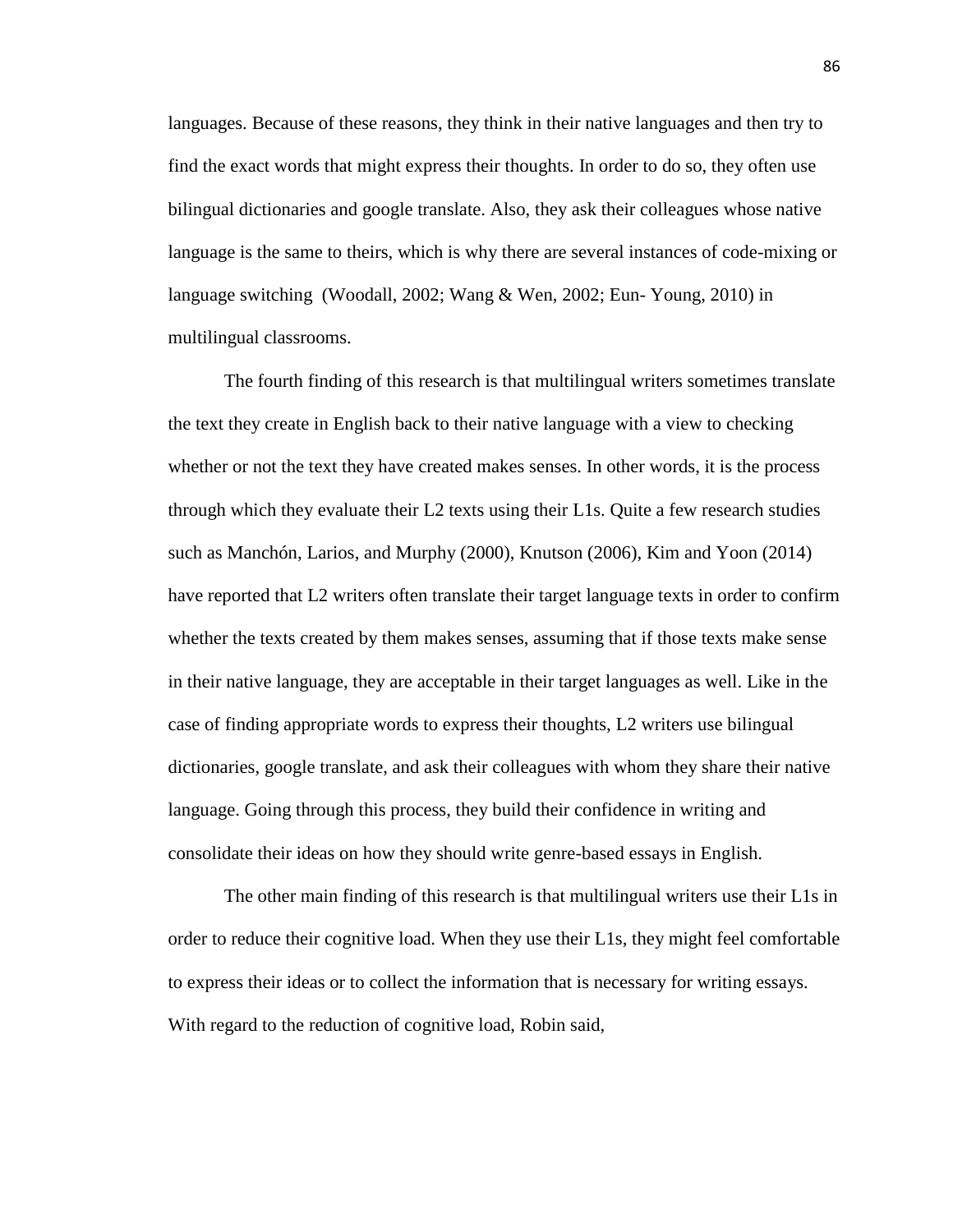languages. Because of these reasons, they think in their native languages and then try to find the exact words that might express their thoughts. In order to do so, they often use bilingual dictionaries and google translate. Also, they ask their colleagues whose native language is the same to theirs, which is why there are several instances of code-mixing or language switching (Woodall, 2002; Wang & Wen, 2002; Eun- Young, 2010) in multilingual classrooms.

The fourth finding of this research is that multilingual writers sometimes translate the text they create in English back to their native language with a view to checking whether or not the text they have created makes senses. In other words, it is the process through which they evaluate their L2 texts using their L1s. Quite a few research studies such as Manchón, Larios, and Murphy (2000), Knutson (2006), Kim and Yoon (2014) have reported that L2 writers often translate their target language texts in order to confirm whether the texts created by them makes senses, assuming that if those texts make sense in their native language, they are acceptable in their target languages as well. Like in the case of finding appropriate words to express their thoughts, L2 writers use bilingual dictionaries, google translate, and ask their colleagues with whom they share their native language. Going through this process, they build their confidence in writing and consolidate their ideas on how they should write genre-based essays in English.

The other main finding of this research is that multilingual writers use their L1s in order to reduce their cognitive load. When they use their L1s, they might feel comfortable to express their ideas or to collect the information that is necessary for writing essays. With regard to the reduction of cognitive load, Robin said,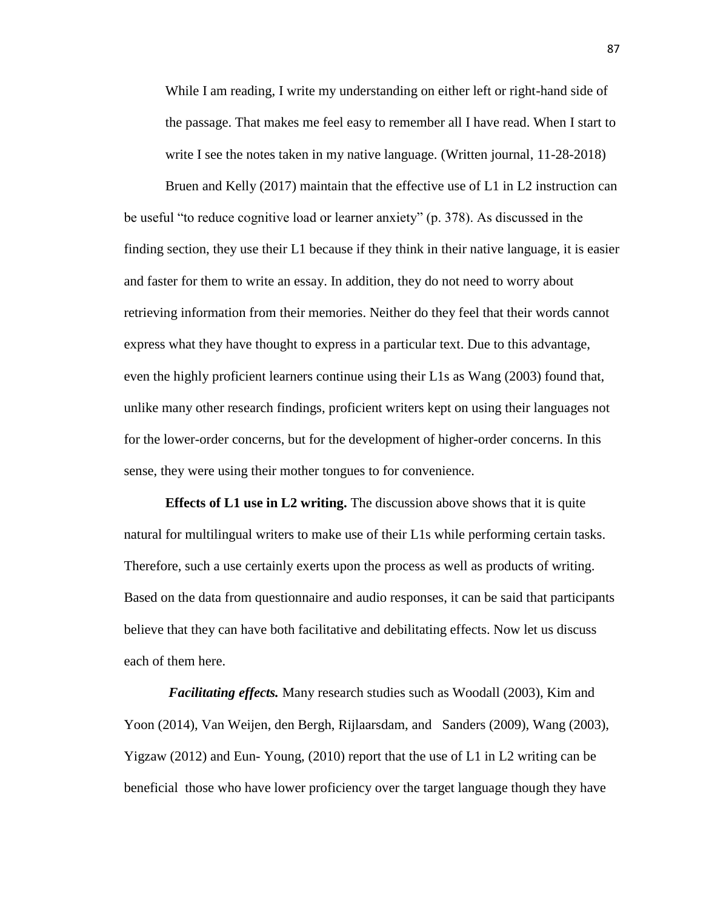> While I am reading, I write my understanding on either left or right-hand side of the passage. That makes me feel easy to remember all I have read. When I start to write I see the notes taken in my native language. (Written journal, 11-28-2018)

Bruen and Kelly (2017) maintain that the effective use of L1 in L2 instruction can be useful "to reduce cognitive load or learner anxiety" (p. 378). As discussed in the finding section, they use their L1 because if they think in their native language, it is easier and faster for them to write an essay. In addition, they do not need to worry about retrieving information from their memories. Neither do they feel that their words cannot express what they have thought to express in a particular text. Due to this advantage, even the highly proficient learners continue using their L1s as Wang (2003) found that, unlike many other research findings, proficient writers kept on using their languages not for the lower-order concerns, but for the development of higher-order concerns. In this sense, they were using their mother tongues to for convenience.

**Effects of L1 use in L2 writing.** The discussion above shows that it is quite natural for multilingual writers to make use of their L1s while performing certain tasks. Therefore, such a use certainly exerts upon the process as well as products of writing. Based on the data from questionnaire and audio responses, it can be said that participants believe that they can have both facilitative and debilitating effects. Now let us discuss each of them here.

***Facilitating effects.*** Many research studies such as Woodall (2003), Kim and Yoon (2014), Van Weijen, den Bergh, Rijlaarsdam, and Sanders (2009), Wang (2003), Yigzaw (2012) and Eun- Young, (2010) report that the use of L1 in L2 writing can be beneficial those who have lower proficiency over the target language though they have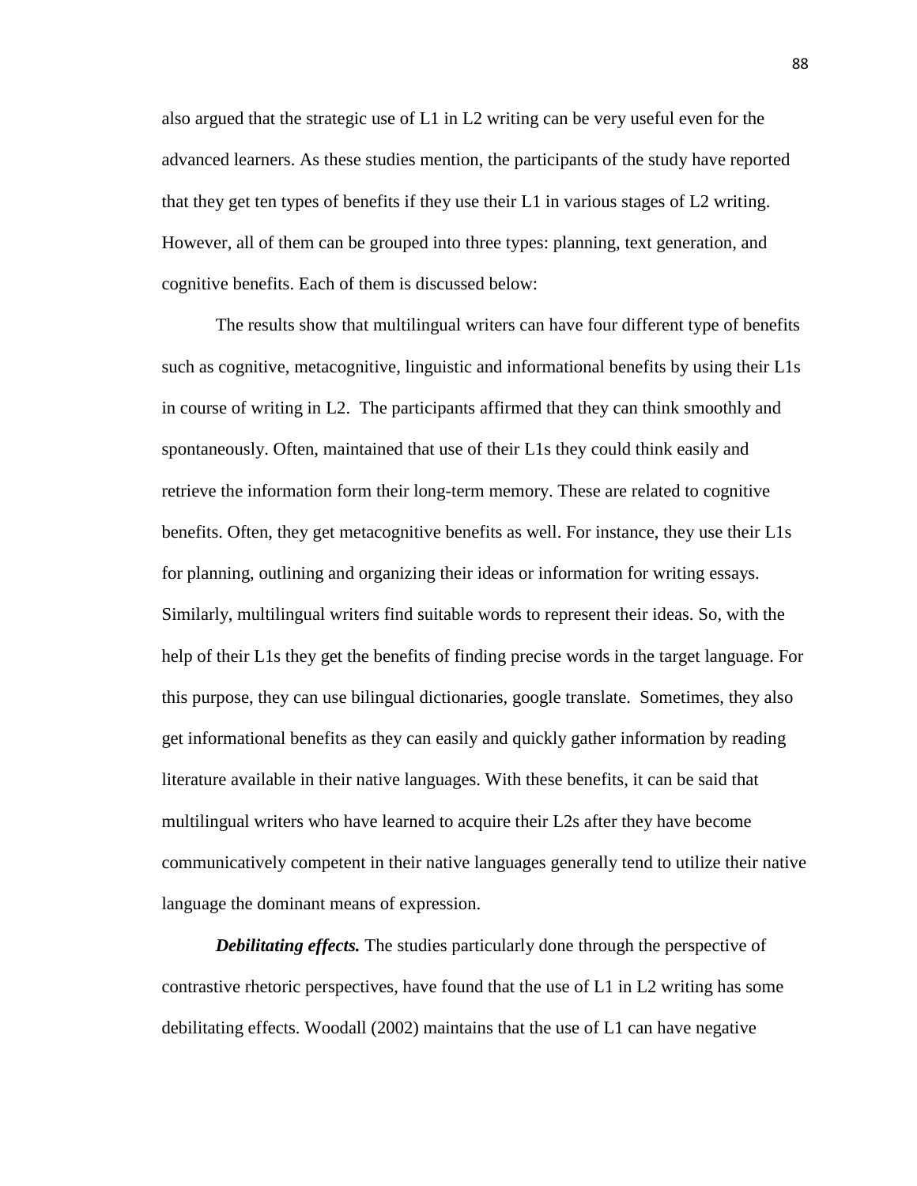also argued that the strategic use of L1 in L2 writing can be very useful even for the advanced learners. As these studies mention, the participants of the study have reported that they get ten types of benefits if they use their L1 in various stages of L2 writing. However, all of them can be grouped into three types: planning, text generation, and cognitive benefits. Each of them is discussed below:

The results show that multilingual writers can have four different type of benefits such as cognitive, metacognitive, linguistic and informational benefits by using their L1s in course of writing in L2. The participants affirmed that they can think smoothly and spontaneously. Often, maintained that use of their L1s they could think easily and retrieve the information form their long-term memory. These are related to cognitive benefits. Often, they get metacognitive benefits as well. For instance, they use their L1s for planning, outlining and organizing their ideas or information for writing essays. Similarly, multilingual writers find suitable words to represent their ideas. So, with the help of their L1s they get the benefits of finding precise words in the target language. For this purpose, they can use bilingual dictionaries, google translate. Sometimes, they also get informational benefits as they can easily and quickly gather information by reading literature available in their native languages. With these benefits, it can be said that multilingual writers who have learned to acquire their L2s after they have become communicatively competent in their native languages generally tend to utilize their native language the dominant means of expression.

***Debilitating effects.*** The studies particularly done through the perspective of contrastive rhetoric perspectives, have found that the use of L1 in L2 writing has some debilitating effects. Woodall (2002) maintains that the use of L1 can have negative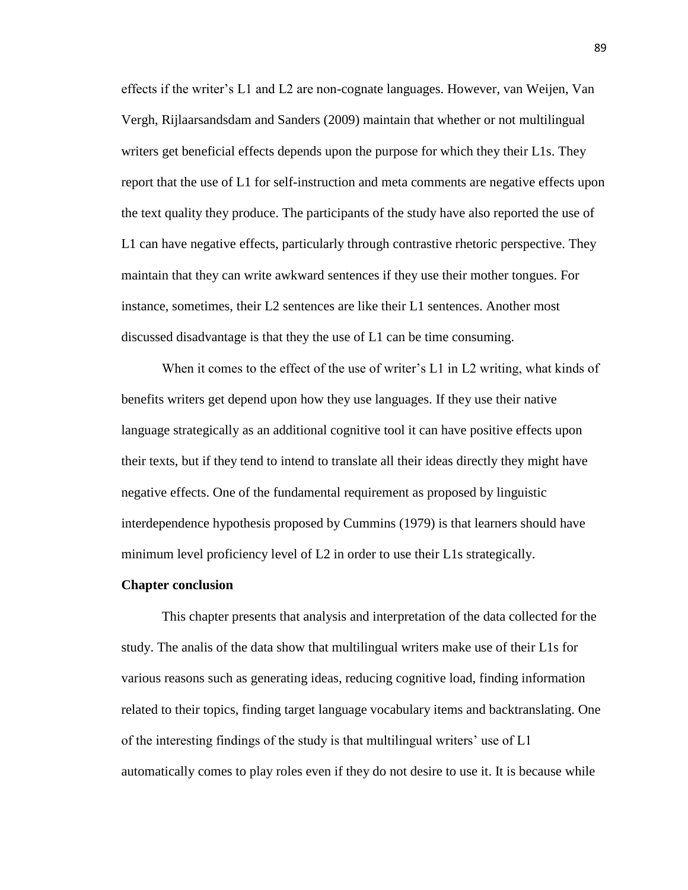effects if the writer's L1 and L2 are non-cognate languages. However, van Weijen, Van Vergh, Rijlaarsandsdam and Sanders (2009) maintain that whether or not multilingual writers get beneficial effects depends upon the purpose for which they their L1s. They report that the use of L1 for self-instruction and meta comments are negative effects upon the text quality they produce. The participants of the study have also reported the use of L1 can have negative effects, particularly through contrastive rhetoric perspective. They maintain that they can write awkward sentences if they use their mother tongues. For instance, sometimes, their L2 sentences are like their L1 sentences. Another most discussed disadvantage is that they the use of L1 can be time consuming.

When it comes to the effect of the use of writer's L1 in L2 writing, what kinds of benefits writers get depend upon how they use languages. If they use their native language strategically as an additional cognitive tool it can have positive effects upon their texts, but if they tend to intend to translate all their ideas directly they might have negative effects. One of the fundamental requirement as proposed by linguistic interdependence hypothesis proposed by Cummins (1979) is that learners should have minimum level proficiency level of L2 in order to use their L1s strategically.

**Chapter conclusion**

This chapter presents that analysis and interpretation of the data collected for the study. The analis of the data show that multilingual writers make use of their L1s for various reasons such as generating ideas, reducing cognitive load, finding information related to their topics, finding target language vocabulary items and backtranslating. One of the interesting findings of the study is that multilingual writers' use of L1 automatically comes to play roles even if they do not desire to use it. It is because while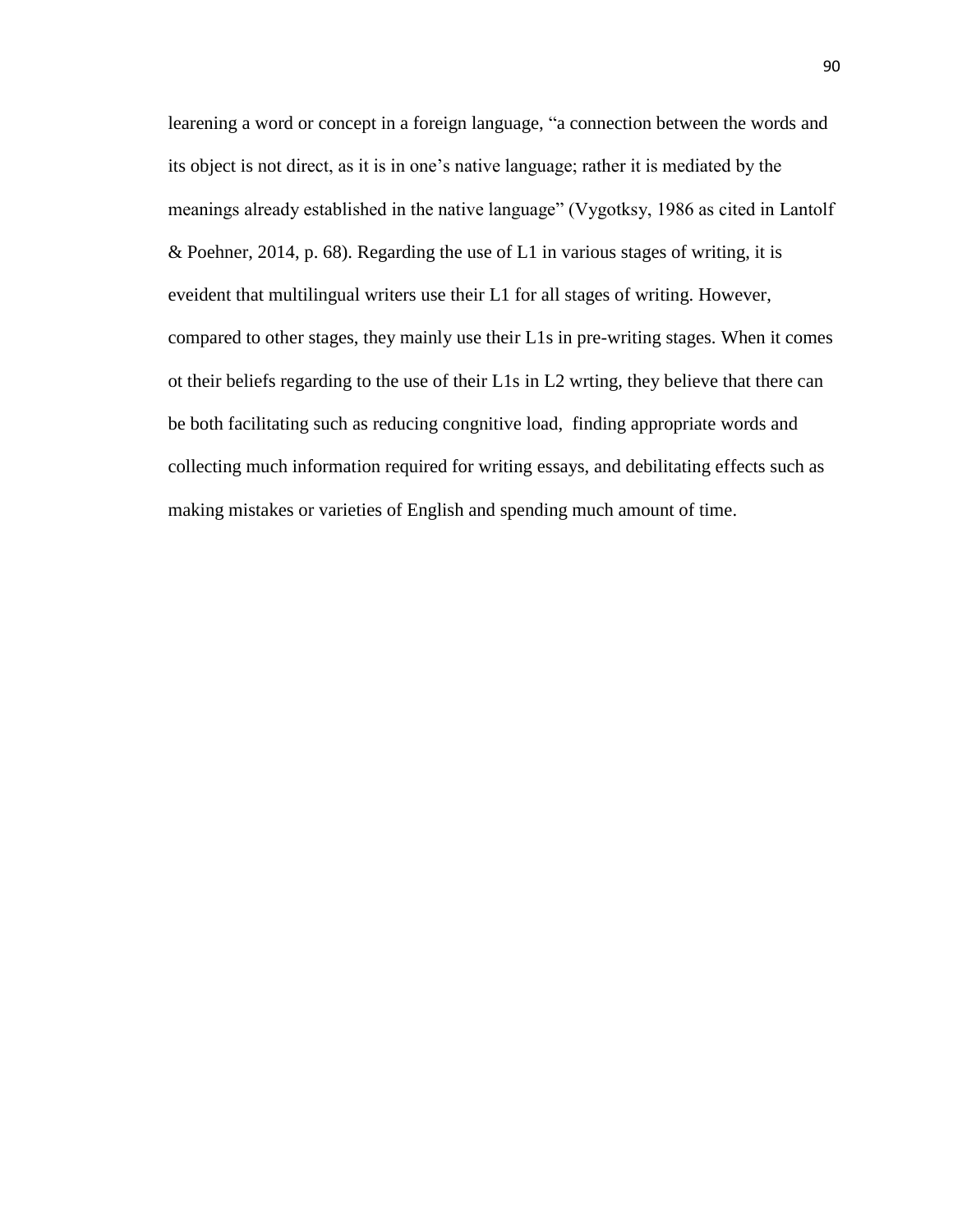learening a word or concept in a foreign language, “a connection between the words and its object is not direct, as it is in one’s native language; rather it is mediated by the meanings already established in the native language” (Vygotksy, 1986 as cited in Lantolf & Poehner, 2014, p. 68). Regarding the use of L1 in various stages of writing, it is eveident that multilingual writers use their L1 for all stages of writing. However, compared to other stages, they mainly use their L1s in pre-writing stages. When it comes ot their beliefs regarding to the use of their L1s in L2 wrting, they believe that there can be both facilitating such as reducing congnitive load,  finding appropriate words and collecting much information required for writing essays, and debilitating effects such as making mistakes or varieties of English and spending much amount of time.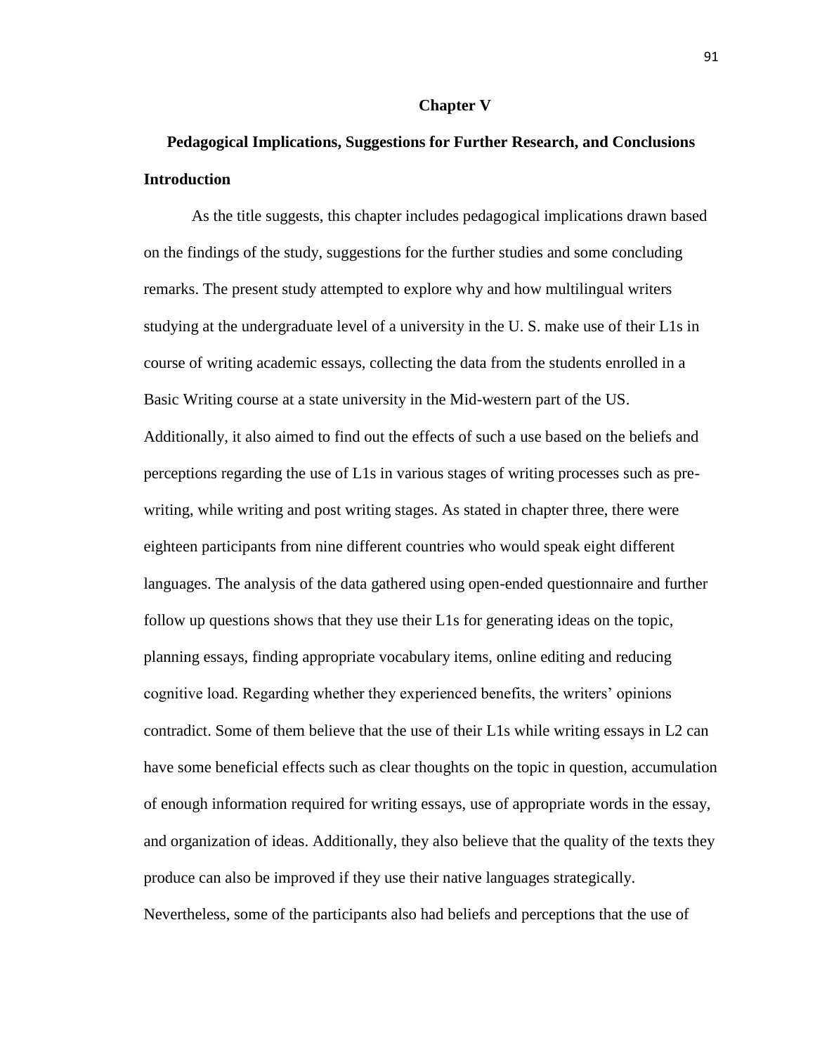# Chapter V

## Pedagogical Implications, Suggestions for Further Research, and Conclusions

### Introduction

As the title suggests, this chapter includes pedagogical implications drawn based on the findings of the study, suggestions for the further studies and some concluding remarks. The present study attempted to explore why and how multilingual writers studying at the undergraduate level of a university in the U. S. make use of their L1s in course of writing academic essays, collecting the data from the students enrolled in a Basic Writing course at a state university in the Mid-western part of the US. Additionally, it also aimed to find out the effects of such a use based on the beliefs and perceptions regarding the use of L1s in various stages of writing processes such as pre-writing, while writing and post writing stages. As stated in chapter three, there were eighteen participants from nine different countries who would speak eight different languages. The analysis of the data gathered using open-ended questionnaire and further follow up questions shows that they use their L1s for generating ideas on the topic, planning essays, finding appropriate vocabulary items, online editing and reducing cognitive load. Regarding whether they experienced benefits, the writers' opinions contradict. Some of them believe that the use of their L1s while writing essays in L2 can have some beneficial effects such as clear thoughts on the topic in question, accumulation of enough information required for writing essays, use of appropriate words in the essay, and organization of ideas. Additionally, they also believe that the quality of the texts they produce can also be improved if they use their native languages strategically. Nevertheless, some of the participants also had beliefs and perceptions that the use of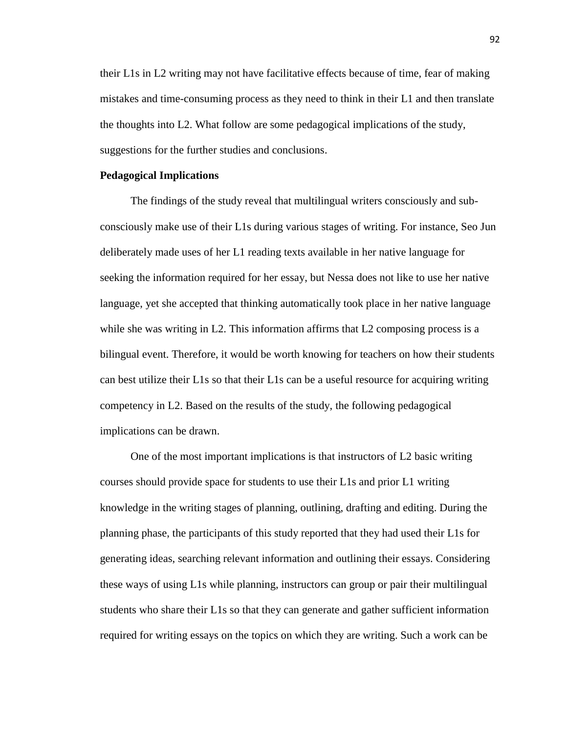their L1s in L2 writing may not have facilitative effects because of time, fear of making mistakes and time-consuming process as they need to think in their L1 and then translate the thoughts into L2. What follow are some pedagogical implications of the study, suggestions for the further studies and conclusions.

**Pedagogical Implications**

The findings of the study reveal that multilingual writers consciously and sub-consciously make use of their L1s during various stages of writing. For instance, Seo Jun deliberately made uses of her L1 reading texts available in her native language for seeking the information required for her essay, but Nessa does not like to use her native language, yet she accepted that thinking automatically took place in her native language while she was writing in L2. This information affirms that L2 composing process is a bilingual event. Therefore, it would be worth knowing for teachers on how their students can best utilize their L1s so that their L1s can be a useful resource for acquiring writing competency in L2. Based on the results of the study, the following pedagogical implications can be drawn.

One of the most important implications is that instructors of L2 basic writing courses should provide space for students to use their L1s and prior L1 writing knowledge in the writing stages of planning, outlining, drafting and editing. During the planning phase, the participants of this study reported that they had used their L1s for generating ideas, searching relevant information and outlining their essays. Considering these ways of using L1s while planning, instructors can group or pair their multilingual students who share their L1s so that they can generate and gather sufficient information required for writing essays on the topics on which they are writing. Such a work can be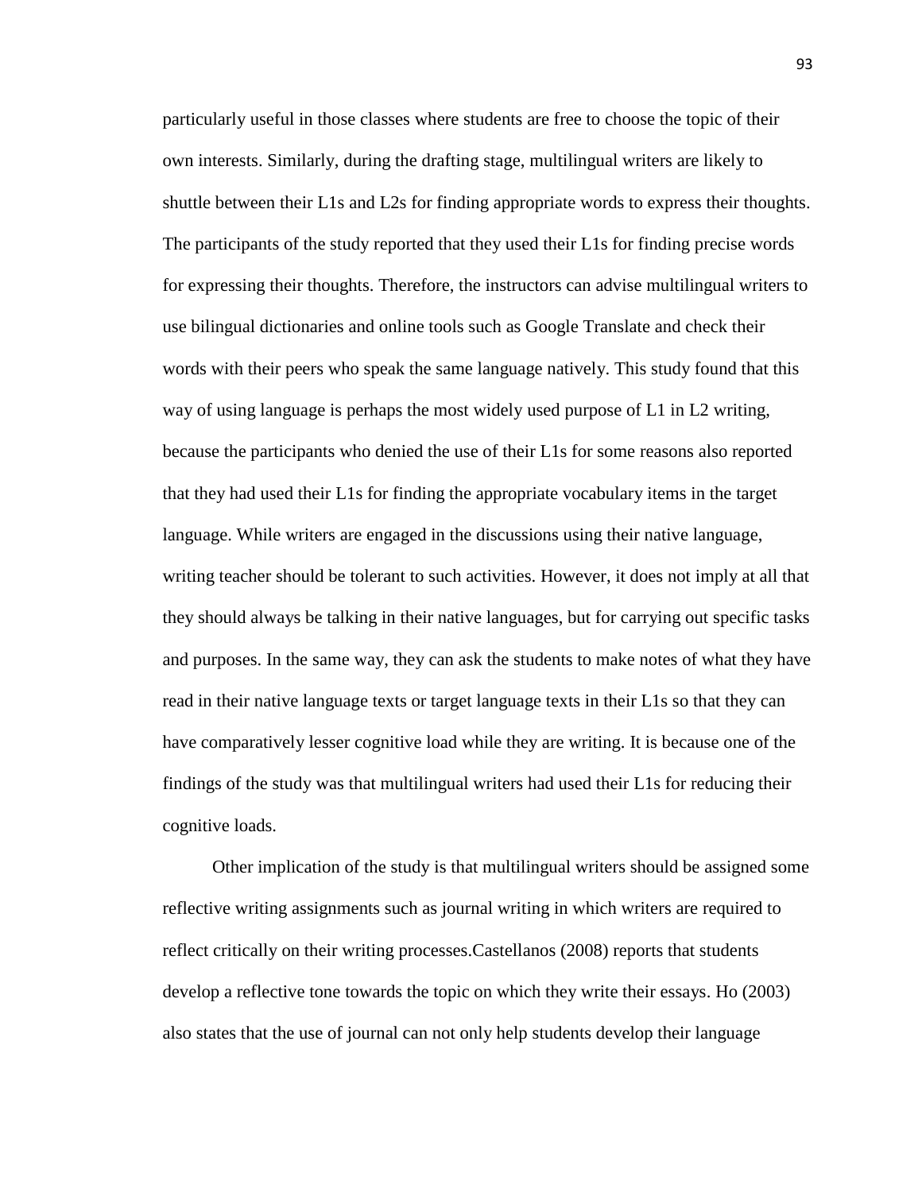particularly useful in those classes where students are free to choose the topic of their own interests. Similarly, during the drafting stage, multilingual writers are likely to shuttle between their L1s and L2s for finding appropriate words to express their thoughts. The participants of the study reported that they used their L1s for finding precise words for expressing their thoughts. Therefore, the instructors can advise multilingual writers to use bilingual dictionaries and online tools such as Google Translate and check their words with their peers who speak the same language natively. This study found that this way of using language is perhaps the most widely used purpose of L1 in L2 writing, because the participants who denied the use of their L1s for some reasons also reported that they had used their L1s for finding the appropriate vocabulary items in the target language. While writers are engaged in the discussions using their native language, writing teacher should be tolerant to such activities. However, it does not imply at all that they should always be talking in their native languages, but for carrying out specific tasks and purposes. In the same way, they can ask the students to make notes of what they have read in their native language texts or target language texts in their L1s so that they can have comparatively lesser cognitive load while they are writing. It is because one of the findings of the study was that multilingual writers had used their L1s for reducing their cognitive loads.

Other implication of the study is that multilingual writers should be assigned some reflective writing assignments such as journal writing in which writers are required to reflect critically on their writing processes.Castellanos (2008) reports that students develop a reflective tone towards the topic on which they write their essays. Ho (2003) also states that the use of journal can not only help students develop their language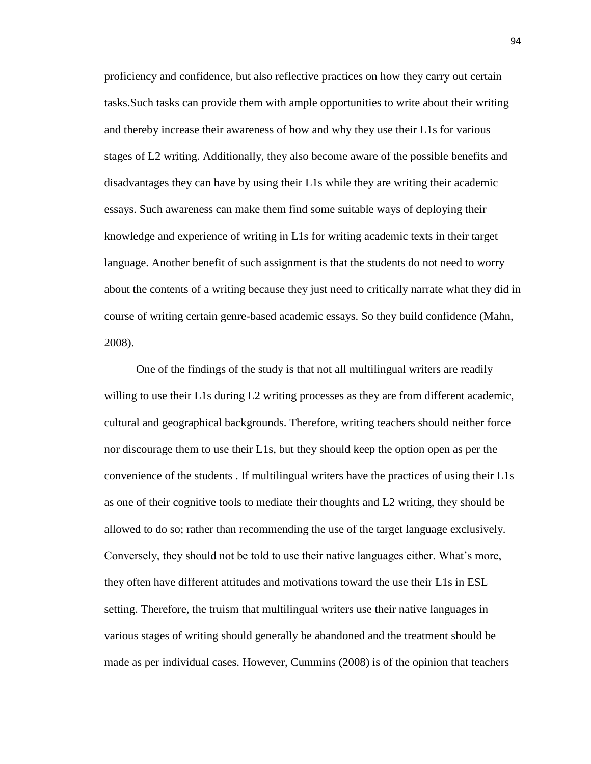proficiency and confidence, but also reflective practices on how they carry out certain tasks.Such tasks can provide them with ample opportunities to write about their writing and thereby increase their awareness of how and why they use their L1s for various stages of L2 writing. Additionally, they also become aware of the possible benefits and disadvantages they can have by using their L1s while they are writing their academic essays. Such awareness can make them find some suitable ways of deploying their knowledge and experience of writing in L1s for writing academic texts in their target language. Another benefit of such assignment is that the students do not need to worry about the contents of a writing because they just need to critically narrate what they did in course of writing certain genre-based academic essays. So they build confidence (Mahn, 2008).

One of the findings of the study is that not all multilingual writers are readily willing to use their L1s during L2 writing processes as they are from different academic, cultural and geographical backgrounds. Therefore, writing teachers should neither force nor discourage them to use their L1s, but they should keep the option open as per the convenience of the students . If multilingual writers have the practices of using their L1s as one of their cognitive tools to mediate their thoughts and L2 writing, they should be allowed to do so; rather than recommending the use of the target language exclusively. Conversely, they should not be told to use their native languages either. What's more, they often have different attitudes and motivations toward the use their L1s in ESL setting. Therefore, the truism that multilingual writers use their native languages in various stages of writing should generally be abandoned and the treatment should be made as per individual cases. However, Cummins (2008) is of the opinion that teachers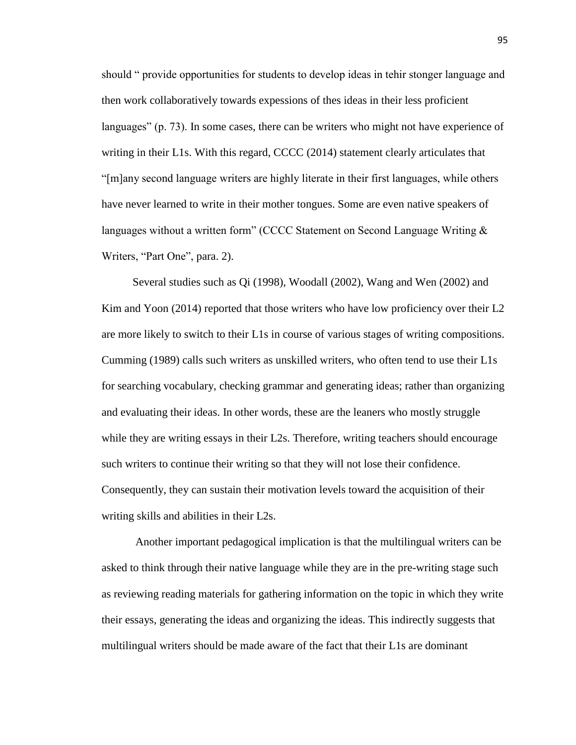should " provide opportunities for students to develop ideas in tehir stonger language and then work collaboratively towards expessions of thes ideas in their less proficient languages" (p. 73). In some cases, there can be writers who might not have experience of writing in their L1s. With this regard, CCCC (2014) statement clearly articulates that "[m]any second language writers are highly literate in their first languages, while others have never learned to write in their mother tongues. Some are even native speakers of languages without a written form" (CCCC Statement on Second Language Writing & Writers, "Part One", para. 2).

Several studies such as Qi (1998), Woodall (2002), Wang and Wen (2002) and Kim and Yoon (2014) reported that those writers who have low proficiency over their L2 are more likely to switch to their L1s in course of various stages of writing compositions. Cumming (1989) calls such writers as unskilled writers, who often tend to use their L1s for searching vocabulary, checking grammar and generating ideas; rather than organizing and evaluating their ideas. In other words, these are the leaners who mostly struggle while they are writing essays in their L2s. Therefore, writing teachers should encourage such writers to continue their writing so that they will not lose their confidence. Consequently, they can sustain their motivation levels toward the acquisition of their writing skills and abilities in their L2s.

Another important pedagogical implication is that the multilingual writers can be asked to think through their native language while they are in the pre-writing stage such as reviewing reading materials for gathering information on the topic in which they write their essays, generating the ideas and organizing the ideas. This indirectly suggests that multilingual writers should be made aware of the fact that their L1s are dominant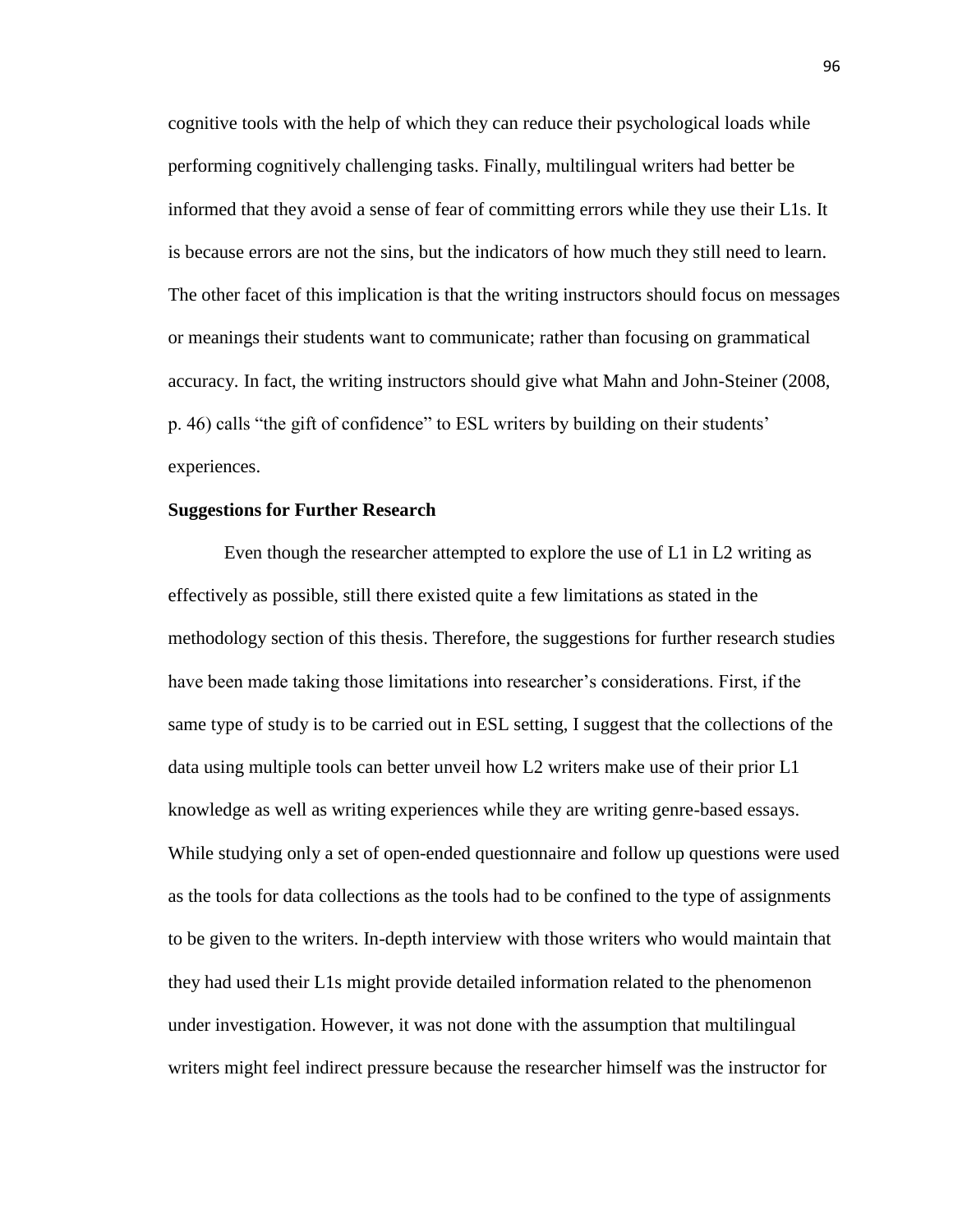cognitive tools with the help of which they can reduce their psychological loads while performing cognitively challenging tasks. Finally, multilingual writers had better be informed that they avoid a sense of fear of committing errors while they use their L1s. It is because errors are not the sins, but the indicators of how much they still need to learn. The other facet of this implication is that the writing instructors should focus on messages or meanings their students want to communicate; rather than focusing on grammatical accuracy. In fact, the writing instructors should give what Mahn and John-Steiner (2008, p. 46) calls "the gift of confidence" to ESL writers by building on their students' experiences.

**Suggestions for Further Research**

Even though the researcher attempted to explore the use of L1 in L2 writing as effectively as possible, still there existed quite a few limitations as stated in the methodology section of this thesis. Therefore, the suggestions for further research studies have been made taking those limitations into researcher's considerations. First, if the same type of study is to be carried out in ESL setting, I suggest that the collections of the data using multiple tools can better unveil how L2 writers make use of their prior L1 knowledge as well as writing experiences while they are writing genre-based essays. While studying only a set of open-ended questionnaire and follow up questions were used as the tools for data collections as the tools had to be confined to the type of assignments to be given to the writers. In-depth interview with those writers who would maintain that they had used their L1s might provide detailed information related to the phenomenon under investigation. However, it was not done with the assumption that multilingual writers might feel indirect pressure because the researcher himself was the instructor for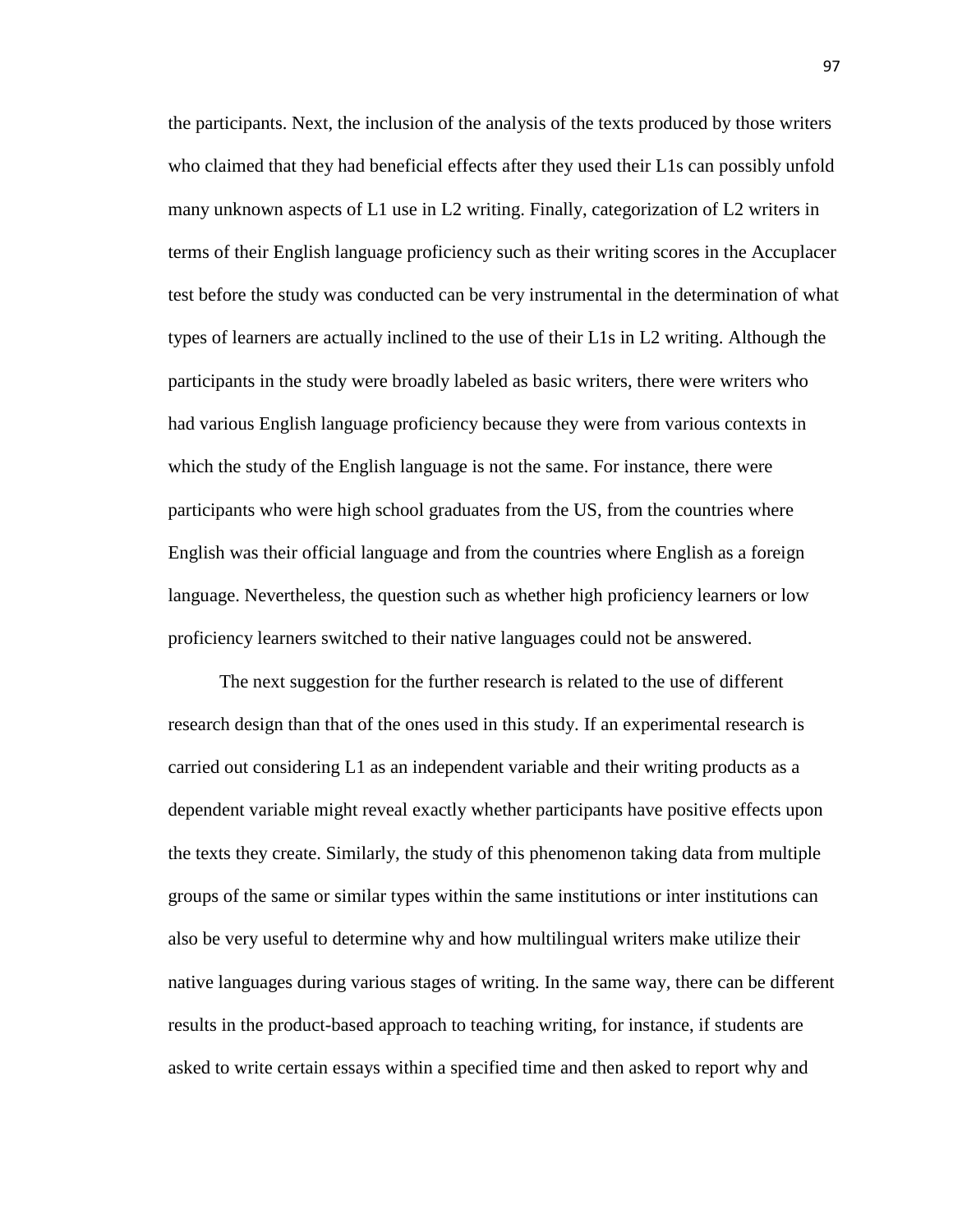the participants. Next, the inclusion of the analysis of the texts produced by those writers who claimed that they had beneficial effects after they used their L1s can possibly unfold many unknown aspects of L1 use in L2 writing. Finally, categorization of L2 writers in terms of their English language proficiency such as their writing scores in the Accuplacer test before the study was conducted can be very instrumental in the determination of what types of learners are actually inclined to the use of their L1s in L2 writing. Although the participants in the study were broadly labeled as basic writers, there were writers who had various English language proficiency because they were from various contexts in which the study of the English language is not the same. For instance, there were participants who were high school graduates from the US, from the countries where English was their official language and from the countries where English as a foreign language. Nevertheless, the question such as whether high proficiency learners or low proficiency learners switched to their native languages could not be answered.

The next suggestion for the further research is related to the use of different research design than that of the ones used in this study. If an experimental research is carried out considering L1 as an independent variable and their writing products as a dependent variable might reveal exactly whether participants have positive effects upon the texts they create. Similarly, the study of this phenomenon taking data from multiple groups of the same or similar types within the same institutions or inter institutions can also be very useful to determine why and how multilingual writers make utilize their native languages during various stages of writing. In the same way, there can be different results in the product-based approach to teaching writing, for instance, if students are asked to write certain essays within a specified time and then asked to report why and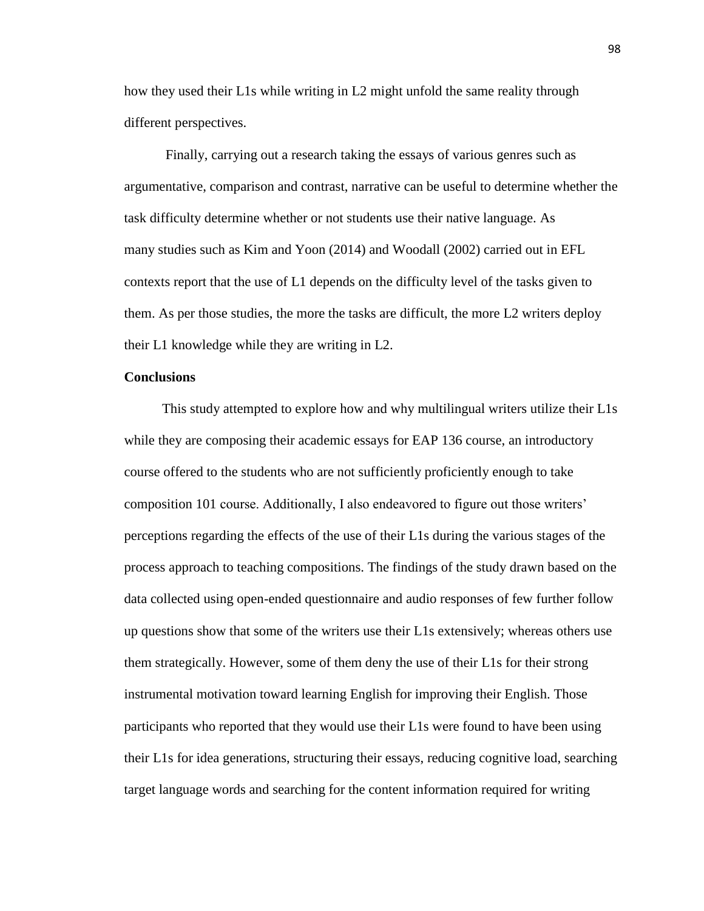how they used their L1s while writing in L2 might unfold the same reality through different perspectives.

Finally, carrying out a research taking the essays of various genres such as argumentative, comparison and contrast, narrative can be useful to determine whether the task difficulty determine whether or not students use their native language. As many studies such as Kim and Yoon (2014) and Woodall (2002) carried out in EFL contexts report that the use of L1 depends on the difficulty level of the tasks given to them. As per those studies, the more the tasks are difficult, the more L2 writers deploy their L1 knowledge while they are writing in L2.

## Conclusions

This study attempted to explore how and why multilingual writers utilize their L1s while they are composing their academic essays for EAP 136 course, an introductory course offered to the students who are not sufficiently proficiently enough to take composition 101 course. Additionally, I also endeavored to figure out those writers' perceptions regarding the effects of the use of their L1s during the various stages of the process approach to teaching compositions. The findings of the study drawn based on the data collected using open-ended questionnaire and audio responses of few further follow up questions show that some of the writers use their L1s extensively; whereas others use them strategically. However, some of them deny the use of their L1s for their strong instrumental motivation toward learning English for improving their English. Those participants who reported that they would use their L1s were found to have been using their L1s for idea generations, structuring their essays, reducing cognitive load, searching target language words and searching for the content information required for writing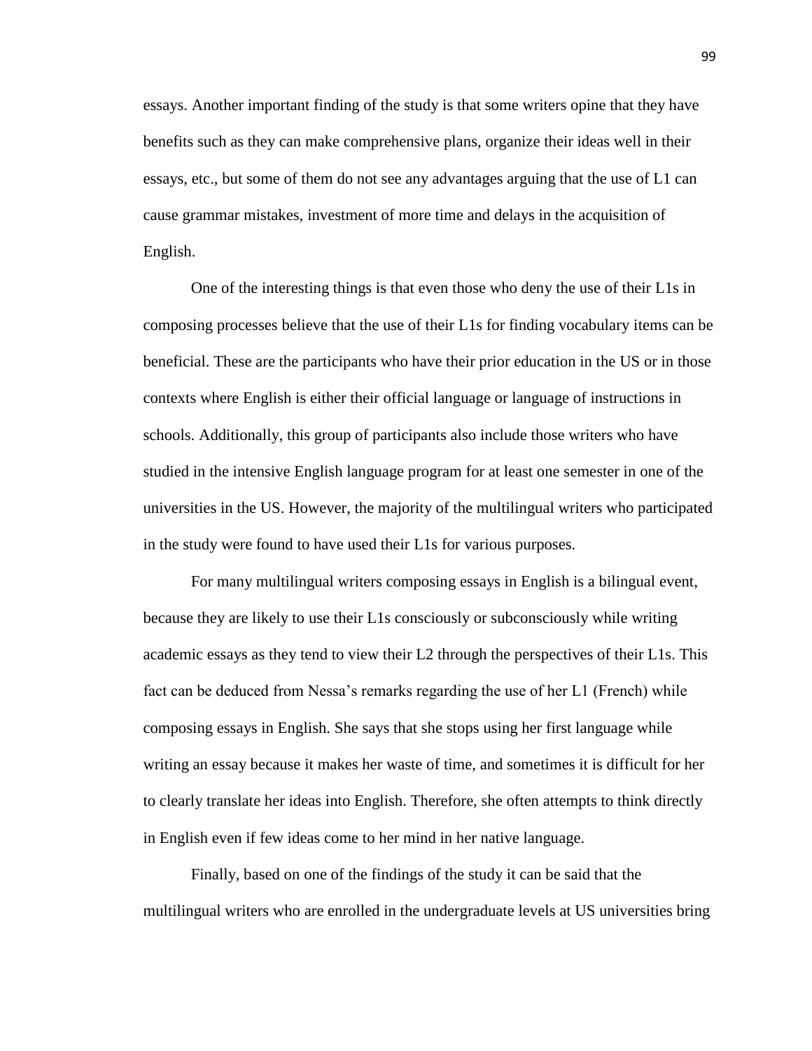essays. Another important finding of the study is that some writers opine that they have benefits such as they can make comprehensive plans, organize their ideas well in their essays, etc., but some of them do not see any advantages arguing that the use of L1 can cause grammar mistakes, investment of more time and delays in the acquisition of English.

One of the interesting things is that even those who deny the use of their L1s in composing processes believe that the use of their L1s for finding vocabulary items can be beneficial. These are the participants who have their prior education in the US or in those contexts where English is either their official language or language of instructions in schools. Additionally, this group of participants also include those writers who have studied in the intensive English language program for at least one semester in one of the universities in the US. However, the majority of the multilingual writers who participated in the study were found to have used their L1s for various purposes.

For many multilingual writers composing essays in English is a bilingual event, because they are likely to use their L1s consciously or subconsciously while writing academic essays as they tend to view their L2 through the perspectives of their L1s. This fact can be deduced from Nessa's remarks regarding the use of her L1 (French) while composing essays in English. She says that she stops using her first language while writing an essay because it makes her waste of time, and sometimes it is difficult for her to clearly translate her ideas into English. Therefore, she often attempts to think directly in English even if few ideas come to her mind in her native language.

Finally, based on one of the findings of the study it can be said that the multilingual writers who are enrolled in the undergraduate levels at US universities bring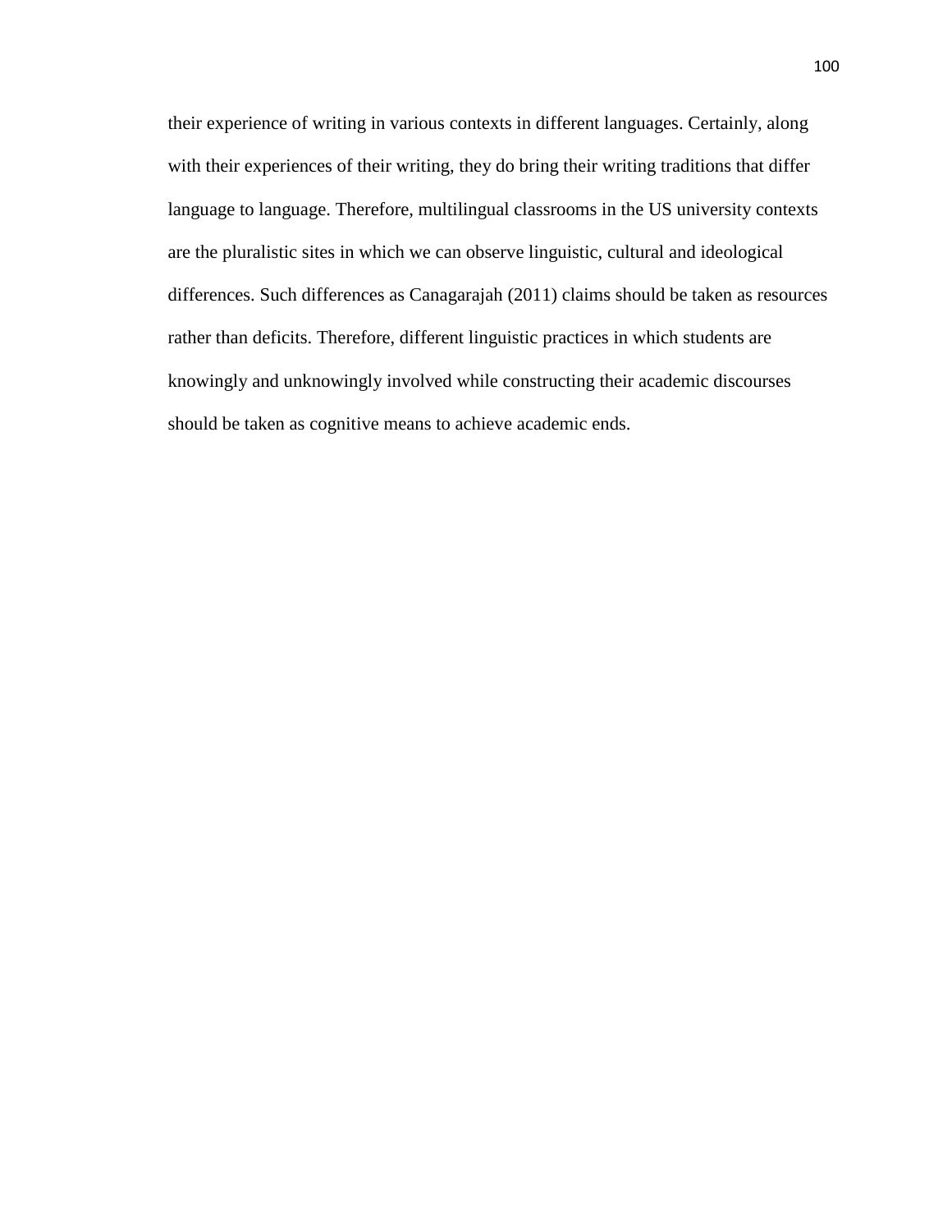their experience of writing in various contexts in different languages. Certainly, along with their experiences of their writing, they do bring their writing traditions that differ language to language. Therefore, multilingual classrooms in the US university contexts are the pluralistic sites in which we can observe linguistic, cultural and ideological differences. Such differences as Canagarajah (2011) claims should be taken as resources rather than deficits. Therefore, different linguistic practices in which students are knowingly and unknowingly involved while constructing their academic discourses should be taken as cognitive means to achieve academic ends.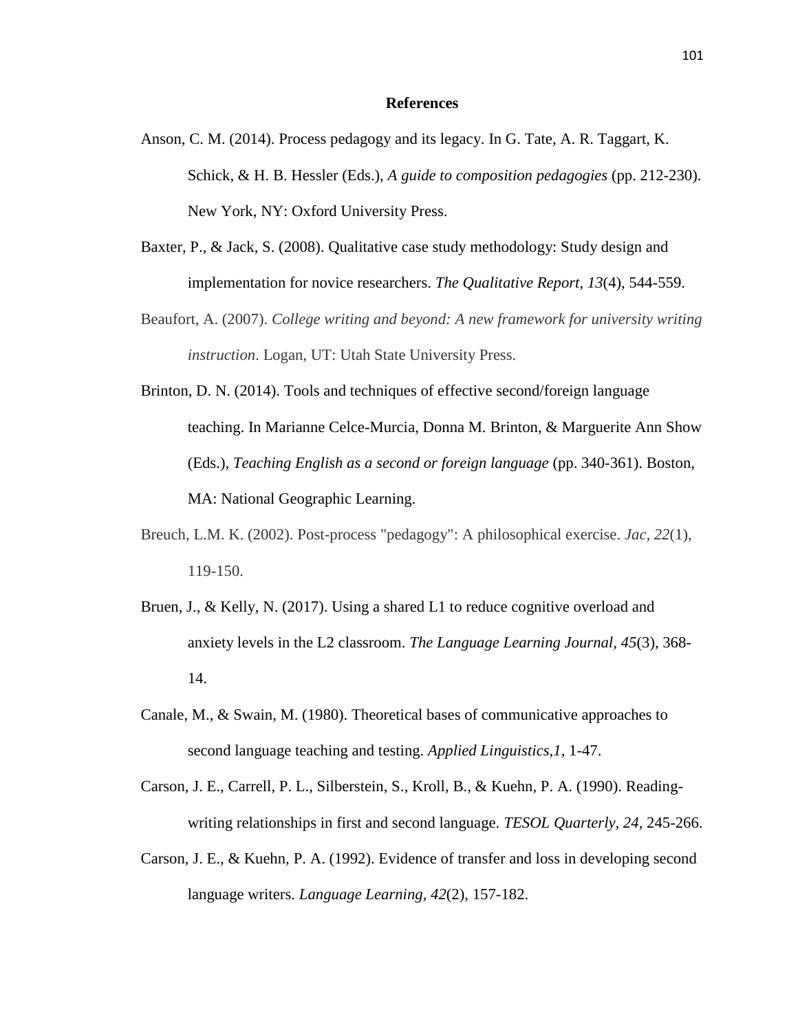# References

Anson, C. M. (2014). Process pedagogy and its legacy. In G. Tate, A. R. Taggart, K. Schick, & H. B. Hessler (Eds.), *A guide to composition pedagogies* (pp. 212-230). New York, NY: Oxford University Press.

Baxter, P., & Jack, S. (2008). Qualitative case study methodology: Study design and implementation for novice researchers. *The Qualitative Report*, *13*(4), 544-559.

Beaufort, A. (2007). *College writing and beyond: A new framework for university writing instruction*. Logan, UT: Utah State University Press.

Brinton, D. N. (2014). Tools and techniques of effective second/foreign language teaching. In Marianne Celce-Murcia, Donna M. Brinton, & Marguerite Ann Show (Eds.), *Teaching English as a second or foreign language* (pp. 340-361). Boston, MA: National Geographic Learning.

Breuch, L.M. K. (2002). Post-process "pedagogy": A philosophical exercise. *Jac, 22*(1), 119-150.

Bruen, J., & Kelly, N. (2017). Using a shared L1 to reduce cognitive overload and anxiety levels in the L2 classroom. *The Language Learning Journal, 45*(3), 368-14.

Canale, M., & Swain, M. (1980). Theoretical bases of communicative approaches to second language teaching and testing. *Applied Linguistics,1*, 1-47.

Carson, J. E., Carrell, P. L., Silberstein, S., Kroll, B., & Kuehn, P. A. (1990). Reading-writing relationships in first and second language. *TESOL Quarterly, 24*, 245-266.

Carson, J. E., & Kuehn, P. A. (1992). Evidence of transfer and loss in developing second language writers. *Language Learning, 42*(2), 157-182.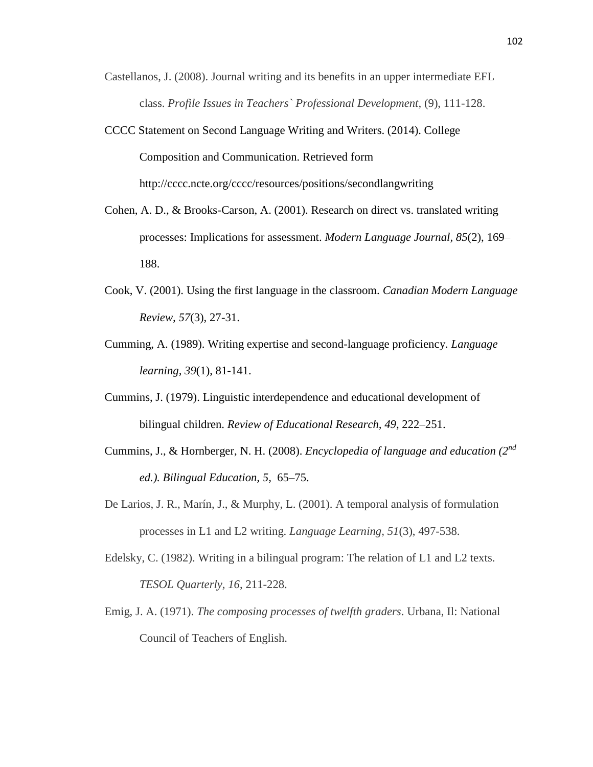Castellanos, J. (2008). Journal writing and its benefits in an upper intermediate EFL class. *Profile Issues in Teachers` Professional Development,* (9), 111-128.

CCCC Statement on Second Language Writing and Writers. (2014). College Composition and Communication. Retrieved form http://cccc.ncte.org/cccc/resources/positions/secondlangwriting

Cohen, A. D., & Brooks-Carson, A. (2001). Research on direct vs. translated writing processes: Implications for assessment. *Modern Language Journal, 85*(2), 169–188.

Cook, V. (2001). Using the first language in the classroom. *Canadian Modern Language Review, 57*(3), 27-31.

Cumming, A. (1989). Writing expertise and second-language proficiency. *Language learning, 39*(1), 81-141.

Cummins, J. (1979). Linguistic interdependence and educational development of bilingual children. *Review of Educational Research, 49*, 222–251.

Cummins, J., & Hornberger, N. H. (2008). *Encyclopedia of language and education (2nd ed.). Bilingual Education, 5,* 65–75.

De Larios, J. R., Marín, J., & Murphy, L. (2001). A temporal analysis of formulation processes in L1 and L2 writing. *Language Learning, 51*(3), 497-538.

Edelsky, C. (1982). Writing in a bilingual program: The relation of L1 and L2 texts. *TESOL Quarterly, 16*, 211-228.

Emig, J. A. (1971). *The composing processes of twelfth graders*. Urbana, Il: National Council of Teachers of English.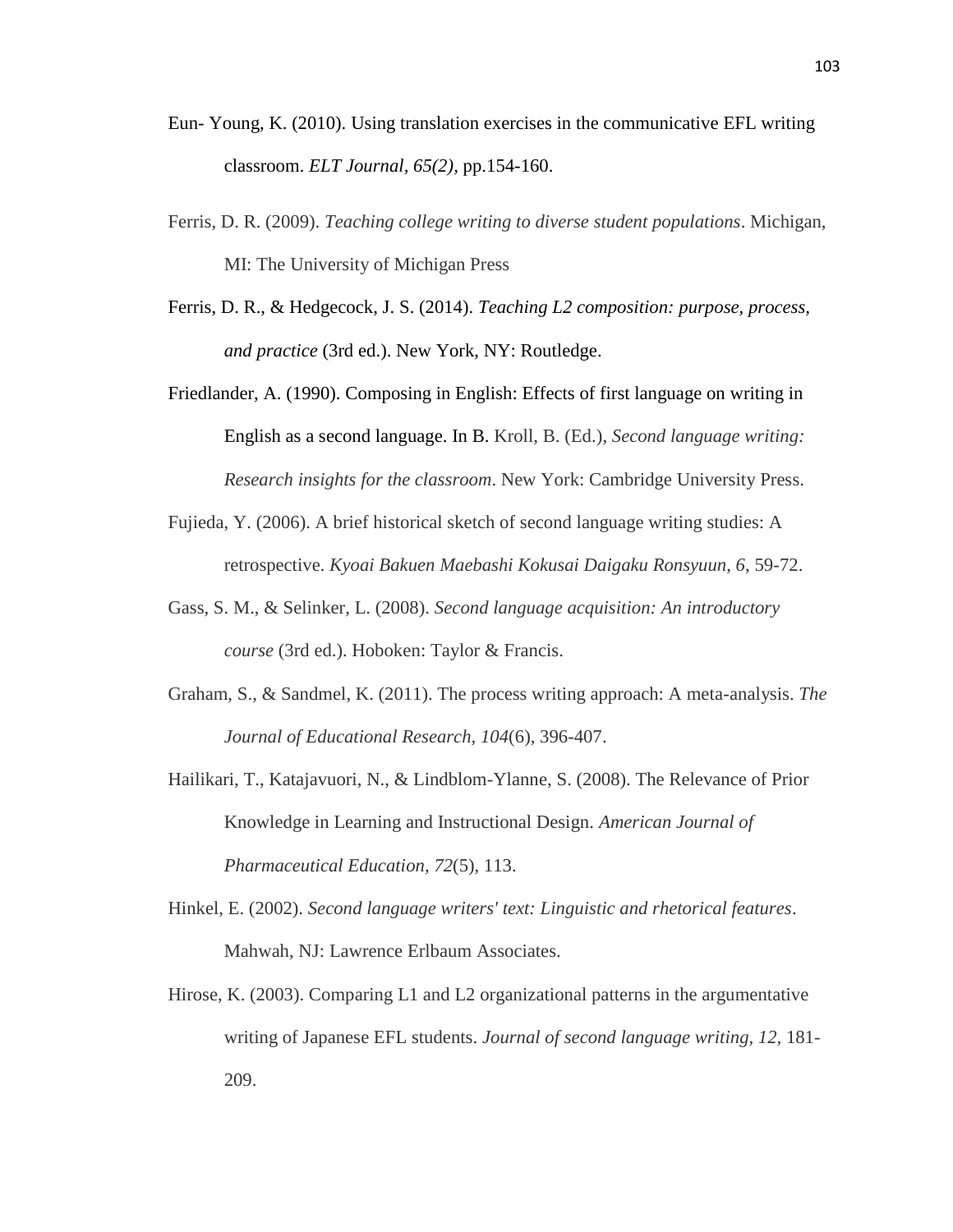Eun- Young, K. (2010). Using translation exercises in the communicative EFL writing classroom. *ELT Journal, 65(2)*, pp.154-160.

Ferris, D. R. (2009). *Teaching college writing to diverse student populations*. Michigan, MI: The University of Michigan Press

Ferris, D. R., & Hedgecock, J. S. (2014). *Teaching L2 composition: purpose, process, and practice* (3rd ed.). New York, NY: Routledge.

Friedlander, A. (1990). Composing in English: Effects of first language on writing in English as a second language. In B. Kroll, B. (Ed.), *Second language writing: Research insights for the classroom*. New York: Cambridge University Press.

Fujieda, Y. (2006). A brief historical sketch of second language writing studies: A retrospective. *Kyoai Bakuen Maebashi Kokusai Daigaku Ronsyuun, 6*, 59-72.

Gass, S. M., & Selinker, L. (2008). *Second language acquisition: An introductory course* (3rd ed.). Hoboken: Taylor & Francis.

Graham, S., & Sandmel, K. (2011). The process writing approach: A meta-analysis. *The Journal of Educational Research, 104*(6), 396-407.

Hailikari, T., Katajavuori, N., & Lindblom-Ylanne, S. (2008). The Relevance of Prior Knowledge in Learning and Instructional Design. *American Journal of Pharmaceutical Education*, *72*(5), 113.

Hinkel, E. (2002). *Second language writers' text: Linguistic and rhetorical features*. Mahwah, NJ: Lawrence Erlbaum Associates.

Hirose, K. (2003). Comparing L1 and L2 organizational patterns in the argumentative writing of Japanese EFL students. *Journal of second language writing, 12*, 181-209.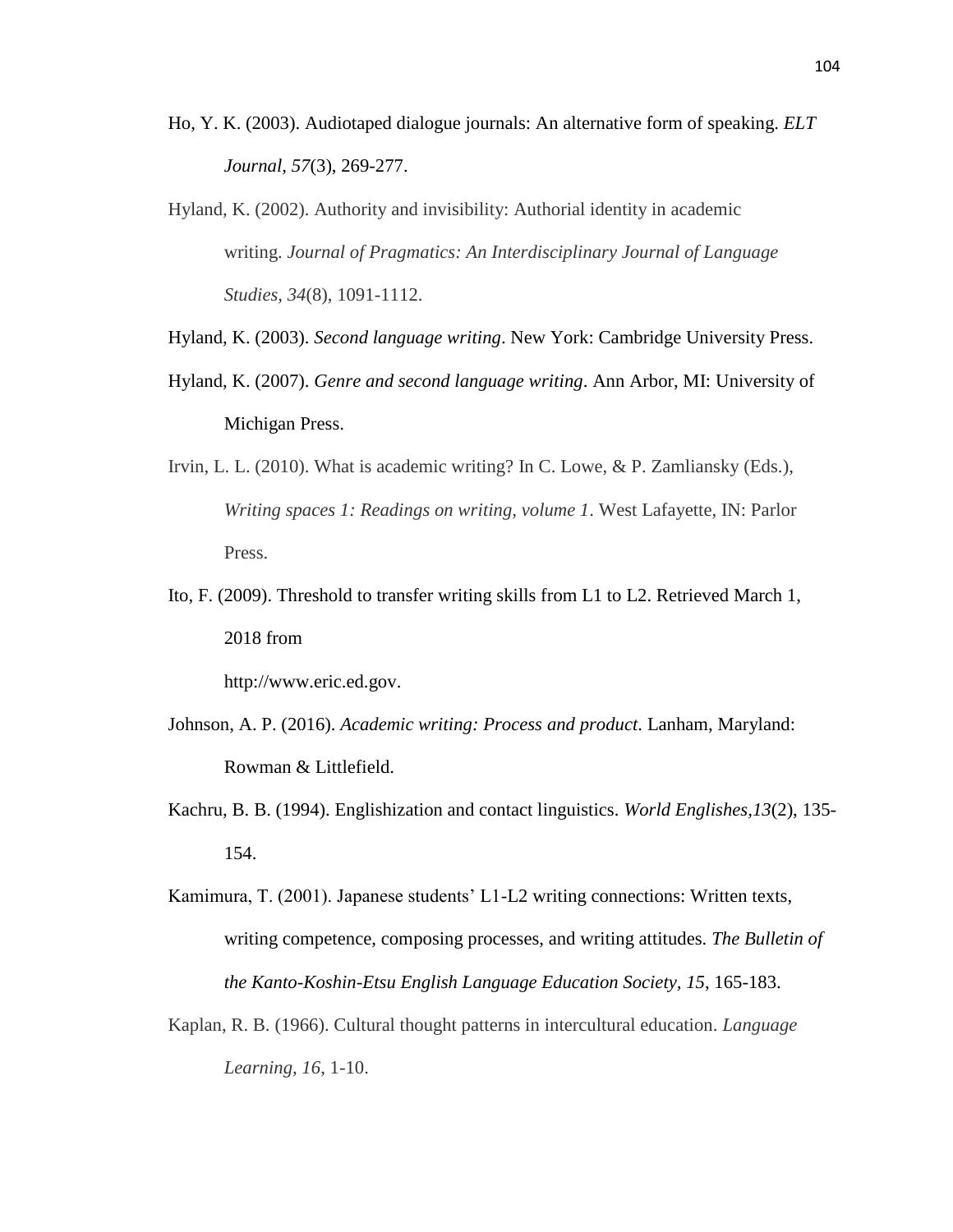Ho, Y. K. (2003). Audiotaped dialogue journals: An alternative form of speaking. *ELT Journal, 57*(3), 269-277.

Hyland, K. (2002). Authority and invisibility: Authorial identity in academic writing. *Journal of Pragmatics: An Interdisciplinary Journal of Language Studies, 34*(8), 1091-1112.

Hyland, K. (2003). *Second language writing*. New York: Cambridge University Press.

Hyland, K. (2007). *Genre and second language writing*. Ann Arbor, MI: University of Michigan Press.

Irvin, L. L. (2010). What is academic writing? In C. Lowe, & P. Zamliansky (Eds.), *Writing spaces 1: Readings on writing, volume 1*. West Lafayette, IN: Parlor Press.

Ito, F. (2009). Threshold to transfer writing skills from L1 to L2. Retrieved March 1, 2018 from

http://www.eric.ed.gov.

Johnson, A. P. (2016). *Academic writing: Process and product*. Lanham, Maryland: Rowman & Littlefield.

Kachru, B. B. (1994). Englishization and contact linguistics. *World Englishes,13*(2), 135-154.

Kamimura, T. (2001). Japanese students' L1-L2 writing connections: Written texts, writing competence, composing processes, and writing attitudes. *The Bulletin of the Kanto-Koshin-Etsu English Language Education Society, 15*, 165-183.

Kaplan, R. B. (1966). Cultural thought patterns in intercultural education. *Language Learning, 16*, 1-10.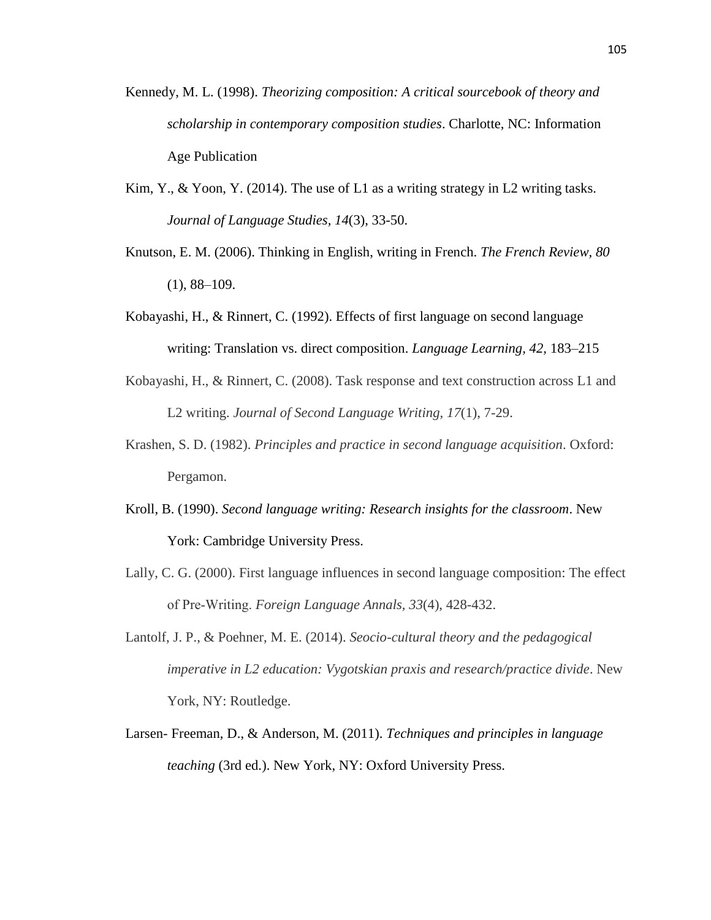Kennedy, M. L. (1998). *Theorizing composition: A critical sourcebook of theory and scholarship in contemporary composition studies*. Charlotte, NC: Information Age Publication

Kim, Y., & Yoon, Y. (2014). The use of L1 as a writing strategy in L2 writing tasks. *Journal of Language Studies, 14*(3), 33-50.

Knutson, E. M. (2006). Thinking in English, writing in French. *The French Review, 80* (1), 88–109.

Kobayashi, H., & Rinnert, C. (1992). Effects of first language on second language writing: Translation vs. direct composition. *Language Learning, 42,* 183–215

Kobayashi, H., & Rinnert, C. (2008). Task response and text construction across L1 and L2 writing. *Journal of Second Language Writing, 17*(1), 7-29.

Krashen, S. D. (1982). *Principles and practice in second language acquisition*. Oxford: Pergamon.

Kroll, B. (1990). *Second language writing: Research insights for the classroom*. New York: Cambridge University Press.

Lally, C. G. (2000). First language influences in second language composition: The effect of Pre-Writing. *Foreign Language Annals, 33*(4), 428-432.

Lantolf, J. P., & Poehner, M. E. (2014). *Seocio-cultural theory and the pedagogical imperative in L2 education: Vygotskian praxis and research/practice divide*. New York, NY: Routledge.

Larsen- Freeman, D., & Anderson, M. (2011). *Techniques and principles in language teaching* (3rd ed.). New York, NY: Oxford University Press.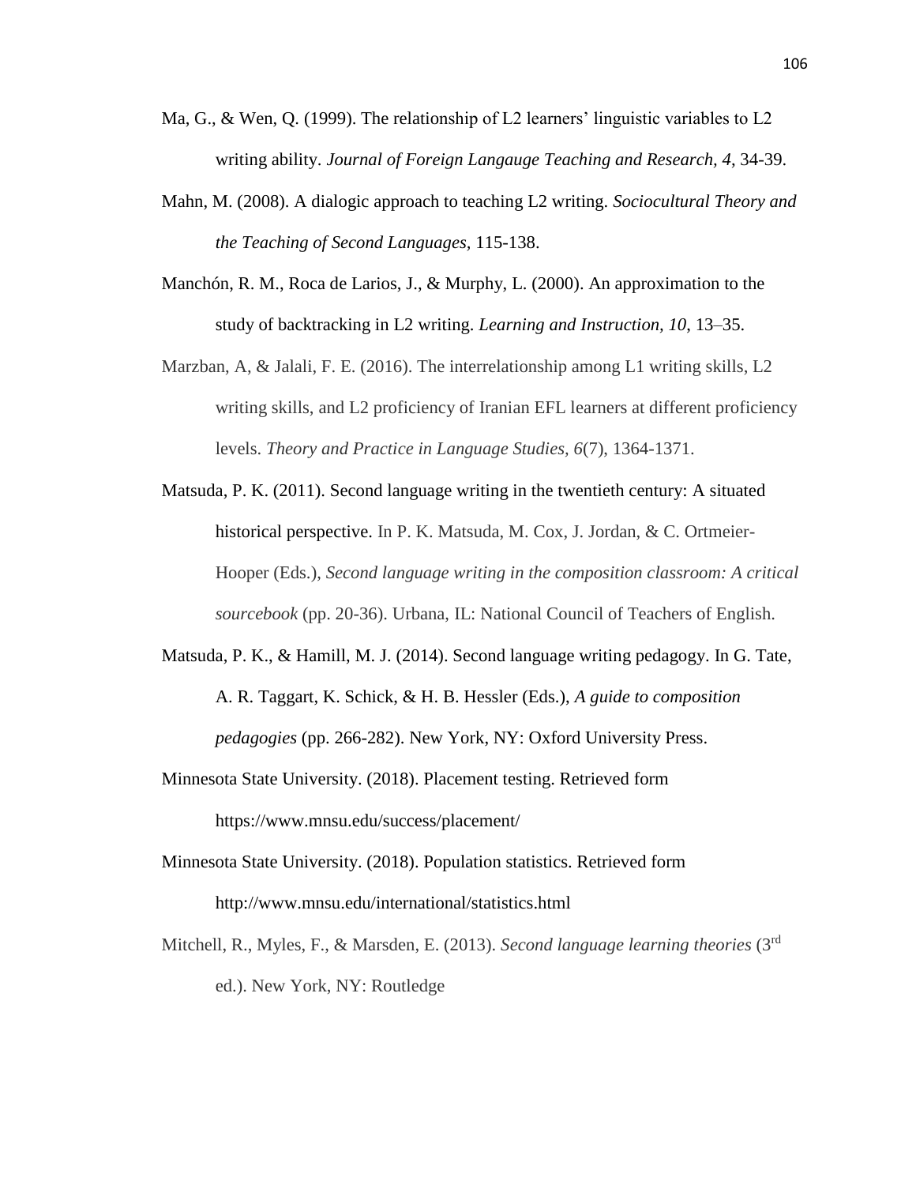Ma, G., & Wen, Q. (1999). The relationship of L2 learners' linguistic variables to L2 writing ability. *Journal of Foreign Langauge Teaching and Research, 4*, 34-39.

Mahn, M. (2008). A dialogic approach to teaching L2 writing. *Sociocultural Theory and the Teaching of Second Languages*, 115-138.

Manchón, R. M., Roca de Larios, J., & Murphy, L. (2000). An approximation to the study of backtracking in L2 writing. *Learning and Instruction, 10*, 13–35.

Marzban, A, & Jalali, F. E. (2016). The interrelationship among L1 writing skills, L2 writing skills, and L2 proficiency of Iranian EFL learners at different proficiency levels. *Theory and Practice in Language Studies, 6*(7), 1364-1371.

Matsuda, P. K. (2011). Second language writing in the twentieth century: A situated historical perspective. In P. K. Matsuda, M. Cox, J. Jordan, & C. Ortmeier-Hooper (Eds.), *Second language writing in the composition classroom: A critical sourcebook* (pp. 20-36). Urbana, IL: National Council of Teachers of English.

Matsuda, P. K., & Hamill, M. J. (2014). Second language writing pedagogy. In G. Tate, A. R. Taggart, K. Schick, & H. B. Hessler (Eds.), *A guide to composition pedagogies* (pp. 266-282). New York, NY: Oxford University Press.

Minnesota State University. (2018). Placement testing. Retrieved form https://www.mnsu.edu/success/placement/

Minnesota State University. (2018). Population statistics. Retrieved form http://www.mnsu.edu/international/statistics.html

Mitchell, R., Myles, F., & Marsden, E. (2013). *Second language learning theories* (3rd ed.). New York, NY: Routledge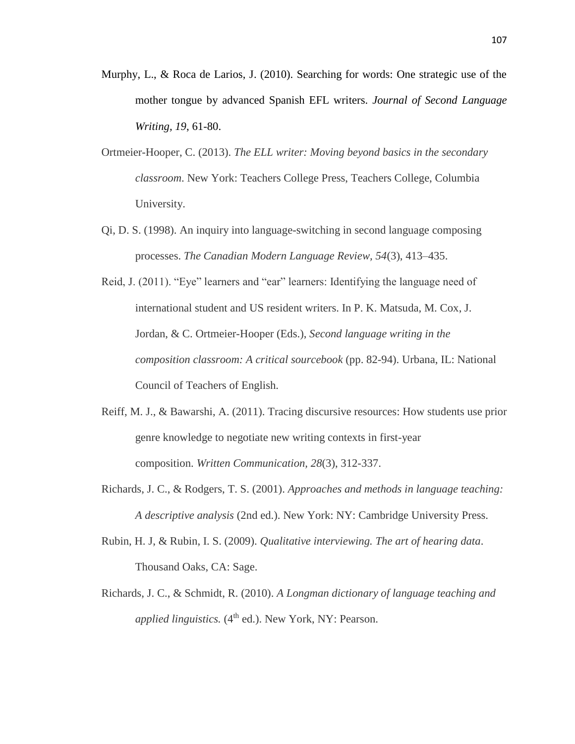Murphy, L., & Roca de Larios, J. (2010). Searching for words: One strategic use of the mother tongue by advanced Spanish EFL writers. *Journal of Second Language Writing, 19*, 61-80.

Ortmeier-Hooper, C. (2013). *The ELL writer: Moving beyond basics in the secondary classroom*. New York: Teachers College Press, Teachers College, Columbia University.

Qi, D. S. (1998). An inquiry into language-switching in second language composing processes. *The Canadian Modern Language Review, 54*(3), 413–435.

Reid, J. (2011). "Eye" learners and "ear" learners: Identifying the language need of international student and US resident writers. In P. K. Matsuda, M. Cox, J. Jordan, & C. Ortmeier-Hooper (Eds.), *Second language writing in the composition classroom: A critical sourcebook* (pp. 82-94). Urbana, IL: National Council of Teachers of English.

Reiff, M. J., & Bawarshi, A. (2011). Tracing discursive resources: How students use prior genre knowledge to negotiate new writing contexts in first-year composition. *Written Communication, 28*(3), 312-337.

Richards, J. C., & Rodgers, T. S. (2001). *Approaches and methods in language teaching: A descriptive analysis* (2nd ed.). New York: NY: Cambridge University Press.

Rubin, H. J, & Rubin, I. S. (2009). *Qualitative interviewing. The art of hearing data*. Thousand Oaks, CA: Sage.

Richards, J. C., & Schmidt, R. (2010). *A Longman dictionary of language teaching and applied linguistics.* (4th ed.). New York, NY: Pearson.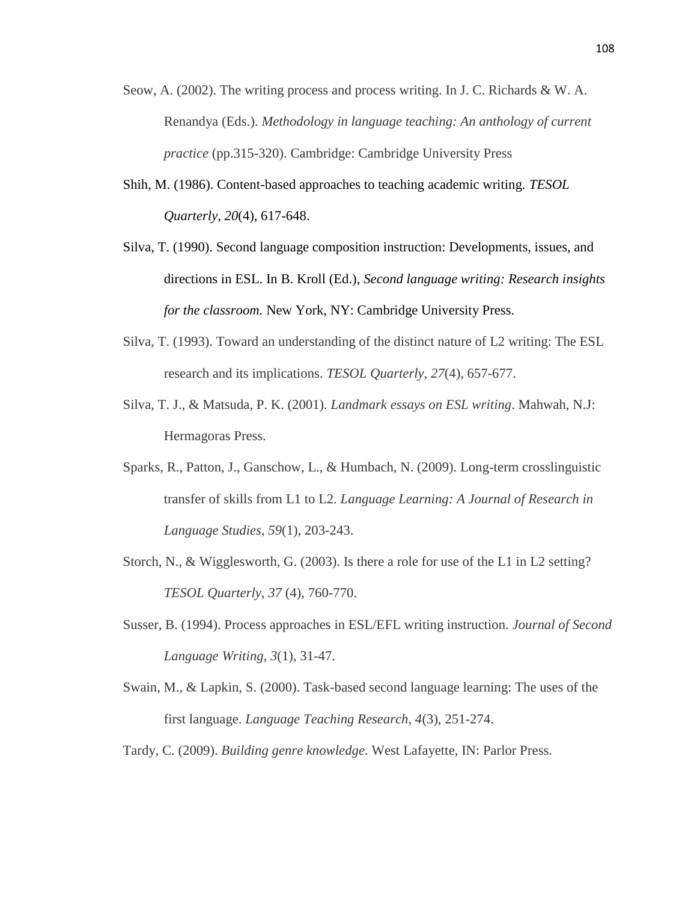Seow, A. (2002). The writing process and process writing. In J. C. Richards & W. A. Renandya (Eds.). *Methodology in language teaching: An anthology of current practice* (pp.315-320). Cambridge: Cambridge University Press

Shih, M. (1986). Content-based approaches to teaching academic writing. *TESOL Quarterly*, *20*(4), 617-648.

Silva, T. (1990). Second language composition instruction: Developments, issues, and directions in ESL. In B. Kroll (Ed.), *Second language writing: Research insights for the classroom.* New York, NY: Cambridge University Press.

Silva, T. (1993). Toward an understanding of the distinct nature of L2 writing: The ESL research and its implications. *TESOL Quarterly*, *27*(4), 657-677.

Silva, T. J., & Matsuda, P. K. (2001). *Landmark essays on ESL writing*. Mahwah, N.J: Hermagoras Press.

Sparks, R., Patton, J., Ganschow, L., & Humbach, N. (2009). Long-term crosslinguistic transfer of skills from L1 to L2. *Language Learning: A Journal of Research in Language Studies*, *59*(1), 203-243.

Storch, N., & Wigglesworth, G. (2003). Is there a role for use of the L1 in L2 setting? *TESOL Quarterly*, *37* (4), 760-770.

Susser, B. (1994). Process approaches in ESL/EFL writing instruction. *Journal of Second Language Writing, 3*(1), 31-47.

Swain, M., & Lapkin, S. (2000). Task-based second language learning: The uses of the first language. *Language Teaching Research*, *4*(3), 251-274.

Tardy, C. (2009). *Building genre knowledge*. West Lafayette, IN: Parlor Press.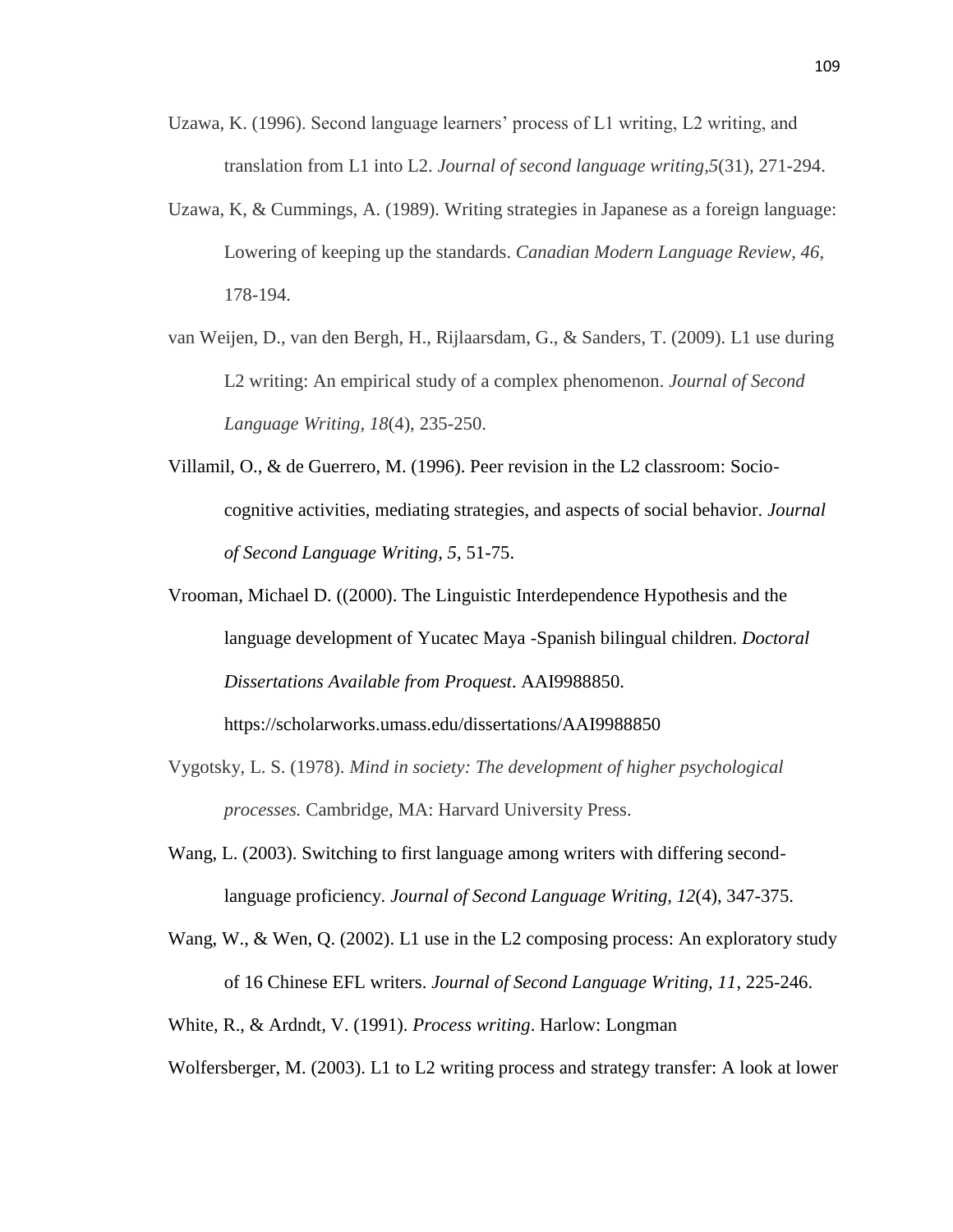Uzawa, K. (1996). Second language learners' process of L1 writing, L2 writing, and translation from L1 into L2. *Journal of second language writing,5*(31), 271-294.

Uzawa, K, & Cummings, A. (1989). Writing strategies in Japanese as a foreign language: Lowering of keeping up the standards. *Canadian Modern Language Review, 46*, 178-194.

van Weijen, D., van den Bergh, H., Rijlaarsdam, G., & Sanders, T. (2009). L1 use during L2 writing: An empirical study of a complex phenomenon. *Journal of Second Language Writing*, *18*(4), 235-250.

Villamil, O., & de Guerrero, M. (1996). Peer revision in the L2 classroom: Socio-cognitive activities, mediating strategies, and aspects of social behavior. *Journal of Second Language Writing, 5*, 51-75.

Vrooman, Michael D. ((2000). The Linguistic Interdependence Hypothesis and the language development of Yucatec Maya -Spanish bilingual children. *Doctoral Dissertations Available from Proquest*. AAI9988850. https://scholarworks.umass.edu/dissertations/AAI9988850

Vygotsky, L. S. (1978). *Mind in society: The development of higher psychological processes.* Cambridge, MA: Harvard University Press.

Wang, L. (2003). Switching to first language among writers with differing second-language proficiency. *Journal of Second Language Writing, 12*(4), 347-375.

Wang, W., & Wen, Q. (2002). L1 use in the L2 composing process: An exploratory study of 16 Chinese EFL writers. *Journal of Second Language Writing, 11*, 225-246.

White, R., & Ardndt, V. (1991). *Process writing*. Harlow: Longman

Wolfersberger, M. (2003). L1 to L2 writing process and strategy transfer: A look at lower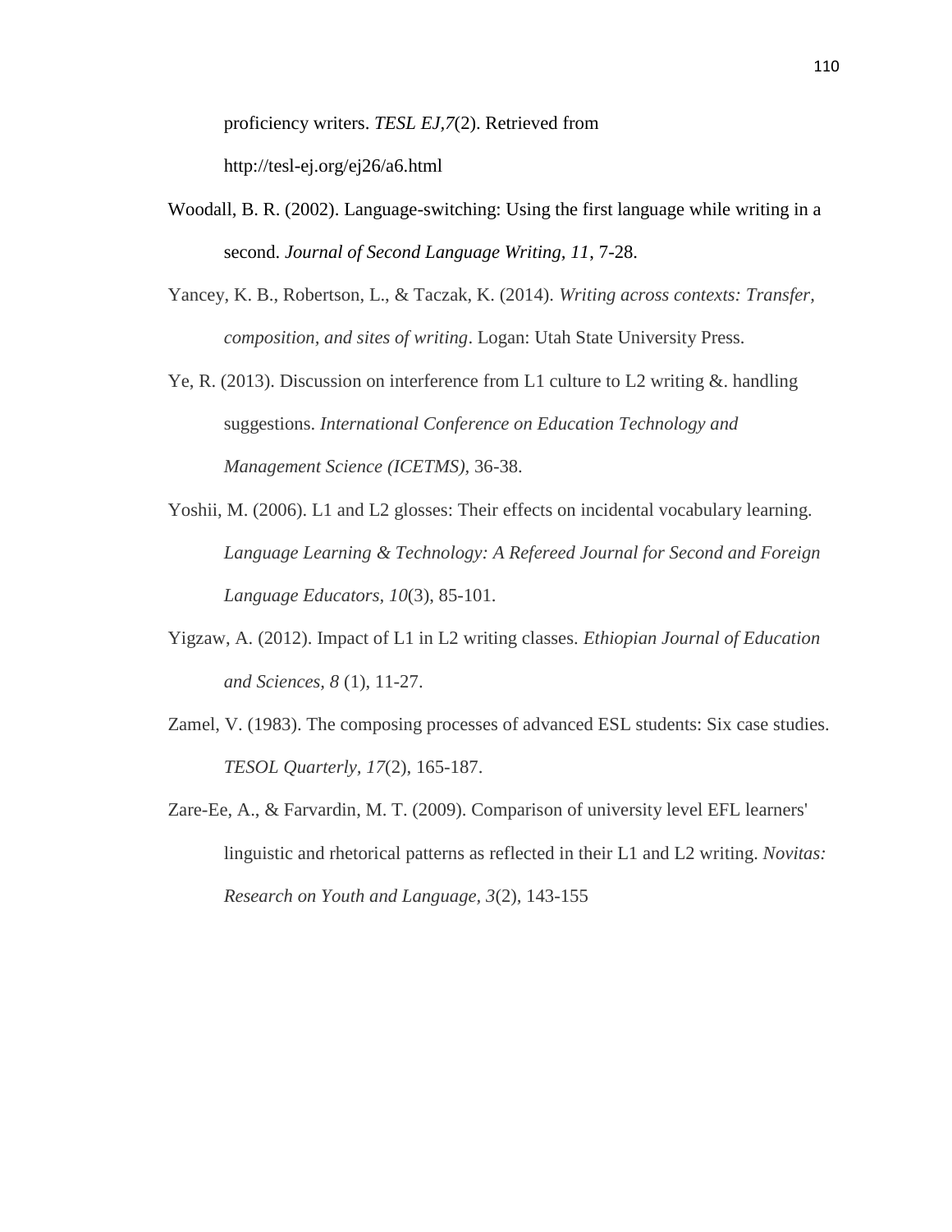proficiency writers. *TESL EJ,7*(2). Retrieved from http://tesl-ej.org/ej26/a6.html

Woodall, B. R. (2002). Language-switching: Using the first language while writing in a second. *Journal of Second Language Writing, 11*, 7-28.

Yancey, K. B., Robertson, L., & Taczak, K. (2014). *Writing across contexts: Transfer, composition, and sites of writing*. Logan: Utah State University Press.

Ye, R. (2013). Discussion on interference from L1 culture to L2 writing &. handling suggestions. *International Conference on Education Technology and Management Science (ICETMS)*, 36-38.

Yoshii, M. (2006). L1 and L2 glosses: Their effects on incidental vocabulary learning. *Language Learning & Technology: A Refereed Journal for Second and Foreign Language Educators*, *10*(3), 85-101.

Yigzaw, A. (2012). Impact of L1 in L2 writing classes. *Ethiopian Journal of Education and Sciences, 8* (1), 11-27.

Zamel, V. (1983). The composing processes of advanced ESL students: Six case studies. *TESOL Quarterly, 17*(2), 165-187.

Zare-Ee, A., & Farvardin, M. T. (2009). Comparison of university level EFL learners' linguistic and rhetorical patterns as reflected in their L1 and L2 writing. *Novitas: Research on Youth and Language, 3*(2), 143-155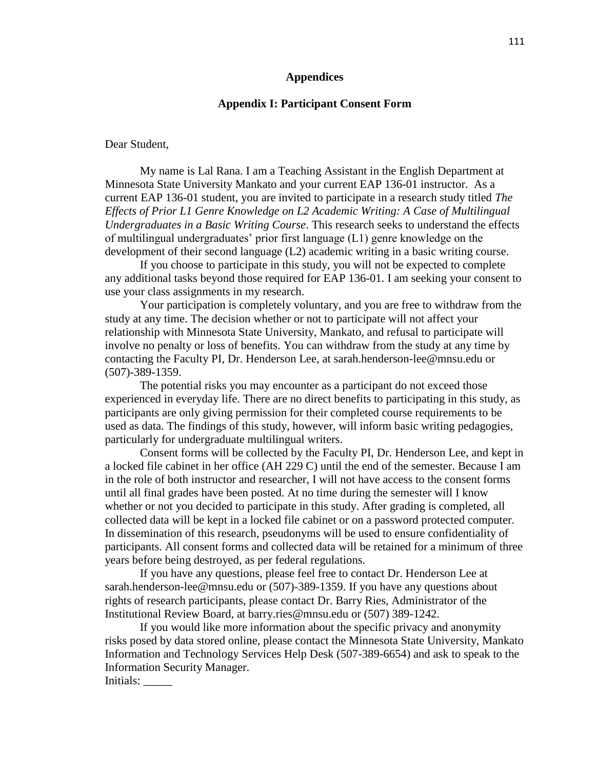# Appendices

## Appendix I: Participant Consent Form

Dear Student,

My name is Lal Rana. I am a Teaching Assistant in the English Department at Minnesota State University Mankato and your current EAP 136-01 instructor. As a current EAP 136-01 student, you are invited to participate in a research study titled *The Effects of Prior L1 Genre Knowledge on L2 Academic Writing: A Case of Multilingual Undergraduates in a Basic Writing Course*. This research seeks to understand the effects of multilingual undergraduates' prior first language (L1) genre knowledge on the development of their second language (L2) academic writing in a basic writing course.

If you choose to participate in this study, you will not be expected to complete any additional tasks beyond those required for EAP 136-01. I am seeking your consent to use your class assignments in my research.

Your participation is completely voluntary, and you are free to withdraw from the study at any time. The decision whether or not to participate will not affect your relationship with Minnesota State University, Mankato, and refusal to participate will involve no penalty or loss of benefits. You can withdraw from the study at any time by contacting the Faculty PI, Dr. Henderson Lee, at sarah.henderson-lee@mnsu.edu or (507)-389-1359.

The potential risks you may encounter as a participant do not exceed those experienced in everyday life. There are no direct benefits to participating in this study, as participants are only giving permission for their completed course requirements to be used as data. The findings of this study, however, will inform basic writing pedagogies, particularly for undergraduate multilingual writers.

Consent forms will be collected by the Faculty PI, Dr. Henderson Lee, and kept in a locked file cabinet in her office (AH 229 C) until the end of the semester. Because I am in the role of both instructor and researcher, I will not have access to the consent forms until all final grades have been posted. At no time during the semester will I know whether or not you decided to participate in this study. After grading is completed, all collected data will be kept in a locked file cabinet or on a password protected computer. In dissemination of this research, pseudonyms will be used to ensure confidentiality of participants. All consent forms and collected data will be retained for a minimum of three years before being destroyed, as per federal regulations.

If you have any questions, please feel free to contact Dr. Henderson Lee at sarah.henderson-lee@mnsu.edu or (507)-389-1359. If you have any questions about rights of research participants, please contact Dr. Barry Ries, Administrator of the Institutional Review Board, at barry.ries@mnsu.edu or (507) 389-1242.

If you would like more information about the specific privacy and anonymity risks posed by data stored online, please contact the Minnesota State University, Mankato Information and Technology Services Help Desk (507-389-6654) and ask to speak to the Information Security Manager.

Initials: _____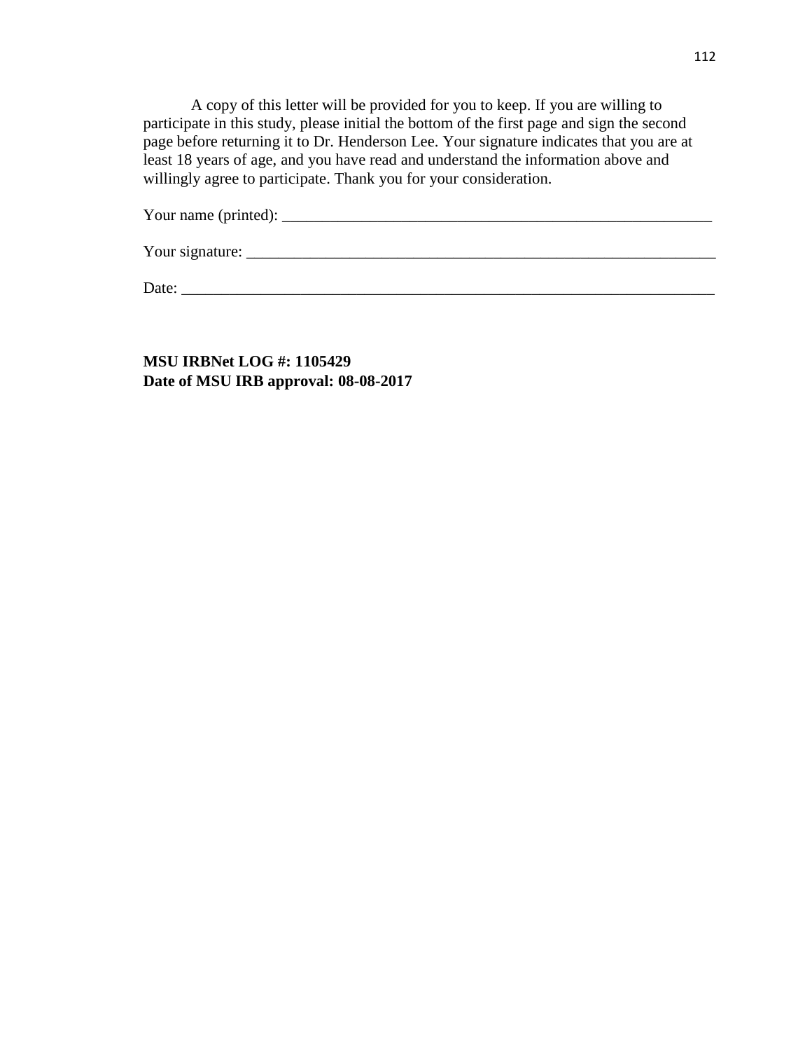A copy of this letter will be provided for you to keep. If you are willing to participate in this study, please initial the bottom of the first page and sign the second page before returning it to Dr. Henderson Lee. Your signature indicates that you are at least 18 years of age, and you have read and understand the information above and willingly agree to participate. Thank you for your consideration.

Your name (printed): ___________________________________________________________

Your signature: _______________________________________________________________

Date: _____________________________________________________________________

**MSU IRBNet LOG #: 1105429**
**Date of MSU IRB approval: 08-08-2017**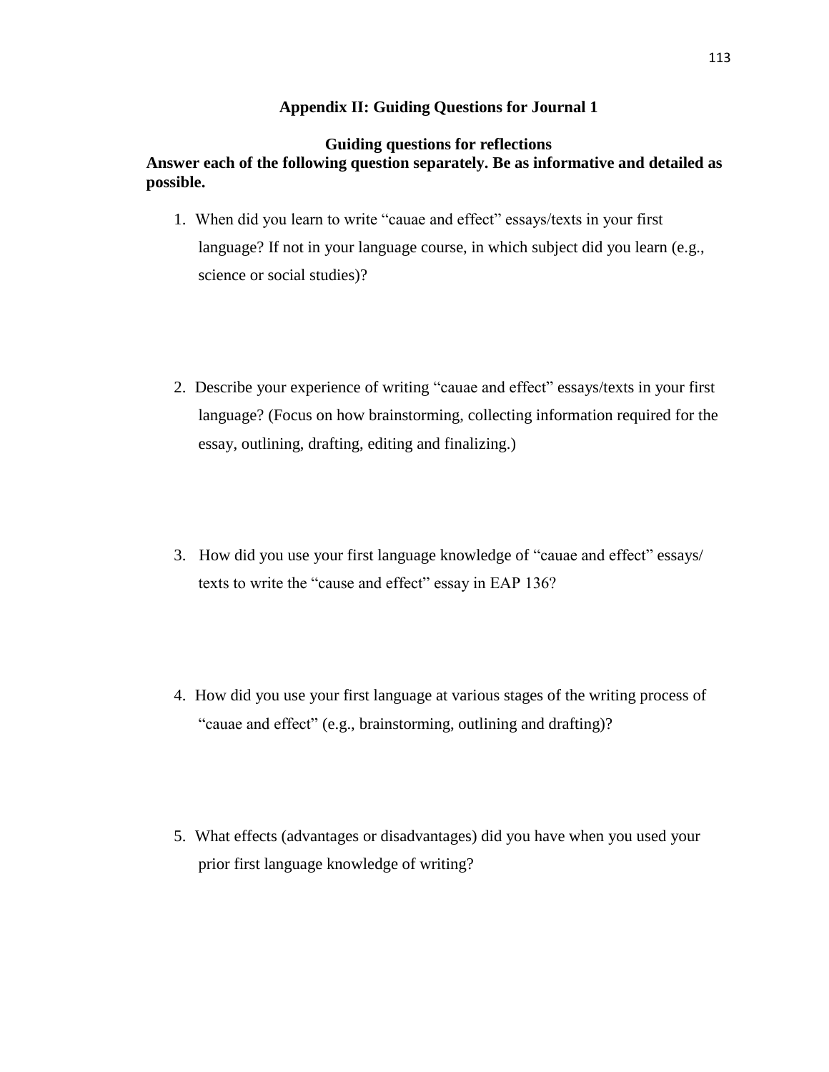## Appendix II: Guiding Questions for Journal 1

### Guiding questions for reflections

**Answer each of the following question separately. Be as informative and detailed as possible.**

1. When did you learn to write “cauae and effect” essays/texts in your first language? If not in your language course, in which subject did you learn (e.g., science or social studies)?

2. Describe your experience of writing “cauae and effect” essays/texts in your first language? (Focus on how brainstorming, collecting information required for the essay, outlining, drafting, editing and finalizing.)

3. How did you use your first language knowledge of “cauae and effect” essays/ texts to write the “cause and effect” essay in EAP 136?

4. How did you use your first language at various stages of the writing process of “cauae and effect” (e.g., brainstorming, outlining and drafting)?

5. What effects (advantages or disadvantages) did you have when you used your prior first language knowledge of writing?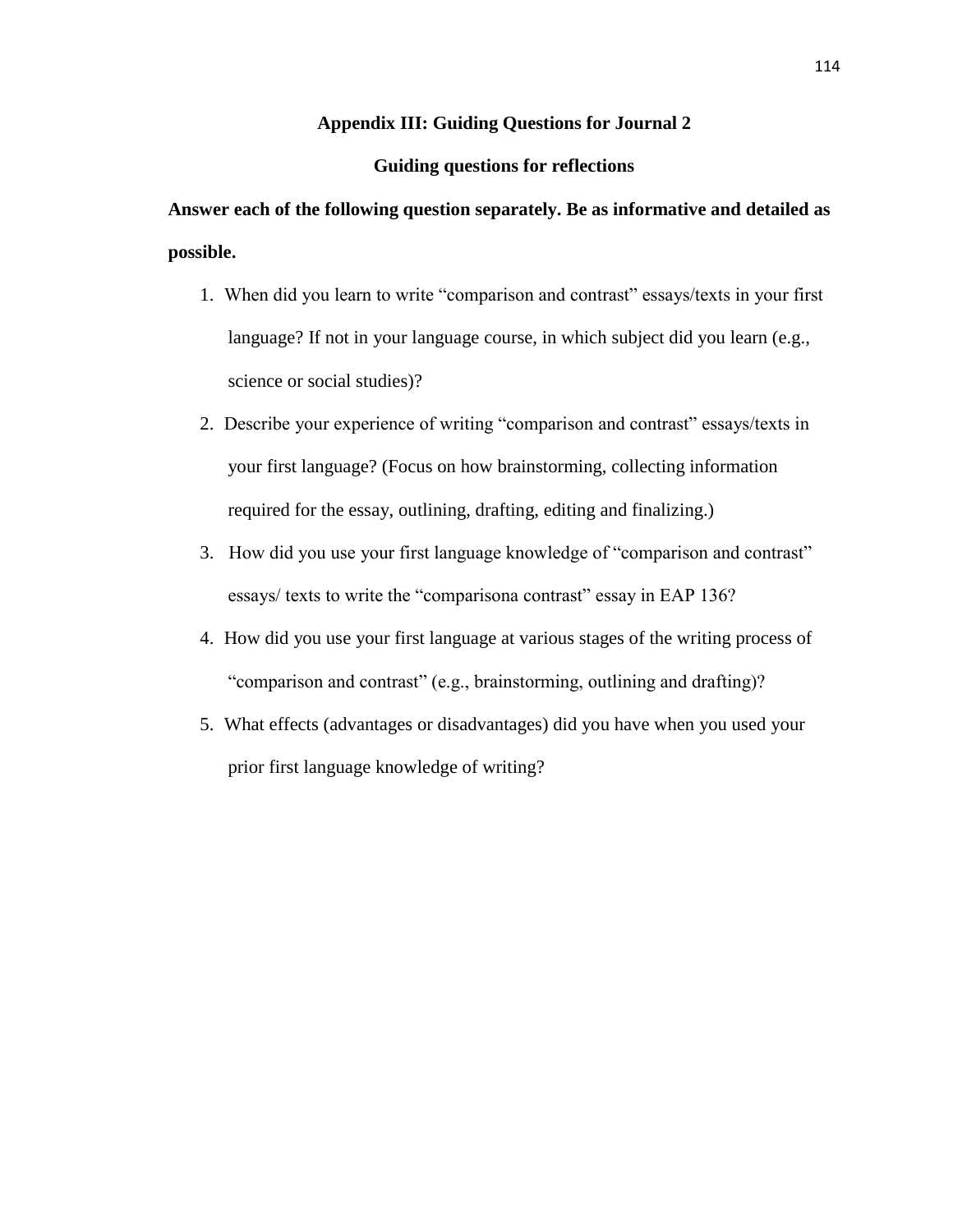## Appendix III: Guiding Questions for Journal 2

### Guiding questions for reflections

**Answer each of the following question separately. Be as informative and detailed as possible.**

1. When did you learn to write "comparison and contrast" essays/texts in your first language? If not in your language course, in which subject did you learn (e.g., science or social studies)?
2. Describe your experience of writing "comparison and contrast" essays/texts in your first language? (Focus on how brainstorming, collecting information required for the essay, outlining, drafting, editing and finalizing.)
3. How did you use your first language knowledge of "comparison and contrast" essays/ texts to write the "comparisona contrast" essay in EAP 136?
4. How did you use your first language at various stages of the writing process of "comparison and contrast" (e.g., brainstorming, outlining and drafting)?
5. What effects (advantages or disadvantages) did you have when you used your prior first language knowledge of writing?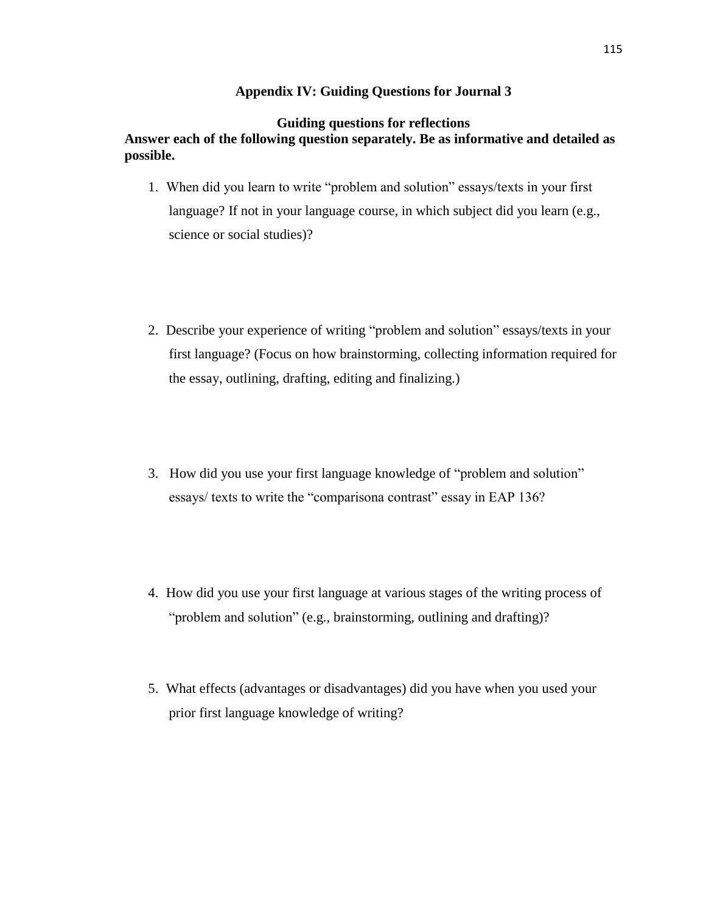# Appendix IV: Guiding Questions for Journal 3

## Guiding questions for reflections

**Answer each of the following question separately. Be as informative and detailed as possible.**

1. When did you learn to write "problem and solution" essays/texts in your first language? If not in your language course, in which subject did you learn (e.g., science or social studies)?

2. Describe your experience of writing "problem and solution" essays/texts in your first language? (Focus on how brainstorming, collecting information required for the essay, outlining, drafting, editing and finalizing.)

3. How did you use your first language knowledge of "problem and solution" essays/ texts to write the "comparisona contrast" essay in EAP 136?

4. How did you use your first language at various stages of the writing process of "problem and solution" (e.g., brainstorming, outlining and drafting)?

5. What effects (advantages or disadvantages) did you have when you used your prior first language knowledge of writing?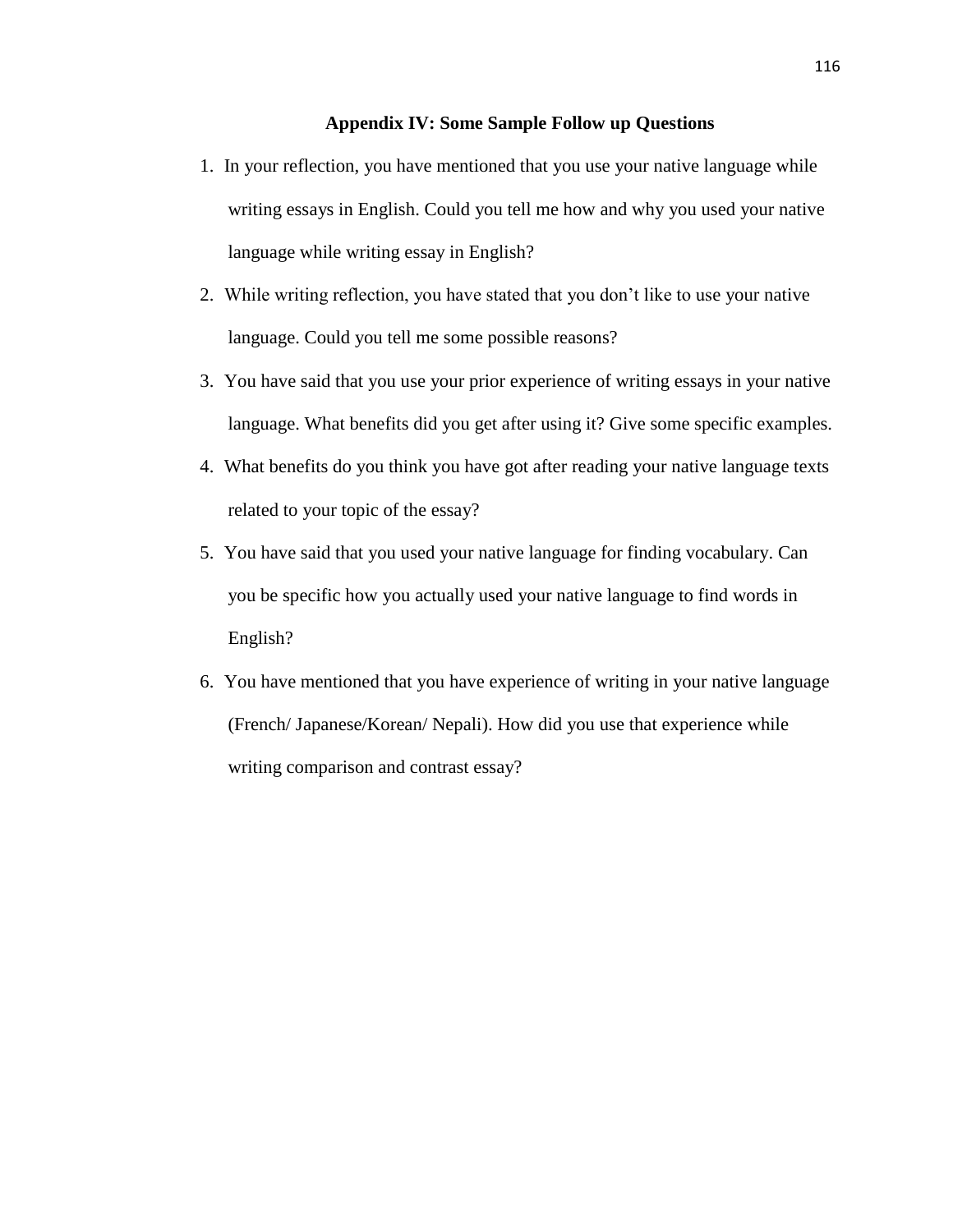## Appendix IV: Some Sample Follow up Questions

1. In your reflection, you have mentioned that you use your native language while writing essays in English. Could you tell me how and why you used your native language while writing essay in English?
2. While writing reflection, you have stated that you don't like to use your native language. Could you tell me some possible reasons?
3. You have said that you use your prior experience of writing essays in your native language. What benefits did you get after using it? Give some specific examples.
4. What benefits do you think you have got after reading your native language texts related to your topic of the essay?
5. You have said that you used your native language for finding vocabulary. Can you be specific how you actually used your native language to find words in English?
6. You have mentioned that you have experience of writing in your native language (French/ Japanese/Korean/ Nepali). How did you use that experience while writing comparison and contrast essay?